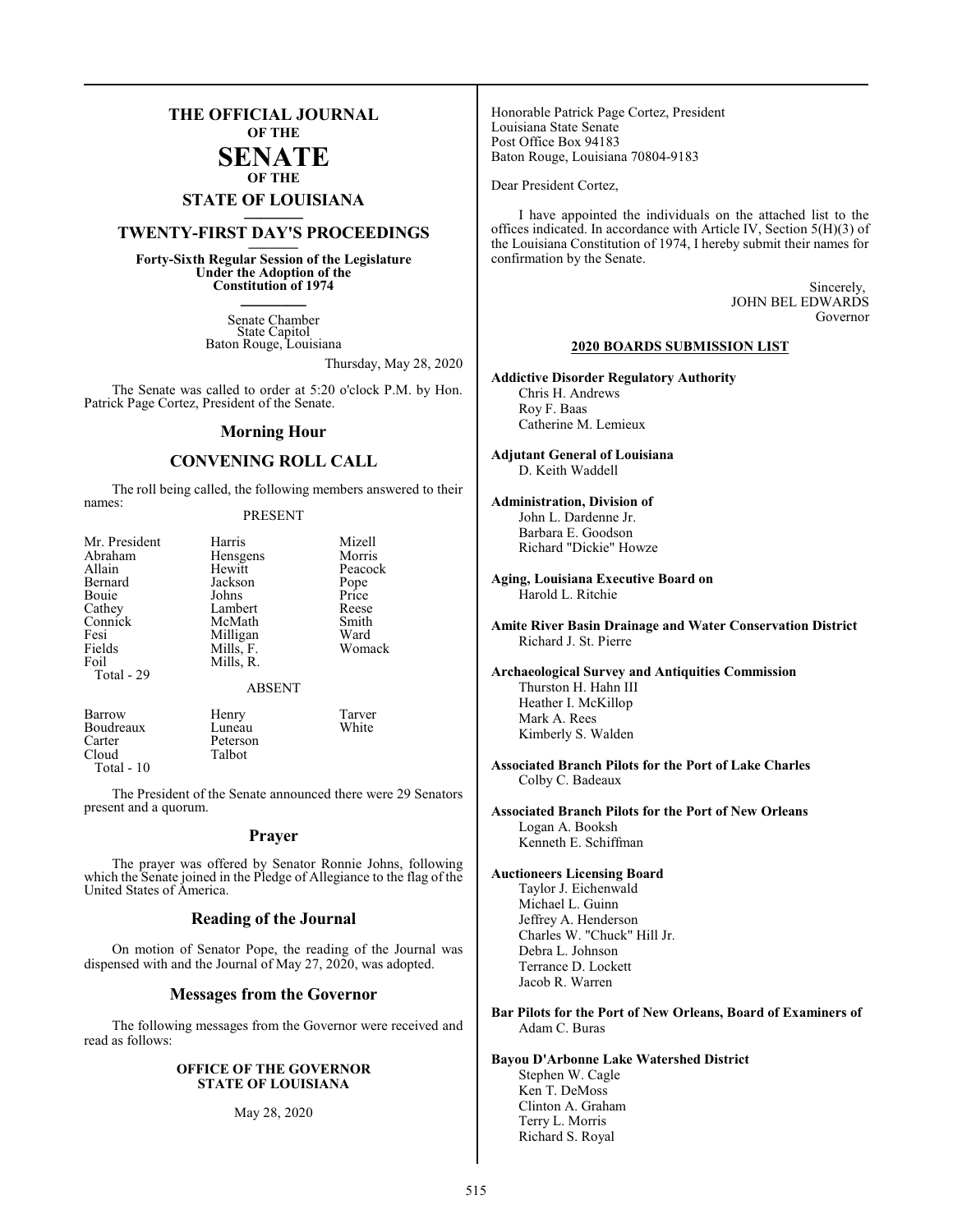# THE OFFICIAL JOURNAL OF THE SENATE OF THE STATE OF LOUISIANA

## TWENTY-FIRST DAY'S PROCEEDINGS

**Forty-Sixth Regular Session of the Legislature Under the Adoption of the Constitution of 1974**

Senate Chamber
State Capitol
Baton Rouge, Louisiana

Thursday, May 28, 2020

The Senate was called to order at 5:20 o'clock P.M. by Hon. Patrick Page Cortez, President of the Senate.

## Morning Hour

## CONVENING ROLL CALL

The roll being called, the following members answered to their names:

PRESENT

| | | |
|---|---|---|
| Mr. President | Harris | Mizell |
| Abraham | Hensgens | Morris |
| Allain | Hewitt | Peacock |
| Bernard | Jackson | Pope |
| Bouie | Johns | Price |
| Cathey | Lambert | Reese |
| Connick | McMath | Smith |
| Fesi | Milligan | Ward |
| Fields | Mills, F. | Womack |
| Foil | Mills, R. | |

Total - 29

ABSENT

| | | |
|---|---|---|
| Barrow | Henry | Tarver |
| Boudreaux | Luneau | White |
| Carter | Peterson | |
| Cloud | Talbot | |

Total - 10

The President of the Senate announced there were 29 Senators present and a quorum.

## Prayer

The prayer was offered by Senator Ronnie Johns, following which the Senate joined in the Pledge of Allegiance to the flag of the United States of America.

## Reading of the Journal

On motion of Senator Pope, the reading of the Journal was dispensed with and the Journal of May 27, 2020, was adopted.

## Messages from the Governor

The following messages from the Governor were received and read as follows:

**OFFICE OF THE GOVERNOR**
**STATE OF LOUISIANA**

May 28, 2020

Honorable Patrick Page Cortez, President
Louisiana State Senate
Post Office Box 94183
Baton Rouge, Louisiana 70804-9183

Dear President Cortez,

I have appointed the individuals on the attached list to the offices indicated. In accordance with Article IV, Section 5(H)(3) of the Louisiana Constitution of 1974, I hereby submit their names for confirmation by the Senate.

Sincerely,
JOHN BEL EDWARDS
Governor

**2020 BOARDS SUBMISSION LIST**

**Addictive Disorder Regulatory Authority**
Chris H. Andrews
Roy F. Baas
Catherine M. Lemieux

**Adjutant General of Louisiana**
D. Keith Waddell

**Administration, Division of**
John L. Dardenne Jr.
Barbara E. Goodson
Richard "Dickie" Howze

**Aging, Louisiana Executive Board on**
Harold L. Ritchie

**Amite River Basin Drainage and Water Conservation District**
Richard J. St. Pierre

**Archaeological Survey and Antiquities Commission**
Thurston H. Hahn III
Heather I. McKillop
Mark A. Rees
Kimberly S. Walden

**Associated Branch Pilots for the Port of Lake Charles**
Colby C. Badeaux

**Associated Branch Pilots for the Port of New Orleans**
Logan A. Booksh
Kenneth E. Schiffman

**Auctioneers Licensing Board**
Taylor J. Eichenwald
Michael L. Guinn
Jeffrey A. Henderson
Charles W. "Chuck" Hill Jr.
Debra L. Johnson
Terrance D. Lockett
Jacob R. Warren

**Bar Pilots for the Port of New Orleans, Board of Examiners of**
Adam C. Buras

**Bayou D'Arbonne Lake Watershed District**
Stephen W. Cagle
Ken T. DeMoss
Clinton A. Graham
Terry L. Morris
Richard S. Royal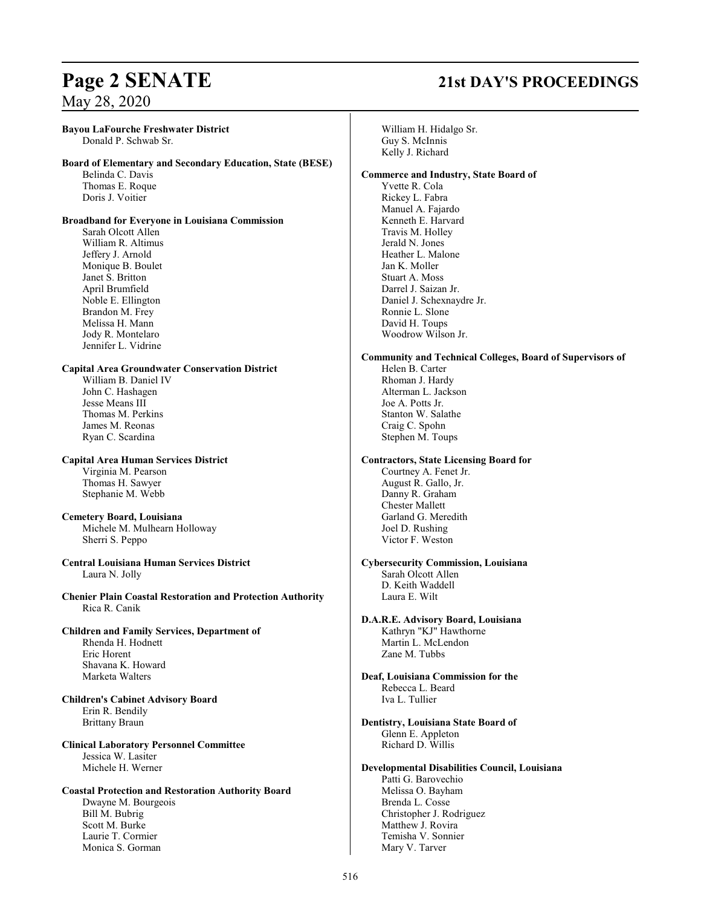**Bayou LaFourche Freshwater District**
Donald P. Schwab Sr.

**Board of Elementary and Secondary Education, State (BESE)**
Belinda C. Davis
Thomas E. Roque
Doris J. Voitier

**Broadband for Everyone in Louisiana Commission**
Sarah Olcott Allen
William R. Altimus
Jeffery J. Arnold
Monique B. Boulet
Janet S. Britton
April Brumfield
Noble E. Ellington
Brandon M. Frey
Melissa H. Mann
Jody R. Montelaro
Jennifer L. Vidrine

**Capital Area Groundwater Conservation District**
William B. Daniel IV
John C. Hashagen
Jesse Means III
Thomas M. Perkins
James M. Reonas
Ryan C. Scardina

**Capital Area Human Services District**
Virginia M. Pearson
Thomas H. Sawyer
Stephanie M. Webb

**Cemetery Board, Louisiana**
Michele M. Mulhearn Holloway
Sherri S. Peppo

**Central Louisiana Human Services District**
Laura N. Jolly

**Chenier Plain Coastal Restoration and Protection Authority**
Rica R. Canik

**Children and Family Services, Department of**
Rhenda H. Hodnett
Eric Horent
Shavana K. Howard
Marketa Walters

**Children's Cabinet Advisory Board**
Erin R. Bendily
Brittany Braun

**Clinical Laboratory Personnel Committee**
Jessica W. Lasiter
Michele H. Werner

**Coastal Protection and Restoration Authority Board**
Dwayne M. Bourgeois
Bill M. Bubrig
Scott M. Burke
Laurie T. Cormier
Monica S. Gorman
William H. Hidalgo Sr.
Guy S. McInnis
Kelly J. Richard

**Commerce and Industry, State Board of**
Yvette R. Cola
Rickey L. Fabra
Manuel A. Fajardo
Kenneth E. Harvard
Travis M. Holley
Jerald N. Jones
Heather L. Malone
Jan K. Moller
Stuart A. Moss
Darrel J. Saizan Jr.
Daniel J. Schexnaydre Jr.
Ronnie L. Slone
David H. Toups
Woodrow Wilson Jr.

**Community and Technical Colleges, Board of Supervisors of**
Helen B. Carter
Rhoman J. Hardy
Alterman L. Jackson
Joe A. Potts Jr.
Stanton W. Salathe
Craig C. Spohn
Stephen M. Toups

**Contractors, State Licensing Board for**
Courtney A. Fenet Jr.
August R. Gallo, Jr.
Danny R. Graham
Chester Mallett
Garland G. Meredith
Joel D. Rushing
Victor F. Weston

**Cybersecurity Commission, Louisiana**
Sarah Olcott Allen
D. Keith Waddell
Laura E. Wilt

**D.A.R.E. Advisory Board, Louisiana**
Kathryn "KJ" Hawthorne
Martin L. McLendon
Zane M. Tubbs

**Deaf, Louisiana Commission for the**
Rebecca L. Beard
Iva L. Tullier

**Dentistry, Louisiana State Board of**
Glenn E. Appleton
Richard D. Willis

**Developmental Disabilities Council, Louisiana**
Patti G. Barovechio
Melissa O. Bayham
Brenda L. Cosse
Christopher J. Rodriguez
Matthew J. Rovira
Temisha V. Sonnier
Mary V. Tarver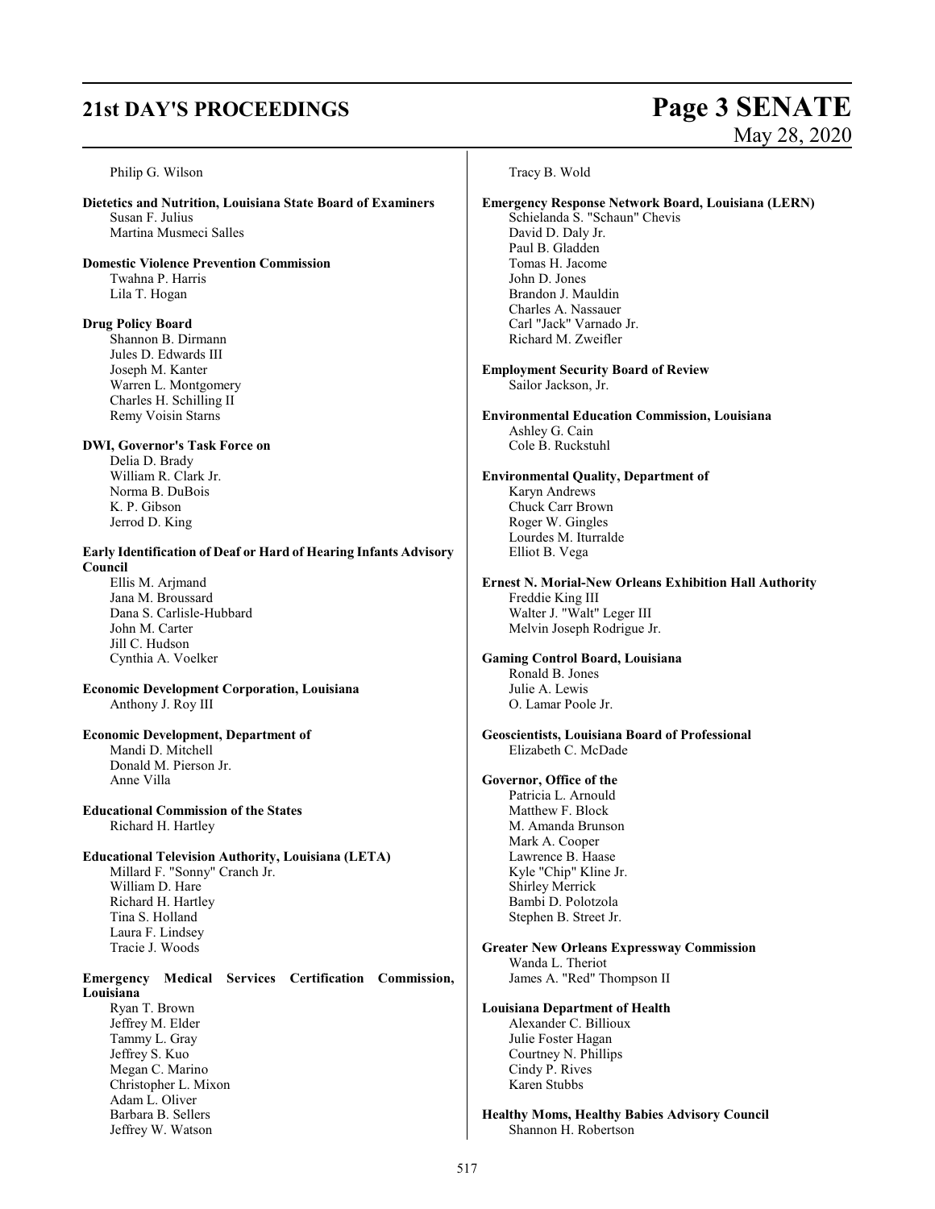Philip G. Wilson

**Dietetics and Nutrition, Louisiana State Board of Examiners**
Susan F. Julius
Martina Musmeci Salles

**Domestic Violence Prevention Commission**
Twahna P. Harris
Lila T. Hogan

**Drug Policy Board**
Shannon B. Dirmann
Jules D. Edwards III
Joseph M. Kanter
Warren L. Montgomery
Charles H. Schilling II
Remy Voisin Starns

**DWI, Governor's Task Force on**
Delia D. Brady
William R. Clark Jr.
Norma B. DuBois
K. P. Gibson
Jerrod D. King

**Early Identification of Deaf or Hard of Hearing Infants Advisory Council**
Ellis M. Arjmand
Jana M. Broussard
Dana S. Carlisle-Hubbard
John M. Carter
Jill C. Hudson
Cynthia A. Voelker

**Economic Development Corporation, Louisiana**
Anthony J. Roy III

**Economic Development, Department of**
Mandi D. Mitchell
Donald M. Pierson Jr.
Anne Villa

**Educational Commission of the States**
Richard H. Hartley

**Educational Television Authority, Louisiana (LETA)**
Millard F. "Sonny" Cranch Jr.
William D. Hare
Richard H. Hartley
Tina S. Holland
Laura F. Lindsey
Tracie J. Woods

**Emergency Medical Services Certification Commission, Louisiana**
Ryan T. Brown
Jeffrey M. Elder
Tammy L. Gray
Jeffrey S. Kuo
Megan C. Marino
Christopher L. Mixon
Adam L. Oliver
Barbara B. Sellers
Jeffrey W. Watson
Tracy B. Wold

**Emergency Response Network Board, Louisiana (LERN)**
Schielanda S. "Schaun" Chevis
David D. Daly Jr.
Paul B. Gladden
Tomas H. Jacome
John D. Jones
Brandon J. Mauldin
Charles A. Nassauer
Carl "Jack" Varnado Jr.
Richard M. Zweifler

**Employment Security Board of Review**
Sailor Jackson, Jr.

**Environmental Education Commission, Louisiana**
Ashley G. Cain
Cole B. Ruckstuhl

**Environmental Quality, Department of**
Karyn Andrews
Chuck Carr Brown
Roger W. Gingles
Lourdes M. Iturralde
Elliot B. Vega

**Ernest N. Morial-New Orleans Exhibition Hall Authority**
Freddie King III
Walter J. "Walt" Leger III
Melvin Joseph Rodrigue Jr.

**Gaming Control Board, Louisiana**
Ronald B. Jones
Julie A. Lewis
O. Lamar Poole Jr.

**Geoscientists, Louisiana Board of Professional**
Elizabeth C. McDade

**Governor, Office of the**
Patricia L. Arnould
Matthew F. Block
M. Amanda Brunson
Mark A. Cooper
Lawrence B. Haase
Kyle "Chip" Kline Jr.
Shirley Merrick
Bambi D. Polotzola
Stephen B. Street Jr.

**Greater New Orleans Expressway Commission**
Wanda L. Theriot
James A. "Red" Thompson II

**Louisiana Department of Health**
Alexander C. Billioux
Julie Foster Hagan
Courtney N. Phillips
Cindy P. Rives
Karen Stubbs

**Healthy Moms, Healthy Babies Advisory Council**
Shannon H. Robertson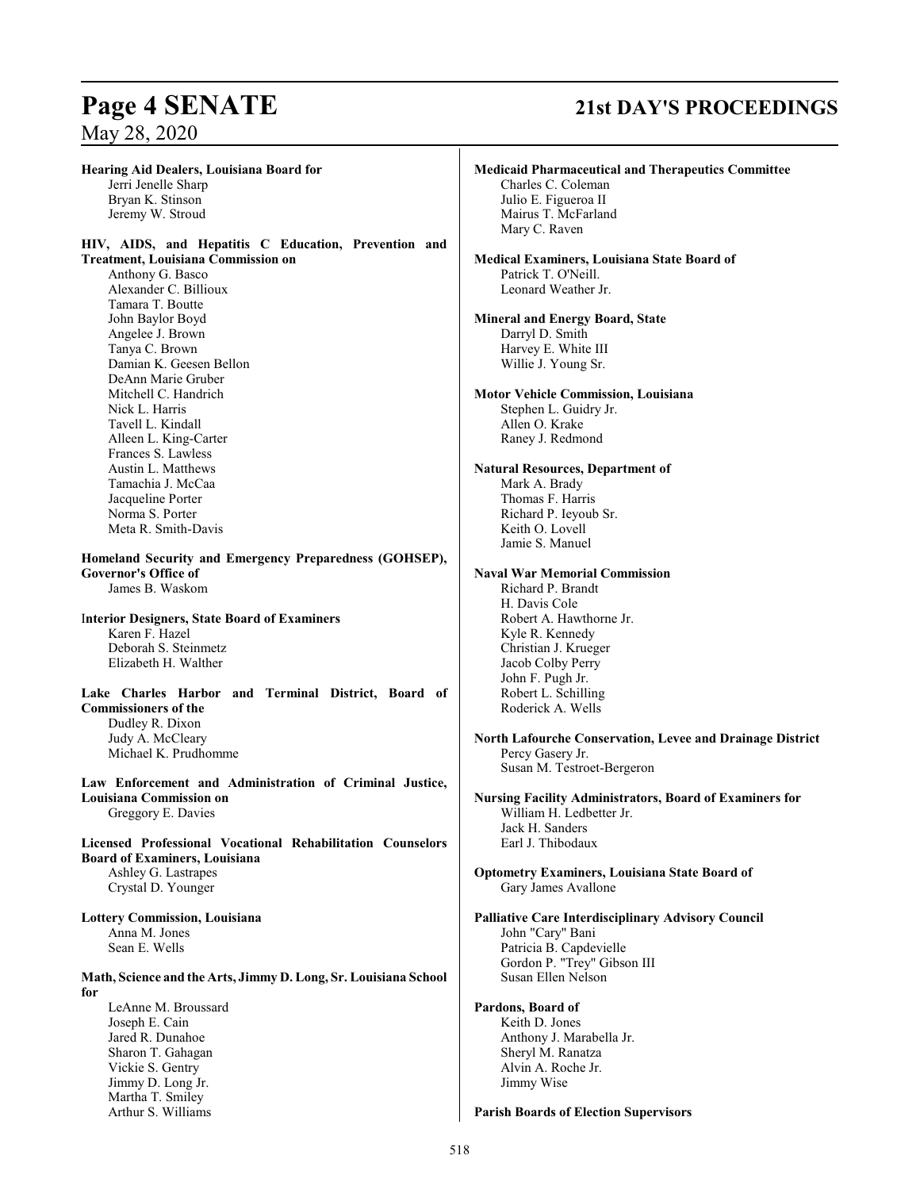**Hearing Aid Dealers, Louisiana Board for**
Jerri Jenelle Sharp
Bryan K. Stinson
Jeremy W. Stroud

**HIV, AIDS, and Hepatitis C Education, Prevention and Treatment, Louisiana Commission on**
Anthony G. Basco
Alexander C. Billioux
Tamara T. Boutte
John Baylor Boyd
Angelee J. Brown
Tanya C. Brown
Damian K. Geesen Bellon
DeAnn Marie Gruber
Mitchell C. Handrich
Nick L. Harris
Tavell L. Kindall
Alleen L. King-Carter
Frances S. Lawless
Austin L. Matthews
Tamachia J. McCaa
Jacqueline Porter
Norma S. Porter
Meta R. Smith-Davis

**Homeland Security and Emergency Preparedness (GOHSEP), Governor's Office of**
James B. Waskom

**Interior Designers, State Board of Examiners**
Karen F. Hazel
Deborah S. Steinmetz
Elizabeth H. Walther

**Lake Charles Harbor and Terminal District, Board of Commissioners of the**
Dudley R. Dixon
Judy A. McCleary
Michael K. Prudhomme

**Law Enforcement and Administration of Criminal Justice, Louisiana Commission on**
Greggory E. Davies

**Licensed Professional Vocational Rehabilitation Counselors Board of Examiners, Louisiana**
Ashley G. Lastrapes
Crystal D. Younger

**Lottery Commission, Louisiana**
Anna M. Jones
Sean E. Wells

**Math, Science and the Arts, Jimmy D. Long, Sr. Louisiana School for**
LeAnne M. Broussard
Joseph E. Cain
Jared R. Dunahoe
Sharon T. Gahagan
Vickie S. Gentry
Jimmy D. Long Jr.
Martha T. Smiley
Arthur S. Williams

**Medicaid Pharmaceutical and Therapeutics Committee**
Charles C. Coleman
Julio E. Figueroa II
Mairus T. McFarland
Mary C. Raven

**Medical Examiners, Louisiana State Board of**
Patrick T. O'Neill.
Leonard Weather Jr.

**Mineral and Energy Board, State**
Darryl D. Smith
Harvey E. White III
Willie J. Young Sr.

**Motor Vehicle Commission, Louisiana**
Stephen L. Guidry Jr.
Allen O. Krake
Raney J. Redmond

**Natural Resources, Department of**
Mark A. Brady
Thomas F. Harris
Richard P. Ieyoub Sr.
Keith O. Lovell
Jamie S. Manuel

**Naval War Memorial Commission**
Richard P. Brandt
H. Davis Cole
Robert A. Hawthorne Jr.
Kyle R. Kennedy
Christian J. Krueger
Jacob Colby Perry
John F. Pugh Jr.
Robert L. Schilling
Roderick A. Wells

**North Lafourche Conservation, Levee and Drainage District**
Percy Gasery Jr.
Susan M. Testroet-Bergeron

**Nursing Facility Administrators, Board of Examiners for**
William H. Ledbetter Jr.
Jack H. Sanders
Earl J. Thibodaux

**Optometry Examiners, Louisiana State Board of**
Gary James Avallone

**Palliative Care Interdisciplinary Advisory Council**
John "Cary" Bani
Patricia B. Capdevielle
Gordon P. "Trey" Gibson III
Susan Ellen Nelson

**Pardons, Board of**
Keith D. Jones
Anthony J. Marabella Jr.
Sheryl M. Ranatza
Alvin A. Roche Jr.
Jimmy Wise

**Parish Boards of Election Supervisors**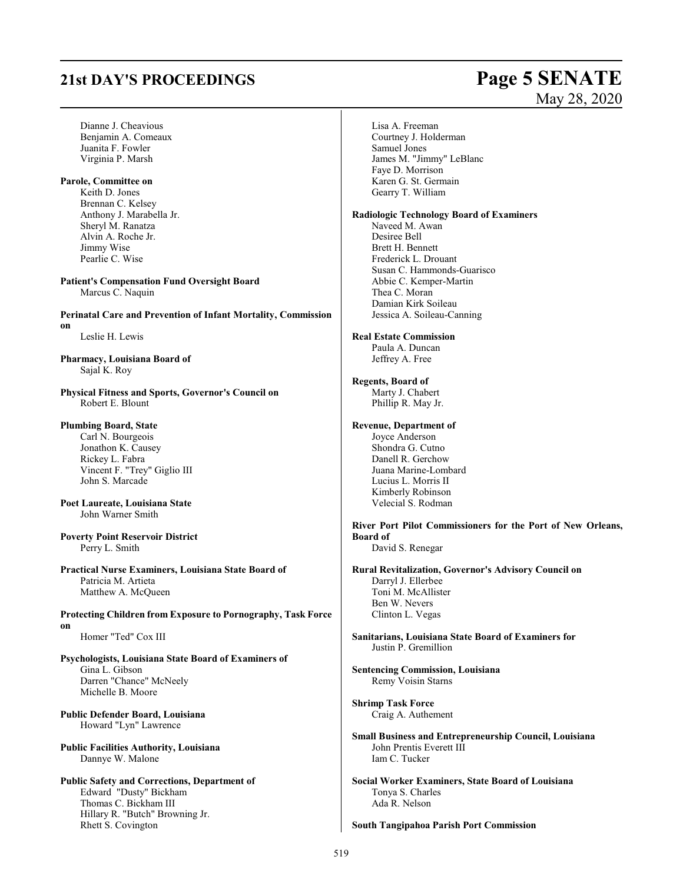Dianne J. Cheavious
Benjamin A. Comeaux
Juanita F. Fowler
Virginia P. Marsh

**Parole, Committee on**
Keith D. Jones
Brennan C. Kelsey
Anthony J. Marabella Jr.
Sheryl M. Ranatza
Alvin A. Roche Jr.
Jimmy Wise
Pearlie C. Wise

**Patient's Compensation Fund Oversight Board**
Marcus C. Naquin

**Perinatal Care and Prevention of Infant Mortality, Commission on**
Leslie H. Lewis

**Pharmacy, Louisiana Board of**
Sajal K. Roy

**Physical Fitness and Sports, Governor's Council on**
Robert E. Blount

**Plumbing Board, State**
Carl N. Bourgeois
Jonathon K. Causey
Rickey L. Fabra
Vincent F. "Trey" Giglio III
John S. Marcade

**Poet Laureate, Louisiana State**
John Warner Smith

**Poverty Point Reservoir District**
Perry L. Smith

**Practical Nurse Examiners, Louisiana State Board of**
Patricia M. Artieta
Matthew A. McQueen

**Protecting Children from Exposure to Pornography, Task Force on**
Homer "Ted" Cox III

**Psychologists, Louisiana State Board of Examiners of**
Gina L. Gibson
Darren "Chance" McNeely
Michelle B. Moore

**Public Defender Board, Louisiana**
Howard "Lyn" Lawrence

**Public Facilities Authority, Louisiana**
Dannye W. Malone

**Public Safety and Corrections, Department of**
Edward "Dusty" Bickham
Thomas C. Bickham III
Hillary R. "Butch" Browning Jr.
Rhett S. Covington
Lisa A. Freeman
Courtney J. Holderman
Samuel Jones
James M. "Jimmy" LeBlanc
Faye D. Morrison
Karen G. St. Germain
Gearry T. William

**Radiologic Technology Board of Examiners**
Naveed M. Awan
Desiree Bell
Brett H. Bennett
Frederick L. Drouant
Susan C. Hammonds-Guarisco
Abbie C. Kemper-Martin
Thea C. Moran
Damian Kirk Soileau
Jessica A. Soileau-Canning

**Real Estate Commission**
Paula A. Duncan
Jeffrey A. Free

**Regents, Board of**
Marty J. Chabert
Phillip R. May Jr.

**Revenue, Department of**
Joyce Anderson
Shondra G. Cutno
Danell R. Gerchow
Juana Marine-Lombard
Lucius L. Morris II
Kimberly Robinson
Velecial S. Rodman

**River Port Pilot Commissioners for the Port of New Orleans, Board of**
David S. Renegar

**Rural Revitalization, Governor's Advisory Council on**
Darryl J. Ellerbee
Toni M. McAllister
Ben W. Nevers
Clinton L. Vegas

**Sanitarians, Louisiana State Board of Examiners for**
Justin P. Gremillion

**Sentencing Commission, Louisiana**
Remy Voisin Starns

**Shrimp Task Force**
Craig A. Authement

**Small Business and Entrepreneurship Council, Louisiana**
John Prentis Everett III
Iam C. Tucker

**Social Worker Examiners, State Board of Louisiana**
Tonya S. Charles
Ada R. Nelson

**South Tangipahoa Parish Port Commission**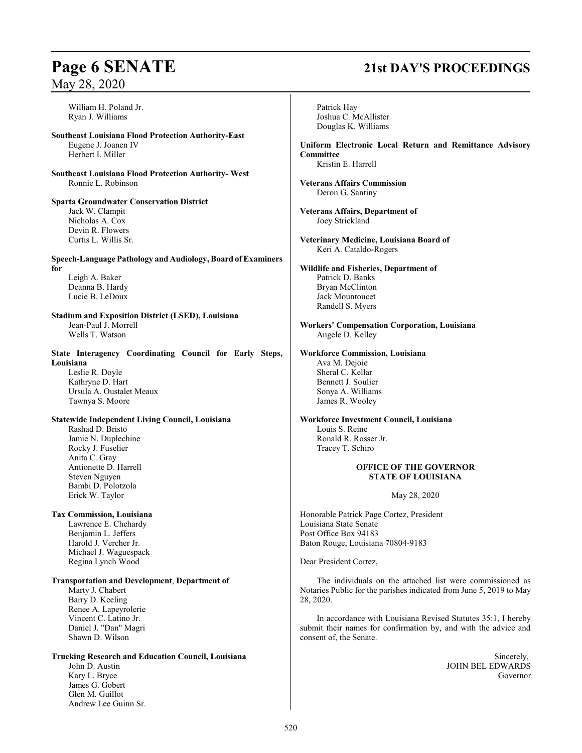William H. Poland Jr.
Ryan J. Williams

**Southeast Louisiana Flood Protection Authority-East**
Eugene J. Joanen IV
Herbert I. Miller

**Southeast Louisiana Flood Protection Authority- West**
Ronnie L. Robinson

**Sparta Groundwater Conservation District**
Jack W. Clampit
Nicholas A. Cox
Devin R. Flowers
Curtis L. Willis Sr.

**Speech-Language Pathology and Audiology, Board of Examiners for**
Leigh A. Baker
Deanna B. Hardy
Lucie B. LeDoux

**Stadium and Exposition District (LSED), Louisiana**
Jean-Paul J. Morrell
Wells T. Watson

**State Interagency Coordinating Council for Early Steps, Louisiana**
Leslie R. Doyle
Kathryne D. Hart
Ursula A. Oustalet Meaux
Tawnya S. Moore

**Statewide Independent Living Council, Louisiana**
Rashad D. Bristo
Jamie N. Duplechine
Rocky J. Fuselier
Anita C. Gray
Antionette D. Harrell
Steven Nguyen
Bambi D. Polotzola
Erick W. Taylor

**Tax Commission, Louisiana**
Lawrence E. Chehardy
Benjamin L. Jeffers
Harold J. Vercher Jr.
Michael J. Waguespack
Regina Lynch Wood

**Transportation and Development**, **Department of**
Marty J. Chabert
Barry D. Keeling
Renee A. Lapeyrolerie
Vincent C. Latino Jr.
Daniel J. "Dan" Magri
Shawn D. Wilson

**Trucking Research and Education Council, Louisiana**
John D. Austin
Kary L. Bryce
James G. Gobert
Glen M. Guillot
Andrew Lee Guinn Sr.
Patrick Hay
Joshua C. McAllister
Douglas K. Williams

**Uniform Electronic Local Return and Remittance Advisory Committee**
Kristin E. Harrell

**Veterans Affairs Commission**
Deron G. Santiny

**Veterans Affairs, Department of**
Joey Strickland

**Veterinary Medicine, Louisiana Board of**
Keri A. Cataldo-Rogers

**Wildlife and Fisheries, Department of**
Patrick D. Banks
Bryan McClinton
Jack Mountoucet
Randell S. Myers

**Workers' Compensation Corporation, Louisiana**
Angele D. Kelley

**Workforce Commission, Louisiana**
Ava M. Dejoie
Sheral C. Kellar
Bennett J. Soulier
Sonya A. Williams
James R. Wooley

**Workforce Investment Council, Louisiana**
Louis S. Reine
Ronald R. Rosser Jr.
Tracey T. Schiro

**OFFICE OF THE GOVERNOR**
**STATE OF LOUISIANA**

May 28, 2020

Honorable Patrick Page Cortez, President
Louisiana State Senate
Post Office Box 94183
Baton Rouge, Louisiana 70804-9183

Dear President Cortez,

The individuals on the attached list were commissioned as Notaries Public for the parishes indicated from June 5, 2019 to May 28, 2020.

In accordance with Louisiana Revised Statutes 35:1, I hereby submit their names for confirmation by, and with the advice and consent of, the Senate.

Sincerely,
JOHN BEL EDWARDS
Governor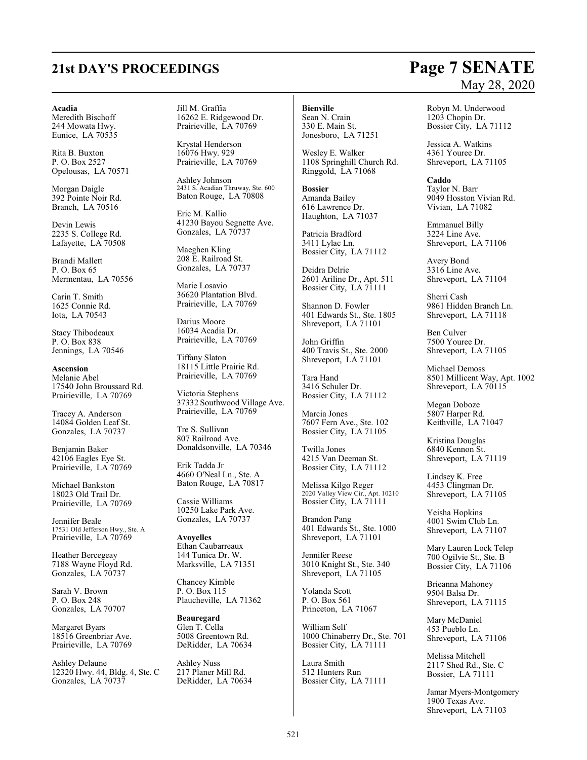**Acadia**
Meredith Bischoff
244 Mowata Hwy.
Eunice, LA 70535

Rita B. Buxton
P. O. Box 2527
Opelousas, LA 70571

Morgan Daigle
392 Pointe Noir Rd.
Branch, LA 70516

Devin Lewis
2235 S. College Rd.
Lafayette, LA 70508

Brandi Mallett
P. O. Box 65
Mermentau, LA 70556

Carin T. Smith
1625 Connie Rd.
Iota, LA 70543

Stacy Thibodeaux
P. O. Box 838
Jennings, LA 70546

**Ascension**
Melanie Abel
17540 John Broussard Rd.
Prairieville, LA 70769

Tracey A. Anderson
14084 Golden Leaf St.
Gonzales, LA 70737

Benjamin Baker
42106 Eagles Eye St.
Prairieville, LA 70769

Michael Bankston
18023 Old Trail Dr.
Prairieville, LA 70769

Jennifer Beale
17531 Old Jefferson Hwy., Ste. A
Prairieville, LA 70769

Heather Bercegeay
7188 Wayne Floyd Rd.
Gonzales, LA 70737

Sarah V. Brown
P. O. Box 248
Gonzales, LA 70707

Margaret Byars
18516 Greenbriar Ave.
Prairieville, LA 70769

Ashley Delaune
12320 Hwy. 44, Bldg. 4, Ste. C
Gonzales, LA 70737

Jill M. Graffia
16262 E. Ridgewood Dr.
Prairieville, LA 70769

Krystal Henderson
16076 Hwy. 929
Prairieville, LA 70769

Ashley Johnson
2431 S. Acadian Thruway, Ste. 600
Baton Rouge, LA 70808

Eric M. Kallio
41230 Bayou Segnette Ave.
Gonzales, LA 70737

Maeghen Kling
208 E. Railroad St.
Gonzales, LA 70737

Marie Losavio
36620 Plantation Blvd.
Prairieville, LA 70769

Darius Moore
16034 Acadia Dr.
Prairieville, LA 70769

Tiffany Slaton
18115 Little Prairie Rd.
Prairieville, LA 70769

Victoria Stephens
37332 Southwood Village Ave.
Prairieville, LA 70769

Tre S. Sullivan
807 Railroad Ave.
Donaldsonville, LA 70346

Erik Tadda Jr
4660 O'Neal Ln., Ste. A
Baton Rouge, LA 70817

Cassie Williams
10250 Lake Park Ave.
Gonzales, LA 70737

**Avoyelles**
Ethan Caubarreaux
144 Tunica Dr. W.
Marksville, LA 71351

Chancey Kimble
P. O. Box 115
Plaucheville, LA 71362

**Beauregard**
Glen T. Cella
5008 Greentown Rd.
DeRidder, LA 70634

Ashley Nuss
217 Planer Mill Rd.
DeRidder, LA 70634

**Bienville**
Sean N. Crain
330 E. Main St.
Jonesboro, LA 71251

Wesley E. Walker
1108 Springhill Church Rd.
Ringgold, LA 71068

**Bossier**
Amanda Bailey
616 Lawrence Dr.
Haughton, LA 71037

Patricia Bradford
3411 Lylac Ln.
Bossier City, LA 71112

Deidra Delrie
2601 Ariline Dr., Apt. 511
Bossier City, LA 71111

Shannon D. Fowler
401 Edwards St., Ste. 1805
Shreveport, LA 71101

John Griffin
400 Travis St., Ste. 2000
Shreveport, LA 71101

Tara Hand
3416 Schuler Dr.
Bossier City, LA 71112

Marcia Jones
7607 Fern Ave., Ste. 102
Bossier City, LA 71105

Twilla Jones
4215 Van Deeman St.
Bossier City, LA 71112

Melissa Kilgo Reger
2020 Valley View Cir., Apt. 10210
Bossier City, LA 71111

Brandon Pang
401 Edwards St., Ste. 1000
Shreveport, LA 71101

Jennifer Reese
3010 Knight St., Ste. 340
Shreveport, LA 71105

Yolanda Scott
P. O. Box 561
Princeton, LA 71067

William Self
1000 Chinaberry Dr., Ste. 701
Bossier City, LA 71111

Laura Smith
512 Hunters Run
Bossier City, LA 71111

Robyn M. Underwood
1203 Chopin Dr.
Bossier City, LA 71112

Jessica A. Watkins
4361 Youree Dr.
Shreveport, LA 71105

**Caddo**
Taylor N. Barr
9049 Hosston Vivian Rd.
Vivian, LA 71082

Emmanuel Billy
3224 Line Ave.
Shreveport, LA 71106

Avery Bond
3316 Line Ave.
Shreveport, LA 71104

Sherri Cash
9861 Hidden Branch Ln.
Shreveport, LA 71118

Ben Culver
7500 Youree Dr.
Shreveport, LA 71105

Michael Demoss
8501 Millicent Way, Apt. 1002
Shreveport, LA 70115

Megan Doboze
5807 Harper Rd.
Keithville, LA 71047

Kristina Douglas
6840 Kennon St.
Shreveport, LA 71119

Lindsey K. Free
4453 Clingman Dr.
Shreveport, LA 71105

Yeisha Hopkins
4001 Swim Club Ln.
Shreveport, LA 71107

Mary Lauren Lock Telep
700 Ogilvie St., Ste. B
Bossier City, LA 71106

Brieanna Mahoney
9504 Balsa Dr.
Shreveport, LA 71115

Mary McDaniel
453 Pueblo Ln.
Shreveport, LA 71106

Melissa Mitchell
2117 Shed Rd., Ste. C
Bossier, LA 71111

Jamar Myers-Montgomery
1900 Texas Ave.
Shreveport, LA 71103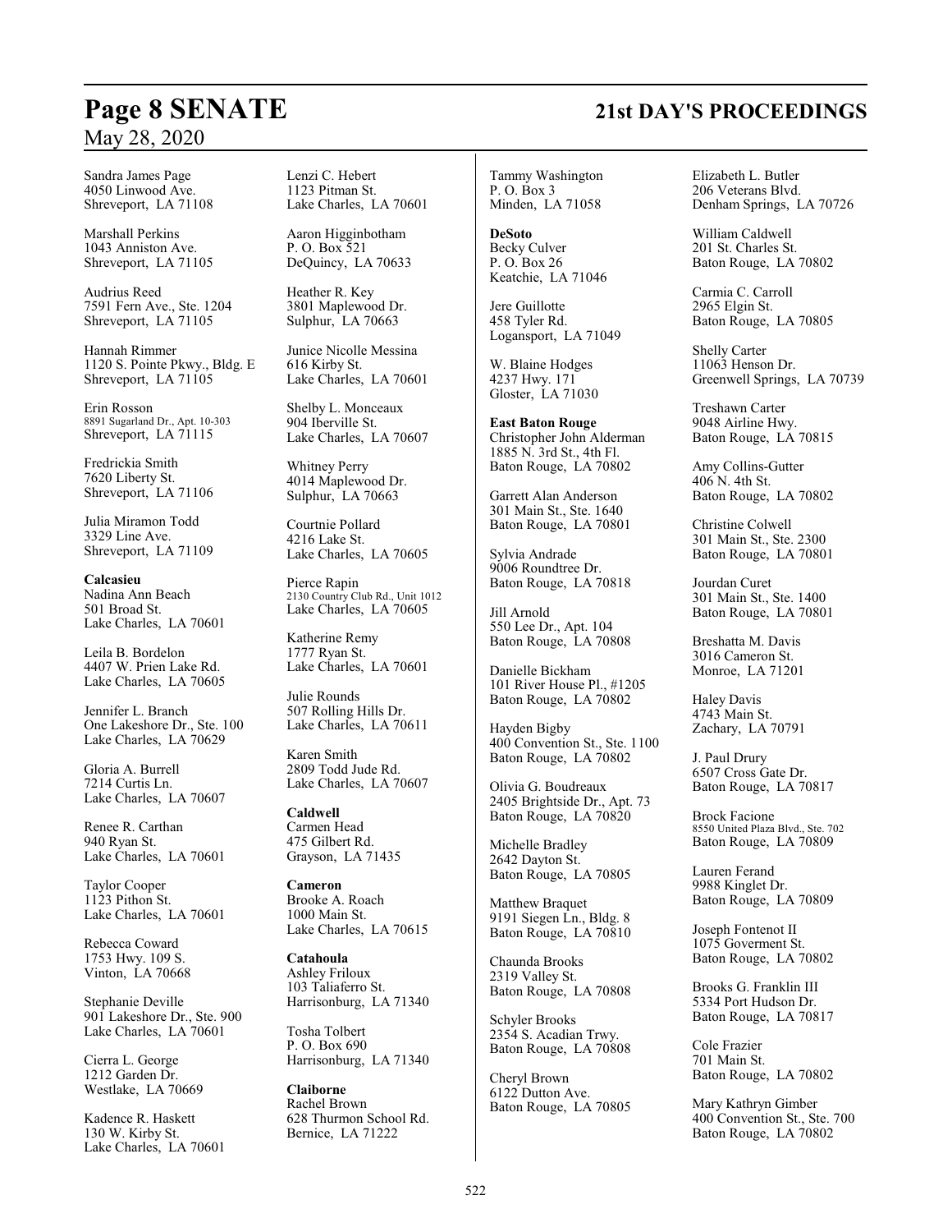Sandra James Page
4050 Linwood Ave.
Shreveport, LA 71108

Marshall Perkins
1043 Anniston Ave.
Shreveport, LA 71105

Audrius Reed
7591 Fern Ave., Ste. 1204
Shreveport, LA 71105

Hannah Rimmer
1120 S. Pointe Pkwy., Bldg. E
Shreveport, LA 71105

Erin Rosson
8891 Sugarland Dr., Apt. 10-303
Shreveport, LA 71115

Fredrickia Smith
7620 Liberty St.
Shreveport, LA 71106

Julia Miramon Todd
3329 Line Ave.
Shreveport, LA 71109

**Calcasieu**
Nadina Ann Beach
501 Broad St.
Lake Charles, LA 70601

Leila B. Bordelon
4407 W. Prien Lake Rd.
Lake Charles, LA 70605

Jennifer L. Branch
One Lakeshore Dr., Ste. 100
Lake Charles, LA 70629

Gloria A. Burrell
7214 Curtis Ln.
Lake Charles, LA 70607

Renee R. Carthan
940 Ryan St.
Lake Charles, LA 70601

Taylor Cooper
1123 Pithon St.
Lake Charles, LA 70601

Rebecca Coward
1753 Hwy. 109 S.
Vinton, LA 70668

Stephanie Deville
901 Lakeshore Dr., Ste. 900
Lake Charles, LA 70601

Cierra L. George
1212 Garden Dr.
Westlake, LA 70669

Kadence R. Haskett
130 W. Kirby St.
Lake Charles, LA 70601

Lenzi C. Hebert
1123 Pitman St.
Lake Charles, LA 70601

Aaron Higginbotham
P. O. Box 521
DeQuincy, LA 70633

Heather R. Key
3801 Maplewood Dr.
Sulphur, LA 70663

Junice Nicolle Messina
616 Kirby St.
Lake Charles, LA 70601

Shelby L. Monceaux
904 Iberville St.
Lake Charles, LA 70607

Whitney Perry
4014 Maplewood Dr.
Sulphur, LA 70663

Courtnie Pollard
4216 Lake St.
Lake Charles, LA 70605

Pierce Rapin
2130 Country Club Rd., Unit 1012
Lake Charles, LA 70605

Katherine Remy
1777 Ryan St.
Lake Charles, LA 70601

Julie Rounds
507 Rolling Hills Dr.
Lake Charles, LA 70611

Karen Smith
2809 Todd Jude Rd.
Lake Charles, LA 70607

**Caldwell**
Carmen Head
475 Gilbert Rd.
Grayson, LA 71435

**Cameron**
Brooke A. Roach
1000 Main St.
Lake Charles, LA 70615

**Catahoula**
Ashley Friloux
103 Taliaferro St.
Harrisonburg, LA 71340

Tosha Tolbert
P. O. Box 690
Harrisonburg, LA 71340

**Claiborne**
Rachel Brown
628 Thurmon School Rd.
Bernice, LA 71222

Tammy Washington
P. O. Box 3
Minden, LA 71058

**DeSoto**
Becky Culver
P. O. Box 26
Keatchie, LA 71046

Jere Guillotte
458 Tyler Rd.
Logansport, LA 71049

W. Blaine Hodges
4237 Hwy. 171
Gloster, LA 71030

**East Baton Rouge**
Christopher John Alderman
1885 N. 3rd St., 4th Fl.
Baton Rouge, LA 70802

Garrett Alan Anderson
301 Main St., Ste. 1640
Baton Rouge, LA 70801

Sylvia Andrade
9006 Roundtree Dr.
Baton Rouge, LA 70818

Jill Arnold
550 Lee Dr., Apt. 104
Baton Rouge, LA 70808

Danielle Bickham
101 River House Pl., #1205
Baton Rouge, LA 70802

Hayden Bigby
400 Convention St., Ste. 1100
Baton Rouge, LA 70802

Olivia G. Boudreaux
2405 Brightside Dr., Apt. 73
Baton Rouge, LA 70820

Michelle Bradley
2642 Dayton St.
Baton Rouge, LA 70805

Matthew Braquet
9191 Siegen Ln., Bldg. 8
Baton Rouge, LA 70810

Chaunda Brooks
2319 Valley St.
Baton Rouge, LA 70808

Schyler Brooks
2354 S. Acadian Trwy.
Baton Rouge, LA 70808

Cheryl Brown
6122 Dutton Ave.
Baton Rouge, LA 70805

Elizabeth L. Butler
206 Veterans Blvd.
Denham Springs, LA 70726

William Caldwell
201 St. Charles St.
Baton Rouge, LA 70802

Carmia C. Carroll
2965 Elgin St.
Baton Rouge, LA 70805

Shelly Carter
11063 Henson Dr.
Greenwell Springs, LA 70739

Treshawn Carter
9048 Airline Hwy.
Baton Rouge, LA 70815

Amy Collins-Gutter
406 N. 4th St.
Baton Rouge, LA 70802

Christine Colwell
301 Main St., Ste. 2300
Baton Rouge, LA 70801

Jourdan Curet
301 Main St., Ste. 1400
Baton Rouge, LA 70801

Breshatta M. Davis
3016 Cameron St.
Monroe, LA 71201

Haley Davis
4743 Main St.
Zachary, LA 70791

J. Paul Drury
6507 Cross Gate Dr.
Baton Rouge, LA 70817

Brock Facione
8550 United Plaza Blvd., Ste. 702
Baton Rouge, LA 70809

Lauren Ferand
9988 Kinglet Dr.
Baton Rouge, LA 70809

Joseph Fontenot II
1075 Goverment St.
Baton Rouge, LA 70802

Brooks G. Franklin III
5334 Port Hudson Dr.
Baton Rouge, LA 70817

Cole Frazier
701 Main St.
Baton Rouge, LA 70802

Mary Kathryn Gimber
400 Convention St., Ste. 700
Baton Rouge, LA 70802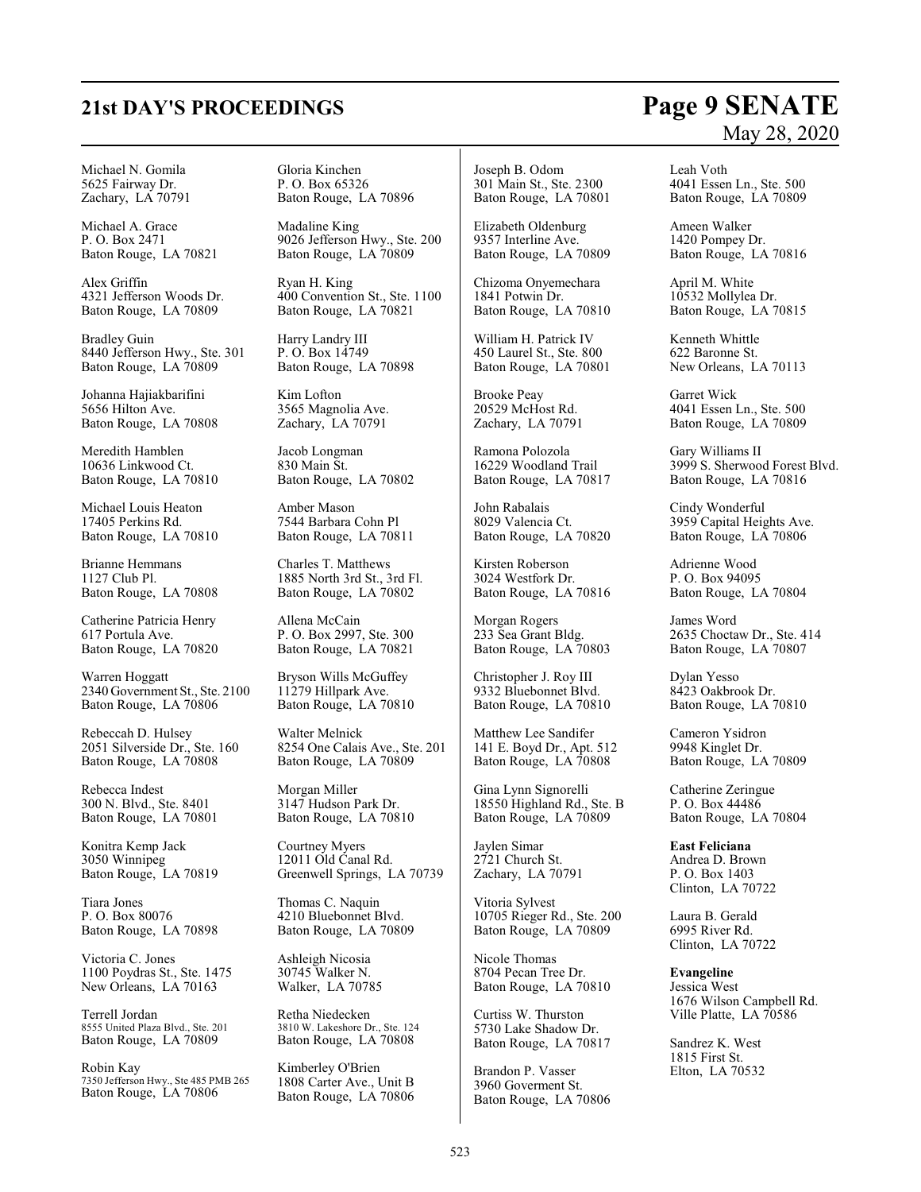Michael N. Gomila
5625 Fairway Dr.
Zachary, LA 70791

Michael A. Grace
P. O. Box 2471
Baton Rouge, LA 70821

Alex Griffin
4321 Jefferson Woods Dr.
Baton Rouge, LA 70809

Bradley Guin
8440 Jefferson Hwy., Ste. 301
Baton Rouge, LA 70809

Johanna Hajiakbarifini
5656 Hilton Ave.
Baton Rouge, LA 70808

Meredith Hamblen
10636 Linkwood Ct.
Baton Rouge, LA 70810

Michael Louis Heaton
17405 Perkins Rd.
Baton Rouge, LA 70810

Brianne Hemmans
1127 Club Pl.
Baton Rouge, LA 70808

Catherine Patricia Henry
617 Portula Ave.
Baton Rouge, LA 70820

Warren Hoggatt
2340 Government St., Ste. 2100
Baton Rouge, LA 70806

Rebeccah D. Hulsey
2051 Silverside Dr., Ste. 160
Baton Rouge, LA 70808

Rebecca Indest
300 N. Blvd., Ste. 8401
Baton Rouge, LA 70801

Konitra Kemp Jack
3050 Winnipeg
Baton Rouge, LA 70819

Tiara Jones
P. O. Box 80076
Baton Rouge, LA 70898

Victoria C. Jones
1100 Poydras St., Ste. 1475
New Orleans, LA 70163

Terrell Jordan
8555 United Plaza Blvd., Ste. 201
Baton Rouge, LA 70809

Robin Kay
7350 Jefferson Hwy., Ste 485 PMB 265
Baton Rouge, LA 70806

Gloria Kinchen
P. O. Box 65326
Baton Rouge, LA 70896

Madaline King
9026 Jefferson Hwy., Ste. 200
Baton Rouge, LA 70809

Ryan H. King
400 Convention St., Ste. 1100
Baton Rouge, LA 70821

Harry Landry III
P. O. Box 14749
Baton Rouge, LA 70898

Kim Lofton
3565 Magnolia Ave.
Zachary, LA 70791

Jacob Longman
830 Main St.
Baton Rouge, LA 70802

Amber Mason
7544 Barbara Cohn Pl
Baton Rouge, LA 70811

Charles T. Matthews
1885 North 3rd St., 3rd Fl.
Baton Rouge, LA 70802

Allena McCain
P. O. Box 2997, Ste. 300
Baton Rouge, LA 70821

Bryson Wills McGuffey
11279 Hillpark Ave.
Baton Rouge, LA 70810

Walter Melnick
8254 One Calais Ave., Ste. 201
Baton Rouge, LA 70809

Morgan Miller
3147 Hudson Park Dr.
Baton Rouge, LA 70810

Courtney Myers
12011 Old Canal Rd.
Greenwell Springs, LA 70739

Thomas C. Naquin
4210 Bluebonnet Blvd.
Baton Rouge, LA 70809

Ashleigh Nicosia
30745 Walker N.
Walker, LA 70785

Retha Niedecken
3810 W. Lakeshore Dr., Ste. 124
Baton Rouge, LA 70808

Kimberley O'Brien
1808 Carter Ave., Unit B
Baton Rouge, LA 70806

Joseph B. Odom
301 Main St., Ste. 2300
Baton Rouge, LA 70801

Elizabeth Oldenburg
9357 Interline Ave.
Baton Rouge, LA 70809

Chizoma Onyemechara
1841 Potwin Dr.
Baton Rouge, LA 70810

William H. Patrick IV
450 Laurel St., Ste. 800
Baton Rouge, LA 70801

Brooke Peay
20529 McHost Rd.
Zachary, LA 70791

Ramona Polozola
16229 Woodland Trail
Baton Rouge, LA 70817

John Rabalais
8029 Valencia Ct.
Baton Rouge, LA 70820

Kirsten Roberson
3024 Westfork Dr.
Baton Rouge, LA 70816

Morgan Rogers
233 Sea Grant Bldg.
Baton Rouge, LA 70803

Christopher J. Roy III
9332 Bluebonnet Blvd.
Baton Rouge, LA 70810

Matthew Lee Sandifer
141 E. Boyd Dr., Apt. 512
Baton Rouge, LA 70808

Gina Lynn Signorelli
18550 Highland Rd., Ste. B
Baton Rouge, LA 70809

Jaylen Simar
2721 Church St.
Zachary, LA 70791

Vitoria Sylvest
10705 Rieger Rd., Ste. 200
Baton Rouge, LA 70809

Nicole Thomas
8704 Pecan Tree Dr.
Baton Rouge, LA 70810

Curtiss W. Thurston
5730 Lake Shadow Dr.
Baton Rouge, LA 70817

Brandon P. Vasser
3960 Goverment St.
Baton Rouge, LA 70806

Leah Voth
4041 Essen Ln., Ste. 500
Baton Rouge, LA 70809

Ameen Walker
1420 Pompey Dr.
Baton Rouge, LA 70816

April M. White
10532 Mollylea Dr.
Baton Rouge, LA 70815

Kenneth Whittle
622 Baronne St.
New Orleans, LA 70113

Garret Wick
4041 Essen Ln., Ste. 500
Baton Rouge, LA 70809

Gary Williams II
3999 S. Sherwood Forest Blvd.
Baton Rouge, LA 70816

Cindy Wonderful
3959 Capital Heights Ave.
Baton Rouge, LA 70806

Adrienne Wood
P. O. Box 94095
Baton Rouge, LA 70804

James Word
2635 Choctaw Dr., Ste. 414
Baton Rouge, LA 70807

Dylan Yesso
8423 Oakbrook Dr.
Baton Rouge, LA 70810

Cameron Ysidron
9948 Kinglet Dr.
Baton Rouge, LA 70809

Catherine Zeringue
P. O. Box 44486
Baton Rouge, LA 70804

**East Feliciana**

Andrea D. Brown
P. O. Box 1403
Clinton, LA 70722

Laura B. Gerald
6995 River Rd.
Clinton, LA 70722

**Evangeline**

Jessica West
1676 Wilson Campbell Rd.
Ville Platte, LA 70586

Sandrez K. West
1815 First St.
Elton, LA 70532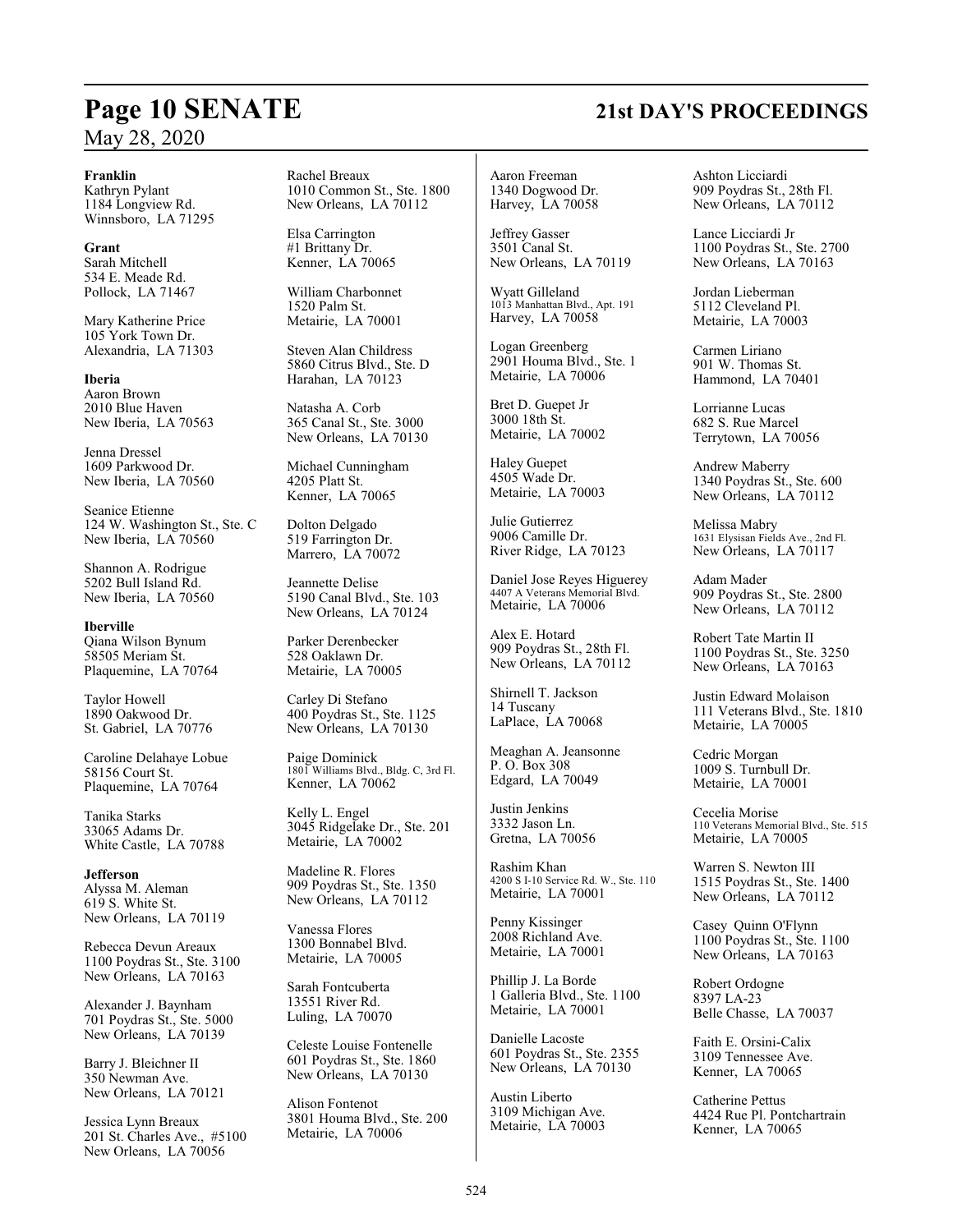**Franklin**
Kathryn Pylant
1184 Longview Rd.
Winnsboro, LA 71295

**Grant**
Sarah Mitchell
534 E. Meade Rd.
Pollock, LA 71467

Mary Katherine Price
105 York Town Dr.
Alexandria, LA 71303

**Iberia**
Aaron Brown
2010 Blue Haven
New Iberia, LA 70563

Jenna Dressel
1609 Parkwood Dr.
New Iberia, LA 70560

Seanice Etienne
124 W. Washington St., Ste. C
New Iberia, LA 70560

Shannon A. Rodrigue
5202 Bull Island Rd.
New Iberia, LA 70560

**Iberville**
Qiana Wilson Bynum
58505 Meriam St.
Plaquemine, LA 70764

Taylor Howell
1890 Oakwood Dr.
St. Gabriel, LA 70776

Caroline Delahaye Lobue
58156 Court St.
Plaquemine, LA 70764

Tanika Starks
33065 Adams Dr.
White Castle, LA 70788

**Jefferson**
Alyssa M. Aleman
619 S. White St.
New Orleans, LA 70119

Rebecca Devun Areaux
1100 Poydras St., Ste. 3100
New Orleans, LA 70163

Alexander J. Baynham
701 Poydras St., Ste. 5000
New Orleans, LA 70139

Barry J. Bleichner II
350 Newman Ave.
New Orleans, LA 70121

Jessica Lynn Breaux
201 St. Charles Ave., #5100
New Orleans, LA 70056

Rachel Breaux
1010 Common St., Ste. 1800
New Orleans, LA 70112

Elsa Carrington
#1 Brittany Dr.
Kenner, LA 70065

William Charbonnet
1520 Palm St.
Metairie, LA 70001

Steven Alan Childress
5860 Citrus Blvd., Ste. D
Harahan, LA 70123

Natasha A. Corb
365 Canal St., Ste. 3000
New Orleans, LA 70130

Michael Cunningham
4205 Platt St.
Kenner, LA 70065

Dolton Delgado
519 Farrington Dr.
Marrero, LA 70072

Jeannette Delise
5190 Canal Blvd., Ste. 103
New Orleans, LA 70124

Parker Derenbecker
528 Oaklawn Dr.
Metairie, LA 70005

Carley Di Stefano
400 Poydras St., Ste. 1125
New Orleans, LA 70130

Paige Dominick
1801 Williams Blvd., Bldg. C, 3rd Fl.
Kenner, LA 70062

Kelly L. Engel
3045 Ridgelake Dr., Ste. 201
Metairie, LA 70002

Madeline R. Flores
909 Poydras St., Ste. 1350
New Orleans, LA 70112

Vanessa Flores
1300 Bonnabel Blvd.
Metairie, LA 70005

Sarah Fontcuberta
13551 River Rd.
Luling, LA 70070

Celeste Louise Fontenelle
601 Poydras St., Ste. 1860
New Orleans, LA 70130

Alison Fontenot
3801 Houma Blvd., Ste. 200
Metairie, LA 70006

Aaron Freeman
1340 Dogwood Dr.
Harvey, LA 70058

Jeffrey Gasser
3501 Canal St.
New Orleans, LA 70119

Wyatt Gilleland
1013 Manhattan Blvd., Apt. 191
Harvey, LA 70058

Logan Greenberg
2901 Houma Blvd., Ste. 1
Metairie, LA 70006

Bret D. Guepet Jr
3000 18th St.
Metairie, LA 70002

Haley Guepet
4505 Wade Dr.
Metairie, LA 70003

Julie Gutierrez
9006 Camille Dr.
River Ridge, LA 70123

Daniel Jose Reyes Higuerey
4407 A Veterans Memorial Blvd.
Metairie, LA 70006

Alex E. Hotard
909 Poydras St., 28th Fl.
New Orleans, LA 70112

Shirnell T. Jackson
14 Tuscany
LaPlace, LA 70068

Meaghan A. Jeansonne
P. O. Box 308
Edgard, LA 70049

Justin Jenkins
3332 Jason Ln.
Gretna, LA 70056

Rashim Khan
4200 S I-10 Service Rd. W., Ste. 110
Metairie, LA 70001

Penny Kissinger
2008 Richland Ave.
Metairie, LA 70001

Phillip J. La Borde
1 Galleria Blvd., Ste. 1100
Metairie, LA 70001

Danielle Lacoste
601 Poydras St., Ste. 2355
New Orleans, LA 70130

Austin Liberto
3109 Michigan Ave.
Metairie, LA 70003

Ashton Licciardi
909 Poydras St., 28th Fl.
New Orleans, LA 70112

Lance Licciardi Jr
1100 Poydras St., Ste. 2700
New Orleans, LA 70163

Jordan Lieberman
5112 Cleveland Pl.
Metairie, LA 70003

Carmen Liriano
901 W. Thomas St.
Hammond, LA 70401

Lorrianne Lucas
682 S. Rue Marcel
Terrytown, LA 70056

Andrew Maberry
1340 Poydras St., Ste. 600
New Orleans, LA 70112

Melissa Mabry
1631 Elysian Fields Ave., 2nd Fl.
New Orleans, LA 70117

Adam Mader
909 Poydras St., Ste. 2800
New Orleans, LA 70112

Robert Tate Martin II
1100 Poydras St., Ste. 3250
New Orleans, LA 70163

Justin Edward Molaison
111 Veterans Blvd., Ste. 1810
Metairie, LA 70005

Cedric Morgan
1009 S. Turnbull Dr.
Metairie, LA 70001

Cecelia Morise
110 Veterans Memorial Blvd., Ste. 515
Metairie, LA 70005

Warren S. Newton III
1515 Poydras St., Ste. 1400
New Orleans, LA 70112

Casey Quinn O'Flynn
1100 Poydras St., Ste. 1100
New Orleans, LA 70163

Robert Ordogne
8397 LA-23
Belle Chasse, LA 70037

Faith E. Orsini-Calix
3109 Tennessee Ave.
Kenner, LA 70065

Catherine Pettus
4424 Rue Pl. Pontchartrain
Kenner, LA 70065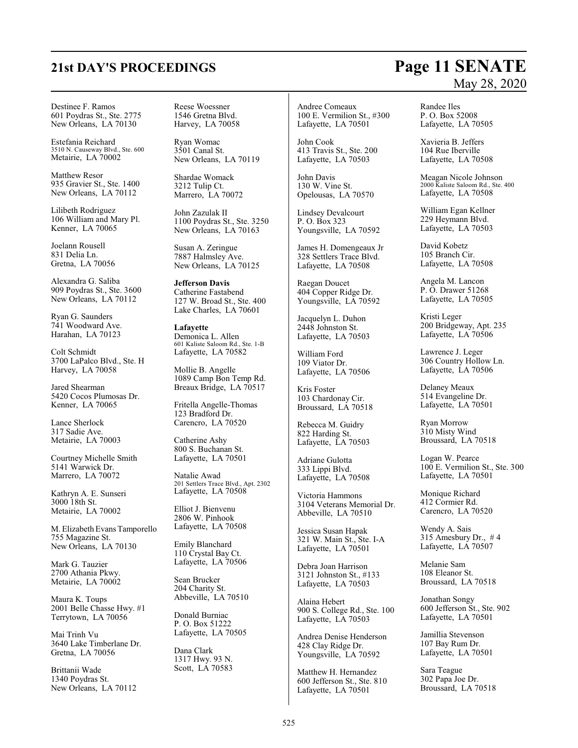Destinee F. Ramos
601 Poydras St., Ste. 2775
New Orleans, LA 70130

Estefania Reichard
3510 N. Causeway Blvd., Ste. 600
Metairie, LA 70002

Matthew Resor
935 Gravier St., Ste. 1400
New Orleans, LA 70112

Lilibeth Rodriguez
106 William and Mary Pl.
Kenner, LA 70065

Joelann Rousell
831 Delia Ln.
Gretna, LA 70056

Alexandra G. Saliba
909 Poydras St., Ste. 3600
New Orleans, LA 70112

Ryan G. Saunders
741 Woodward Ave.
Harahan, LA 70123

Colt Schmidt
3700 LaPalco Blvd., Ste. H
Harvey, LA 70058

Jared Shearman
5420 Cocos Plumosas Dr.
Kenner, LA 70065

Lance Sherlock
317 Sadie Ave.
Metairie, LA 70003

Courtney Michelle Smith
5141 Warwick Dr.
Marrero, LA 70072

Kathryn A. E. Sunseri
3000 18th St.
Metairie, LA 70002

M. Elizabeth Evans Tamporello
755 Magazine St.
New Orleans, LA 70130

Mark G. Tauzier
2700 Athania Pkwy.
Metairie, LA 70002

Maura K. Toups
2001 Belle Chasse Hwy. #1
Terrytown, LA 70056

Mai Trinh Vu
3640 Lake Timberlane Dr.
Gretna, LA 70056

Brittanii Wade
1340 Poydras St.
New Orleans, LA 70112

Reese Woessner
1546 Gretna Blvd.
Harvey, LA 70058

Ryan Womac
3501 Canal St.
New Orleans, LA 70119

Shardae Womack
3212 Tulip Ct.
Marrero, LA 70072

John Zazulak II
1100 Poydras St., Ste. 3250
New Orleans, LA 70163

Susan A. Zeringue
7887 Halmsley Ave.
New Orleans, LA 70125

**Jefferson Davis**

Catherine Fastabend
127 W. Broad St., Ste. 400
Lake Charles, LA 70601

**Lafayette**

Demonica L. Allen
601 Kaliste Saloom Rd., Ste. 1-B
Lafayette, LA 70582

Mollie B. Angelle
1089 Camp Bon Temp Rd.
Breaux Bridge, LA 70517

Fritella Angelle-Thomas
123 Bradford Dr.
Carencro, LA 70520

Catherine Ashy
800 S. Buchanan St.
Lafayette, LA 70501

Natalie Awad
201 Settlers Trace Blvd., Apt. 2302
Lafayette, LA 70508

Elliot J. Bienvenu
2806 W. Pinhook
Lafayette, LA 70508

Emily Blanchard
110 Crystal Bay Ct.
Lafayette, LA 70506

Sean Brucker
204 Charity St.
Abbeville, LA 70510

Donald Burniac
P. O. Box 51222
Lafayette, LA 70505

Dana Clark
1317 Hwy. 93 N.
Scott, LA 70583

Andree Comeaux
100 E. Vermilion St., #300
Lafayette, LA 70501

John Cook
413 Travis St., Ste. 200
Lafayette, LA 70503

John Davis
130 W. Vine St.
Opelousas, LA 70570

Lindsey Devalcourt
P. O. Box 323
Youngsville, LA 70592

James H. Domengeaux Jr
328 Settlers Trace Blvd.
Lafayette, LA 70508

Raegan Doucet
404 Copper Ridge Dr.
Youngsville, LA 70592

Jacquelyn L. Duhon
2448 Johnston St.
Lafayette, LA 70503

William Ford
109 Viator Dr.
Lafayette, LA 70506

Kris Foster
103 Chardonay Cir.
Broussard, LA 70518

Rebecca M. Guidry
822 Harding St.
Lafayette, LA 70503

Adriane Gulotta
333 Lippi Blvd.
Lafayette, LA 70508

Victoria Hammons
3104 Veterans Memorial Dr.
Abbeville, LA 70510

Jessica Susan Hapak
321 W. Main St., Ste. I-A
Lafayette, LA 70501

Debra Joan Harrison
3121 Johnston St., #133
Lafayette, LA 70503

Alaina Hebert
900 S. College Rd., Ste. 100
Lafayette, LA 70503

Andrea Denise Henderson
428 Clay Ridge Dr.
Youngsville, LA 70592

Matthew H. Hernandez
600 Jefferson St., Ste. 810
Lafayette, LA 70501

Randee Iles
P. O. Box 52008
Lafayette, LA 70505

Xavieria B. Jeffers
104 Rue Iberville
Lafayette, LA 70508

Meagan Nicole Johnson
2000 Kaliste Saloom Rd., Ste. 400
Lafayette, LA 70508

William Egan Kellner
229 Heymann Blvd.
Lafayette, LA 70503

David Kobetz
105 Branch Cir.
Lafayette, LA 70508

Angela M. Lancon
P. O. Drawer 51268
Lafayette, LA 70505

Kristi Leger
200 Bridgeway, Apt. 235
Lafayette, LA 70506

Lawrence J. Leger
306 Country Hollow Ln.
Lafayette, LA 70506

Delaney Meaux
514 Evangeline Dr.
Lafayette, LA 70501

Ryan Morrow
310 Misty Wind
Broussard, LA 70518

Logan W. Pearce
100 E. Vermilion St., Ste. 300
Lafayette, LA 70501

Monique Richard
412 Cormier Rd.
Carencro, LA 70520

Wendy A. Sais
315 Amesbury Dr., # 4
Lafayette, LA 70507

Melanie Sam
108 Eleanor St.
Broussard, LA 70518

Jonathan Songy
600 Jefferson St., Ste. 902
Lafayette, LA 70501

Jamillia Stevenson
107 Bay Rum Dr.
Lafayette, LA 70501

Sara Teague
302 Papa Joe Dr.
Broussard, LA 70518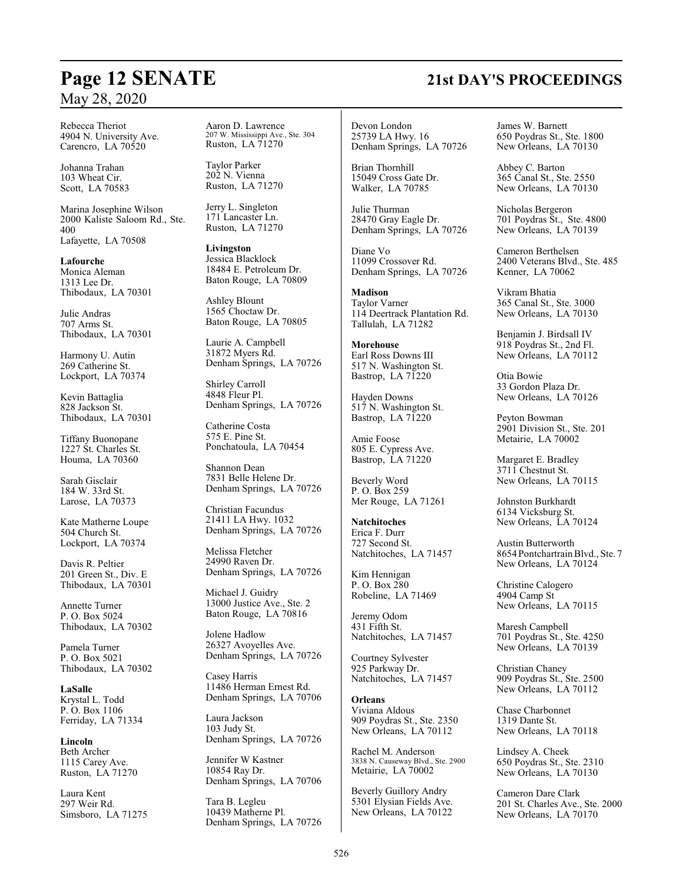Rebecca Theriot
4904 N. University Ave.
Carencro, LA 70520

Johanna Trahan
103 Wheat Cir.
Scott, LA 70583

Marina Josephine Wilson
2000 Kaliste Saloom Rd., Ste. 400
Lafayette, LA 70508

**Lafourche**
Monica Aleman
1313 Lee Dr.
Thibodaux, LA 70301

Julie Andras
707 Arms St.
Thibodaux, LA 70301

Harmony U. Autin
269 Catherine St.
Lockport, LA 70374

Kevin Battaglia
828 Jackson St.
Thibodaux, LA 70301

Tiffany Buonopane
1227 St. Charles St.
Houma, LA 70360

Sarah Gisclair
184 W. 33rd St.
Larose, LA 70373

Kate Matherne Loupe
504 Church St.
Lockport, LA 70374

Davis R. Peltier
201 Green St., Div. E
Thibodaux, LA 70301

Annette Turner
P. O. Box 5024
Thibodaux, LA 70302

Pamela Turner
P. O. Box 5021
Thibodaux, LA 70302

**LaSalle**
Krystal L. Todd
P. O. Box 1106
Ferriday, LA 71334

**Lincoln**
Beth Archer
1115 Carey Ave.
Ruston, LA 71270

Laura Kent
297 Weir Rd.
Simsboro, LA 71275

Aaron D. Lawrence
207 W. Mississippi Ave., Ste. 304
Ruston, LA 71270

Taylor Parker
202 N. Vienna
Ruston, LA 71270

Jerry L. Singleton
171 Lancaster Ln.
Ruston, LA 71270

**Livingston**
Jessica Blacklock
18484 E. Petroleum Dr.
Baton Rouge, LA 70809

Ashley Blount
1565 Choctaw Dr.
Baton Rouge, LA 70805

Laurie A. Campbell
31872 Myers Rd.
Denham Springs, LA 70726

Shirley Carroll
4848 Fleur Pl.
Denham Springs, LA 70726

Catherine Costa
575 E. Pine St.
Ponchatoula, LA 70454

Shannon Dean
7831 Belle Helene Dr.
Denham Springs, LA 70726

Christian Facundus
21411 LA Hwy. 1032
Denham Springs, LA 70726

Melissa Fletcher
24990 Raven Dr.
Denham Springs, LA 70726

Michael J. Guidry
13000 Justice Ave., Ste. 2
Baton Rouge, LA 70816

Jolene Hadlow
26327 Avoyelles Ave.
Denham Springs, LA 70726

Casey Harris
11486 Herman Ernest Rd.
Denham Springs, LA 70706

Laura Jackson
103 Judy St.
Denham Springs, LA 70726

Jennifer W Kastner
10854 Ray Dr.
Denham Springs, LA 70706

Tara B. Legleu
10439 Matherne Pl.
Denham Springs, LA 70726

Devon London
25739 LA Hwy. 16
Denham Springs, LA 70726

Brian Thornhill
15049 Cross Gate Dr.
Walker, LA 70785

Julie Thurman
28470 Gray Eagle Dr.
Denham Springs, LA 70726

Diane Vo
11099 Crossover Rd.
Denham Springs, LA 70726

**Madison**
Taylor Varner
114 Deertrack Plantation Rd.
Tallulah, LA 71282

**Morehouse**
Earl Ross Downs III
517 N. Washington St.
Bastrop, LA 71220

Hayden Downs
517 N. Washington St.
Bastrop, LA 71220

Amie Foose
805 E. Cypress Ave.
Bastrop, LA 71220

Beverly Word
P. O. Box 259
Mer Rouge, LA 71261

**Natchitoches**
Erica F. Durr
727 Second St.
Natchitoches, LA 71457

Kim Hennigan
P. O. Box 280
Robeline, LA 71469

Jeremy Odom
431 Fifth St.
Natchitoches, LA 71457

Courtney Sylvester
925 Parkway Dr.
Natchitoches, LA 71457

**Orleans**
Viviana Aldous
909 Poydras St., Ste. 2350
New Orleans, LA 70112

Rachel M. Anderson
3838 N. Causeway Blvd., Ste. 2900
Metairie, LA 70002

Beverly Guillory Andry
5301 Elysian Fields Ave.
New Orleans, LA 70122

James W. Barnett
650 Poydras St., Ste. 1800
New Orleans, LA 70130

Abbey C. Barton
365 Canal St., Ste. 2550
New Orleans, LA 70130

Nicholas Bergeron
701 Poydras St., Ste. 4800
New Orleans, LA 70139

Cameron Berthelsen
2400 Veterans Blvd., Ste. 485
Kenner, LA 70062

Vikram Bhatia
365 Canal St., Ste. 3000
New Orleans, LA 70130

Benjamin J. Birdsall IV
918 Poydras St., 2nd Fl.
New Orleans, LA 70112

Otia Bowie
33 Gordon Plaza Dr.
New Orleans, LA 70126

Peyton Bowman
2901 Division St., Ste. 201
Metairie, LA 70002

Margaret E. Bradley
3711 Chestnut St.
New Orleans, LA 70115

Johnston Burkhardt
6134 Vicksburg St.
New Orleans, LA 70124

Austin Butterworth
8654 Pontchartrain Blvd., Ste. 7
New Orleans, LA 70124

Christine Calogero
4904 Camp St
New Orleans, LA 70115

Maresh Campbell
701 Poydras St., Ste. 4250
New Orleans, LA 70139

Christian Chaney
909 Poydras St., Ste. 2500
New Orleans, LA 70112

Chase Charbonnet
1319 Dante St.
New Orleans, LA 70118

Lindsey A. Cheek
650 Poydras St., Ste. 2310
New Orleans, LA 70130

Cameron Dare Clark
201 St. Charles Ave., Ste. 2000
New Orleans, LA 70170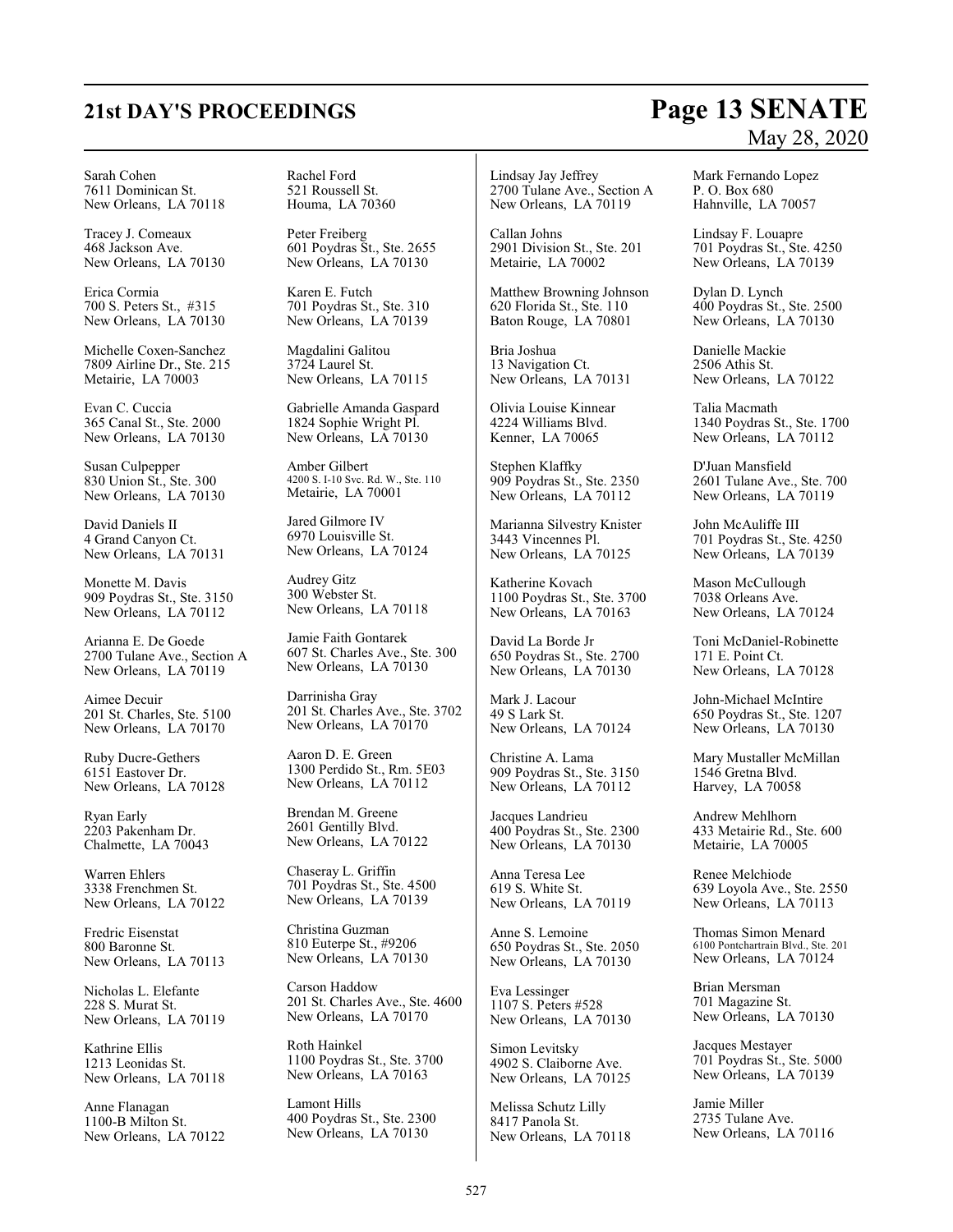Sarah Cohen
7611 Dominican St.
New Orleans, LA 70118

Tracey J. Comeaux
468 Jackson Ave.
New Orleans, LA 70130

Erica Cormia
700 S. Peters St., #315
New Orleans, LA 70130

Michelle Coxen-Sanchez
7809 Airline Dr., Ste. 215
Metairie, LA 70003

Evan C. Cuccia
365 Canal St., Ste. 2000
New Orleans, LA 70130

Susan Culpepper
830 Union St., Ste. 300
New Orleans, LA 70130

David Daniels II
4 Grand Canyon Ct.
New Orleans, LA 70131

Monette M. Davis
909 Poydras St., Ste. 3150
New Orleans, LA 70112

Arianna E. De Goede
2700 Tulane Ave., Section A
New Orleans, LA 70119

Aimee Decuir
201 St. Charles, Ste. 5100
New Orleans, LA 70170

Ruby Ducre-Gethers
6151 Eastover Dr.
New Orleans, LA 70128

Ryan Early
2203 Pakenham Dr.
Chalmette, LA 70043

Warren Ehlers
3338 Frenchmen St.
New Orleans, LA 70122

Fredric Eisenstat
800 Baronne St.
New Orleans, LA 70113

Nicholas L. Elefante
228 S. Murat St.
New Orleans, LA 70119

Kathrine Ellis
1213 Leonidas St.
New Orleans, LA 70118

Anne Flanagan
1100-B Milton St.
New Orleans, LA 70122

Rachel Ford
521 Roussell St.
Houma, LA 70360

Peter Freiberg
601 Poydras St., Ste. 2655
New Orleans, LA 70130

Karen E. Futch
701 Poydras St., Ste. 310
New Orleans, LA 70139

Magdalini Galitou
3724 Laurel St.
New Orleans, LA 70115

Gabrielle Amanda Gaspard
1824 Sophie Wright Pl.
New Orleans, LA 70130

Amber Gilbert
4200 S. I-10 Svc. Rd. W., Ste. 110
Metairie, LA 70001

Jared Gilmore IV
6970 Louisville St.
New Orleans, LA 70124

Audrey Gitz
300 Webster St.
New Orleans, LA 70118

Jamie Faith Gontarek
607 St. Charles Ave., Ste. 300
New Orleans, LA 70130

Darrinisha Gray
201 St. Charles Ave., Ste. 3702
New Orleans, LA 70170

Aaron D. E. Green
1300 Perdido St., Rm. 5E03
New Orleans, LA 70112

Brendan M. Greene
2601 Gentilly Blvd.
New Orleans, LA 70122

Chaseray L. Griffin
701 Poydras St., Ste. 4500
New Orleans, LA 70139

Christina Guzman
810 Euterpe St., #9206
New Orleans, LA 70130

Carson Haddow
201 St. Charles Ave., Ste. 4600
New Orleans, LA 70170

Roth Hainkel
1100 Poydras St., Ste. 3700
New Orleans, LA 70163

Lamont Hills
400 Poydras St., Ste. 2300
New Orleans, LA 70130

Lindsay Jay Jeffrey
2700 Tulane Ave., Section A
New Orleans, LA 70119

Callan Johns
2901 Division St., Ste. 201
Metairie, LA 70002

Matthew Browning Johnson
620 Florida St., Ste. 110
Baton Rouge, LA 70801

Bria Joshua
13 Navigation Ct.
New Orleans, LA 70131

Olivia Louise Kinnear
4224 Williams Blvd.
Kenner, LA 70065

Stephen Klaffky
909 Poydras St., Ste. 2350
New Orleans, LA 70112

Marianna Silvestry Knister
3443 Vincennes Pl.
New Orleans, LA 70125

Katherine Kovach
1100 Poydras St., Ste. 3700
New Orleans, LA 70163

David La Borde Jr
650 Poydras St., Ste. 2700
New Orleans, LA 70130

Mark J. Lacour
49 S Lark St.
New Orleans, LA 70124

Christine A. Lama
909 Poydras St., Ste. 3150
New Orleans, LA 70112

Jacques Landrieu
400 Poydras St., Ste. 2300
New Orleans, LA 70130

Anna Teresa Lee
619 S. White St.
New Orleans, LA 70119

Anne S. Lemoine
650 Poydras St., Ste. 2050
New Orleans, LA 70130

Eva Lessinger
1107 S. Peters #528
New Orleans, LA 70130

Simon Levitsky
4902 S. Claiborne Ave.
New Orleans, LA 70125

Melissa Schutz Lilly
8417 Panola St.
New Orleans, LA 70118

Mark Fernando Lopez
P. O. Box 680
Hahnville, LA 70057

Lindsay F. Louapre
701 Poydras St., Ste. 4250
New Orleans, LA 70139

Dylan D. Lynch
400 Poydras St., Ste. 2500
New Orleans, LA 70130

Danielle Mackie
2506 Athis St.
New Orleans, LA 70122

Talia Macmath
1340 Poydras St., Ste. 1700
New Orleans, LA 70112

D'Juan Mansfield
2601 Tulane Ave., Ste. 700
New Orleans, LA 70119

John McAuliffe III
701 Poydras St., Ste. 4250
New Orleans, LA 70139

Mason McCullough
7038 Orleans Ave.
New Orleans, LA 70124

Toni McDaniel-Robinette
171 E. Point Ct.
New Orleans, LA 70128

John-Michael McIntire
650 Poydras St., Ste. 1207
New Orleans, LA 70130

Mary Mustaller McMillan
1546 Gretna Blvd.
Harvey, LA 70058

Andrew Mehlhorn
433 Metairie Rd., Ste. 600
Metairie, LA 70005

Renee Melchiode
639 Loyola Ave., Ste. 2550
New Orleans, LA 70113

Thomas Simon Menard
6100 Pontchartrain Blvd., Ste. 201
New Orleans, LA 70124

Brian Mersman
701 Magazine St.
New Orleans, LA 70130

Jacques Mestayer
701 Poydras St., Ste. 5000
New Orleans, LA 70139

Jamie Miller
2735 Tulane Ave.
New Orleans, LA 70116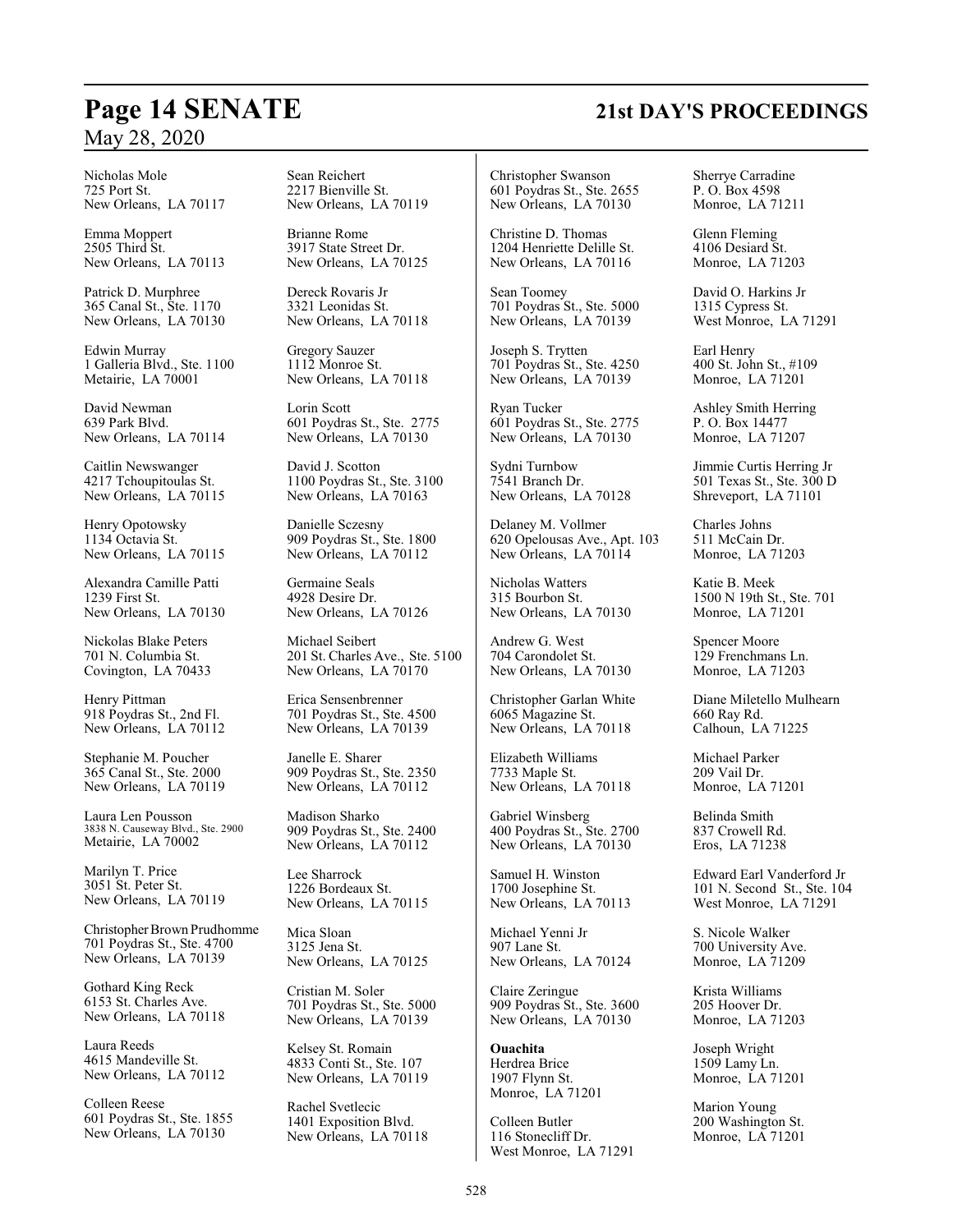Nicholas Mole
725 Port St.
New Orleans, LA 70117

Emma Moppert
2505 Third St.
New Orleans, LA 70113

Patrick D. Murphree
365 Canal St., Ste. 1170
New Orleans, LA 70130

Edwin Murray
1 Galleria Blvd., Ste. 1100
Metairie, LA 70001

David Newman
639 Park Blvd.
New Orleans, LA 70114

Caitlin Newswanger
4217 Tchoupitoulas St.
New Orleans, LA 70115

Henry Opotowsky
1134 Octavia St.
New Orleans, LA 70115

Alexandra Camille Patti
1239 First St.
New Orleans, LA 70130

Nickolas Blake Peters
701 N. Columbia St.
Covington, LA 70433

Henry Pittman
918 Poydras St., 2nd Fl.
New Orleans, LA 70112

Stephanie M. Poucher
365 Canal St., Ste. 2000
New Orleans, LA 70119

Laura Len Pousson
3838 N. Causeway Blvd., Ste. 2900
Metairie, LA 70002

Marilyn T. Price
3051 St. Peter St.
New Orleans, LA 70119

Christopher Brown Prudhomme
701 Poydras St., Ste. 4700
New Orleans, LA 70139

Gothard King Reck
6153 St. Charles Ave.
New Orleans, LA 70118

Laura Reeds
4615 Mandeville St.
New Orleans, LA 70112

Colleen Reese
601 Poydras St., Ste. 1855
New Orleans, LA 70130

Sean Reichert
2217 Bienville St.
New Orleans, LA 70119

Brianne Rome
3917 State Street Dr.
New Orleans, LA 70125

Dereck Rovaris Jr
3321 Leonidas St.
New Orleans, LA 70118

Gregory Sauzer
1112 Monroe St.
New Orleans, LA 70118

Lorin Scott
601 Poydras St., Ste. 2775
New Orleans, LA 70130

David J. Scotton
1100 Poydras St., Ste. 3100
New Orleans, LA 70163

Danielle Sczesny
909 Poydras St., Ste. 1800
New Orleans, LA 70112

Germaine Seals
4928 Desire Dr.
New Orleans, LA 70126

Michael Seibert
201 St. Charles Ave., Ste. 5100
New Orleans, LA 70170

Erica Sensenbrenner
701 Poydras St., Ste. 4500
New Orleans, LA 70139

Janelle E. Sharer
909 Poydras St., Ste. 2350
New Orleans, LA 70112

Madison Sharko
909 Poydras St., Ste. 2400
New Orleans, LA 70112

Lee Sharrock
1226 Bordeaux St.
New Orleans, LA 70115

Mica Sloan
3125 Jena St.
New Orleans, LA 70125

Cristian M. Soler
701 Poydras St., Ste. 5000
New Orleans, LA 70139

Kelsey St. Romain
4833 Conti St., Ste. 107
New Orleans, LA 70119

Rachel Svetlecic
1401 Exposition Blvd.
New Orleans, LA 70118

Christopher Swanson
601 Poydras St., Ste. 2655
New Orleans, LA 70130

Christine D. Thomas
1204 Henriette Delille St.
New Orleans, LA 70116

Sean Toomey
701 Poydras St., Ste. 5000
New Orleans, LA 70139

Joseph S. Trytten
701 Poydras St., Ste. 4250
New Orleans, LA 70139

Ryan Tucker
601 Poydras St., Ste. 2775
New Orleans, LA 70130

Sydni Turnbow
7541 Branch Dr.
New Orleans, LA 70128

Delaney M. Vollmer
620 Opelousas Ave., Apt. 103
New Orleans, LA 70114

Nicholas Watters
315 Bourbon St.
New Orleans, LA 70130

Andrew G. West
704 Carondolet St.
New Orleans, LA 70130

Christopher Garlan White
6065 Magazine St.
New Orleans, LA 70118

Elizabeth Williams
7733 Maple St.
New Orleans, LA 70118

Gabriel Winsberg
400 Poydras St., Ste. 2700
New Orleans, LA 70130

Samuel H. Winston
1700 Josephine St.
New Orleans, LA 70113

Michael Yenni Jr
907 Lane St.
New Orleans, LA 70124

Claire Zeringue
909 Poydras St., Ste. 3600
New Orleans, LA 70130

**Ouachita**

Herdrea Brice
1907 Flynn St.
Monroe, LA 71201

Colleen Butler
116 Stonecliff Dr.
West Monroe, LA 71291

Sherrye Carradine
P. O. Box 4598
Monroe, LA 71211

Glenn Fleming
4106 Desiard St.
Monroe, LA 71203

David O. Harkins Jr
1315 Cypress St.
West Monroe, LA 71291

Earl Henry
400 St. John St., #109
Monroe, LA 71201

Ashley Smith Herring
P. O. Box 14477
Monroe, LA 71207

Jimmie Curtis Herring Jr
501 Texas St., Ste. 300 D
Shreveport, LA 71101

Charles Johns
511 McCain Dr.
Monroe, LA 71203

Katie B. Meek
1500 N 19th St., Ste. 701
Monroe, LA 71201

Spencer Moore
129 Frenchmans Ln.
Monroe, LA 71203

Diane Miletello Mulhearn
660 Ray Rd.
Calhoun, LA 71225

Michael Parker
209 Vail Dr.
Monroe, LA 71201

Belinda Smith
837 Crowell Rd.
Eros, LA 71238

Edward Earl Vanderford Jr
101 N. Second St., Ste. 104
West Monroe, LA 71291

S. Nicole Walker
700 University Ave.
Monroe, LA 71209

Krista Williams
205 Hoover Dr.
Monroe, LA 71203

Joseph Wright
1509 Lamy Ln.
Monroe, LA 71201

Marion Young
200 Washington St.
Monroe, LA 71201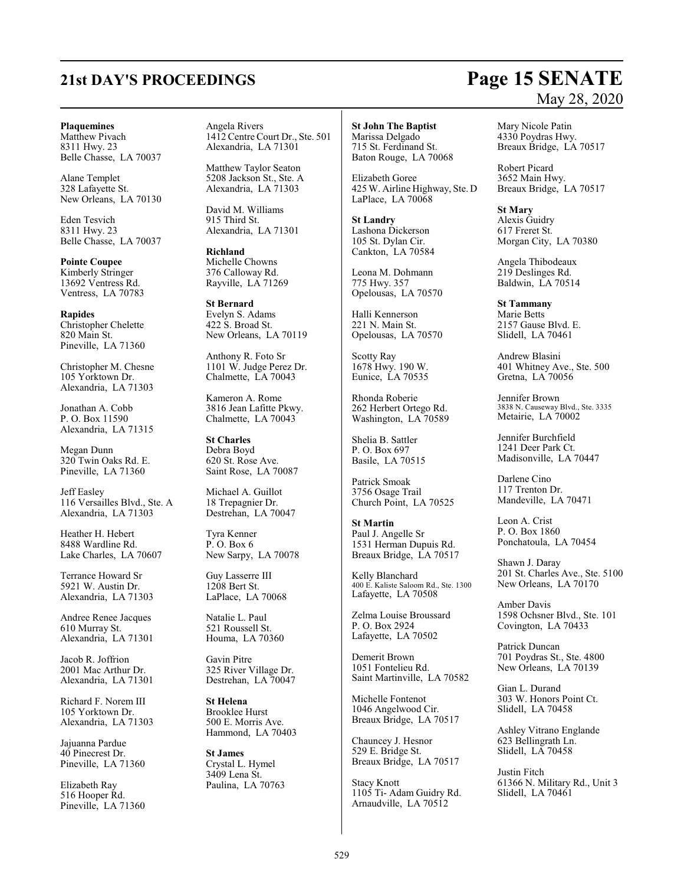**Plaquemines**
Matthew Pivach
8311 Hwy. 23
Belle Chasse, LA 70037

Alane Templet
328 Lafayette St.
New Orleans, LA 70130

Eden Tesvich
8311 Hwy. 23
Belle Chasse, LA 70037

**Pointe Coupee**
Kimberly Stringer
13692 Ventress Rd.
Ventress, LA 70783

**Rapides**
Christopher Chelette
820 Main St.
Pineville, LA 71360

Christopher M. Chesne
105 Yorktown Dr.
Alexandria, LA 71303

Jonathan A. Cobb
P. O. Box 11590
Alexandria, LA 71315

Megan Dunn
320 Twin Oaks Rd. E.
Pineville, LA 71360

Jeff Easley
116 Versailles Blvd., Ste. A
Alexandria, LA 71303

Heather H. Hebert
8488 Wardline Rd.
Lake Charles, LA 70607

Terrance Howard Sr
5921 W. Austin Dr.
Alexandria, LA 71303

Andree Renee Jacques
610 Murray St.
Alexandria, LA 71301

Jacob R. Joffrion
2001 Mac Arthur Dr.
Alexandria, LA 71301

Richard F. Norem III
105 Yorktown Dr.
Alexandria, LA 71303

Jajuanna Pardue
40 Pinecrest Dr.
Pineville, LA 71360

Elizabeth Ray
516 Hooper Rd.
Pineville, LA 71360

Angela Rivers
1412 Centre Court Dr., Ste. 501
Alexandria, LA 71301

Matthew Taylor Seaton
5208 Jackson St., Ste. A
Alexandria, LA 71303

David M. Williams
915 Third St.
Alexandria, LA 71301

**Richland**
Michelle Chowns
376 Calloway Rd.
Rayville, LA 71269

**St Bernard**
Evelyn S. Adams
422 S. Broad St.
New Orleans, LA 70119

Anthony R. Foto Sr
1101 W. Judge Perez Dr.
Chalmette, LA 70043

Kameron A. Rome
3816 Jean Lafitte Pkwy.
Chalmette, LA 70043

**St Charles**
Debra Boyd
620 St. Rose Ave.
Saint Rose, LA 70087

Michael A. Guillot
18 Trepagnier Dr.
Destrehan, LA 70047

Tyra Kenner
P. O. Box 6
New Sarpy, LA 70078

Guy Lasserre III
1208 Bert St.
LaPlace, LA 70068

Natalie L. Paul
521 Roussell St.
Houma, LA 70360

Gavin Pitre
325 River Village Dr.
Destrehan, LA 70047

**St Helena**
Brooklee Hurst
500 E. Morris Ave.
Hammond, LA 70403

**St James**
Crystal L. Hymel
3409 Lena St.
Paulina, LA 70763

**St John The Baptist**
Marissa Delgado
715 St. Ferdinand St.
Baton Rouge, LA 70068

Elizabeth Goree
425 W. Airline Highway, Ste. D
LaPlace, LA 70068

**St Landry**
Lashona Dickerson
105 St. Dylan Cir.
Cankton, LA 70584

Leona M. Dohmann
775 Hwy. 357
Opelousas, LA 70570

Halli Kennerson
221 N. Main St.
Opelousas, LA 70570

Scotty Ray
1678 Hwy. 190 W.
Eunice, LA 70535

Rhonda Roberie
262 Herbert Ortego Rd.
Washington, LA 70589

Shelia B. Sattler
P. O. Box 697
Basile, LA 70515

Patrick Smoak
3756 Osage Trail
Church Point, LA 70525

**St Martin**
Paul J. Angelle Sr
1531 Herman Dupuis Rd.
Breaux Bridge, LA 70517

Kelly Blanchard
400 E. Kaliste Saloom Rd., Ste. 1300
Lafayette, LA 70508

Zelma Louise Broussard
P. O. Box 2924
Lafayette, LA 70502

Demerit Brown
1051 Fontelieu Rd.
Saint Martinville, LA 70582

Michelle Fontenot
1046 Angelwood Cir.
Breaux Bridge, LA 70517

Chauncey J. Hesnor
529 E. Bridge St.
Breaux Bridge, LA 70517

Stacy Knott
1105 Ti- Adam Guidry Rd.
Arnaudville, LA 70512

Mary Nicole Patin
4330 Poydras Hwy.
Breaux Bridge, LA 70517

Robert Picard
3652 Main Hwy.
Breaux Bridge, LA 70517

**St Mary**
Alexis Guidry
617 Freret St.
Morgan City, LA 70380

Angela Thibodeaux
219 Deslinges Rd.
Baldwin, LA 70514

**St Tammany**
Marie Betts
2157 Gause Blvd. E.
Slidell, LA 70461

Andrew Blasini
401 Whitney Ave., Ste. 500
Gretna, LA 70056

Jennifer Brown
3838 N. Causeway Blvd., Ste. 3335
Metairie, LA 70002

Jennifer Burchfield
1241 Deer Park Ct.
Madisonville, LA 70447

Darlene Cino
117 Trenton Dr.
Mandeville, LA 70471

Leon A. Crist
P. O. Box 1860
Ponchatoula, LA 70454

Shawn J. Daray
201 St. Charles Ave., Ste. 5100
New Orleans, LA 70170

Amber Davis
1598 Ochsner Blvd., Ste. 101
Covington, LA 70433

Patrick Duncan
701 Poydras St., Ste. 4800
New Orleans, LA 70139

Gian L. Durand
303 W. Honors Point Ct.
Slidell, LA 70458

Ashley Vitrano Englande
623 Bellingrath Ln.
Slidell, LA 70458

Justin Fitch
61366 N. Military Rd., Unit 3
Slidell, LA 70461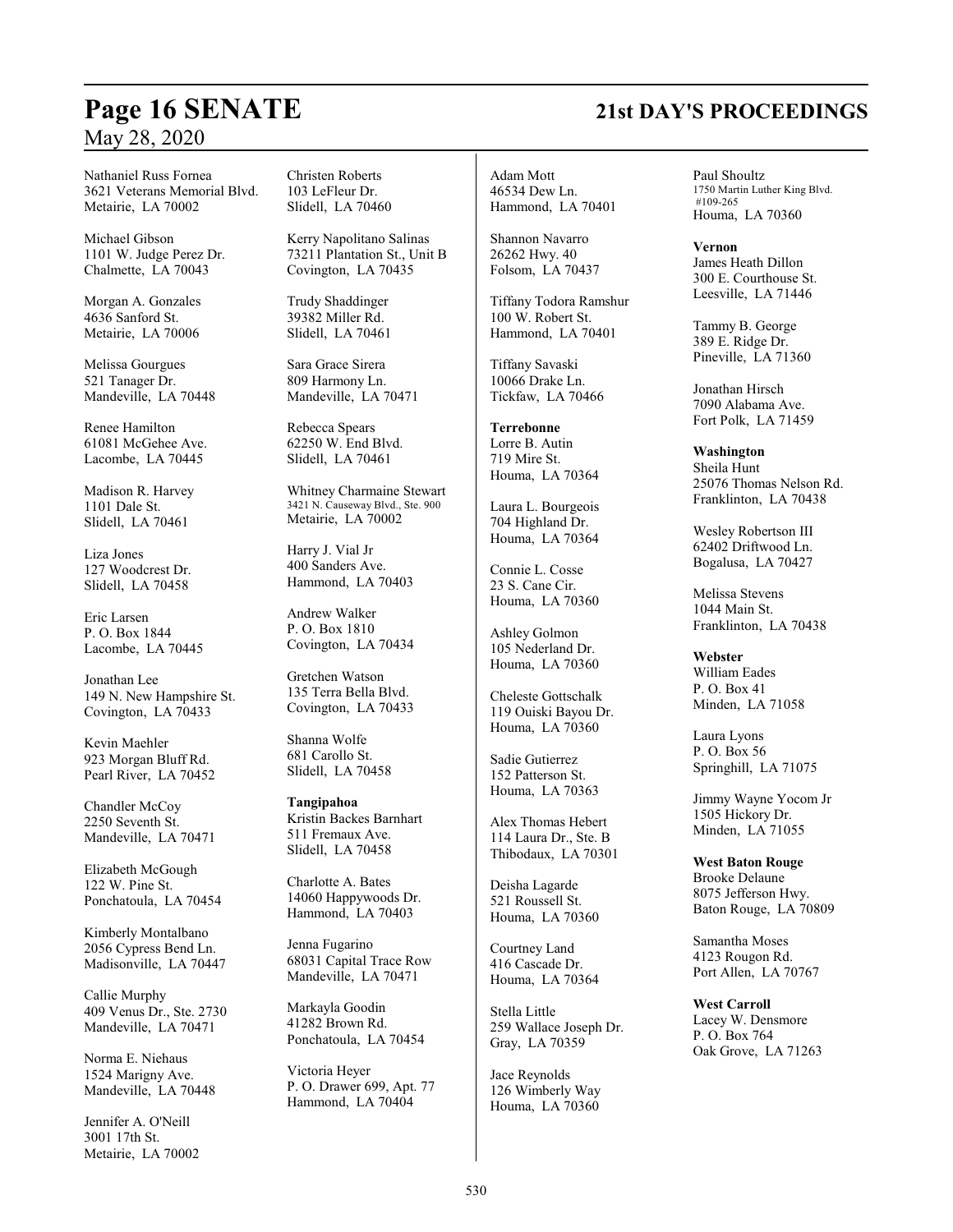Nathaniel Russ Fornea
3621 Veterans Memorial Blvd.
Metairie, LA 70002

Michael Gibson
1101 W. Judge Perez Dr.
Chalmette, LA 70043

Morgan A. Gonzales
4636 Sanford St.
Metairie, LA 70006

Melissa Gourgues
521 Tanager Dr.
Mandeville, LA 70448

Renee Hamilton
61081 McGehee Ave.
Lacombe, LA 70445

Madison R. Harvey
1101 Dale St.
Slidell, LA 70461

Liza Jones
127 Woodcrest Dr.
Slidell, LA 70458

Eric Larsen
P. O. Box 1844
Lacombe, LA 70445

Jonathan Lee
149 N. New Hampshire St.
Covington, LA 70433

Kevin Maehler
923 Morgan Bluff Rd.
Pearl River, LA 70452

Chandler McCoy
2250 Seventh St.
Mandeville, LA 70471

Elizabeth McGough
122 W. Pine St.
Ponchatoula, LA 70454

Kimberly Montalbano
2056 Cypress Bend Ln.
Madisonville, LA 70447

Callie Murphy
409 Venus Dr., Ste. 2730
Mandeville, LA 70471

Norma E. Niehaus
1524 Marigny Ave.
Mandeville, LA 70448

Jennifer A. O'Neill
3001 17th St.
Metairie, LA 70002

Christen Roberts
103 LeFleur Dr.
Slidell, LA 70460

Kerry Napolitano Salinas
73211 Plantation St., Unit B
Covington, LA 70435

Trudy Shaddinger
39382 Miller Rd.
Slidell, LA 70461

Sara Grace Sirera
809 Harmony Ln.
Mandeville, LA 70471

Rebecca Spears
62250 W. End Blvd.
Slidell, LA 70461

Whitney Charmaine Stewart
3421 N. Causeway Blvd., Ste. 900
Metairie, LA 70002

Harry J. Vial Jr
400 Sanders Ave.
Hammond, LA 70403

Andrew Walker
P. O. Box 1810
Covington, LA 70434

Gretchen Watson
135 Terra Bella Blvd.
Covington, LA 70433

Shanna Wolfe
681 Carollo St.
Slidell, LA 70458

**Tangipahoa**
Kristin Backes Barnhart
511 Fremaux Ave.
Slidell, LA 70458

Charlotte A. Bates
14060 Happywoods Dr.
Hammond, LA 70403

Jenna Fugarino
68031 Capital Trace Row
Mandeville, LA 70471

Markayla Goodin
41282 Brown Rd.
Ponchatoula, LA 70454

Victoria Heyer
P. O. Drawer 699, Apt. 77
Hammond, LA 70404

Adam Mott
46534 Dew Ln.
Hammond, LA 70401

Shannon Navarro
26262 Hwy. 40
Folsom, LA 70437

Tiffany Todora Ramshur
100 W. Robert St.
Hammond, LA 70401

Tiffany Savaski
10066 Drake Ln.
Tickfaw, LA 70466

**Terrebonne**
Lorre B. Autin
719 Mire St.
Houma, LA 70364

Laura L. Bourgeois
704 Highland Dr.
Houma, LA 70364

Connie L. Cosse
23 S. Cane Cir.
Houma, LA 70360

Ashley Golmon
105 Nederland Dr.
Houma, LA 70360

Cheleste Gottschalk
119 Ouiski Bayou Dr.
Houma, LA 70360

Sadie Gutierrez
152 Patterson St.
Houma, LA 70363

Alex Thomas Hebert
114 Laura Dr., Ste. B
Thibodaux, LA 70301

Deisha Lagarde
521 Roussell St.
Houma, LA 70360

Courtney Land
416 Cascade Dr.
Houma, LA 70364

Stella Little
259 Wallace Joseph Dr.
Gray, LA 70359

Jace Reynolds
126 Wimberly Way
Houma, LA 70360

Paul Shoultz
1750 Martin Luther King Blvd. #109-265
Houma, LA 70360

**Vernon**
James Heath Dillon
300 E. Courthouse St.
Leesville, LA 71446

Tammy B. George
389 E. Ridge Dr.
Pineville, LA 71360

Jonathan Hirsch
7090 Alabama Ave.
Fort Polk, LA 71459

**Washington**
Sheila Hunt
25076 Thomas Nelson Rd.
Franklinton, LA 70438

Wesley Robertson III
62402 Driftwood Ln.
Bogalusa, LA 70427

Melissa Stevens
1044 Main St.
Franklinton, LA 70438

**Webster**
William Eades
P. O. Box 41
Minden, LA 71058

Laura Lyons
P. O. Box 56
Springhill, LA 71075

Jimmy Wayne Yocom Jr
1505 Hickory Dr.
Minden, LA 71055

**West Baton Rouge**
Brooke Delaune
8075 Jefferson Hwy.
Baton Rouge, LA 70809

Samantha Moses
4123 Rougon Rd.
Port Allen, LA 70767

**West Carroll**
Lacey W. Densmore
P. O. Box 764
Oak Grove, LA 71263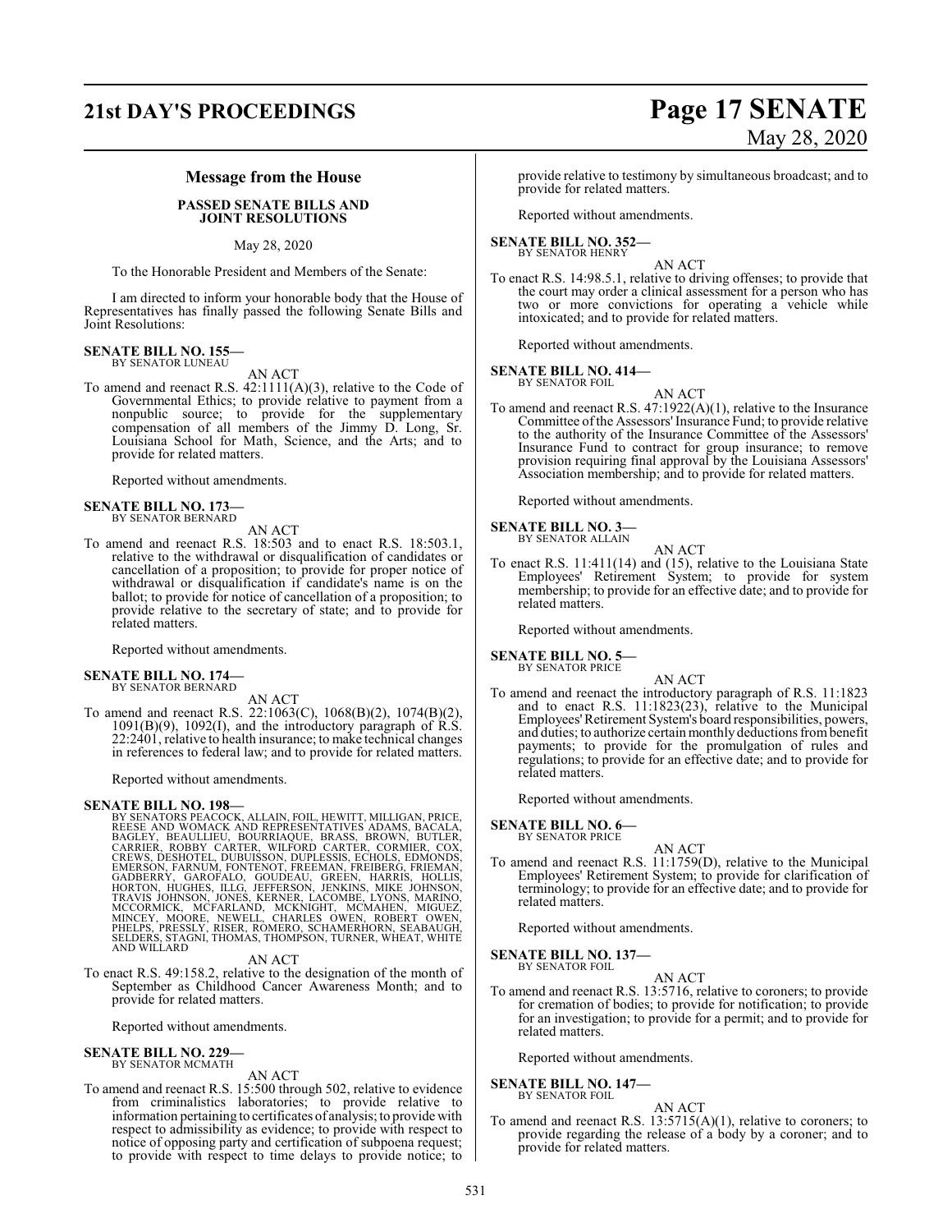## Message from the House

### PASSED SENATE BILLS AND JOINT RESOLUTIONS

May 28, 2020

To the Honorable President and Members of the Senate:

I am directed to inform your honorable body that the House of Representatives has finally passed the following Senate Bills and Joint Resolutions:

**SENATE BILL NO. 155—**
BY SENATOR LUNEAU

AN ACT

To amend and reenact R.S. 42:1111(A)(3), relative to the Code of Governmental Ethics; to provide relative to payment from a nonpublic source; to provide for the supplementary compensation of all members of the Jimmy D. Long, Sr. Louisiana School for Math, Science, and the Arts; and to provide for related matters.

Reported without amendments.

**SENATE BILL NO. 173—**
BY SENATOR BERNARD

AN ACT

To amend and reenact R.S. 18:503 and to enact R.S. 18:503.1, relative to the withdrawal or disqualification of candidates or cancellation of a proposition; to provide for proper notice of withdrawal or disqualification if candidate's name is on the ballot; to provide for notice of cancellation of a proposition; to provide relative to the secretary of state; and to provide for related matters.

Reported without amendments.

**SENATE BILL NO. 174—**
BY SENATOR BERNARD

AN ACT

To amend and reenact R.S. 22:1063(C), 1068(B)(2), 1074(B)(2), 1091(B)(9), 1092(I), and the introductory paragraph of R.S. 22:2401, relative to health insurance; to make technical changes in references to federal law; and to provide for related matters.

Reported without amendments.

**SENATE BILL NO. 198—**
BY SENATORS PEACOCK, ALLAIN, FOIL, HEWITT, MILLIGAN, PRICE, REESE AND WOMACK AND REPRESENTATIVES ADAMS, BACALA, BAGLEY, BEAULLIEU, BOURRIAQUE, BRASS, BROWN, BUTLER, CARRIER, ROBBY CARTER, WILFORD CARTER, CORMIER, COX, CREWS, DESHOTEL, DUBUISSON, DUPLESSIS, ECHOLS, EDMONDS, EMERSON, FARNUM, FONTENOT, FREEMAN, FREIBERG, FRIEMAN, GADBERRY, GAROFALO, GOUDEAU, GREEN, HARRIS, HOLLIS, HORTON, HUGHES, ILLG, JEFFERSON, JENKINS, MIKE JOHNSON, TRAVIS JOHNSON, JONES, KERNER, LACOMBE, LYONS, MARINO, MCCORMICK, MCFARLAND, MCKNIGHT, MCMAHEN, MIGUEZ, MINCEY, MOORE, NEWELL, CHARLES OWEN, ROBERT OWEN, PHELPS, PRESSLY, RISER, ROMERO, SCHAMERHORN, SEABAUGH, SELDERS, STAGNI, THOMAS, THOMPSON, TURNER, WHEAT, WHITE AND WILLARD

AN ACT

To enact R.S. 49:158.2, relative to the designation of the month of September as Childhood Cancer Awareness Month; and to provide for related matters.

Reported without amendments.

**SENATE BILL NO. 229—**
BY SENATOR MCMATH

AN ACT

To amend and reenact R.S. 15:500 through 502, relative to evidence from criminalistics laboratories; to provide relative to information pertaining to certificates of analysis; to provide with respect to admissibility as evidence; to provide with respect to notice of opposing party and certification of subpoena request; to provide with respect to time delays to provide notice; to provide relative to testimony by simultaneous broadcast; and to provide for related matters.

Reported without amendments.

**SENATE BILL NO. 352—**
BY SENATOR HENRY

AN ACT

To enact R.S. 14:98.5.1, relative to driving offenses; to provide that the court may order a clinical assessment for a person who has two or more convictions for operating a vehicle while intoxicated; and to provide for related matters.

Reported without amendments.

**SENATE BILL NO. 414—**
BY SENATOR FOIL

AN ACT

To amend and reenact R.S. 47:1922(A)(1), relative to the Insurance Committee of the Assessors' Insurance Fund; to provide relative to the authority of the Insurance Committee of the Assessors' Insurance Fund to contract for group insurance; to remove provision requiring final approval by the Louisiana Assessors' Association membership; and to provide for related matters.

Reported without amendments.

**SENATE BILL NO. 3—**
BY SENATOR ALLAIN

AN ACT

To enact R.S. 11:411(14) and (15), relative to the Louisiana State Employees' Retirement System; to provide for system membership; to provide for an effective date; and to provide for related matters.

Reported without amendments.

**SENATE BILL NO. 5—**
BY SENATOR PRICE

AN ACT

To amend and reenact the introductory paragraph of R.S. 11:1823 and to enact R.S. 11:1823(23), relative to the Municipal Employees' Retirement System's board responsibilities, powers, and duties; to authorize certain monthly deductions from benefit payments; to provide for the promulgation of rules and regulations; to provide for an effective date; and to provide for related matters.

Reported without amendments.

**SENATE BILL NO. 6—**
BY SENATOR PRICE

AN ACT

To amend and reenact R.S. 11:1759(D), relative to the Municipal Employees' Retirement System; to provide for clarification of terminology; to provide for an effective date; and to provide for related matters.

Reported without amendments.

**SENATE BILL NO. 137—**
BY SENATOR FOIL

AN ACT

To amend and reenact R.S. 13:5716, relative to coroners; to provide for cremation of bodies; to provide for notification; to provide for an investigation; to provide for a permit; and to provide for related matters.

Reported without amendments.

**SENATE BILL NO. 147—**
BY SENATOR FOIL

AN ACT

To amend and reenact R.S. 13:5715(A)(1), relative to coroners; to provide regarding the release of a body by a coroner; and to provide for related matters.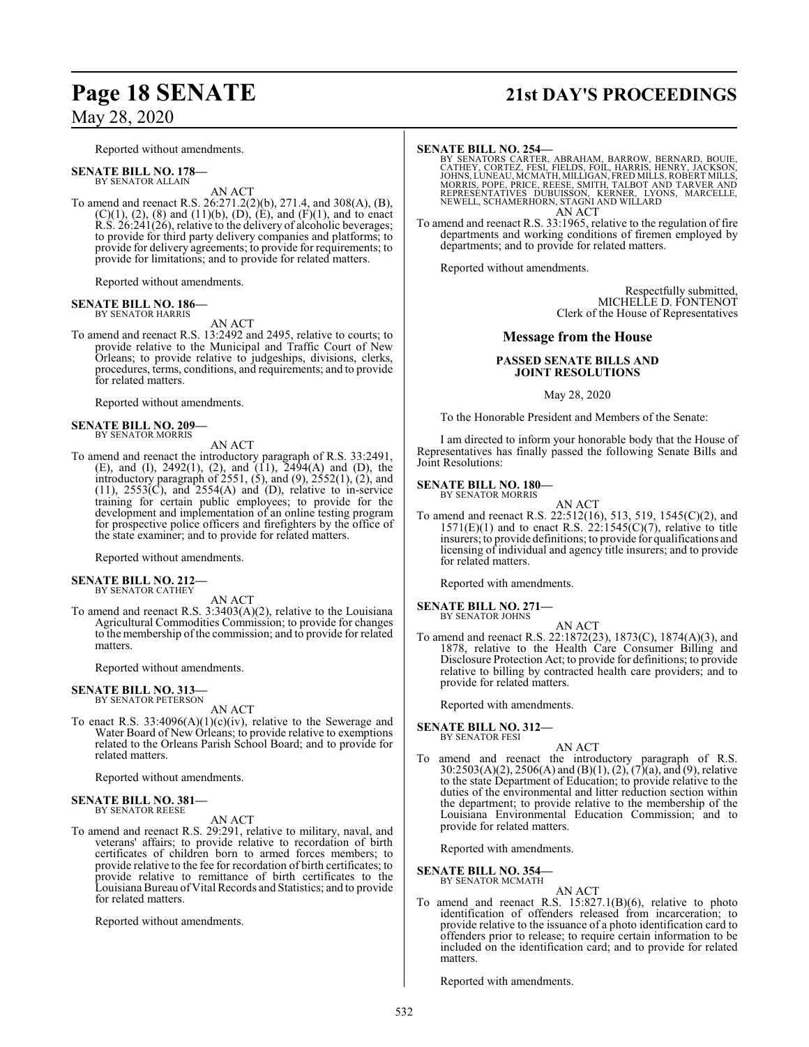Reported without amendments.

**SENATE BILL NO. 178—**
BY SENATOR ALLAIN

AN ACT

To amend and reenact R.S. 26:271.2(2)(b), 271.4, and 308(A), (B), (C)(1), (2), (8) and (11)(b), (D), (E), and (F)(1), and to enact R.S. 26:241(26), relative to the delivery of alcoholic beverages; to provide for third party delivery companies and platforms; to provide for delivery agreements; to provide for requirements; to provide for limitations; and to provide for related matters.

Reported without amendments.

**SENATE BILL NO. 186—**
BY SENATOR HARRIS

AN ACT

To amend and reenact R.S. 13:2492 and 2495, relative to courts; to provide relative to the Municipal and Traffic Court of New Orleans; to provide relative to judgeships, divisions, clerks, procedures, terms, conditions, and requirements; and to provide for related matters.

Reported without amendments.

**SENATE BILL NO. 209—**
BY SENATOR MORRIS

AN ACT

To amend and reenact the introductory paragraph of R.S. 33:2491, (E), and (I), 2492(1), (2), and (11), 2494(A) and (D), the introductory paragraph of 2551, (5), and (9), 2552(1), (2), and (11), 2553(C), and 2554(A) and (D), relative to in-service training for certain public employees; to provide for the development and implementation of an online testing program for prospective police officers and firefighters by the office of the state examiner; and to provide for related matters.

Reported without amendments.

**SENATE BILL NO. 212—**
BY SENATOR CATHEY

AN ACT

To amend and reenact R.S. 3:3403(A)(2), relative to the Louisiana Agricultural Commodities Commission; to provide for changes to the membership of the commission; and to provide for related matters.

Reported without amendments.

**SENATE BILL NO. 313—**
BY SENATOR PETERSON

AN ACT

To enact R.S. 33:4096(A)(1)(c)(iv), relative to the Sewerage and Water Board of New Orleans; to provide relative to exemptions related to the Orleans Parish School Board; and to provide for related matters.

Reported without amendments.

**SENATE BILL NO. 381—**
BY SENATOR REESE

AN ACT

To amend and reenact R.S. 29:291, relative to military, naval, and veterans' affairs; to provide relative to recordation of birth certificates of children born to armed forces members; to provide relative to the fee for recordation of birth certificates; to provide relative to remittance of birth certificates to the Louisiana Bureau of Vital Records and Statistics; and to provide for related matters.

Reported without amendments.

**SENATE BILL NO. 254—**
BY SENATORS CARTER, ABRAHAM, BARROW, BERNARD, BOUIE, CATHEY, CORTEZ, FESI, FIELDS, FOIL, HARRIS, HENRY, JACKSON, JOHNS, LUNEAU, MCMATH, MILLIGAN, FRED MILLS, ROBERT MILLS, MORRIS, POPE, PRICE, REESE, SMITH, TALBOT AND TARVER AND REPRESENTATIVES DUBUISSON, KERNER, LYONS, MARCELLE, NEWELL, SCHAMERHORN, STAGNI AND WILLARD

AN ACT

To amend and reenact R.S. 33:1965, relative to the regulation of fire departments and working conditions of firemen employed by departments; and to provide for related matters.

Reported without amendments.

Respectfully submitted,
MICHELLE D. FONTENOT
Clerk of the House of Representatives

## Message from the House

### PASSED SENATE BILLS AND JOINT RESOLUTIONS

May 28, 2020

To the Honorable President and Members of the Senate:

I am directed to inform your honorable body that the House of Representatives has finally passed the following Senate Bills and Joint Resolutions:

**SENATE BILL NO. 180—**
BY SENATOR MORRIS

AN ACT

To amend and reenact R.S. 22:512(16), 513, 519, 1545(C)(2), and 1571(E)(1) and to enact R.S. 22:1545(C)(7), relative to title insurers; to provide definitions; to provide for qualifications and licensing of individual and agency title insurers; and to provide for related matters.

Reported with amendments.

**SENATE BILL NO. 271—**
BY SENATOR JOHNS

AN ACT

To amend and reenact R.S. 22:1872(23), 1873(C), 1874(A)(3), and 1878, relative to the Health Care Consumer Billing and Disclosure Protection Act; to provide for definitions; to provide relative to billing by contracted health care providers; and to provide for related matters.

Reported with amendments.

**SENATE BILL NO. 312—**
BY SENATOR FESI

AN ACT

To amend and reenact the introductory paragraph of R.S. 30:2503(A)(2), 2506(A) and (B)(1), (2), (7)(a), and (9), relative to the state Department of Education; to provide relative to the duties of the environmental and litter reduction section within the department; to provide relative to the membership of the Louisiana Environmental Education Commission; and to provide for related matters.

Reported with amendments.

**SENATE BILL NO. 354—**
BY SENATOR MCMATH

AN ACT

To amend and reenact R.S. 15:827.1(B)(6), relative to photo identification of offenders released from incarceration; to provide relative to the issuance of a photo identification card to offenders prior to release; to require certain information to be included on the identification card; and to provide for related matters.

Reported with amendments.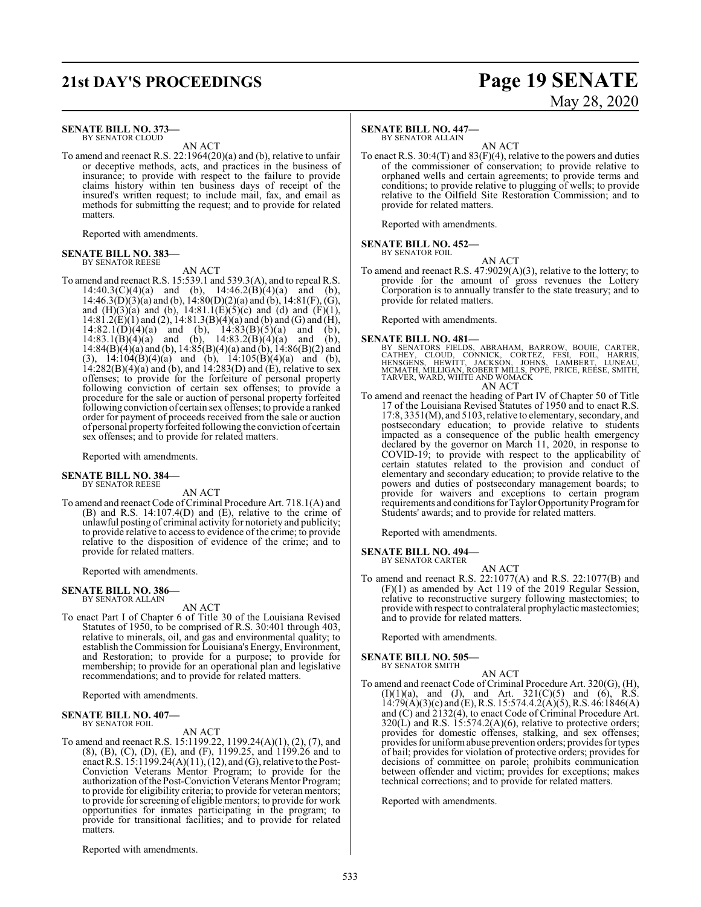**SENATE BILL NO. 373—**
BY SENATOR CLOUD

AN ACT

To amend and reenact R.S. 22:1964(20)(a) and (b), relative to unfair or deceptive methods, acts, and practices in the business of insurance; to provide with respect to the failure to provide claims history within ten business days of receipt of the insured's written request; to include mail, fax, and email as methods for submitting the request; and to provide for related matters.

Reported with amendments.

**SENATE BILL NO. 383—**
BY SENATOR REESE

AN ACT

To amend and reenact R.S. 15:539.1 and 539.3(A), and to repeal R.S. 14:40.3(C)(4)(a) and (b), 14:46.2(B)(4)(a) and (b), 14:46.3(D)(3)(a) and (b), 14:80(D)(2)(a) and (b), 14:81(F), (G), and (H)(3)(a) and (b), 14:81.1(E)(5)(c) and (d) and (F)(1), 14:81.2(E)(1) and (2), 14:81.3(B)(4)(a) and (b) and (G) and (H), 14:82.1(D)(4)(a) and (b), 14:83(B)(5)(a) and (b), 14:83.1(B)(4)(a) and (b), 14:83.2(B)(4)(a) and (b), 14:84(B)(4)(a) and (b), 14:85(B)(4)(a) and (b), 14:86(B)(2) and (3), 14:104(B)(4)(a) and (b), 14:105(B)(4)(a) and (b), 14:282(B)(4)(a) and (b), and 14:283(D) and (E), relative to sex offenses; to provide for the forfeiture of personal property following conviction of certain sex offenses; to provide a procedure for the sale or auction of personal property forfeited following conviction of certain sex offenses; to provide a ranked order for payment of proceeds received from the sale or auction of personal property forfeited following the conviction of certain sex offenses; and to provide for related matters.

Reported with amendments.

**SENATE BILL NO. 384—**
BY SENATOR REESE

AN ACT

To amend and reenact Code of Criminal Procedure Art. 718.1(A) and (B) and R.S. 14:107.4(D) and (E), relative to the crime of unlawful posting of criminal activity for notoriety and publicity; to provide relative to access to evidence of the crime; to provide relative to the disposition of evidence of the crime; and to provide for related matters.

Reported with amendments.

**SENATE BILL NO. 386—**
BY SENATOR ALLAIN

AN ACT

To enact Part I of Chapter 6 of Title 30 of the Louisiana Revised Statutes of 1950, to be comprised of R.S. 30:401 through 403, relative to minerals, oil, and gas and environmental quality; to establish the Commission for Louisiana's Energy, Environment, and Restoration; to provide for a purpose; to provide for membership; to provide for an operational plan and legislative recommendations; and to provide for related matters.

Reported with amendments.

**SENATE BILL NO. 407—**
BY SENATOR FOIL

AN ACT

To amend and reenact R.S. 15:1199.22, 1199.24(A)(1), (2), (7), and (8), (B), (C), (D), (E), and (F), 1199.25, and 1199.26 and to enact R.S. 15:1199.24(A)(11), (12), and (G), relative to the Post-Conviction Veterans Mentor Program; to provide for the authorization of the Post-Conviction Veterans Mentor Program; to provide for eligibility criteria; to provide for veteran mentors; to provide for screening of eligible mentors; to provide for work opportunities for inmates participating in the program; to provide for transitional facilities; and to provide for related matters.

Reported with amendments.

**SENATE BILL NO. 447—**
BY SENATOR ALLAIN

AN ACT

To enact R.S. 30:4(T) and 83(F)(4), relative to the powers and duties of the commissioner of conservation; to provide relative to orphaned wells and certain agreements; to provide terms and conditions; to provide relative to plugging of wells; to provide relative to the Oilfield Site Restoration Commission; and to provide for related matters.

Reported with amendments.

**SENATE BILL NO. 452—**
BY SENATOR FOIL

AN ACT

To amend and reenact R.S. 47:9029(A)(3), relative to the lottery; to provide for the amount of gross revenues the Lottery Corporation is to annually transfer to the state treasury; and to provide for related matters.

Reported with amendments.

**SENATE BILL NO. 481—**
BY SENATORS FIELDS, ABRAHAM, BARROW, BOUIE, CARTER, CATHEY, CLOUD, CONNICK, CORTEZ, FESI, FOIL, HARRIS, HENSGENS, HEWITT, JACKSON, JOHNS, LAMBERT, LUNEAU, MCMATH, MILLIGAN, ROBERT MILLS, POPE, PRICE, REESE, SMITH, TARVER, WARD, WHITE AND WOMACK

AN ACT

To amend and reenact the heading of Part IV of Chapter 50 of Title 17 of the Louisiana Revised Statutes of 1950 and to enact R.S. 17:8, 3351(M), and 5103, relative to elementary, secondary, and postsecondary education; to provide relative to students impacted as a consequence of the public health emergency declared by the governor on March 11, 2020, in response to COVID-19; to provide with respect to the applicability of certain statutes related to the provision and conduct of elementary and secondary education; to provide relative to the powers and duties of postsecondary management boards; to provide for waivers and exceptions to certain program requirements and conditions for Taylor Opportunity Program for Students' awards; and to provide for related matters.

Reported with amendments.

**SENATE BILL NO. 494—**
BY SENATOR CARTER

AN ACT

To amend and reenact R.S. 22:1077(A) and R.S. 22:1077(B) and (F)(1) as amended by Act 119 of the 2019 Regular Session, relative to reconstructive surgery following mastectomies; to provide with respect to contralateral prophylactic mastectomies; and to provide for related matters.

Reported with amendments.

**SENATE BILL NO. 505—**
BY SENATOR SMITH

AN ACT

To amend and reenact Code of Criminal Procedure Art. 320(G), (H), (I)(1)(a), and (J), and Art. 321(C)(5) and (6), R.S. 14:79(A)(3)(c) and (E), R.S. 15:574.4.2(A)(5), R.S. 46:1846(A) and (C) and 2132(4), to enact Code of Criminal Procedure Art. 320(L) and R.S. 15:574.2(A)(6), relative to protective orders; provides for domestic offenses, stalking, and sex offenses; provides for uniform abuse prevention orders; provides for types of bail; provides for violation of protective orders; provides for decisions of committee on parole; prohibits communication between offender and victim; provides for exceptions; makes technical corrections; and to provide for related matters.

Reported with amendments.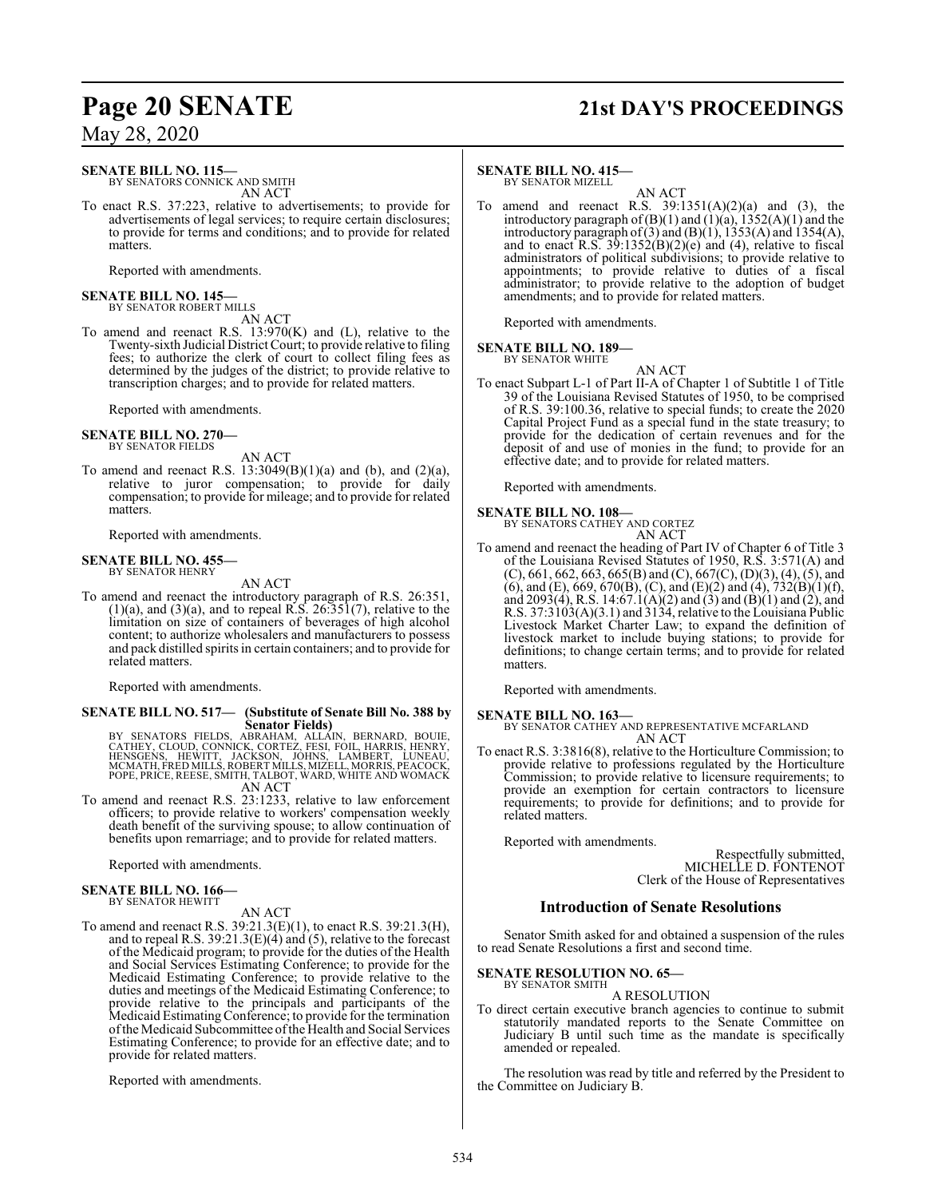**SENATE BILL NO. 115—**
BY SENATORS CONNICK AND SMITH

AN ACT

To enact R.S. 37:223, relative to advertisements; to provide for advertisements of legal services; to require certain disclosures; to provide for terms and conditions; and to provide for related matters.

Reported with amendments.

**SENATE BILL NO. 145—**
BY SENATOR ROBERT MILLS

AN ACT

To amend and reenact R.S. 13:970(K) and (L), relative to the Twenty-sixth Judicial District Court; to provide relative to filing fees; to authorize the clerk of court to collect filing fees as determined by the judges of the district; to provide relative to transcription charges; and to provide for related matters.

Reported with amendments.

**SENATE BILL NO. 270—**
BY SENATOR FIELDS

AN ACT

To amend and reenact R.S. 13:3049(B)(1)(a) and (b), and (2)(a), relative to juror compensation; to provide for daily compensation; to provide for mileage; and to provide for related matters.

Reported with amendments.

**SENATE BILL NO. 455—**
BY SENATOR HENRY

AN ACT

To amend and reenact the introductory paragraph of R.S. 26:351, (1)(a), and (3)(a), and to repeal R.S. 26:351(7), relative to the limitation on size of containers of beverages of high alcohol content; to authorize wholesalers and manufacturers to possess and pack distilled spirits in certain containers; and to provide for related matters.

Reported with amendments.

**SENATE BILL NO. 517— (Substitute of Senate Bill No. 388 by Senator Fields)**
BY SENATORS FIELDS, ABRAHAM, ALLAIN, BERNARD, BOUIE, CATHEY, CLOUD, CONNICK, CORTEZ, FESI, FOIL, HARRIS, HENRY, HENSGENS, HEWITT, JACKSON, JOHNS, LAMBERT, LUNEAU, MCMATH, FRED MILLS, ROBERT MILLS, MIZELL, MORRIS, PEACOCK, POPE, PRICE, REESE, SMITH, TALBOT, WARD, WHITE AND WOMACK

AN ACT

To amend and reenact R.S. 23:1233, relative to law enforcement officers; to provide relative to workers' compensation weekly death benefit of the surviving spouse; to allow continuation of benefits upon remarriage; and to provide for related matters.

Reported with amendments.

**SENATE BILL NO. 166—**
BY SENATOR HEWITT

AN ACT

To amend and reenact R.S. 39:21.3(E)(1), to enact R.S. 39:21.3(H), and to repeal R.S. 39:21.3(E)(4) and (5), relative to the forecast of the Medicaid program; to provide for the duties of the Health and Social Services Estimating Conference; to provide for the Medicaid Estimating Conference; to provide relative to the duties and meetings of the Medicaid Estimating Conference; to provide relative to the principals and participants of the Medicaid Estimating Conference; to provide for the termination of the Medicaid Subcommittee of the Health and Social Services Estimating Conference; to provide for an effective date; and to provide for related matters.

Reported with amendments.

**SENATE BILL NO. 415—**
BY SENATOR MIZELL

AN ACT

To amend and reenact R.S. 39:1351(A)(2)(a) and (3), the introductory paragraph of (B)(1) and (1)(a), 1352(A)(1) and the introductory paragraph of (3) and (B)(1), 1353(A) and 1354(A), and to enact R.S. 39:1352(B)(2)(e) and (4), relative to fiscal administrators of political subdivisions; to provide relative to appointments; to provide relative to duties of a fiscal administrator; to provide relative to the adoption of budget amendments; and to provide for related matters.

Reported with amendments.

**SENATE BILL NO. 189—**
BY SENATOR WHITE

AN ACT

To enact Subpart L-1 of Part II-A of Chapter 1 of Subtitle 1 of Title 39 of the Louisiana Revised Statutes of 1950, to be comprised of R.S. 39:100.36, relative to special funds; to create the 2020 Capital Project Fund as a special fund in the state treasury; to provide for the dedication of certain revenues and for the deposit of and use of monies in the fund; to provide for an effective date; and to provide for related matters.

Reported with amendments.

**SENATE BILL NO. 108—**
BY SENATORS CATHEY AND CORTEZ

AN ACT

To amend and reenact the heading of Part IV of Chapter 6 of Title 3 of the Louisiana Revised Statutes of 1950, R.S. 3:571(A) and (C), 661, 662, 663, 665(B) and (C), 667(C), (D)(3), (4), (5), and (6), and (E), 669, 670(B), (C), and (E)(2) and (4), 732(B)(1)(f), and 2093(4), R.S. 14:67.1(A)(2) and (3) and (B)(1) and (2), and R.S. 37:3103(A)(3.1) and 3134, relative to the Louisiana Public Livestock Market Charter Law; to expand the definition of livestock market to include buying stations; to provide for definitions; to change certain terms; and to provide for related matters.

Reported with amendments.

**SENATE BILL NO. 163—**
BY SENATOR CATHEY AND REPRESENTATIVE MCFARLAND

AN ACT

To enact R.S. 3:3816(8), relative to the Horticulture Commission; to provide relative to professions regulated by the Horticulture Commission; to provide relative to licensure requirements; to provide an exemption for certain contractors to licensure requirements; to provide for definitions; and to provide for related matters.

Reported with amendments.

Respectfully submitted,
MICHELLE D. FONTENOT
Clerk of the House of Representatives

## Introduction of Senate Resolutions

Senator Smith asked for and obtained a suspension of the rules to read Senate Resolutions a first and second time.

**SENATE RESOLUTION NO. 65—**
BY SENATOR SMITH

A RESOLUTION

To direct certain executive branch agencies to continue to submit statutorily mandated reports to the Senate Committee on Judiciary B until such time as the mandate is specifically amended or repealed.

The resolution was read by title and referred by the President to the Committee on Judiciary B.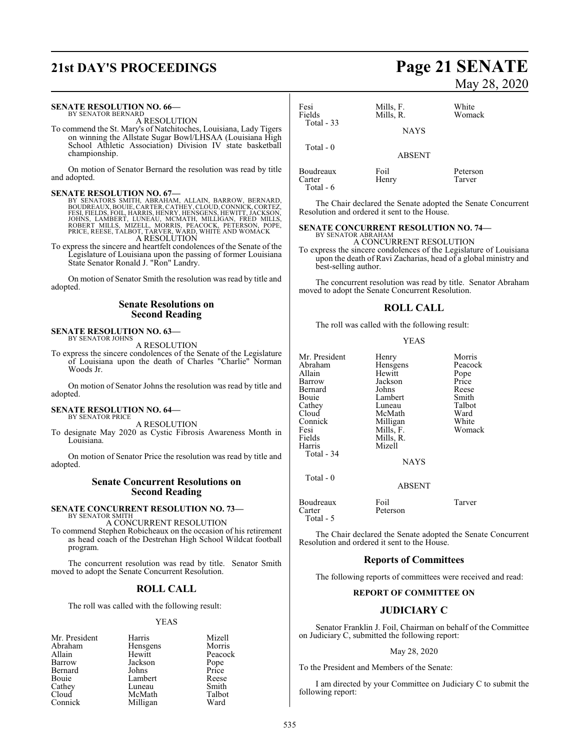**SENATE RESOLUTION NO. 66—**
BY SENATOR BERNARD

A RESOLUTION

To commend the St. Mary's of Natchitoches, Louisiana, Lady Tigers on winning the Allstate Sugar Bowl/LHSAA (Louisiana High School Athletic Association) Division IV state basketball championship.

On motion of Senator Bernard the resolution was read by title and adopted.

**SENATE RESOLUTION NO. 67—**
BY SENATORS SMITH, ABRAHAM, ALLAIN, BARROW, BERNARD, BOUDREAUX, BOUIE, CARTER, CATHEY, CLOUD, CONNICK, CORTEZ, FESI, FIELDS, FOIL, HARRIS, HENRY, HENSGENS, HEWITT, JACKSON, JOHNS, LAMBERT, LUNEAU, MCMATH, MILLIGAN, FRED MILLS, ROBERT MILLS, MIZELL, MORRIS, PEACOCK, PETERSON, POPE, PRICE, REESE, TALBOT, TARVER, WARD, WHITE AND WOMACK

A RESOLUTION

To express the sincere and heartfelt condolences of the Senate of the Legislature of Louisiana upon the passing of former Louisiana State Senator Ronald J. "Ron" Landry.

On motion of Senator Smith the resolution was read by title and adopted.

## Senate Resolutions on Second Reading

**SENATE RESOLUTION NO. 63—**
BY SENATOR JOHNS

A RESOLUTION

To express the sincere condolences of the Senate of the Legislature of Louisiana upon the death of Charles "Charlie" Norman Woods Jr.

On motion of Senator Johns the resolution was read by title and adopted.

**SENATE RESOLUTION NO. 64—**
BY SENATOR PRICE

A RESOLUTION

To designate May 2020 as Cystic Fibrosis Awareness Month in Louisiana.

On motion of Senator Price the resolution was read by title and adopted.

## Senate Concurrent Resolutions on Second Reading

**SENATE CONCURRENT RESOLUTION NO. 73—**
BY SENATOR SMITH

A CONCURRENT RESOLUTION

To commend Stephen Robicheaux on the occasion of his retirement as head coach of the Destrehan High School Wildcat football program.

The concurrent resolution was read by title. Senator Smith moved to adopt the Senate Concurrent Resolution.

## ROLL CALL

The roll was called with the following result:

YEAS

| | | |
|---|---|---|
| Mr. President | Harris | Mizell |
| Abraham | Hensgens | Morris |
| Allain | Hewitt | Peacock |
| Barrow | Jackson | Pope |
| Bernard | Johns | Price |
| Bouie | Lambert | Reese |
| Cathey | Luneau | Smith |
| Cloud | McMath | Talbot |
| Connick | Milligan | Ward |
| Fesi | Mills, F. | White |
| Fields | Mills, R. | Womack |

Total - 33

NAYS

Total - 0

ABSENT

| | | |
|---|---|---|
| Boudreaux | Foil | Peterson |
| Carter | Henry | Tarver |

Total - 6

The Chair declared the Senate adopted the Senate Concurrent Resolution and ordered it sent to the House.

**SENATE CONCURRENT RESOLUTION NO. 74—**
BY SENATOR ABRAHAM

A CONCURRENT RESOLUTION

To express the sincere condolences of the Legislature of Louisiana upon the death of Ravi Zacharias, head of a global ministry and best-selling author.

The concurrent resolution was read by title. Senator Abraham moved to adopt the Senate Concurrent Resolution.

## ROLL CALL

The roll was called with the following result:

YEAS

| | | |
|---|---|---|
| Mr. President | Henry | Morris |
| Abraham | Hensgens | Peacock |
| Allain | Hewitt | Pope |
| Barrow | Jackson | Price |
| Bernard | Johns | Reese |
| Bouie | Lambert | Smith |
| Cathey | Luneau | Talbot |
| Cloud | McMath | Ward |
| Connick | Milligan | White |
| Fesi | Mills, F. | Womack |
| Fields | Mills, R. | |
| Harris | Mizell | |

Total - 34

NAYS

Total - 0

ABSENT

| | | |
|---|---|---|
| Boudreaux | Foil | Tarver |
| Carter | Peterson | |

Total - 5

The Chair declared the Senate adopted the Senate Concurrent Resolution and ordered it sent to the House.

## Reports of Committees

The following reports of committees were received and read:

**REPORT OF COMMITTEE ON**

## JUDICIARY C

Senator Franklin J. Foil, Chairman on behalf of the Committee on Judiciary C, submitted the following report:

May 28, 2020

To the President and Members of the Senate:

I am directed by your Committee on Judiciary C to submit the following report: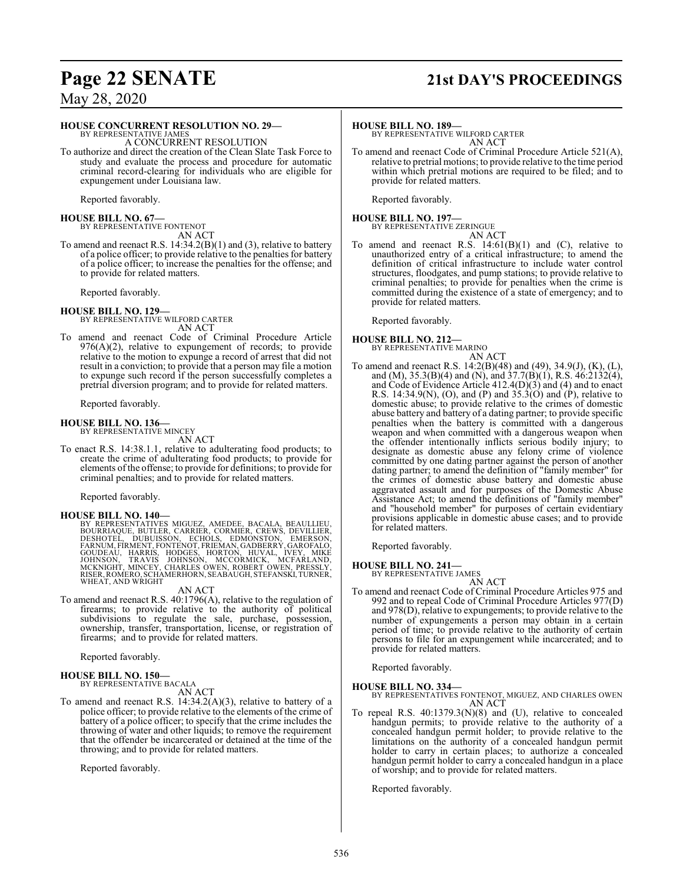**HOUSE CONCURRENT RESOLUTION NO. 29—**
BY REPRESENTATIVE JAMES

A CONCURRENT RESOLUTION

To authorize and direct the creation of the Clean Slate Task Force to study and evaluate the process and procedure for automatic criminal record-clearing for individuals who are eligible for expungement under Louisiana law.

Reported favorably.

**HOUSE BILL NO. 67—**
BY REPRESENTATIVE FONTENOT

AN ACT

To amend and reenact R.S. 14:34.2(B)(1) and (3), relative to battery of a police officer; to provide relative to the penalties for battery of a police officer; to increase the penalties for the offense; and to provide for related matters.

Reported favorably.

**HOUSE BILL NO. 129—**
BY REPRESENTATIVE WILFORD CARTER

AN ACT

To amend and reenact Code of Criminal Procedure Article 976(A)(2), relative to expungement of records; to provide relative to the motion to expunge a record of arrest that did not result in a conviction; to provide that a person may file a motion to expunge such record if the person successfully completes a pretrial diversion program; and to provide for related matters.

Reported favorably.

**HOUSE BILL NO. 136—**
BY REPRESENTATIVE MINCEY

AN ACT

To enact R.S. 14:38.1.1, relative to adulterating food products; to create the crime of adulterating food products; to provide for elements of the offense; to provide for definitions; to provide for criminal penalties; and to provide for related matters.

Reported favorably.

**HOUSE BILL NO. 140—**
BY REPRESENTATIVES MIGUEZ, AMEDEE, BACALA, BEAULLIEU, BOURRIAQUE, BUTLER, CARRIER, CORMIER, CREWS, DEVILLIER, DESHOTEL, DUBUISSON, ECHOLS, EDMONSTON, EMERSON, FARNUM, FIRMENT, FONTENOT, FRIEMAN, GADBERRY, GAROFALO, GOUDEAU, HARRIS, HODGES, HORTON, HUVAL, IVEY, MIKE JOHNSON, TRAVIS JOHNSON, MCCORMICK, MCFARLAND, MCKNIGHT, MINCEY, CHARLES OWEN, ROBERT OWEN, PRESSLY, RISER, ROMERO, SCHAMERHORN, SEABAUGH, STEFANSKI, TURNER, WHEAT, AND WRIGHT

AN ACT

To amend and reenact R.S. 40:1796(A), relative to the regulation of firearms; to provide relative to the authority of political subdivisions to regulate the sale, purchase, possession, ownership, transfer, transportation, license, or registration of firearms; and to provide for related matters.

Reported favorably.

**HOUSE BILL NO. 150—**
BY REPRESENTATIVE BACALA

AN ACT

To amend and reenact R.S. 14:34.2(A)(3), relative to battery of a police officer; to provide relative to the elements of the crime of battery of a police officer; to specify that the crime includes the throwing of water and other liquids; to remove the requirement that the offender be incarcerated or detained at the time of the throwing; and to provide for related matters.

Reported favorably.

**HOUSE BILL NO. 189—**
BY REPRESENTATIVE WILFORD CARTER

AN ACT

To amend and reenact Code of Criminal Procedure Article 521(A), relative to pretrial motions; to provide relative to the time period within which pretrial motions are required to be filed; and to provide for related matters.

Reported favorably.

**HOUSE BILL NO. 197—**
BY REPRESENTATIVE ZERINGUE

AN ACT

To amend and reenact R.S. 14:61(B)(1) and (C), relative to unauthorized entry of a critical infrastructure; to amend the definition of critical infrastructure to include water control structures, floodgates, and pump stations; to provide relative to criminal penalties; to provide for penalties when the crime is committed during the existence of a state of emergency; and to provide for related matters.

Reported favorably.

**HOUSE BILL NO. 212—**
BY REPRESENTATIVE MARINO

AN ACT

To amend and reenact R.S. 14:2(B)(48) and (49), 34.9(J), (K), (L), and (M), 35.3(B)(4) and (N), and 37.7(B)(1), R.S. 46:2132(4), and Code of Evidence Article 412.4(D)(3) and (4) and to enact R.S. 14:34.9(N), (O), and (P) and 35.3(O) and (P), relative to domestic abuse; to provide relative to the crimes of domestic abuse battery and battery of a dating partner; to provide specific penalties when the battery is committed with a dangerous weapon and when committed with a dangerous weapon when the offender intentionally inflicts serious bodily injury; to designate as domestic abuse any felony crime of violence committed by one dating partner against the person of another dating partner; to amend the definition of "family member" for the crimes of domestic abuse battery and domestic abuse aggravated assault and for purposes of the Domestic Abuse Assistance Act; to amend the definitions of "family member" and "household member" for purposes of certain evidentiary provisions applicable in domestic abuse cases; and to provide for related matters.

Reported favorably.

**HOUSE BILL NO. 241—**
BY REPRESENTATIVE JAMES

AN ACT

To amend and reenact Code of Criminal Procedure Articles 975 and 992 and to repeal Code of Criminal Procedure Articles 977(D) and 978(D), relative to expungements; to provide relative to the number of expungements a person may obtain in a certain period of time; to provide relative to the authority of certain persons to file for an expungement while incarcerated; and to provide for related matters.

Reported favorably.

**HOUSE BILL NO. 334—**
BY REPRESENTATIVES FONTENOT, MIGUEZ, AND CHARLES OWEN

AN ACT

To repeal R.S. 40:1379.3(N)(8) and (U), relative to concealed handgun permits; to provide relative to the authority of a concealed handgun permit holder; to provide relative to the limitations on the authority of a concealed handgun permit holder to carry in certain places; to authorize a concealed handgun permit holder to carry a concealed handgun in a place of worship; and to provide for related matters.

Reported favorably.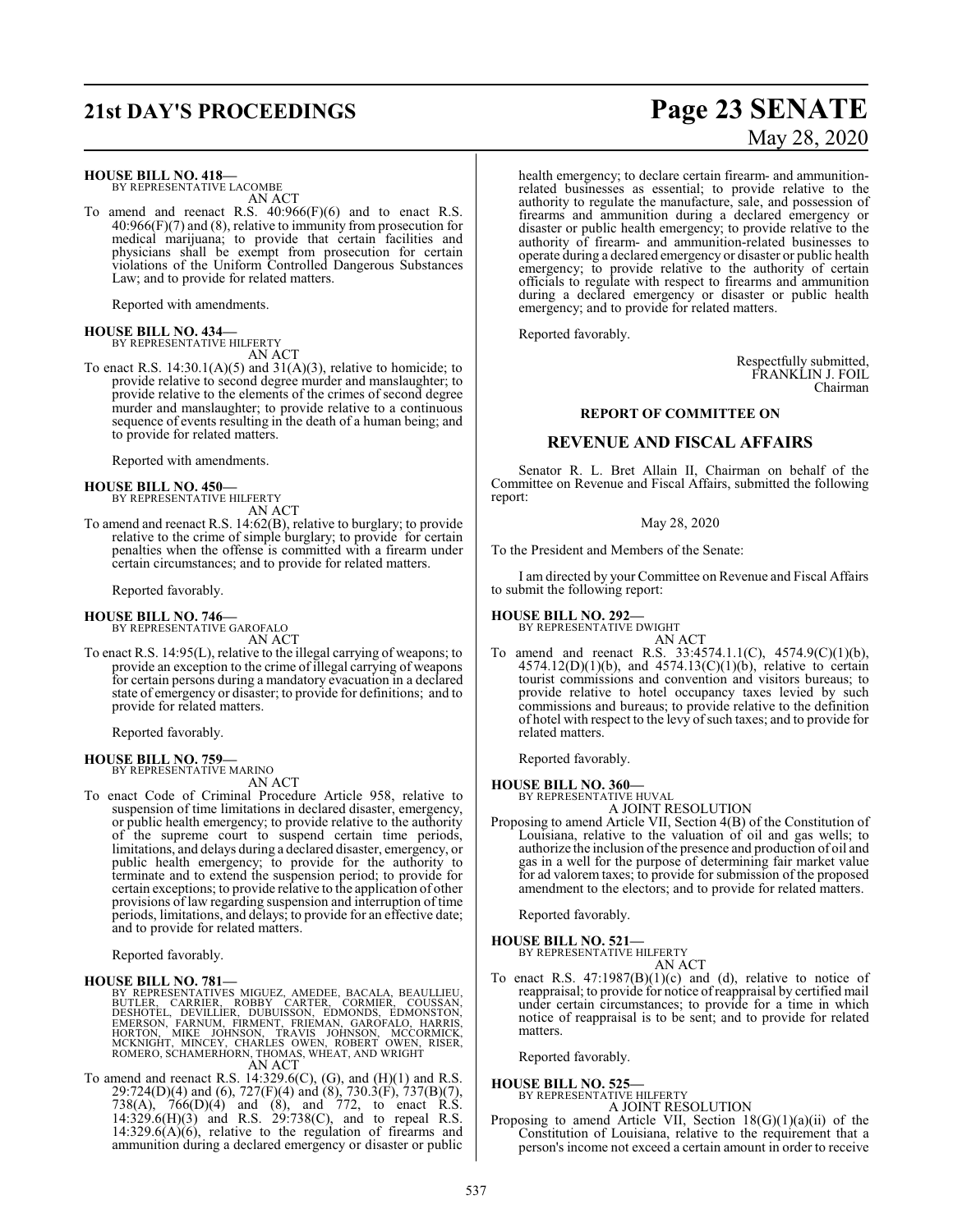**HOUSE BILL NO. 418—**
BY REPRESENTATIVE LACOMBE

AN ACT

To amend and reenact R.S. 40:966(F)(6) and to enact R.S. 40:966(F)(7) and (8), relative to immunity from prosecution for medical marijuana; to provide that certain facilities and physicians shall be exempt from prosecution for certain violations of the Uniform Controlled Dangerous Substances Law; and to provide for related matters.

Reported with amendments.

**HOUSE BILL NO. 434—**
BY REPRESENTATIVE HILFERTY

AN ACT

To enact R.S. 14:30.1(A)(5) and 31(A)(3), relative to homicide; to provide relative to second degree murder and manslaughter; to provide relative to the elements of the crimes of second degree murder and manslaughter; to provide relative to a continuous sequence of events resulting in the death of a human being; and to provide for related matters.

Reported with amendments.

**HOUSE BILL NO. 450—**
BY REPRESENTATIVE HILFERTY

AN ACT

To amend and reenact R.S. 14:62(B), relative to burglary; to provide relative to the crime of simple burglary; to provide for certain penalties when the offense is committed with a firearm under certain circumstances; and to provide for related matters.

Reported favorably.

**HOUSE BILL NO. 746—**
BY REPRESENTATIVE GAROFALO

AN ACT

To enact R.S. 14:95(L), relative to the illegal carrying of weapons; to provide an exception to the crime of illegal carrying of weapons for certain persons during a mandatory evacuation in a declared state of emergency or disaster; to provide for definitions; and to provide for related matters.

Reported favorably.

**HOUSE BILL NO. 759—**
BY REPRESENTATIVE MARINO

AN ACT

To enact Code of Criminal Procedure Article 958, relative to suspension of time limitations in declared disaster, emergency, or public health emergency; to provide relative to the authority of the supreme court to suspend certain time periods, limitations, and delays during a declared disaster, emergency, or public health emergency; to provide for the authority to terminate and to extend the suspension period; to provide for certain exceptions; to provide relative to the application of other provisions of law regarding suspension and interruption of time periods, limitations, and delays; to provide for an effective date; and to provide for related matters.

Reported favorably.

**HOUSE BILL NO. 781—**
BY REPRESENTATIVES MIGUEZ, AMEDEE, BACALA, BEAULLIEU, BUTLER, CARRIER, ROBBY CARTER, CORMIER, COUSSAN, DESHOTEL, DEVILLIER, DUBUISSON, EDMONDS, EDMONSTON, EMERSON, FARNUM, FIRMENT, FRIEMAN, GAROFALO, HARRIS, HORTON, MIKE JOHNSON, TRAVIS JOHNSON, MCCORMICK, MCKNIGHT, MINCEY, CHARLES OWEN, ROBERT OWEN, RISER, ROMERO, SCHAMERHORN, THOMAS, WHEAT, AND WRIGHT

AN ACT

To amend and reenact R.S. 14:329.6(C), (G), and (H)(1) and R.S. 29:724(D)(4) and (6), 727(F)(4) and (8), 730.3(F), 737(B)(7), 738(A), 766(D)(4) and (8), and 772, to enact R.S. 14:329.6(H)(3) and R.S. 29:738(C), and to repeal R.S. 14:329.6(A)(6), relative to the regulation of firearms and ammunition during a declared emergency or disaster or public health emergency; to declare certain firearm- and ammunition-related businesses as essential; to provide relative to the authority to regulate the manufacture, sale, and possession of firearms and ammunition during a declared emergency or disaster or public health emergency; to provide relative to the authority of firearm- and ammunition-related businesses to operate during a declared emergency or disaster or public health emergency; to provide relative to the authority of certain officials to regulate with respect to firearms and ammunition during a declared emergency or disaster or public health emergency; and to provide for related matters.

Reported favorably.

Respectfully submitted,
FRANKLIN J. FOIL
Chairman

**REPORT OF COMMITTEE ON**

## REVENUE AND FISCAL AFFAIRS

Senator R. L. Bret Allain II, Chairman on behalf of the Committee on Revenue and Fiscal Affairs, submitted the following report:

May 28, 2020

To the President and Members of the Senate:

I am directed by your Committee on Revenue and Fiscal Affairs to submit the following report:

**HOUSE BILL NO. 292—**
BY REPRESENTATIVE DWIGHT

AN ACT

To amend and reenact R.S. 33:4574.1.1(C), 4574.9(C)(1)(b), 4574.12(D)(1)(b), and 4574.13(C)(1)(b), relative to certain tourist commissions and convention and visitors bureaus; to provide relative to hotel occupancy taxes levied by such commissions and bureaus; to provide relative to the definition of hotel with respect to the levy of such taxes; and to provide for related matters.

Reported favorably.

**HOUSE BILL NO. 360—**
BY REPRESENTATIVE HUVAL

A JOINT RESOLUTION

Proposing to amend Article VII, Section 4(B) of the Constitution of Louisiana, relative to the valuation of oil and gas wells; to authorize the inclusion of the presence and production of oil and gas in a well for the purpose of determining fair market value for ad valorem taxes; to provide for submission of the proposed amendment to the electors; and to provide for related matters.

Reported favorably.

**HOUSE BILL NO. 521—**
BY REPRESENTATIVE HILFERTY

AN ACT

To enact R.S. 47:1987(B)(1)(c) and (d), relative to notice of reappraisal; to provide for notice of reappraisal by certified mail under certain circumstances; to provide for a time in which notice of reappraisal is to be sent; and to provide for related matters.

Reported favorably.

**HOUSE BILL NO. 525—**
BY REPRESENTATIVE HILFERTY

A JOINT RESOLUTION

Proposing to amend Article VII, Section 18(G)(1)(a)(ii) of the Constitution of Louisiana, relative to the requirement that a person's income not exceed a certain amount in order to receive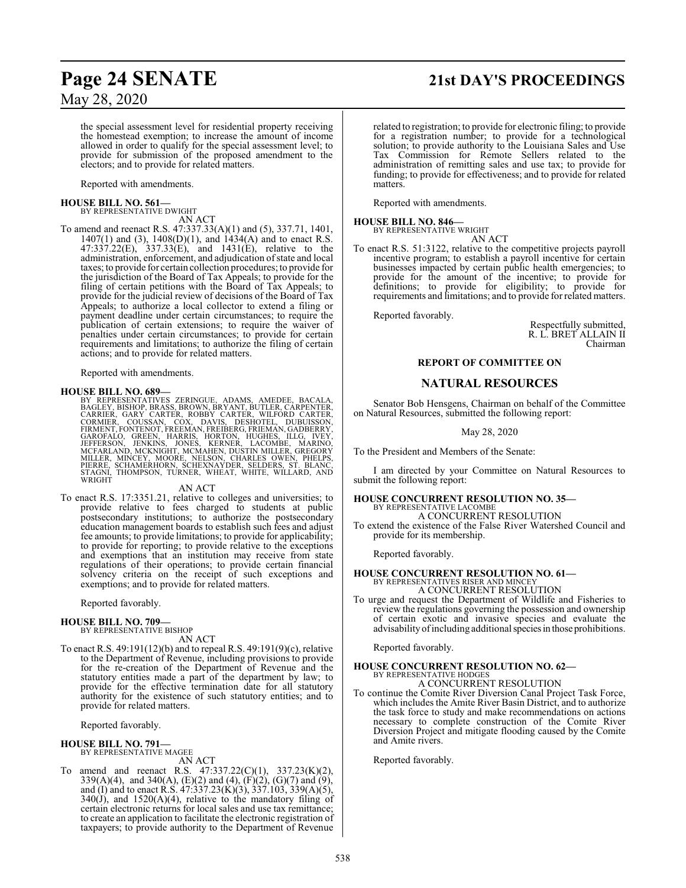the special assessment level for residential property receiving the homestead exemption; to increase the amount of income allowed in order to qualify for the special assessment level; to provide for submission of the proposed amendment to the electors; and to provide for related matters.

Reported with amendments.

**HOUSE BILL NO. 561—**
BY REPRESENTATIVE DWIGHT

AN ACT

To amend and reenact R.S. 47:337.33(A)(1) and (5), 337.71, 1401, 1407(1) and (3), 1408(D)(1), and 1434(A) and to enact R.S. 47:337.22(E), 337.33(E), and 1431(E), relative to the administration, enforcement, and adjudication of state and local taxes; to provide for certain collection procedures; to provide for the jurisdiction of the Board of Tax Appeals; to provide for the filing of certain petitions with the Board of Tax Appeals; to provide for the judicial review of decisions of the Board of Tax Appeals; to authorize a local collector to extend a filing or payment deadline under certain circumstances; to require the publication of certain extensions; to require the waiver of penalties under certain circumstances; to provide for certain requirements and limitations; to authorize the filing of certain actions; and to provide for related matters.

Reported with amendments.

**HOUSE BILL NO. 689—**
BY REPRESENTATIVES ZERINGUE, ADAMS, AMEDEE, BACALA, BAGLEY, BISHOP, BRASS, BROWN, BRYANT, BUTLER, CARPENTER, CARRIER, GARY CARTER, ROBBY CARTER, WILFORD CARTER, CORMIER, COUSSAN, COX, DAVIS, DESHOTEL, DUBUISSON, FIRMENT, FONTENOT, FREEMAN, FREIBERG, FRIEMAN, GADBERRY, GAROFALO, GREEN, HARRIS, HORTON, HUGHES, ILLG, IVEY, JEFFERSON, JENKINS, JONES, KERNER, LACOMBE, MARINO, MCFARLAND, MCKNIGHT, MCMAHEN, DUSTIN MILLER, GREGORY MILLER, MINCEY, MOORE, NELSON, CHARLES OWEN, PHELPS, PIERRE, SCHAMERHORN, SCHEXNAYDER, SELDERS, ST. BLANC, STAGNI, THOMPSON, TURNER, WHEAT, WHITE, WILLARD, AND WRIGHT

AN ACT

To enact R.S. 17:3351.21, relative to colleges and universities; to provide relative to fees charged to students at public postsecondary institutions; to authorize the postsecondary education management boards to establish such fees and adjust fee amounts; to provide limitations; to provide for applicability; to provide for reporting; to provide relative to the exceptions and exemptions that an institution may receive from state regulations of their operations; to provide certain financial solvency criteria on the receipt of such exceptions and exemptions; and to provide for related matters.

Reported favorably.

**HOUSE BILL NO. 709—**
BY REPRESENTATIVE BISHOP

AN ACT

To enact R.S. 49:191(12)(b) and to repeal R.S. 49:191(9)(c), relative to the Department of Revenue, including provisions to provide for the re-creation of the Department of Revenue and the statutory entities made a part of the department by law; to provide for the effective termination date for all statutory authority for the existence of such statutory entities; and to provide for related matters.

Reported favorably.

**HOUSE BILL NO. 791—**
BY REPRESENTATIVE MAGEE

AN ACT

To amend and reenact R.S. 47:337.22(C)(1), 337.23(K)(2), 339(A)(4), and 340(A), (E)(2) and (4), (F)(2), (G)(7) and (9), and (I) and to enact R.S. 47:337.23(K)(3), 337.103, 339(A)(5), 340(J), and 1520(A)(4), relative to the mandatory filing of certain electronic returns for local sales and use tax remittance; to create an application to facilitate the electronic registration of taxpayers; to provide authority to the Department of Revenue related to registration; to provide for electronic filing; to provide for a registration number; to provide for a technological solution; to provide authority to the Louisiana Sales and Use Tax Commission for Remote Sellers related to the administration of remitting sales and use tax; to provide for funding; to provide for effectiveness; and to provide for related matters.

Reported with amendments.

**HOUSE BILL NO. 846—**
BY REPRESENTATIVE WRIGHT

AN ACT

To enact R.S. 51:3122, relative to the competitive projects payroll incentive program; to establish a payroll incentive for certain businesses impacted by certain public health emergencies; to provide for the amount of the incentive; to provide for definitions; to provide for eligibility; to provide for requirements and limitations; and to provide for related matters.

Reported favorably.

Respectfully submitted,
R. L. BRET ALLAIN II
Chairman

**REPORT OF COMMITTEE ON**

## NATURAL RESOURCES

Senator Bob Hensgens, Chairman on behalf of the Committee on Natural Resources, submitted the following report:

May 28, 2020

To the President and Members of the Senate:

I am directed by your Committee on Natural Resources to submit the following report:

**HOUSE CONCURRENT RESOLUTION NO. 35—**
BY REPRESENTATIVE LACOMBE

A CONCURRENT RESOLUTION

To extend the existence of the False River Watershed Council and provide for its membership.

Reported favorably.

**HOUSE CONCURRENT RESOLUTION NO. 61—**
BY REPRESENTATIVES RISER AND MINCEY

A CONCURRENT RESOLUTION

To urge and request the Department of Wildlife and Fisheries to review the regulations governing the possession and ownership of certain exotic and invasive species and evaluate the advisability of including additional species in those prohibitions.

Reported favorably.

**HOUSE CONCURRENT RESOLUTION NO. 62—**
BY REPRESENTATIVE HODGES

A CONCURRENT RESOLUTION

To continue the Comite River Diversion Canal Project Task Force, which includes the Amite River Basin District, and to authorize the task force to study and make recommendations on actions necessary to complete construction of the Comite River Diversion Project and mitigate flooding caused by the Comite and Amite rivers.

Reported favorably.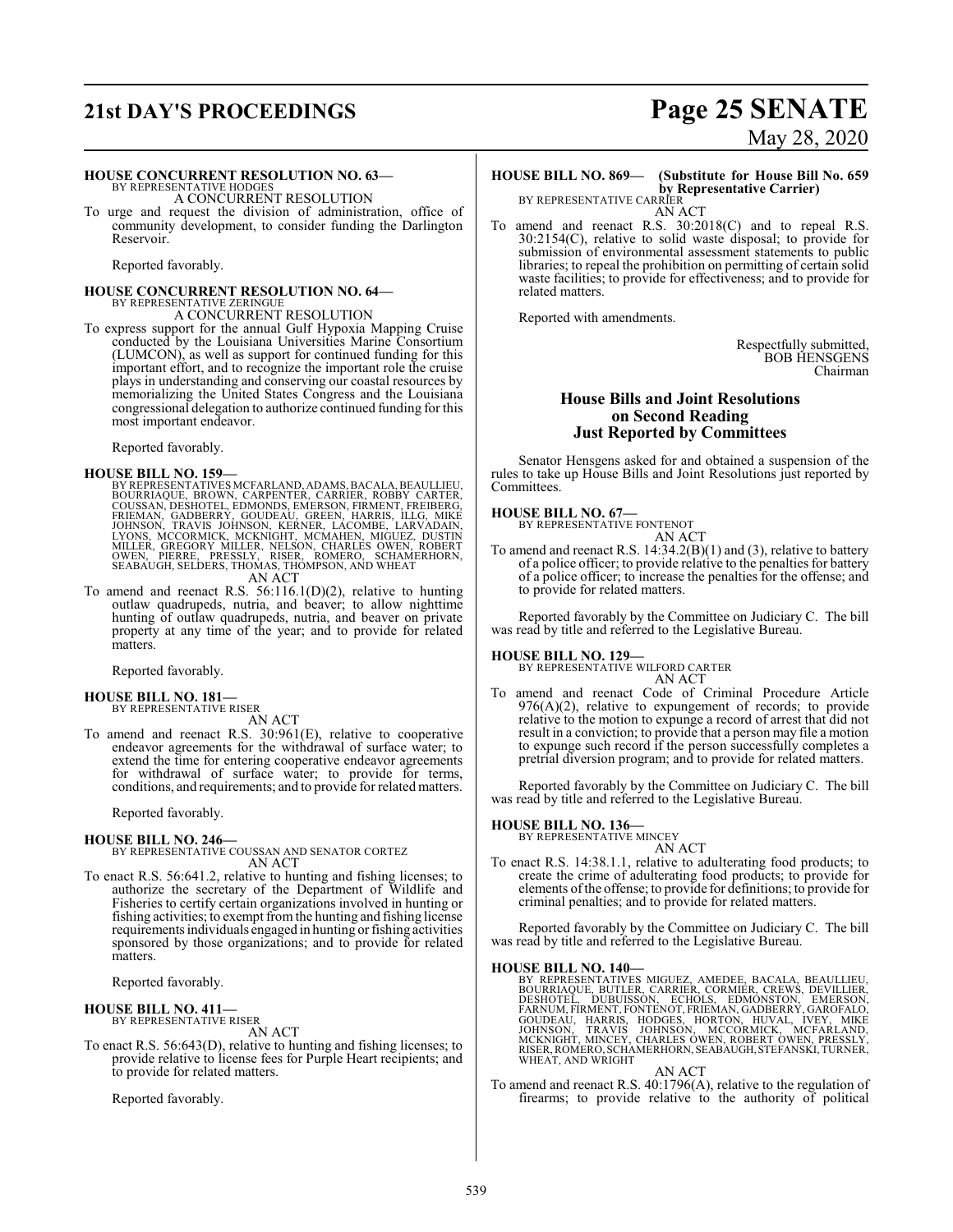**HOUSE CONCURRENT RESOLUTION NO. 63—**
BY REPRESENTATIVE HODGES
A CONCURRENT RESOLUTION

To urge and request the division of administration, office of community development, to consider funding the Darlington Reservoir.

Reported favorably.

**HOUSE CONCURRENT RESOLUTION NO. 64—**
BY REPRESENTATIVE ZERINGUE
A CONCURRENT RESOLUTION

To express support for the annual Gulf Hypoxia Mapping Cruise conducted by the Louisiana Universities Marine Consortium (LUMCON), as well as support for continued funding for this important effort, and to recognize the important role the cruise plays in understanding and conserving our coastal resources by memorializing the United States Congress and the Louisiana congressional delegation to authorize continued funding for this most important endeavor.

Reported favorably.

**HOUSE BILL NO. 159—**
BY REPRESENTATIVES MCFARLAND, ADAMS, BACALA, BEAULLIEU, BOURRIAQUE, BROWN, CARPENTER, CARRIER, ROBBY CARTER, COUSSAN, DESHOTEL, EDMONDS, EMERSON, FIRMENT, FREIBERG, FRIEMAN, GADBERRY, GOUDEAU, GREEN, HARRIS, ILLG, MIKE JOHNSON, TRAVIS JOHNSON, KERNER, LACOMBE, LARVADAIN, LYONS, MCCORMICK, MCKNIGHT, MCMAHEN, MIGUEZ, DUSTIN MILLER, GREGORY MILLER, NELSON, CHARLES OWEN, ROBERT OWEN, PIERRE, PRESSLY, RISER, ROMERO, SCHAMERHORN, SEABAUGH, SELDERS, THOMAS, THOMPSON, AND WHEAT
AN ACT

To amend and reenact R.S. 56:116.1(D)(2), relative to hunting outlaw quadrupeds, nutria, and beaver; to allow nighttime hunting of outlaw quadrupeds, nutria, and beaver on private property at any time of the year; and to provide for related matters.

Reported favorably.

**HOUSE BILL NO. 181—**
BY REPRESENTATIVE RISER
AN ACT

To amend and reenact R.S. 30:961(E), relative to cooperative endeavor agreements for the withdrawal of surface water; to extend the time for entering cooperative endeavor agreements for withdrawal of surface water; to provide for terms, conditions, and requirements; and to provide for related matters.

Reported favorably.

**HOUSE BILL NO. 246—**
BY REPRESENTATIVE COUSSAN AND SENATOR CORTEZ
AN ACT

To enact R.S. 56:641.2, relative to hunting and fishing licenses; to authorize the secretary of the Department of Wildlife and Fisheries to certify certain organizations involved in hunting or fishing activities; to exempt from the hunting and fishing license requirements individuals engaged in hunting or fishing activities sponsored by those organizations; and to provide for related matters.

Reported favorably.

**HOUSE BILL NO. 411—**
BY REPRESENTATIVE RISER
AN ACT

To enact R.S. 56:643(D), relative to hunting and fishing licenses; to provide relative to license fees for Purple Heart recipients; and to provide for related matters.

Reported favorably.

**HOUSE BILL NO. 869— (Substitute for House Bill No. 659 by Representative Carrier)**
BY REPRESENTATIVE CARRIER
AN ACT

To amend and reenact R.S. 30:2018(C) and to repeal R.S. 30:2154(C), relative to solid waste disposal; to provide for submission of environmental assessment statements to public libraries; to repeal the prohibition on permitting of certain solid waste facilities; to provide for effectiveness; and to provide for related matters.

Reported with amendments.

Respectfully submitted,
BOB HENSGENS
Chairman

## House Bills and Joint Resolutions on Second Reading Just Reported by Committees

Senator Hensgens asked for and obtained a suspension of the rules to take up House Bills and Joint Resolutions just reported by Committees.

**HOUSE BILL NO. 67—**
BY REPRESENTATIVE FONTENOT
AN ACT

To amend and reenact R.S. 14:34.2(B)(1) and (3), relative to battery of a police officer; to provide relative to the penalties for battery of a police officer; to increase the penalties for the offense; and to provide for related matters.

Reported favorably by the Committee on Judiciary C. The bill was read by title and referred to the Legislative Bureau.

**HOUSE BILL NO. 129—**
BY REPRESENTATIVE WILFORD CARTER
AN ACT

To amend and reenact Code of Criminal Procedure Article 976(A)(2), relative to expungement of records; to provide relative to the motion to expunge a record of arrest that did not result in a conviction; to provide that a person may file a motion to expunge such record if the person successfully completes a pretrial diversion program; and to provide for related matters.

Reported favorably by the Committee on Judiciary C. The bill was read by title and referred to the Legislative Bureau.

**HOUSE BILL NO. 136—**
BY REPRESENTATIVE MINCEY
AN ACT

To enact R.S. 14:38.1.1, relative to adulterating food products; to create the crime of adulterating food products; to provide for elements of the offense; to provide for definitions; to provide for criminal penalties; and to provide for related matters.

Reported favorably by the Committee on Judiciary C. The bill was read by title and referred to the Legislative Bureau.

**HOUSE BILL NO. 140—**
BY REPRESENTATIVES MIGUEZ, AMEDEE, BACALA, BEAULLIEU, BOURRIAQUE, BUTLER, CARRIER, CORMIER, CREWS, DEVILLIER, DESHOTEL, DUBUISSON, ECHOLS, EDMONSTON, EMERSON, FARNUM, FIRMENT, FONTENOT, FRIEMAN, GADBERRY, GAROFALO, GOUDEAU, HARRIS, HODGES, HORTON, HUVAL, IVEY, MIKE JOHNSON, TRAVIS JOHNSON, MCCORMICK, MCFARLAND, MCKNIGHT, MINCEY, CHARLES OWEN, ROBERT OWEN, PRESSLY, RISER, ROMERO, SCHAMERHORN, SEABAUGH, STEFANSKI, TURNER, WHEAT, AND WRIGHT
AN ACT

To amend and reenact R.S. 40:1796(A), relative to the regulation of firearms; to provide relative to the authority of political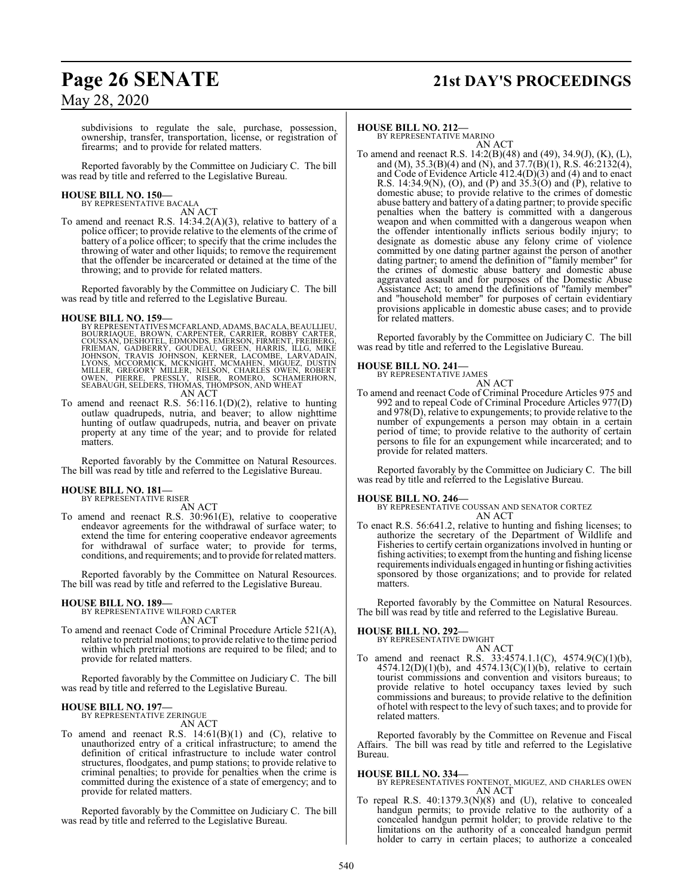subdivisions to regulate the sale, purchase, possession, ownership, transfer, transportation, license, or registration of firearms; and to provide for related matters.

Reported favorably by the Committee on Judiciary C. The bill was read by title and referred to the Legislative Bureau.

**HOUSE BILL NO. 150—**
BY REPRESENTATIVE BACALA

AN ACT

To amend and reenact R.S. 14:34.2(A)(3), relative to battery of a police officer; to provide relative to the elements of the crime of battery of a police officer; to specify that the crime includes the throwing of water and other liquids; to remove the requirement that the offender be incarcerated or detained at the time of the throwing; and to provide for related matters.

Reported favorably by the Committee on Judiciary C. The bill was read by title and referred to the Legislative Bureau.

**HOUSE BILL NO. 159—**
BY REPRESENTATIVES MCFARLAND, ADAMS, BACALA, BEAULLIEU, BOURRIAQUE, BROWN, CARPENTER, CARRIER, ROBBY CARTER, COUSSAN, DESHOTEL, EDMONDS, EMERSON, FIRMENT, FREIBERG, FRIEMAN, GADBERRY, GOUDEAU, GREEN, HARRIS, ILLG, MIKE JOHNSON, TRAVIS JOHNSON, KERNER, LACOMBE, LARVADAIN, LYONS, MCCORMICK, MCKNIGHT, MCMAHEN, MIGUEZ, DUSTIN MILLER, GREGORY MILLER, NELSON, CHARLES OWEN, ROBERT OWEN, PIERRE, PRESSLY, RISER, ROMERO, SCHAMERHORN, SEABAUGH, SELDERS, THOMAS, THOMPSON, AND WHEAT

AN ACT

To amend and reenact R.S. 56:116.1(D)(2), relative to hunting outlaw quadrupeds, nutria, and beaver; to allow nighttime hunting of outlaw quadrupeds, nutria, and beaver on private property at any time of the year; and to provide for related matters.

Reported favorably by the Committee on Natural Resources. The bill was read by title and referred to the Legislative Bureau.

**HOUSE BILL NO. 181—**
BY REPRESENTATIVE RISER

AN ACT

To amend and reenact R.S. 30:961(E), relative to cooperative endeavor agreements for the withdrawal of surface water; to extend the time for entering cooperative endeavor agreements for withdrawal of surface water; to provide for terms, conditions, and requirements; and to provide for related matters.

Reported favorably by the Committee on Natural Resources. The bill was read by title and referred to the Legislative Bureau.

**HOUSE BILL NO. 189—**
BY REPRESENTATIVE WILFORD CARTER

AN ACT

To amend and reenact Code of Criminal Procedure Article 521(A), relative to pretrial motions; to provide relative to the time period within which pretrial motions are required to be filed; and to provide for related matters.

Reported favorably by the Committee on Judiciary C. The bill was read by title and referred to the Legislative Bureau.

**HOUSE BILL NO. 197—**
BY REPRESENTATIVE ZERINGUE

AN ACT

To amend and reenact R.S. 14:61(B)(1) and (C), relative to unauthorized entry of a critical infrastructure; to amend the definition of critical infrastructure to include water control structures, floodgates, and pump stations; to provide relative to criminal penalties; to provide for penalties when the crime is committed during the existence of a state of emergency; and to provide for related matters.

Reported favorably by the Committee on Judiciary C. The bill was read by title and referred to the Legislative Bureau.

**HOUSE BILL NO. 212—**
BY REPRESENTATIVE MARINO

AN ACT

To amend and reenact R.S. 14:2(B)(48) and (49), 34.9(J), (K), (L), and (M), 35.3(B)(4) and (N), and 37.7(B)(1), R.S. 46:2132(4), and Code of Evidence Article 412.4(D)(3) and (4) and to enact R.S. 14:34.9(N), (O), and (P) and 35.3(O) and (P), relative to domestic abuse; to provide relative to the crimes of domestic abuse battery and battery of a dating partner; to provide specific penalties when the battery is committed with a dangerous weapon and when committed with a dangerous weapon when the offender intentionally inflicts serious bodily injury; to designate as domestic abuse any felony crime of violence committed by one dating partner against the person of another dating partner; to amend the definition of "family member" for the crimes of domestic abuse battery and domestic abuse aggravated assault and for purposes of the Domestic Abuse Assistance Act; to amend the definitions of "family member" and "household member" for purposes of certain evidentiary provisions applicable in domestic abuse cases; and to provide for related matters.

Reported favorably by the Committee on Judiciary C. The bill was read by title and referred to the Legislative Bureau.

**HOUSE BILL NO. 241—**
BY REPRESENTATIVE JAMES

AN ACT

To amend and reenact Code of Criminal Procedure Articles 975 and 992 and to repeal Code of Criminal Procedure Articles 977(D) and 978(D), relative to expungements; to provide relative to the number of expungements a person may obtain in a certain period of time; to provide relative to the authority of certain persons to file for an expungement while incarcerated; and to provide for related matters.

Reported favorably by the Committee on Judiciary C. The bill was read by title and referred to the Legislative Bureau.

**HOUSE BILL NO. 246—**
BY REPRESENTATIVE COUSSAN AND SENATOR CORTEZ

AN ACT

To enact R.S. 56:641.2, relative to hunting and fishing licenses; to authorize the secretary of the Department of Wildlife and Fisheries to certify certain organizations involved in hunting or fishing activities; to exempt from the hunting and fishing license requirements individuals engaged in hunting or fishing activities sponsored by those organizations; and to provide for related matters.

Reported favorably by the Committee on Natural Resources. The bill was read by title and referred to the Legislative Bureau.

**HOUSE BILL NO. 292—**
BY REPRESENTATIVE DWIGHT

AN ACT

To amend and reenact R.S. 33:4574.1.1(C), 4574.9(C)(1)(b), 4574.12(D)(1)(b), and 4574.13(C)(1)(b), relative to certain tourist commissions and convention and visitors bureaus; to provide relative to hotel occupancy taxes levied by such commissions and bureaus; to provide relative to the definition of hotel with respect to the levy of such taxes; and to provide for related matters.

Reported favorably by the Committee on Revenue and Fiscal Affairs. The bill was read by title and referred to the Legislative Bureau.

**HOUSE BILL NO. 334—**
BY REPRESENTATIVES FONTENOT, MIGUEZ, AND CHARLES OWEN

AN ACT

To repeal R.S. 40:1379.3(N)(8) and (U), relative to concealed handgun permits; to provide relative to the authority of a concealed handgun permit holder; to provide relative to the limitations on the authority of a concealed handgun permit holder to carry in certain places; to authorize a concealed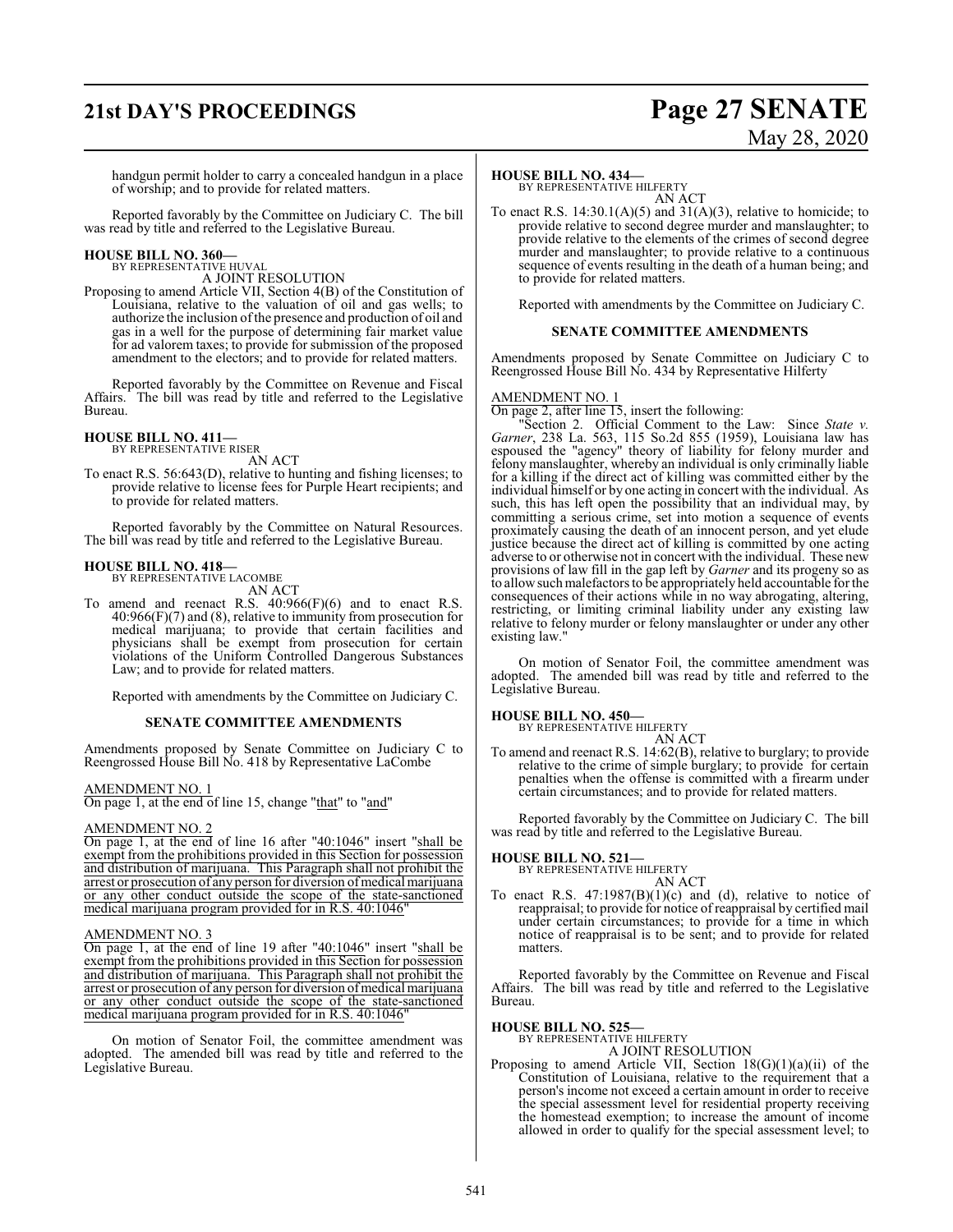handgun permit holder to carry a concealed handgun in a place of worship; and to provide for related matters.

Reported favorably by the Committee on Judiciary C. The bill was read by title and referred to the Legislative Bureau.

**HOUSE BILL NO. 360—**
BY REPRESENTATIVE HUVAL

A JOINT RESOLUTION

Proposing to amend Article VII, Section 4(B) of the Constitution of Louisiana, relative to the valuation of oil and gas wells; to authorize the inclusion of the presence and production of oil and gas in a well for the purpose of determining fair market value for ad valorem taxes; to provide for submission of the proposed amendment to the electors; and to provide for related matters.

Reported favorably by the Committee on Revenue and Fiscal Affairs. The bill was read by title and referred to the Legislative Bureau.

**HOUSE BILL NO. 411—**
BY REPRESENTATIVE RISER

AN ACT

To enact R.S. 56:643(D), relative to hunting and fishing licenses; to provide relative to license fees for Purple Heart recipients; and to provide for related matters.

Reported favorably by the Committee on Natural Resources. The bill was read by title and referred to the Legislative Bureau.

**HOUSE BILL NO. 418—**
BY REPRESENTATIVE LACOMBE

AN ACT

To amend and reenact R.S. 40:966(F)(6) and to enact R.S. 40:966(F)(7) and (8), relative to immunity from prosecution for medical marijuana; to provide that certain facilities and physicians shall be exempt from prosecution for certain violations of the Uniform Controlled Dangerous Substances Law; and to provide for related matters.

Reported with amendments by the Committee on Judiciary C.

**SENATE COMMITTEE AMENDMENTS**

Amendments proposed by Senate Committee on Judiciary C to Reengrossed House Bill No. 418 by Representative LaCombe

AMENDMENT NO. 1
On page 1, at the end of line 15, change "that" to "and"

AMENDMENT NO. 2
On page 1, at the end of line 16 after "40:1046" insert "shall be exempt from the prohibitions provided in this Section for possession and distribution of marijuana. This Paragraph shall not prohibit the arrest or prosecution of any person for diversion of medical marijuana or any other conduct outside the scope of the state-sanctioned medical marijuana program provided for in R.S. 40:1046"

AMENDMENT NO. 3
On page 1, at the end of line 19 after "40:1046" insert "shall be exempt from the prohibitions provided in this Section for possession and distribution of marijuana. This Paragraph shall not prohibit the arrest or prosecution of any person for diversion of medical marijuana or any other conduct outside the scope of the state-sanctioned medical marijuana program provided for in R.S. 40:1046"

On motion of Senator Foil, the committee amendment was adopted. The amended bill was read by title and referred to the Legislative Bureau.

**HOUSE BILL NO. 434—**
BY REPRESENTATIVE HILFERTY

AN ACT

To enact R.S. 14:30.1(A)(5) and 31(A)(3), relative to homicide; to provide relative to second degree murder and manslaughter; to provide relative to the elements of the crimes of second degree murder and manslaughter; to provide relative to a continuous sequence of events resulting in the death of a human being; and to provide for related matters.

Reported with amendments by the Committee on Judiciary C.

**SENATE COMMITTEE AMENDMENTS**

Amendments proposed by Senate Committee on Judiciary C to Reengrossed House Bill No. 434 by Representative Hilferty

AMENDMENT NO. 1
On page 2, after line 15, insert the following:

"Section 2. Official Comment to the Law: Since *State v. Garner*, 238 La. 563, 115 So.2d 855 (1959), Louisiana law has espoused the "agency" theory of liability for felony murder and felony manslaughter, whereby an individual is only criminally liable for a killing if the direct act of killing was committed either by the individual himself or by one acting in concert with the individual. As such, this has left open the possibility that an individual may, by committing a serious crime, set into motion a sequence of events proximately causing the death of an innocent person, and yet elude justice because the direct act of killing is committed by one acting adverse to or otherwise not in concert with the individual. These new provisions of law fill in the gap left by *Garner* and its progeny so as to allow such malefactors to be appropriately held accountable for the consequences of their actions while in no way abrogating, altering, restricting, or limiting criminal liability under any existing law relative to felony murder or felony manslaughter or under any other existing law."

On motion of Senator Foil, the committee amendment was adopted. The amended bill was read by title and referred to the Legislative Bureau.

**HOUSE BILL NO. 450—**
BY REPRESENTATIVE HILFERTY

AN ACT

To amend and reenact R.S. 14:62(B), relative to burglary; to provide relative to the crime of simple burglary; to provide for certain penalties when the offense is committed with a firearm under certain circumstances; and to provide for related matters.

Reported favorably by the Committee on Judiciary C. The bill was read by title and referred to the Legislative Bureau.

**HOUSE BILL NO. 521—**
BY REPRESENTATIVE HILFERTY

AN ACT

To enact R.S. 47:1987(B)(1)(c) and (d), relative to notice of reappraisal; to provide for notice of reappraisal by certified mail under certain circumstances; to provide for a time in which notice of reappraisal is to be sent; and to provide for related matters.

Reported favorably by the Committee on Revenue and Fiscal Affairs. The bill was read by title and referred to the Legislative Bureau.

**HOUSE BILL NO. 525—**
BY REPRESENTATIVE HILFERTY

A JOINT RESOLUTION

Proposing to amend Article VII, Section 18(G)(1)(a)(ii) of the Constitution of Louisiana, relative to the requirement that a person's income not exceed a certain amount in order to receive the special assessment level for residential property receiving the homestead exemption; to increase the amount of income allowed in order to qualify for the special assessment level; to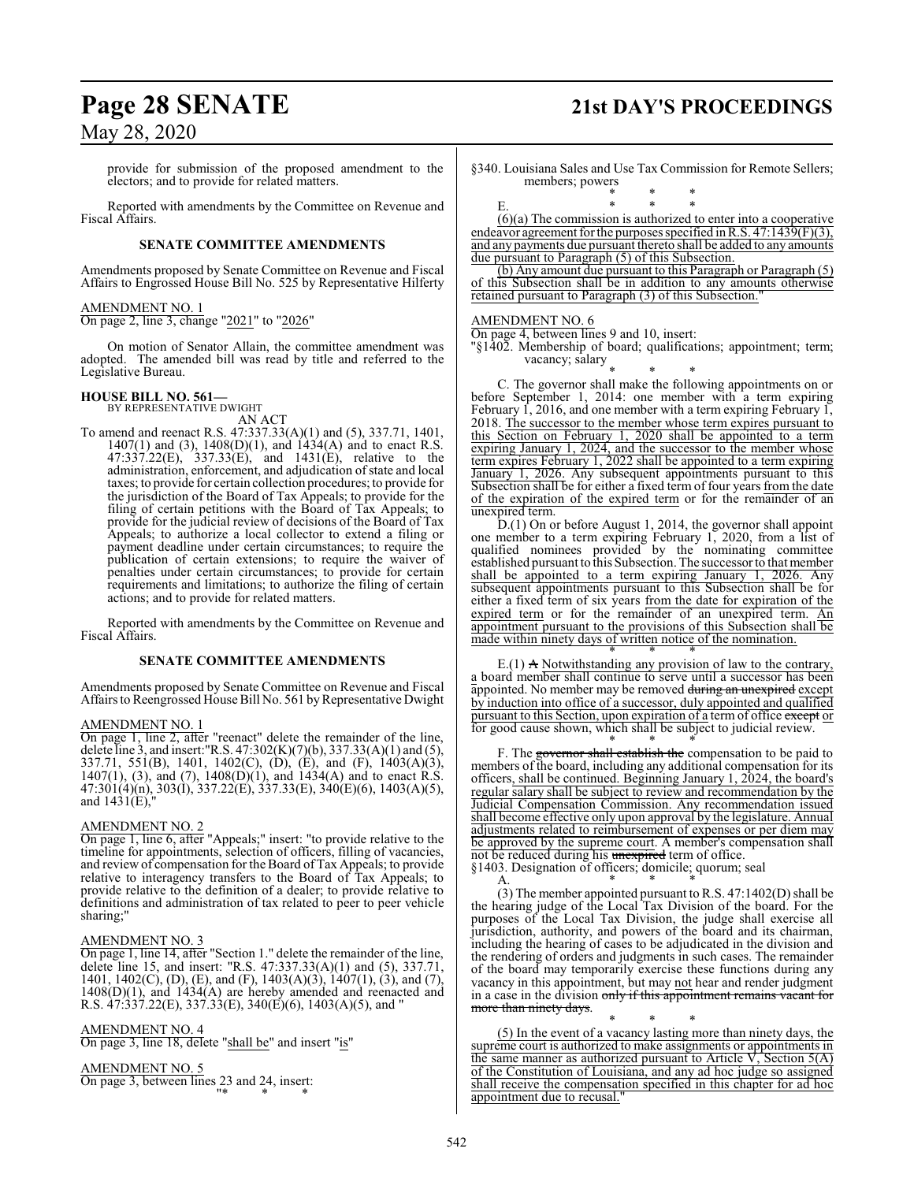provide for submission of the proposed amendment to the electors; and to provide for related matters.

Reported with amendments by the Committee on Revenue and Fiscal Affairs.

**SENATE COMMITTEE AMENDMENTS**

Amendments proposed by Senate Committee on Revenue and Fiscal Affairs to Engrossed House Bill No. 525 by Representative Hilferty

AMENDMENT NO. 1
On page 2, line 3, change "2021" to "2026"

On motion of Senator Allain, the committee amendment was adopted. The amended bill was read by title and referred to the Legislative Bureau.

**HOUSE BILL NO. 561—**
BY REPRESENTATIVE DWIGHT
AN ACT

To amend and reenact R.S. 47:337.33(A)(1) and (5), 337.71, 1401, 1407(1) and (3), 1408(D)(1), and 1434(A) and to enact R.S. 47:337.22(E), 337.33(E), and 1431(E), relative to the administration, enforcement, and adjudication of state and local taxes; to provide for certain collection procedures; to provide for the jurisdiction of the Board of Tax Appeals; to provide for the filing of certain petitions with the Board of Tax Appeals; to provide for the judicial review of decisions of the Board of Tax Appeals; to authorize a local collector to extend a filing or payment deadline under certain circumstances; to require the publication of certain extensions; to require the waiver of penalties under certain circumstances; to provide for certain requirements and limitations; to authorize the filing of certain actions; and to provide for related matters.

Reported with amendments by the Committee on Revenue and Fiscal Affairs.

**SENATE COMMITTEE AMENDMENTS**

Amendments proposed by Senate Committee on Revenue and Fiscal Affairs to Reengrossed House Bill No. 561 by Representative Dwight

AMENDMENT NO. 1
On page 1, line 2, after "reenact" delete the remainder of the line, delete line 3, and insert:"R.S. 47:302(K)(7)(b), 337.33(A)(1) and (5), 337.71, 551(B), 1401, 1402(C), (D), (E), and (F), 1403(A)(3), 1407(1), (3), and (7), 1408(D)(1), and 1434(A) and to enact R.S. 47:301(4)(n), 303(I), 337.22(E), 337.33(E), 340(E)(6), 1403(A)(5), and 1431(E),"

AMENDMENT NO. 2
On page 1, line 6, after "Appeals;" insert: "to provide relative to the timeline for appointments, selection of officers, filling of vacancies, and review of compensation for the Board of Tax Appeals; to provide relative to interagency transfers to the Board of Tax Appeals; to provide relative to the definition of a dealer; to provide relative to definitions and administration of tax related to peer to peer vehicle sharing;"

AMENDMENT NO. 3
On page 1, line 14, after "Section 1." delete the remainder of the line, delete line 15, and insert: "R.S. 47:337.33(A)(1) and (5), 337.71, 1401, 1402(C), (D), (E), and (F), 1403(A)(3), 1407(1), (3), and (7), 1408(D)(1), and 1434(A) are hereby amended and reenacted and R.S. 47:337.22(E), 337.33(E), 340(E)(6), 1403(A)(5), and "

AMENDMENT NO. 4
On page 3, line 18, delete "shall be" and insert "is"

AMENDMENT NO. 5
On page 3, between lines 23 and 24, insert:
"* * *

§340. Louisiana Sales and Use Tax Commission for Remote Sellers; members; powers

\* \* \*

E. \* \* \*

(6)(a) The commission is authorized to enter into a cooperative endeavor agreement for the purposes specified in R.S. 47:1439(F)(3), and any payments due pursuant thereto shall be added to any amounts due pursuant to Paragraph (5) of this Subsection.

(b) Any amount due pursuant to this Paragraph or Paragraph (5) of this Subsection shall be in addition to any amounts otherwise retained pursuant to Paragraph (3) of this Subsection."

AMENDMENT NO. 6
On page 4, between lines 9 and 10, insert:
"§1402. Membership of board; qualifications; appointment; term; vacancy; salary

\* \* \*

C. The governor shall make the following appointments on or before September 1, 2014: one member with a term expiring February 1, 2016, and one member with a term expiring February 1, 2018. The successor to the member whose term expires pursuant to this Section on February 1, 2020 shall be appointed to a term expiring January 1, 2024, and the successor to the member whose term expires February 1, 2022 shall be appointed to a term expiring January 1, 2026. Any subsequent appointments pursuant to this Subsection shall be for either a fixed term of four years from the date of the expiration of the expired term or for the remainder of an unexpired term.

D.(1) On or before August 1, 2014, the governor shall appoint one member to a term expiring February 1, 2020, from a list of qualified nominees provided by the nominating committee established pursuant to this Subsection. The successor to that member shall be appointed to a term expiring January 1, 2026. Any subsequent appointments pursuant to this Subsection shall be for either a fixed term of six years from the date for expiration of the expired term or for the remainder of an unexpired term. An appointment pursuant to the provisions of this Subsection shall be made within ninety days of written notice of the nomination.

\* \* \*

E.(1) ~~A~~ Notwithstanding any provision of law to the contrary, a board member shall continue to serve until a successor has been appointed. No member may be removed ~~during an unexpired~~ except by induction into office of a successor, duly appointed and qualified pursuant to this Section, upon expiration of a term of office ~~except~~ or for good cause shown, which shall be subject to judicial review.

\* \* \*

F. The ~~governor shall establish the~~ compensation to be paid to members of the board, including any additional compensation for its officers, shall be continued. Beginning January 1, 2024, the board's regular salary shall be subject to review and recommendation by the Judicial Compensation Commission. Any recommendation issued shall become effective only upon approval by the legislature. Annual adjustments related to reimbursement of expenses or per diem may be approved by the supreme court. A member's compensation shall not be reduced during his ~~unexpired~~ term of office.

§1403. Designation of officers; domicile; quorum; seal

A. \* \* \*

(3) The member appointed pursuant to R.S. 47:1402(D) shall be the hearing judge of the Local Tax Division of the board. For the purposes of the Local Tax Division, the judge shall exercise all jurisdiction, authority, and powers of the board and its chairman, including the hearing of cases to be adjudicated in the division and the rendering of orders and judgments in such cases. The remainder of the board may temporarily exercise these functions during any vacancy in this appointment, but may not hear and render judgment in a case in the division ~~only if this appointment remains vacant for more than ninety days~~.

\* \* \*

(5) In the event of a vacancy lasting more than ninety days, the supreme court is authorized to make assignments or appointments in the same manner as authorized pursuant to Article V, Section 5(A) of the Constitution of Louisiana, and any ad hoc judge so assigned shall receive the compensation specified in this chapter for ad hoc appointment due to recusal."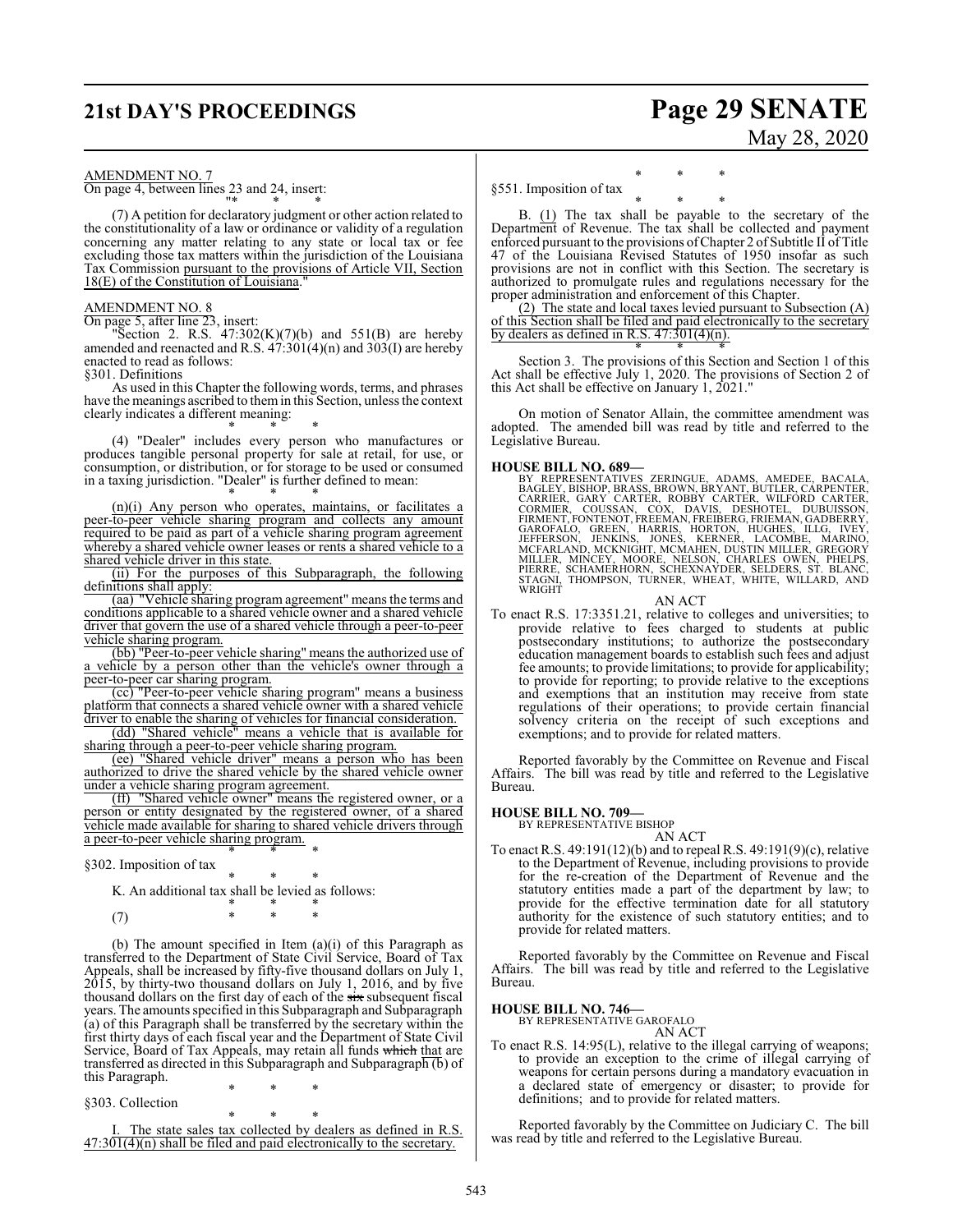AMENDMENT NO. 7

On page 4, between lines 23 and 24, insert:

"* * *

(7) A petition for declaratory judgment or other action related to the constitutionality of a law or ordinance or validity of a regulation concerning any matter relating to any state or local tax or fee excluding those tax matters within the jurisdiction of the Louisiana Tax Commission pursuant to the provisions of Article VII, Section 18(E) of the Constitution of Louisiana."

AMENDMENT NO. 8

On page 5, after line 23, insert:

"Section 2. R.S. 47:302(K)(7)(b) and 551(B) are hereby amended and reenacted and R.S. 47:301(4)(n) and 303(I) are hereby enacted to read as follows:

§301. Definitions

As used in this Chapter the following words, terms, and phrases have the meanings ascribed to them in this Section, unless the context clearly indicates a different meaning:

* * *

(4) "Dealer" includes every person who manufactures or produces tangible personal property for sale at retail, for use, or consumption, or distribution, or for storage to be used or consumed in a taxing jurisdiction. "Dealer" is further defined to mean:

* * *

(n)(i) Any person who operates, maintains, or facilitates a peer-to-peer vehicle sharing program and collects any amount required to be paid as part of a vehicle sharing program agreement whereby a shared vehicle owner leases or rents a shared vehicle to a shared vehicle driver in this state.

(ii) For the purposes of this Subparagraph, the following definitions shall apply:

(aa) "Vehicle sharing program agreement" means the terms and conditions applicable to a shared vehicle owner and a shared vehicle driver that govern the use of a shared vehicle through a peer-to-peer vehicle sharing program.

(bb) "Peer-to-peer vehicle sharing" means the authorized use of a vehicle by a person other than the vehicle's owner through a peer-to-peer car sharing program.

(cc) "Peer-to-peer vehicle sharing program" means a business platform that connects a shared vehicle owner with a shared vehicle driver to enable the sharing of vehicles for financial consideration.

(dd) "Shared vehicle" means a vehicle that is available for sharing through a peer-to-peer vehicle sharing program.

(ee) "Shared vehicle driver" means a person who has been authorized to drive the shared vehicle by the shared vehicle owner under a vehicle sharing program agreement.

(ff) "Shared vehicle owner" means the registered owner, or a person or entity designated by the registered owner, of a shared vehicle made available for sharing to shared vehicle drivers through a peer-to-peer vehicle sharing program.

* * *

§302. Imposition of tax

* * *

K. An additional tax shall be levied as follows:

* * *

(7) * * *

(b) The amount specified in Item (a)(i) of this Paragraph as transferred to the Department of State Civil Service, Board of Tax Appeals, shall be increased by fifty-five thousand dollars on July 1, 2015, by thirty-two thousand dollars on July 1, 2016, and by five thousand dollars on the first day of each of the ~~six~~ subsequent fiscal years. The amounts specified in this Subparagraph and Subparagraph (a) of this Paragraph shall be transferred by the secretary within the first thirty days of each fiscal year and the Department of State Civil Service, Board of Tax Appeals, may retain all funds ~~which~~ that are transferred as directed in this Subparagraph and Subparagraph (b) of this Paragraph.

* * *

§303. Collection

* * *

I. The state sales tax collected by dealers as defined in R.S. 47:301(4)(n) shall be filed and paid electronically to the secretary.

* * *

§551. Imposition of tax

* * *

B. (1) The tax shall be payable to the secretary of the Department of Revenue. The tax shall be collected and payment enforced pursuant to the provisions of Chapter 2 of Subtitle II of Title 47 of the Louisiana Revised Statutes of 1950 insofar as such provisions are not in conflict with this Section. The secretary is authorized to promulgate rules and regulations necessary for the proper administration and enforcement of this Chapter.

(2) The state and local taxes levied pursuant to Subsection (A) of this Section shall be filed and paid electronically to the secretary by dealers as defined in R.S. 47:301(4)(n).

* * *

Section 3. The provisions of this Section and Section 1 of this Act shall be effective July 1, 2020. The provisions of Section 2 of this Act shall be effective on January 1, 2021."

On motion of Senator Allain, the committee amendment was adopted. The amended bill was read by title and referred to the Legislative Bureau.

**HOUSE BILL NO. 689—**
BY REPRESENTATIVES ZERINGUE, ADAMS, AMEDEE, BACALA, BAGLEY, BISHOP, BRASS, BROWN, BRYANT, BUTLER, CARPENTER, CARRIER, GARY CARTER, ROBBY CARTER, WILFORD CARTER, CORMIER, COUSSAN, COX, DAVIS, DESHOTEL, DUBUISSON, FIRMENT, FONTENOT, FREEMAN, FREIBERG, FRIEMAN, GADBERRY, GAROFALO, GREEN, HARRIS, HORTON, HUGHES, ILLG, IVEY, JEFFERSON, JENKINS, JONES, KERNER, LACOMBE, MARINO, MCFARLAND, MCKNIGHT, MCMAHEN, DUSTIN MILLER, GREGORY MILLER, MINCEY, MOORE, NELSON, CHARLES OWEN, PHELPS, PIERRE, SCHAMERHORN, SCHEXNAYDER, SELDERS, ST. BLANC, STAGNI, THOMPSON, TURNER, WHEAT, WHITE, WILLARD, AND WRIGHT

AN ACT

To enact R.S. 17:3351.21, relative to colleges and universities; to provide relative to fees charged to students at public postsecondary institutions; to authorize the postsecondary education management boards to establish such fees and adjust fee amounts; to provide limitations; to provide for applicability; to provide for reporting; to provide relative to the exceptions and exemptions that an institution may receive from state regulations of their operations; to provide certain financial solvency criteria on the receipt of such exceptions and exemptions; and to provide for related matters.

Reported favorably by the Committee on Revenue and Fiscal Affairs. The bill was read by title and referred to the Legislative Bureau.

**HOUSE BILL NO. 709—**
BY REPRESENTATIVE BISHOP

AN ACT

To enact R.S. 49:191(12)(b) and to repeal R.S. 49:191(9)(c), relative to the Department of Revenue, including provisions to provide for the re-creation of the Department of Revenue and the statutory entities made a part of the department by law; to provide for the effective termination date for all statutory authority for the existence of such statutory entities; and to provide for related matters.

Reported favorably by the Committee on Revenue and Fiscal Affairs. The bill was read by title and referred to the Legislative Bureau.

**HOUSE BILL NO. 746—**
BY REPRESENTATIVE GAROFALO

AN ACT

To enact R.S. 14:95(L), relative to the illegal carrying of weapons; to provide an exception to the crime of illegal carrying of weapons for certain persons during a mandatory evacuation in a declared state of emergency or disaster; to provide for definitions; and to provide for related matters.

Reported favorably by the Committee on Judiciary C. The bill was read by title and referred to the Legislative Bureau.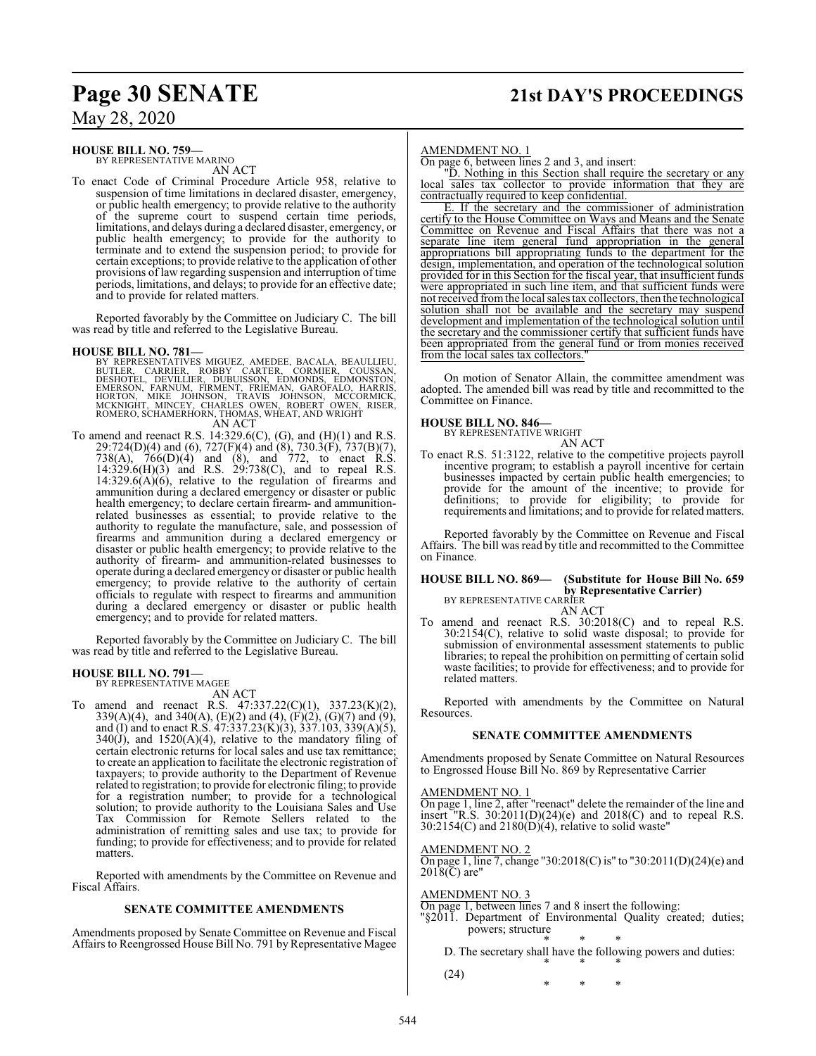**HOUSE BILL NO. 759—**
BY REPRESENTATIVE MARINO

AN ACT

To enact Code of Criminal Procedure Article 958, relative to suspension of time limitations in declared disaster, emergency, or public health emergency; to provide relative to the authority of the supreme court to suspend certain time periods, limitations, and delays during a declared disaster, emergency, or public health emergency; to provide for the authority to terminate and to extend the suspension period; to provide for certain exceptions; to provide relative to the application of other provisions of law regarding suspension and interruption of time periods, limitations, and delays; to provide for an effective date; and to provide for related matters.

Reported favorably by the Committee on Judiciary C. The bill was read by title and referred to the Legislative Bureau.

**HOUSE BILL NO. 781—**
BY REPRESENTATIVES MIGUEZ, AMEDEE, BACALA, BEAULLIEU, BUTLER, CARRIER, ROBBY CARTER, CORMIER, COUSSAN, DESHOTEL, DEVILLIER, DUBUISSON, EDMONDS, EDMONSTON, EMERSON, FARNUM, FIRMENT, FRIEMAN, GAROFALO, HARRIS, HORTON, MIKE JOHNSON, TRAVIS JOHNSON, MCCORMICK, MCKNIGHT, MINCEY, CHARLES OWEN, ROBERT OWEN, RISER, ROMERO, SCHAMERHORN, THOMAS, WHEAT, AND WRIGHT

AN ACT

To amend and reenact R.S. 14:329.6(C), (G), and (H)(1) and R.S. 29:724(D)(4) and (6), 727(F)(4) and (8), 730.3(F), 737(B)(7), 738(A), 766(D)(4) and (8), and 772, to enact R.S. 14:329.6(H)(3) and R.S. 29:738(C), and to repeal R.S. 14:329.6(A)(6), relative to the regulation of firearms and ammunition during a declared emergency or disaster or public health emergency; to declare certain firearm- and ammunition-related businesses as essential; to provide relative to the authority to regulate the manufacture, sale, and possession of firearms and ammunition during a declared emergency or disaster or public health emergency; to provide relative to the authority of firearm- and ammunition-related businesses to operate during a declared emergency or disaster or public health emergency; to provide relative to the authority of certain officials to regulate with respect to firearms and ammunition during a declared emergency or disaster or public health emergency; and to provide for related matters.

Reported favorably by the Committee on Judiciary C. The bill was read by title and referred to the Legislative Bureau.

**HOUSE BILL NO. 791—**
BY REPRESENTATIVE MAGEE

AN ACT

To amend and reenact R.S. 47:337.22(C)(1), 337.23(K)(2), 339(A)(4), and 340(A), (E)(2) and (4), (F)(2), (G)(7) and (9), and (I) and to enact R.S. 47:337.23(K)(3), 337.103, 339(A)(5), 340(J), and 1520(A)(4), relative to the mandatory filing of certain electronic returns for local sales and use tax remittance; to create an application to facilitate the electronic registration of taxpayers; to provide authority to the Department of Revenue related to registration; to provide for electronic filing; to provide for a registration number; to provide for a technological solution; to provide authority to the Louisiana Sales and Use Tax Commission for Remote Sellers related to the administration of remitting sales and use tax; to provide for funding; to provide for effectiveness; and to provide for related matters.

Reported with amendments by the Committee on Revenue and Fiscal Affairs.

**SENATE COMMITTEE AMENDMENTS**

Amendments proposed by Senate Committee on Revenue and Fiscal Affairs to Reengrossed House Bill No. 791 by Representative Magee

AMENDMENT NO. 1

On page 6, between lines 2 and 3, and insert:

"D. Nothing in this Section shall require the secretary or any local sales tax collector to provide information that they are contractually required to keep confidential.

E. If the secretary and the commissioner of administration certify to the House Committee on Ways and Means and the Senate Committee on Revenue and Fiscal Affairs that there was not a separate line item general fund appropriation in the general appropriations bill appropriating funds to the department for the design, implementation, and operation of the technological solution provided for in this Section for the fiscal year, that insufficient funds were appropriated in such line item, and that sufficient funds were not received from the local sales tax collectors, then the technological solution shall not be available and the secretary may suspend development and implementation of the technological solution until the secretary and the commissioner certify that sufficient funds have been appropriated from the general fund or from monies received from the local sales tax collectors."

On motion of Senator Allain, the committee amendment was adopted. The amended bill was read by title and recommitted to the Committee on Finance.

**HOUSE BILL NO. 846—**
BY REPRESENTATIVE WRIGHT

AN ACT

To enact R.S. 51:3122, relative to the competitive projects payroll incentive program; to establish a payroll incentive for certain businesses impacted by certain public health emergencies; to provide for the amount of the incentive; to provide for definitions; to provide for eligibility; to provide for requirements and limitations; and to provide for related matters.

Reported favorably by the Committee on Revenue and Fiscal Affairs. The bill was read by title and recommitted to the Committee on Finance.

**HOUSE BILL NO. 869— (Substitute for House Bill No. 659 by Representative Carrier)**
BY REPRESENTATIVE CARRIER

AN ACT

To amend and reenact R.S. 30:2018(C) and to repeal R.S. 30:2154(C), relative to solid waste disposal; to provide for submission of environmental assessment statements to public libraries; to repeal the prohibition on permitting of certain solid waste facilities; to provide for effectiveness; and to provide for related matters.

Reported with amendments by the Committee on Natural Resources.

**SENATE COMMITTEE AMENDMENTS**

Amendments proposed by Senate Committee on Natural Resources to Engrossed House Bill No. 869 by Representative Carrier

AMENDMENT NO. 1

On page 1, line 2, after "reenact" delete the remainder of the line and insert "R.S. 30:2011(D)(24)(e) and 2018(C) and to repeal R.S. 30:2154(C) and 2180(D)(4), relative to solid waste"

AMENDMENT NO. 2

On page 1, line 7, change "30:2018(C) is" to "30:2011(D)(24)(e) and 2018(C) are"

AMENDMENT NO. 3

On page 1, between lines 7 and 8 insert the following:

"§2011. Department of Environmental Quality created; duties; powers; structure

\* \* \*

D. The secretary shall have the following powers and duties:

\* \* \*

(24)

\* \* \*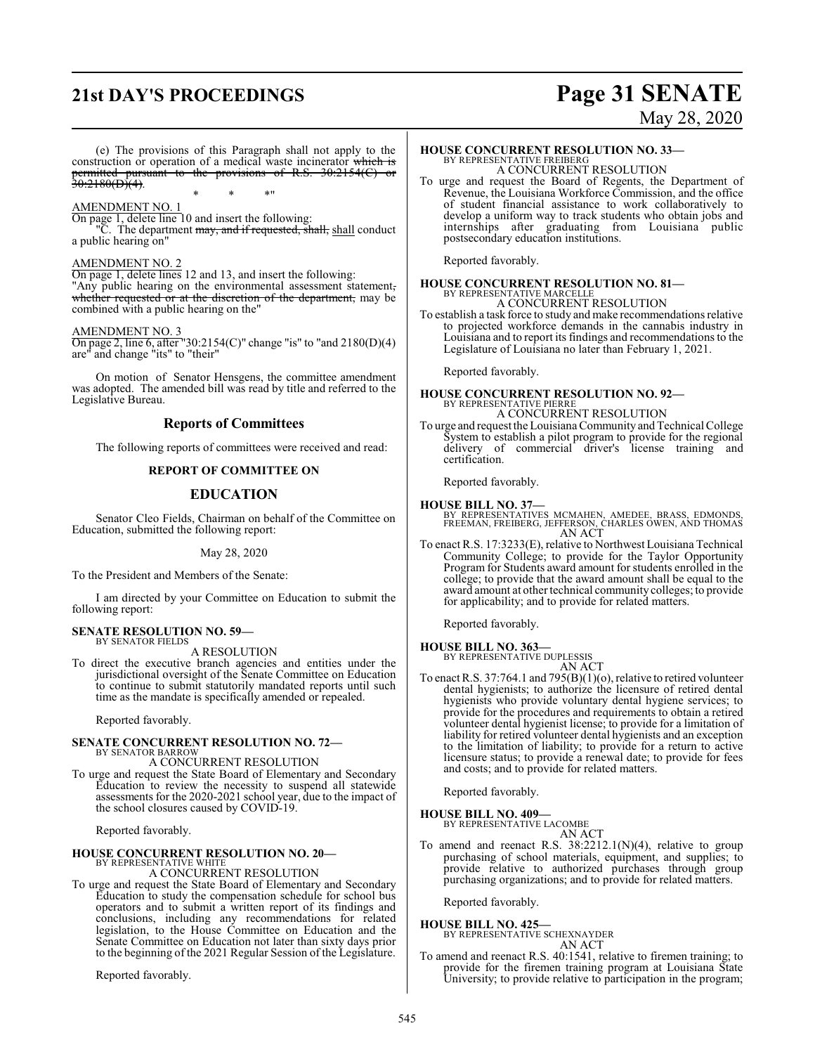(e) The provisions of this Paragraph shall not apply to the construction or operation of a medical waste incinerator ~~which is permitted pursuant to the provisions of R.S. 30:2154(C) or 30:2180(D)(4)~~.

\* \* \*"

AMENDMENT NO. 1

On page 1, delete line 10 and insert the following:

"C. The department ~~may, and if requested, shall,~~ shall conduct a public hearing on"

AMENDMENT NO. 2

On page 1, delete lines 12 and 13, and insert the following:

"Any public hearing on the environmental assessment statement~~, whether requested or at the discretion of the department,~~ may be combined with a public hearing on the"

AMENDMENT NO. 3

On page 2, line 6, after "30:2154(C)" change "is" to "and 2180(D)(4) are" and change "its" to "their"

On motion of Senator Hensgens, the committee amendment was adopted. The amended bill was read by title and referred to the Legislative Bureau.

## Reports of Committees

The following reports of committees were received and read:

### REPORT OF COMMITTEE ON

## EDUCATION

Senator Cleo Fields, Chairman on behalf of the Committee on Education, submitted the following report:

May 28, 2020

To the President and Members of the Senate:

I am directed by your Committee on Education to submit the following report:

**SENATE RESOLUTION NO. 59—**
BY SENATOR FIELDS

A RESOLUTION

To direct the executive branch agencies and entities under the jurisdictional oversight of the Senate Committee on Education to continue to submit statutorily mandated reports until such time as the mandate is specifically amended or repealed.

Reported favorably.

**SENATE CONCURRENT RESOLUTION NO. 72—**
BY SENATOR BARROW

A CONCURRENT RESOLUTION

To urge and request the State Board of Elementary and Secondary Education to review the necessity to suspend all statewide assessments for the 2020-2021 school year, due to the impact of the school closures caused by COVID-19.

Reported favorably.

**HOUSE CONCURRENT RESOLUTION NO. 20—**
BY REPRESENTATIVE WHITE

A CONCURRENT RESOLUTION

To urge and request the State Board of Elementary and Secondary Education to study the compensation schedule for school bus operators and to submit a written report of its findings and conclusions, including any recommendations for related legislation, to the House Committee on Education and the Senate Committee on Education not later than sixty days prior to the beginning of the 2021 Regular Session of the Legislature.

Reported favorably.

**HOUSE CONCURRENT RESOLUTION NO. 33—**
BY REPRESENTATIVE FREIBERG

A CONCURRENT RESOLUTION

To urge and request the Board of Regents, the Department of Revenue, the Louisiana Workforce Commission, and the office of student financial assistance to work collaboratively to develop a uniform way to track students who obtain jobs and internships after graduating from Louisiana public postsecondary education institutions.

Reported favorably.

**HOUSE CONCURRENT RESOLUTION NO. 81—**
BY REPRESENTATIVE MARCELLE

A CONCURRENT RESOLUTION

To establish a task force to study and make recommendations relative to projected workforce demands in the cannabis industry in Louisiana and to report its findings and recommendations to the Legislature of Louisiana no later than February 1, 2021.

Reported favorably.

**HOUSE CONCURRENT RESOLUTION NO. 92—**
BY REPRESENTATIVE PIERRE

A CONCURRENT RESOLUTION

To urge and request the Louisiana Community and Technical College System to establish a pilot program to provide for the regional delivery of commercial driver's license training and certification.

Reported favorably.

**HOUSE BILL NO. 37—**
BY REPRESENTATIVES MCMAHEN, AMEDEE, BRASS, EDMONDS, FREEMAN, FREIBERG, JEFFERSON, CHARLES OWEN, AND THOMAS

AN ACT

To enact R.S. 17:3233(E), relative to Northwest Louisiana Technical Community College; to provide for the Taylor Opportunity Program for Students award amount for students enrolled in the college; to provide that the award amount shall be equal to the award amount at other technical community colleges; to provide for applicability; and to provide for related matters.

Reported favorably.

**HOUSE BILL NO. 363—**
BY REPRESENTATIVE DUPLESSIS

AN ACT

To enact R.S. 37:764.1 and 795(B)(1)(o), relative to retired volunteer dental hygienists; to authorize the licensure of retired dental hygienists who provide voluntary dental hygiene services; to provide for the procedures and requirements to obtain a retired volunteer dental hygienist license; to provide for a limitation of liability for retired volunteer dental hygienists and an exception to the limitation of liability; to provide for a return to active licensure status; to provide a renewal date; to provide for fees and costs; and to provide for related matters.

Reported favorably.

**HOUSE BILL NO. 409—**
BY REPRESENTATIVE LACOMBE

AN ACT

To amend and reenact R.S. 38:2212.1(N)(4), relative to group purchasing of school materials, equipment, and supplies; to provide relative to authorized purchases through group purchasing organizations; and to provide for related matters.

Reported favorably.

**HOUSE BILL NO. 425—**
BY REPRESENTATIVE SCHEXNAYDER

AN ACT

To amend and reenact R.S. 40:1541, relative to firemen training; to provide for the firemen training program at Louisiana State University; to provide relative to participation in the program;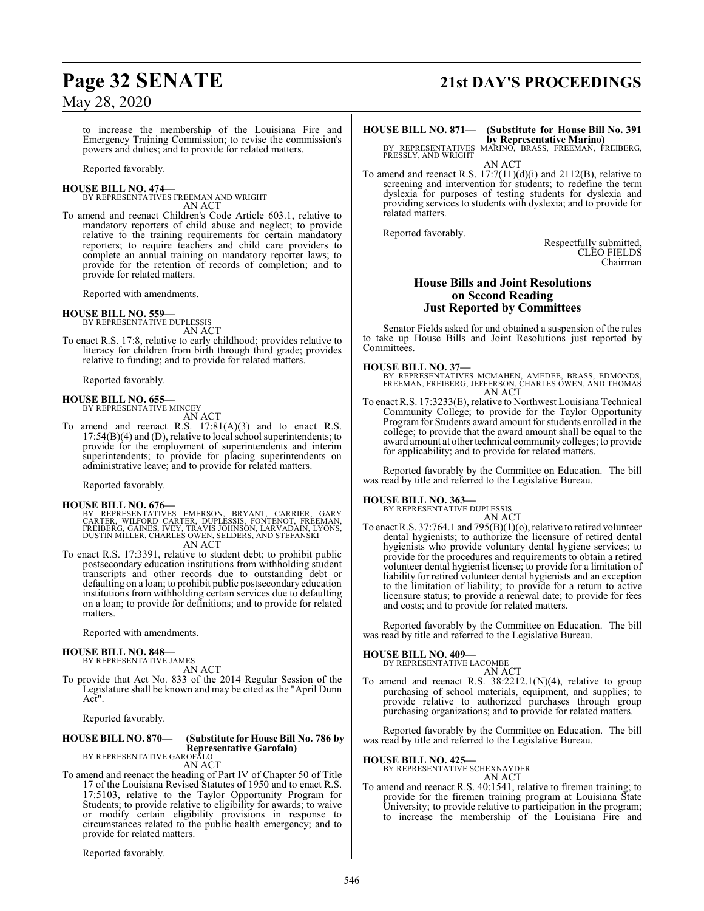to increase the membership of the Louisiana Fire and Emergency Training Commission; to revise the commission's powers and duties; and to provide for related matters.

Reported favorably.

**HOUSE BILL NO. 474—**
BY REPRESENTATIVES FREEMAN AND WRIGHT
AN ACT

To amend and reenact Children's Code Article 603.1, relative to mandatory reporters of child abuse and neglect; to provide relative to the training requirements for certain mandatory reporters; to require teachers and child care providers to complete an annual training on mandatory reporter laws; to provide for the retention of records of completion; and to provide for related matters.

Reported with amendments.

**HOUSE BILL NO. 559—**
BY REPRESENTATIVE DUPLESSIS
AN ACT

To enact R.S. 17:8, relative to early childhood; provides relative to literacy for children from birth through third grade; provides relative to funding; and to provide for related matters.

Reported favorably.

**HOUSE BILL NO. 655—**
BY REPRESENTATIVE MINCEY
AN ACT

To amend and reenact R.S. 17:81(A)(3) and to enact R.S. 17:54(B)(4) and (D), relative to local school superintendents; to provide for the employment of superintendents and interim superintendents; to provide for placing superintendents on administrative leave; and to provide for related matters.

Reported favorably.

**HOUSE BILL NO. 676—**
BY REPRESENTATIVES EMERSON, BRYANT, CARRIER, GARY CARTER, WILFORD CARTER, DUPLESSIS, FONTENOT, FREEMAN, FREIBERG, GAINES, IVEY, TRAVIS JOHNSON, LARVADAIN, LYONS, DUSTIN MILLER, CHARLES OWEN, SELDERS, AND STEFANSKI
AN ACT

To enact R.S. 17:3391, relative to student debt; to prohibit public postsecondary education institutions from withholding student transcripts and other records due to outstanding debt or defaulting on a loan; to prohibit public postsecondary education institutions from withholding certain services due to defaulting on a loan; to provide for definitions; and to provide for related matters.

Reported with amendments.

**HOUSE BILL NO. 848—**
BY REPRESENTATIVE JAMES
AN ACT

To provide that Act No. 833 of the 2014 Regular Session of the Legislature shall be known and may be cited as the "April Dunn Act".

Reported favorably.

**HOUSE BILL NO. 870— (Substitute for House Bill No. 786 by Representative Garofalo)**
BY REPRESENTATIVE GAROFALO
AN ACT

To amend and reenact the heading of Part IV of Chapter 50 of Title 17 of the Louisiana Revised Statutes of 1950 and to enact R.S. 17:5103, relative to the Taylor Opportunity Program for Students; to provide relative to eligibility for awards; to waive or modify certain eligibility provisions in response to circumstances related to the public health emergency; and to provide for related matters.

Reported favorably.

**HOUSE BILL NO. 871— (Substitute for House Bill No. 391 by Representative Marino)**
BY REPRESENTATIVES MARINO, BRASS, FREEMAN, FREIBERG, PRESSLY, AND WRIGHT
AN ACT

To amend and reenact R.S. 17:7(11)(d)(i) and 2112(B), relative to screening and intervention for students; to redefine the term dyslexia for purposes of testing students for dyslexia and providing services to students with dyslexia; and to provide for related matters.

Reported favorably.

Respectfully submitted,
CLEO FIELDS
Chairman

## House Bills and Joint Resolutions on Second Reading Just Reported by Committees

Senator Fields asked for and obtained a suspension of the rules to take up House Bills and Joint Resolutions just reported by Committees.

**HOUSE BILL NO. 37—**
BY REPRESENTATIVES MCMAHEN, AMEDEE, BRASS, EDMONDS, FREEMAN, FREIBERG, JEFFERSON, CHARLES OWEN, AND THOMAS
AN ACT

To enact R.S. 17:3233(E), relative to Northwest Louisiana Technical Community College; to provide for the Taylor Opportunity Program for Students award amount for students enrolled in the college; to provide that the award amount shall be equal to the award amount at other technical community colleges; to provide for applicability; and to provide for related matters.

Reported favorably by the Committee on Education. The bill was read by title and referred to the Legislative Bureau.

**HOUSE BILL NO. 363—**
BY REPRESENTATIVE DUPLESSIS
AN ACT

To enact R.S. 37:764.1 and 795(B)(1)(o), relative to retired volunteer dental hygienists; to authorize the licensure of retired dental hygienists who provide voluntary dental hygiene services; to provide for the procedures and requirements to obtain a retired volunteer dental hygienist license; to provide for a limitation of liability for retired volunteer dental hygienists and an exception to the limitation of liability; to provide for a return to active licensure status; to provide a renewal date; to provide for fees and costs; and to provide for related matters.

Reported favorably by the Committee on Education. The bill was read by title and referred to the Legislative Bureau.

**HOUSE BILL NO. 409—**
BY REPRESENTATIVE LACOMBE
AN ACT

To amend and reenact R.S. 38:2212.1(N)(4), relative to group purchasing of school materials, equipment, and supplies; to provide relative to authorized purchases through group purchasing organizations; and to provide for related matters.

Reported favorably by the Committee on Education. The bill was read by title and referred to the Legislative Bureau.

**HOUSE BILL NO. 425—**
BY REPRESENTATIVE SCHEXNAYDER
AN ACT

To amend and reenact R.S. 40:1541, relative to firemen training; to provide for the firemen training program at Louisiana State University; to provide relative to participation in the program; to increase the membership of the Louisiana Fire and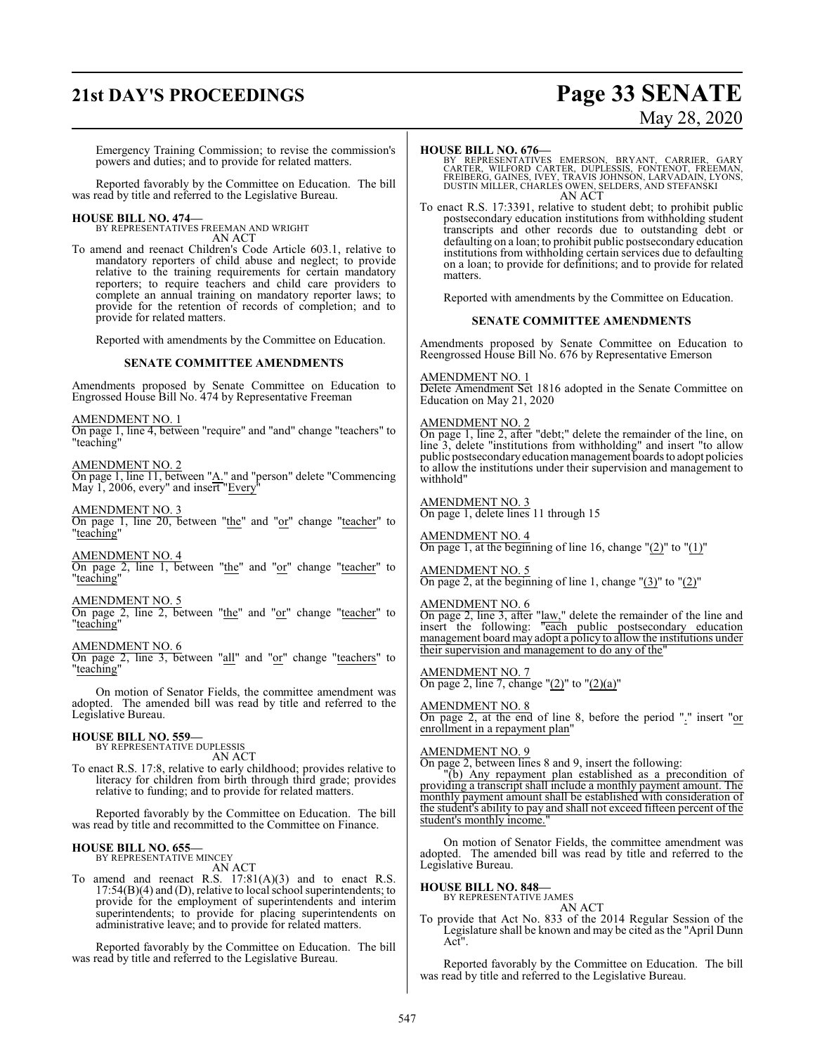Emergency Training Commission; to revise the commission's powers and duties; and to provide for related matters.

Reported favorably by the Committee on Education. The bill was read by title and referred to the Legislative Bureau.

**HOUSE BILL NO. 474—**
BY REPRESENTATIVES FREEMAN AND WRIGHT
AN ACT

To amend and reenact Children's Code Article 603.1, relative to mandatory reporters of child abuse and neglect; to provide relative to the training requirements for certain mandatory reporters; to require teachers and child care providers to complete an annual training on mandatory reporter laws; to provide for the retention of records of completion; and to provide for related matters.

Reported with amendments by the Committee on Education.

**SENATE COMMITTEE AMENDMENTS**

Amendments proposed by Senate Committee on Education to Engrossed House Bill No. 474 by Representative Freeman

AMENDMENT NO. 1
On page 1, line 4, between "require" and "and" change "teachers" to "teaching"

AMENDMENT NO. 2
On page 1, line 11, between "A." and "person" delete "Commencing May 1, 2006, every" and insert "Every"

AMENDMENT NO. 3
On page 1, line 20, between "the" and "or" change "teacher" to "teaching"

AMENDMENT NO. 4
On page 2, line 1, between "the" and "or" change "teacher" to "teaching"

AMENDMENT NO. 5
On page 2, line 2, between "the" and "or" change "teacher" to "teaching"

AMENDMENT NO. 6
On page 2, line 3, between "all" and "or" change "teachers" to "teaching"

On motion of Senator Fields, the committee amendment was adopted. The amended bill was read by title and referred to the Legislative Bureau.

**HOUSE BILL NO. 559—**
BY REPRESENTATIVE DUPLESSIS
AN ACT

To enact R.S. 17:8, relative to early childhood; provides relative to literacy for children from birth through third grade; provides relative to funding; and to provide for related matters.

Reported favorably by the Committee on Education. The bill was read by title and recommitted to the Committee on Finance.

**HOUSE BILL NO. 655—**
BY REPRESENTATIVE MINCEY
AN ACT

To amend and reenact R.S. 17:81(A)(3) and to enact R.S. 17:54(B)(4) and (D), relative to local school superintendents; to provide for the employment of superintendents and interim superintendents; to provide for placing superintendents on administrative leave; and to provide for related matters.

Reported favorably by the Committee on Education. The bill was read by title and referred to the Legislative Bureau.

**HOUSE BILL NO. 676—**
BY REPRESENTATIVES EMERSON, BRYANT, CARRIER, GARY CARTER, WILFORD CARTER, DUPLESSIS, FONTENOT, FREEMAN, FREIBERG, GAINES, IVEY, TRAVIS JOHNSON, LARVADAIN, LYONS, DUSTIN MILLER, CHARLES OWEN, SELDERS, AND STEFANSKI
AN ACT

To enact R.S. 17:3391, relative to student debt; to prohibit public postsecondary education institutions from withholding student transcripts and other records due to outstanding debt or defaulting on a loan; to prohibit public postsecondary education institutions from withholding certain services due to defaulting on a loan; to provide for definitions; and to provide for related matters.

Reported with amendments by the Committee on Education.

**SENATE COMMITTEE AMENDMENTS**

Amendments proposed by Senate Committee on Education to Reengrossed House Bill No. 676 by Representative Emerson

AMENDMENT NO. 1
Delete Amendment Set 1816 adopted in the Senate Committee on Education on May 21, 2020

AMENDMENT NO. 2
On page 1, line 2, after "debt;" delete the remainder of the line, on line 3, delete "institutions from withholding" and insert "to allow public postsecondary education management boards to adopt policies to allow the institutions under their supervision and management to withhold"

AMENDMENT NO. 3
On page 1, delete lines 11 through 15

AMENDMENT NO. 4
On page 1, at the beginning of line 16, change "(2)" to "(1)"

AMENDMENT NO. 5
On page 2, at the beginning of line 1, change "(3)" to "(2)"

AMENDMENT NO. 6
On page 2, line 3, after "law," delete the remainder of the line and insert the following: "each public postsecondary education management board may adopt a policy to allow the institutions under their supervision and management to do any of the"

AMENDMENT NO. 7
On page 2, line 7, change "(2)" to "(2)(a)"

AMENDMENT NO. 8
On page 2, at the end of line 8, before the period "." insert "or enrollment in a repayment plan"

AMENDMENT NO. 9
On page 2, between lines 8 and 9, insert the following:

"(b) Any repayment plan established as a precondition of providing a transcript shall include a monthly payment amount. The monthly payment amount shall be established with consideration of the student's ability to pay and shall not exceed fifteen percent of the student's monthly income."

On motion of Senator Fields, the committee amendment was adopted. The amended bill was read by title and referred to the Legislative Bureau.

**HOUSE BILL NO. 848—**
BY REPRESENTATIVE JAMES
AN ACT

To provide that Act No. 833 of the 2014 Regular Session of the Legislature shall be known and may be cited as the "April Dunn Act".

Reported favorably by the Committee on Education. The bill was read by title and referred to the Legislative Bureau.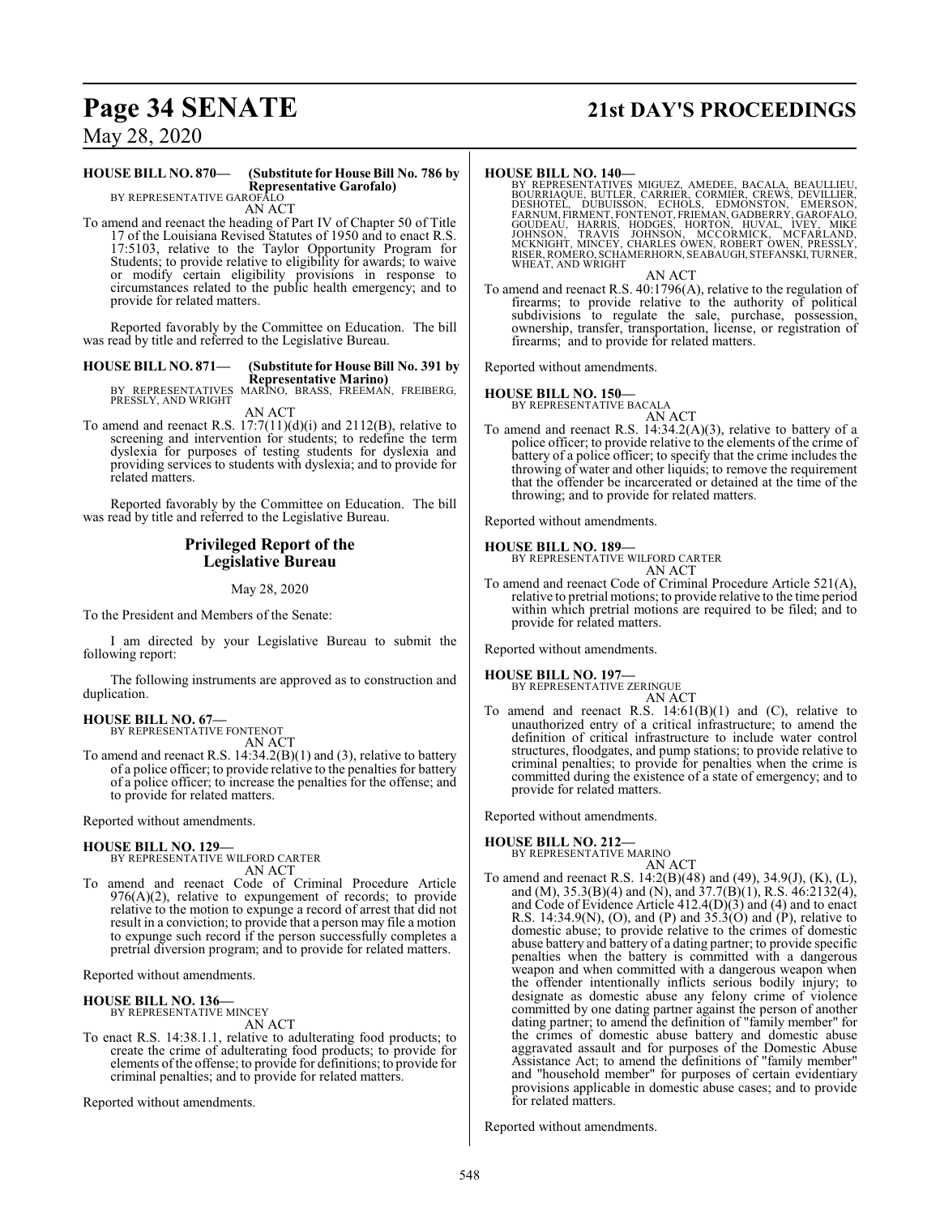**HOUSE BILL NO. 870— (Substitute for House Bill No. 786 by Representative Garofalo)**
BY REPRESENTATIVE GAROFALO

AN ACT

To amend and reenact the heading of Part IV of Chapter 50 of Title 17 of the Louisiana Revised Statutes of 1950 and to enact R.S. 17:5103, relative to the Taylor Opportunity Program for Students; to provide relative to eligibility for awards; to waive or modify certain eligibility provisions in response to circumstances related to the public health emergency; and to provide for related matters.

Reported favorably by the Committee on Education. The bill was read by title and referred to the Legislative Bureau.

**HOUSE BILL NO. 871— (Substitute for House Bill No. 391 by Representative Marino)**
BY REPRESENTATIVES MARINO, BRASS, FREEMAN, FREIBERG, PRESSLY, AND WRIGHT

AN ACT

To amend and reenact R.S. 17:7(11)(d)(i) and 2112(B), relative to screening and intervention for students; to redefine the term dyslexia for purposes of testing students for dyslexia and providing services to students with dyslexia; and to provide for related matters.

Reported favorably by the Committee on Education. The bill was read by title and referred to the Legislative Bureau.

## Privileged Report of the Legislative Bureau

May 28, 2020

To the President and Members of the Senate:

I am directed by your Legislative Bureau to submit the following report:

The following instruments are approved as to construction and duplication.

**HOUSE BILL NO. 67—**
BY REPRESENTATIVE FONTENOT

AN ACT

To amend and reenact R.S. 14:34.2(B)(1) and (3), relative to battery of a police officer; to provide relative to the penalties for battery of a police officer; to increase the penalties for the offense; and to provide for related matters.

Reported without amendments.

**HOUSE BILL NO. 129—**
BY REPRESENTATIVE WILFORD CARTER

AN ACT

To amend and reenact Code of Criminal Procedure Article 976(A)(2), relative to expungement of records; to provide relative to the motion to expunge a record of arrest that did not result in a conviction; to provide that a person may file a motion to expunge such record if the person successfully completes a pretrial diversion program; and to provide for related matters.

Reported without amendments.

**HOUSE BILL NO. 136—**
BY REPRESENTATIVE MINCEY

AN ACT

To enact R.S. 14:38.1.1, relative to adulterating food products; to create the crime of adulterating food products; to provide for elements of the offense; to provide for definitions; to provide for criminal penalties; and to provide for related matters.

Reported without amendments.

**HOUSE BILL NO. 140—**
BY REPRESENTATIVES MIGUEZ, AMEDEE, BACALA, BEAULLIEU, BOURRIAQUE, BUTLER, CARRIER, CORMIER, CREWS, DEVILLIER, DESHOTEL, DUBUISSON, ECHOLS, EDMONSTON, EMERSON, FARNUM, FIRMENT, FONTENOT, FRIEMAN, GADBERRY, GAROFALO, GOUDEAU, HARRIS, HODGES, HORTON, HUVAL, IVEY, MIKE JOHNSON, TRAVIS JOHNSON, MCCORMICK, MCFARLAND, MCKNIGHT, MINCEY, CHARLES OWEN, ROBERT OWEN, PRESSLY, RISER, ROMERO, SCHAMERHORN, SEABAUGH, STEFANSKI, TURNER, WHEAT, AND WRIGHT

AN ACT

To amend and reenact R.S. 40:1796(A), relative to the regulation of firearms; to provide relative to the authority of political subdivisions to regulate the sale, purchase, possession, ownership, transfer, transportation, license, or registration of firearms; and to provide for related matters.

Reported without amendments.

**HOUSE BILL NO. 150—**
BY REPRESENTATIVE BACALA

AN ACT

To amend and reenact R.S. 14:34.2(A)(3), relative to battery of a police officer; to provide relative to the elements of the crime of battery of a police officer; to specify that the crime includes the throwing of water and other liquids; to remove the requirement that the offender be incarcerated or detained at the time of the throwing; and to provide for related matters.

Reported without amendments.

**HOUSE BILL NO. 189—**
BY REPRESENTATIVE WILFORD CARTER

AN ACT

To amend and reenact Code of Criminal Procedure Article 521(A), relative to pretrial motions; to provide relative to the time period within which pretrial motions are required to be filed; and to provide for related matters.

Reported without amendments.

**HOUSE BILL NO. 197—**
BY REPRESENTATIVE ZERINGUE

AN ACT

To amend and reenact R.S. 14:61(B)(1) and (C), relative to unauthorized entry of a critical infrastructure; to amend the definition of critical infrastructure to include water control structures, floodgates, and pump stations; to provide relative to criminal penalties; to provide for penalties when the crime is committed during the existence of a state of emergency; and to provide for related matters.

Reported without amendments.

**HOUSE BILL NO. 212—**
BY REPRESENTATIVE MARINO

AN ACT

To amend and reenact R.S. 14:2(B)(48) and (49), 34.9(J), (K), (L), and (M), 35.3(B)(4) and (N), and 37.7(B)(1), R.S. 46:2132(4), and Code of Evidence Article 412.4(D)(3) and (4) and to enact R.S. 14:34.9(N), (O), and (P) and 35.3(O) and (P), relative to domestic abuse; to provide relative to the crimes of domestic abuse battery and battery of a dating partner; to provide specific penalties when the battery is committed with a dangerous weapon and when committed with a dangerous weapon when the offender intentionally inflicts serious bodily injury; to designate as domestic abuse any felony crime of violence committed by one dating partner against the person of another dating partner; to amend the definition of "family member" for the crimes of domestic abuse battery and domestic abuse aggravated assault and for purposes of the Domestic Abuse Assistance Act; to amend the definitions of "family member" and "household member" for purposes of certain evidentiary provisions applicable in domestic abuse cases; and to provide for related matters.

Reported without amendments.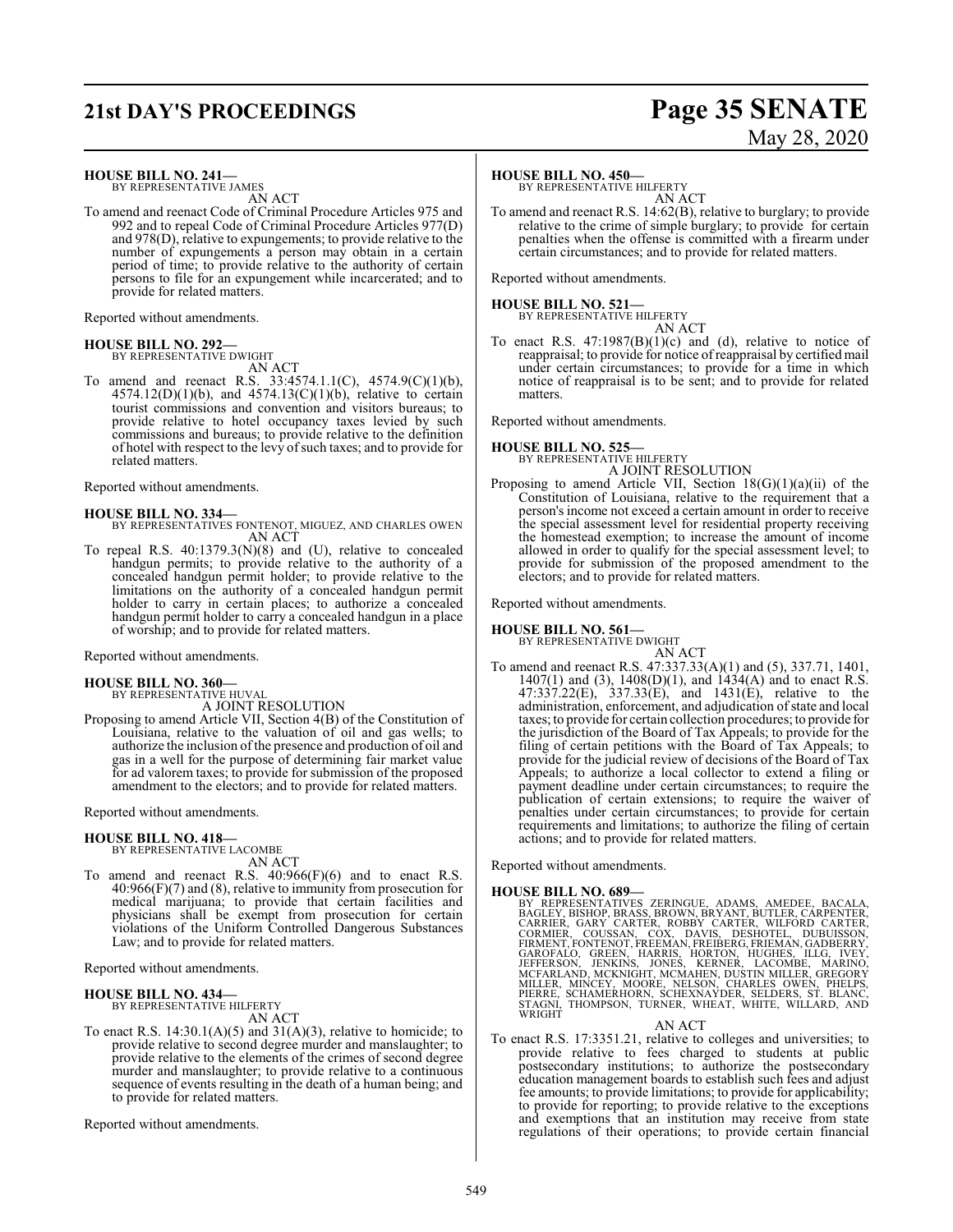**HOUSE BILL NO. 241—**
BY REPRESENTATIVE JAMES

AN ACT

To amend and reenact Code of Criminal Procedure Articles 975 and 992 and to repeal Code of Criminal Procedure Articles 977(D) and 978(D), relative to expungements; to provide relative to the number of expungements a person may obtain in a certain period of time; to provide relative to the authority of certain persons to file for an expungement while incarcerated; and to provide for related matters.

Reported without amendments.

**HOUSE BILL NO. 292—**
BY REPRESENTATIVE DWIGHT

AN ACT

To amend and reenact R.S. 33:4574.1.1(C), 4574.9(C)(1)(b), 4574.12(D)(1)(b), and 4574.13(C)(1)(b), relative to certain tourist commissions and convention and visitors bureaus; to provide relative to hotel occupancy taxes levied by such commissions and bureaus; to provide relative to the definition of hotel with respect to the levy of such taxes; and to provide for related matters.

Reported without amendments.

**HOUSE BILL NO. 334—**
BY REPRESENTATIVES FONTENOT, MIGUEZ, AND CHARLES OWEN

AN ACT

To repeal R.S. 40:1379.3(N)(8) and (U), relative to concealed handgun permits; to provide relative to the authority of a concealed handgun permit holder; to provide relative to the limitations on the authority of a concealed handgun permit holder to carry in certain places; to authorize a concealed handgun permit holder to carry a concealed handgun in a place of worship; and to provide for related matters.

Reported without amendments.

**HOUSE BILL NO. 360—**
BY REPRESENTATIVE HUVAL

A JOINT RESOLUTION

Proposing to amend Article VII, Section 4(B) of the Constitution of Louisiana, relative to the valuation of oil and gas wells; to authorize the inclusion of the presence and production of oil and gas in a well for the purpose of determining fair market value for ad valorem taxes; to provide for submission of the proposed amendment to the electors; and to provide for related matters.

Reported without amendments.

**HOUSE BILL NO. 418—**
BY REPRESENTATIVE LACOMBE

AN ACT

To amend and reenact R.S. 40:966(F)(6) and to enact R.S. 40:966(F)(7) and (8), relative to immunity from prosecution for medical marijuana; to provide that certain facilities and physicians shall be exempt from prosecution for certain violations of the Uniform Controlled Dangerous Substances Law; and to provide for related matters.

Reported without amendments.

**HOUSE BILL NO. 434—**
BY REPRESENTATIVE HILFERTY

AN ACT

To enact R.S. 14:30.1(A)(5) and 31(A)(3), relative to homicide; to provide relative to second degree murder and manslaughter; to provide relative to the elements of the crimes of second degree murder and manslaughter; to provide relative to a continuous sequence of events resulting in the death of a human being; and to provide for related matters.

Reported without amendments.

**HOUSE BILL NO. 450—**
BY REPRESENTATIVE HILFERTY

AN ACT

To amend and reenact R.S. 14:62(B), relative to burglary; to provide relative to the crime of simple burglary; to provide for certain penalties when the offense is committed with a firearm under certain circumstances; and to provide for related matters.

Reported without amendments.

**HOUSE BILL NO. 521—**
BY REPRESENTATIVE HILFERTY

AN ACT

To enact R.S. 47:1987(B)(1)(c) and (d), relative to notice of reappraisal; to provide for notice of reappraisal by certified mail under certain circumstances; to provide for a time in which notice of reappraisal is to be sent; and to provide for related matters.

Reported without amendments.

**HOUSE BILL NO. 525—**
BY REPRESENTATIVE HILFERTY

A JOINT RESOLUTION

Proposing to amend Article VII, Section 18(G)(1)(a)(ii) of the Constitution of Louisiana, relative to the requirement that a person's income not exceed a certain amount in order to receive the special assessment level for residential property receiving the homestead exemption; to increase the amount of income allowed in order to qualify for the special assessment level; to provide for submission of the proposed amendment to the electors; and to provide for related matters.

Reported without amendments.

**HOUSE BILL NO. 561—**
BY REPRESENTATIVE DWIGHT

AN ACT

To amend and reenact R.S. 47:337.33(A)(1) and (5), 337.71, 1401, 1407(1) and (3), 1408(D)(1), and 1434(A) and to enact R.S. 47:337.22(E), 337.33(E), and 1431(E), relative to the administration, enforcement, and adjudication of state and local taxes; to provide for certain collection procedures; to provide for the jurisdiction of the Board of Tax Appeals; to provide for the filing of certain petitions with the Board of Tax Appeals; to provide for the judicial review of decisions of the Board of Tax Appeals; to authorize a local collector to extend a filing or payment deadline under certain circumstances; to require the publication of certain extensions; to require the waiver of penalties under certain circumstances; to provide for certain requirements and limitations; to authorize the filing of certain actions; and to provide for related matters.

Reported without amendments.

**HOUSE BILL NO. 689—**
BY REPRESENTATIVES ZERINGUE, ADAMS, AMEDEE, BACALA, BAGLEY, BISHOP, BRASS, BROWN, BRYANT, BUTLER, CARPENTER, CARRIER, GARY CARTER, ROBBY CARTER, WILFORD CARTER, CORMIER, COUSSAN, COX, DAVIS, DESHOTEL, DUBUISSON, FIRMENT, FONTENOT, FREEMAN, FREIBERG, FRIEMAN, GADBERRY, GAROFALO, GREEN, HARRIS, HORTON, HUGHES, ILLG, IVEY, JEFFERSON, JENKINS, JONES, KERNER, LACOMBE, MARINO, MCFARLAND, MCKNIGHT, MCMAHEN, DUSTIN MILLER, GREGORY MILLER, MINCEY, MOORE, NELSON, CHARLES OWEN, PHELPS, PIERRE, SCHAMERHORN, SCHEXNAYDER, SELDERS, ST. BLANC, STAGNI, THOMPSON, TURNER, WHEAT, WHITE, WILLARD, AND WRIGHT

AN ACT

To enact R.S. 17:3351.21, relative to colleges and universities; to provide relative to fees charged to students at public postsecondary institutions; to authorize the postsecondary education management boards to establish such fees and adjust fee amounts; to provide limitations; to provide for applicability; to provide for reporting; to provide relative to the exceptions and exemptions that an institution may receive from state regulations of their operations; to provide certain financial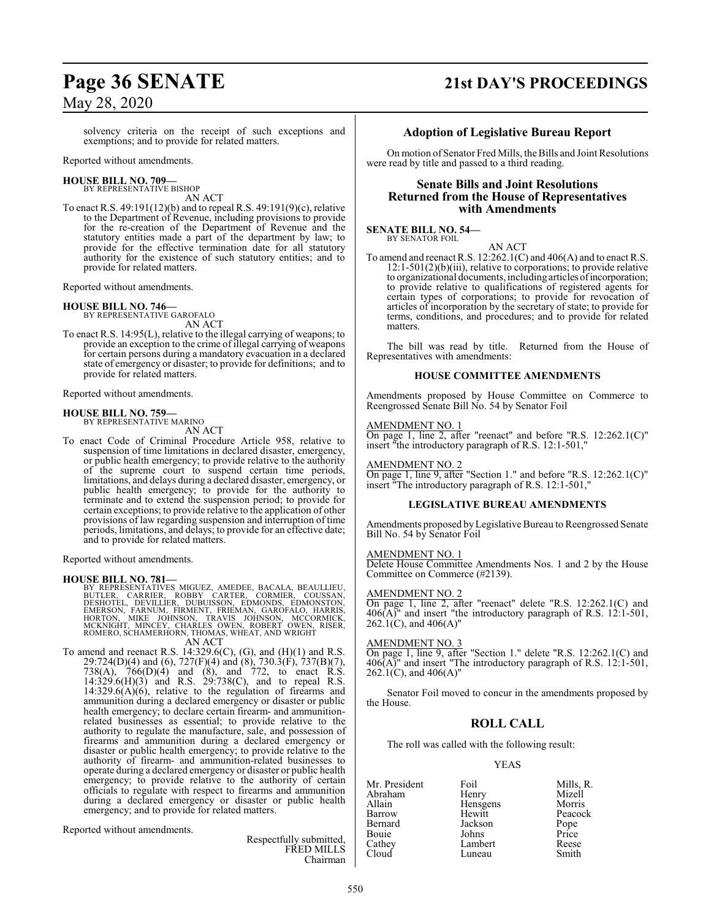solvency criteria on the receipt of such exceptions and exemptions; and to provide for related matters.

Reported without amendments.

**HOUSE BILL NO. 709—**
BY REPRESENTATIVE BISHOP
AN ACT

To enact R.S. 49:191(12)(b) and to repeal R.S. 49:191(9)(c), relative to the Department of Revenue, including provisions to provide for the re-creation of the Department of Revenue and the statutory entities made a part of the department by law; to provide for the effective termination date for all statutory authority for the existence of such statutory entities; and to provide for related matters.

Reported without amendments.

**HOUSE BILL NO. 746—**
BY REPRESENTATIVE GAROFALO
AN ACT

To enact R.S. 14:95(L), relative to the illegal carrying of weapons; to provide an exception to the crime of illegal carrying of weapons for certain persons during a mandatory evacuation in a declared state of emergency or disaster; to provide for definitions; and to provide for related matters.

Reported without amendments.

**HOUSE BILL NO. 759—**
BY REPRESENTATIVE MARINO
AN ACT

To enact Code of Criminal Procedure Article 958, relative to suspension of time limitations in declared disaster, emergency, or public health emergency; to provide relative to the authority of the supreme court to suspend certain time periods, limitations, and delays during a declared disaster, emergency, or public health emergency; to provide for the authority to terminate and to extend the suspension period; to provide for certain exceptions; to provide relative to the application of other provisions of law regarding suspension and interruption of time periods, limitations, and delays; to provide for an effective date; and to provide for related matters.

Reported without amendments.

**HOUSE BILL NO. 781—**
BY REPRESENTATIVES MIGUEZ, AMEDEE, BACALA, BEAULLIEU, BUTLER, CARRIER, ROBBY CARTER, CORMIER, COUSSAN, DESHOTEL, DEVILLIER, DUBUISSON, EDMONDS, EDMONSTON, EMERSON, FARNUM, FIRMENT, FRIEMAN, GAROFALO, HARRIS, HORTON, MIKE JOHNSON, TRAVIS JOHNSON, MCCORMICK, MCKNIGHT, MINCEY, CHARLES OWEN, ROBERT OWEN, RISER, ROMERO, SCHAMERHORN, THOMAS, WHEAT, AND WRIGHT
AN ACT

To amend and reenact R.S. 14:329.6(C), (G), and (H)(1) and R.S. 29:724(D)(4) and (6), 727(F)(4) and (8), 730.3(F), 737(B)(7), 738(A), 766(D)(4) and (8), and 772, to enact R.S. 14:329.6(H)(3) and R.S. 29:738(C), and to repeal R.S. 14:329.6(A)(6), relative to the regulation of firearms and ammunition during a declared emergency or disaster or public health emergency; to declare certain firearm- and ammunition-related businesses as essential; to provide relative to the authority to regulate the manufacture, sale, and possession of firearms and ammunition during a declared emergency or disaster or public health emergency; to provide relative to the authority of firearm- and ammunition-related businesses to operate during a declared emergency or disaster or public health emergency; to provide relative to the authority of certain officials to regulate with respect to firearms and ammunition during a declared emergency or disaster or public health emergency; and to provide for related matters.

Reported without amendments.

Respectfully submitted,
FRED MILLS
Chairman

## Adoption of Legislative Bureau Report

On motion of Senator Fred Mills, the Bills and Joint Resolutions were read by title and passed to a third reading.

## Senate Bills and Joint Resolutions Returned from the House of Representatives with Amendments

**SENATE BILL NO. 54—**
BY SENATOR FOIL
AN ACT

To amend and reenact R.S. 12:262.1(C) and 406(A) and to enact R.S. 12:1-501(2)(b)(iii), relative to corporations; to provide relative to organizational documents, including articles of incorporation; to provide relative to qualifications of registered agents for certain types of corporations; to provide for revocation of articles of incorporation by the secretary of state; to provide for terms, conditions, and procedures; and to provide for related matters.

The bill was read by title. Returned from the House of Representatives with amendments:

### HOUSE COMMITTEE AMENDMENTS

Amendments proposed by House Committee on Commerce to Reengrossed Senate Bill No. 54 by Senator Foil

AMENDMENT NO. 1
On page 1, line 2, after "reenact" and before "R.S. 12:262.1(C)" insert "the introductory paragraph of R.S. 12:1-501,"

AMENDMENT NO. 2
On page 1, line 9, after "Section 1." and before "R.S. 12:262.1(C)" insert "The introductory paragraph of R.S. 12:1-501,"

### LEGISLATIVE BUREAU AMENDMENTS

Amendments proposed by Legislative Bureau to Reengrossed Senate Bill No. 54 by Senator Foil

AMENDMENT NO. 1
Delete House Committee Amendments Nos. 1 and 2 by the House Committee on Commerce (#2139).

AMENDMENT NO. 2
On page 1, line 2, after "reenact" delete "R.S. 12:262.1(C) and 406(A)" and insert "the introductory paragraph of R.S. 12:1-501, 262.1(C), and 406(A)"

AMENDMENT NO. 3
On page 1, line 9, after "Section 1." delete "R.S. 12:262.1(C) and 406(A)" and insert "The introductory paragraph of R.S. 12:1-501, 262.1(C), and 406(A)"

Senator Foil moved to concur in the amendments proposed by the House.

## ROLL CALL

The roll was called with the following result:

YEAS

| | | |
|---|---|---|
| Mr. President | Foil | Mills, R. |
| Abraham | Henry | Mizell |
| Allain | Hensgens | Morris |
| Barrow | Hewitt | Peacock |
| Bernard | Jackson | Pope |
| Bouie | Johns | Price |
| Cathey | Lambert | Reese |
| Cloud | Luneau | Smith |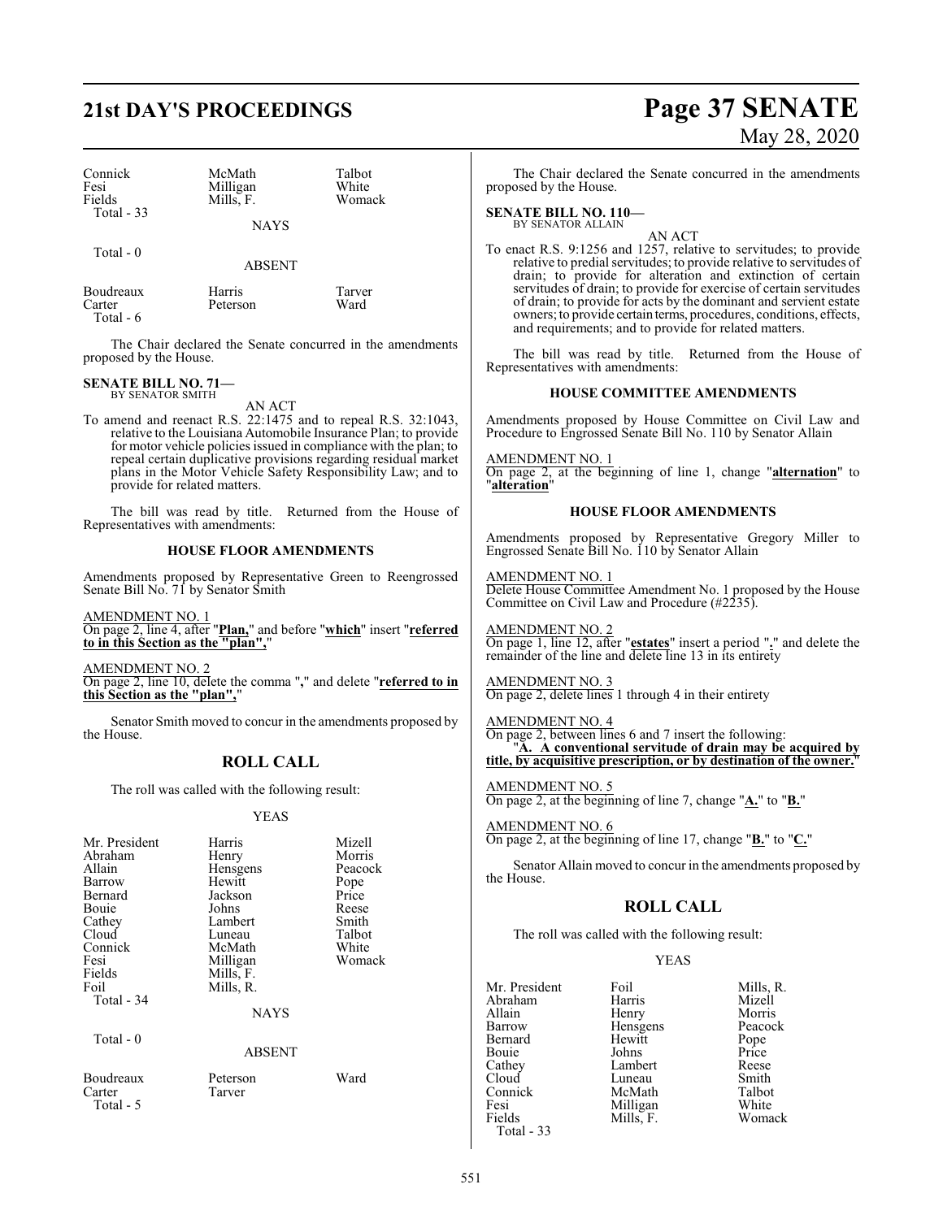| Connick | McMath | Talbot |
|---|---|---|
| Fesi | Milligan | White |
| Fields | Mills, F. | Womack |

Total - 33

NAYS

Total - 0

ABSENT

| Boudreaux | Harris | Tarver |
|---|---|---|
| Carter | Peterson | Ward |

Total - 6

The Chair declared the Senate concurred in the amendments proposed by the House.

**SENATE BILL NO. 71—**
BY SENATOR SMITH

AN ACT

To amend and reenact R.S. 22:1475 and to repeal R.S. 32:1043, relative to the Louisiana Automobile Insurance Plan; to provide for motor vehicle policies issued in compliance with the plan; to repeal certain duplicative provisions regarding residual market plans in the Motor Vehicle Safety Responsibility Law; and to provide for related matters.

The bill was read by title. Returned from the House of Representatives with amendments:

**HOUSE FLOOR AMENDMENTS**

Amendments proposed by Representative Green to Reengrossed Senate Bill No. 71 by Senator Smith

AMENDMENT NO. 1
On page 2, line 4, after "**Plan,**" and before "**which**" insert "**referred to in this Section as the "plan",**"

AMENDMENT NO. 2
On page 2, line 10, delete the comma "**,**" and delete "**referred to in this Section as the "plan",**"

Senator Smith moved to concur in the amendments proposed by the House.

## ROLL CALL

The roll was called with the following result:

YEAS

| Mr. President | Harris | Mizell |
|---|---|---|
| Abraham | Henry | Morris |
| Allain | Hensgens | Peacock |
| Barrow | Hewitt | Pope |
| Bernard | Jackson | Price |
| Bouie | Johns | Reese |
| Cathey | Lambert | Smith |
| Cloud | Luneau | Talbot |
| Connick | McMath | White |
| Fesi | Milligan | Womack |
| Fields | Mills, F. | |
| Foil | Mills, R. | |

Total - 34

NAYS

Total - 0

ABSENT

| Boudreaux | Peterson | Ward |
|---|---|---|
| Carter | Tarver | |

Total - 5

The Chair declared the Senate concurred in the amendments proposed by the House.

**SENATE BILL NO. 110—**
BY SENATOR ALLAIN

AN ACT

To enact R.S. 9:1256 and 1257, relative to servitudes; to provide relative to predial servitudes; to provide relative to servitudes of drain; to provide for alteration and extinction of certain servitudes of drain; to provide for exercise of certain servitudes of drain; to provide for acts by the dominant and servient estate owners; to provide certain terms, procedures, conditions, effects, and requirements; and to provide for related matters.

The bill was read by title. Returned from the House of Representatives with amendments:

**HOUSE COMMITTEE AMENDMENTS**

Amendments proposed by House Committee on Civil Law and Procedure to Engrossed Senate Bill No. 110 by Senator Allain

AMENDMENT NO. 1
On page 2, at the beginning of line 1, change "**alternation**" to "**alteration**"

**HOUSE FLOOR AMENDMENTS**

Amendments proposed by Representative Gregory Miller to Engrossed Senate Bill No. 110 by Senator Allain

AMENDMENT NO. 1
Delete House Committee Amendment No. 1 proposed by the House Committee on Civil Law and Procedure (#2235).

AMENDMENT NO. 2
On page 1, line 12, after "**estates**" insert a period "**.**" and delete the remainder of the line and delete line 13 in its entirety

AMENDMENT NO. 3
On page 2, delete lines 1 through 4 in their entirety

AMENDMENT NO. 4
On page 2, between lines 6 and 7 insert the following:
"**A. A conventional servitude of drain may be acquired by title, by acquisitive prescription, or by destination of the owner.**"

AMENDMENT NO. 5
On page 2, at the beginning of line 7, change "**A.**" to "**B.**"

AMENDMENT NO. 6
On page 2, at the beginning of line 17, change "**B.**" to "**C.**"

Senator Allain moved to concur in the amendments proposed by the House.

## ROLL CALL

The roll was called with the following result:

YEAS

| Mr. President | Foil | Mills, R. |
|---|---|---|
| Abraham | Harris | Mizell |
| Allain | Henry | Morris |
| Barrow | Hensgens | Peacock |
| Bernard | Hewitt | Pope |
| Bouie | Johns | Price |
| Cathey | Lambert | Reese |
| Cloud | Luneau | Smith |
| Connick | McMath | Talbot |
| Fesi | Milligan | White |
| Fields | Mills, F. | Womack |

Total - 33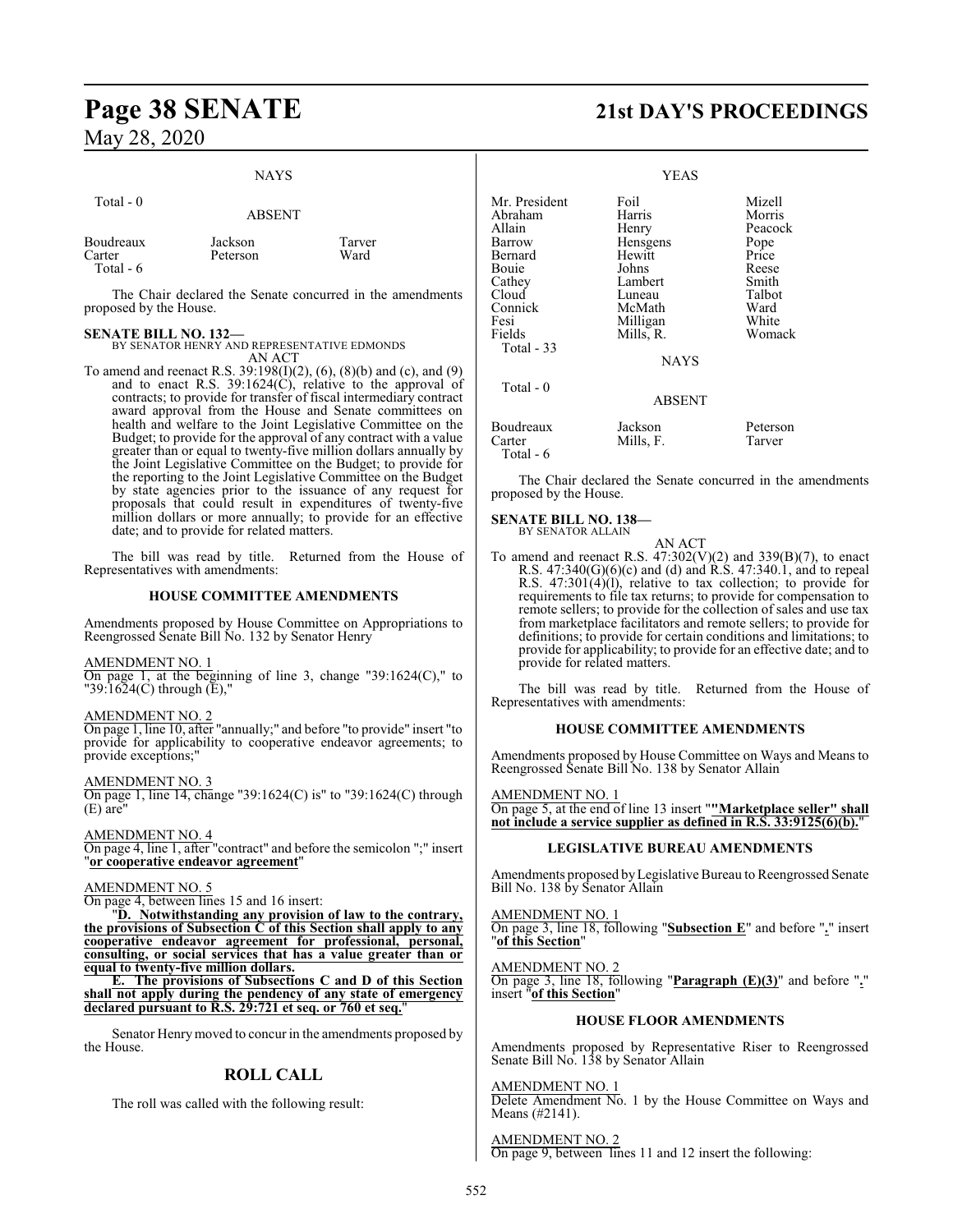NAYS

Total - 0

ABSENT

| | | |
|---|---|---|
| Boudreaux | Jackson | Tarver |
| Carter | Peterson | Ward |
| Total - 6 | | |

The Chair declared the Senate concurred in the amendments proposed by the House.

**SENATE BILL NO. 132—**
BY SENATOR HENRY AND REPRESENTATIVE EDMONDS

AN ACT

To amend and reenact R.S. 39:198(I)(2), (6), (8)(b) and (c), and (9) and to enact R.S. 39:1624(C), relative to the approval of contracts; to provide for transfer of fiscal intermediary contract award approval from the House and Senate committees on health and welfare to the Joint Legislative Committee on the Budget; to provide for the approval of any contract with a value greater than or equal to twenty-five million dollars annually by the Joint Legislative Committee on the Budget; to provide for the reporting to the Joint Legislative Committee on the Budget by state agencies prior to the issuance of any request for proposals that could result in expenditures of twenty-five million dollars or more annually; to provide for an effective date; and to provide for related matters.

The bill was read by title. Returned from the House of Representatives with amendments:

**HOUSE COMMITTEE AMENDMENTS**

Amendments proposed by House Committee on Appropriations to Reengrossed Senate Bill No. 132 by Senator Henry

AMENDMENT NO. 1
On page 1, at the beginning of line 3, change "39:1624(C)," to "39:1624(C) through (E),"

AMENDMENT NO. 2
On page 1, line 10, after "annually;" and before "to provide" insert "to provide for applicability to cooperative endeavor agreements; to provide exceptions;"

AMENDMENT NO. 3
On page 1, line 14, change "39:1624(C) is" to "39:1624(C) through (E) are"

AMENDMENT NO. 4
On page 4, line 1, after "contract" and before the semicolon ";" insert "**or cooperative endeavor agreement**"

AMENDMENT NO. 5
On page 4, between lines 15 and 16 insert:

"**D. Notwithstanding any provision of law to the contrary, the provisions of Subsection C of this Section shall apply to any cooperative endeavor agreement for professional, personal, consulting, or social services that has a value greater than or equal to twenty-five million dollars.**

**E. The provisions of Subsections C and D of this Section shall not apply during the pendency of any state of emergency declared pursuant to R.S. 29:721 et seq. or 760 et seq.**"

Senator Henry moved to concur in the amendments proposed by the House.

## ROLL CALL

The roll was called with the following result:

YEAS

| | | |
|---|---|---|
| Mr. President | Foil | Mizell |
| Abraham | Harris | Morris |
| Allain | Henry | Peacock |
| Barrow | Hensgens | Pope |
| Bernard | Hewitt | Price |
| Bouie | Johns | Reese |
| Cathey | Lambert | Smith |
| Cloud | Luneau | Talbot |
| Connick | McMath | Ward |
| Fesi | Milligan | White |
| Fields | Mills, R. | Womack |
| Total - 33 | | |

NAYS

Total - 0

ABSENT

| | | |
|---|---|---|
| Boudreaux | Jackson | Peterson |
| Carter | Mills, F. | Tarver |
| Total - 6 | | |

The Chair declared the Senate concurred in the amendments proposed by the House.

**SENATE BILL NO. 138—**
BY SENATOR ALLAIN

AN ACT

To amend and reenact R.S. 47:302(V)(2) and 339(B)(7), to enact R.S. 47:340(G)(6)(c) and (d) and R.S. 47:340.1, and to repeal R.S. 47:301(4)(l), relative to tax collection; to provide for requirements to file tax returns; to provide for compensation to remote sellers; to provide for the collection of sales and use tax from marketplace facilitators and remote sellers; to provide for definitions; to provide for certain conditions and limitations; to provide for applicability; to provide for an effective date; and to provide for related matters.

The bill was read by title. Returned from the House of Representatives with amendments:

**HOUSE COMMITTEE AMENDMENTS**

Amendments proposed by House Committee on Ways and Means to Reengrossed Senate Bill No. 138 by Senator Allain

AMENDMENT NO. 1
On page 5, at the end of line 13 insert "**"Marketplace seller" shall not include a service supplier as defined in R.S. 33:9125(6)(b).**"

**LEGISLATIVE BUREAU AMENDMENTS**

Amendments proposed by Legislative Bureau to Reengrossed Senate Bill No. 138 by Senator Allain

AMENDMENT NO. 1
On page 3, line 18, following "**Subsection E**" and before "**.**" insert "**of this Section**"

AMENDMENT NO. 2
On page 3, line 18, following "**Paragraph (E)(3)**" and before "**.**" insert "**of this Section**"

**HOUSE FLOOR AMENDMENTS**

Amendments proposed by Representative Riser to Reengrossed Senate Bill No. 138 by Senator Allain

AMENDMENT NO. 1
Delete Amendment No. 1 by the House Committee on Ways and Means (#2141).

AMENDMENT NO. 2
On page 9, between lines 11 and 12 insert the following: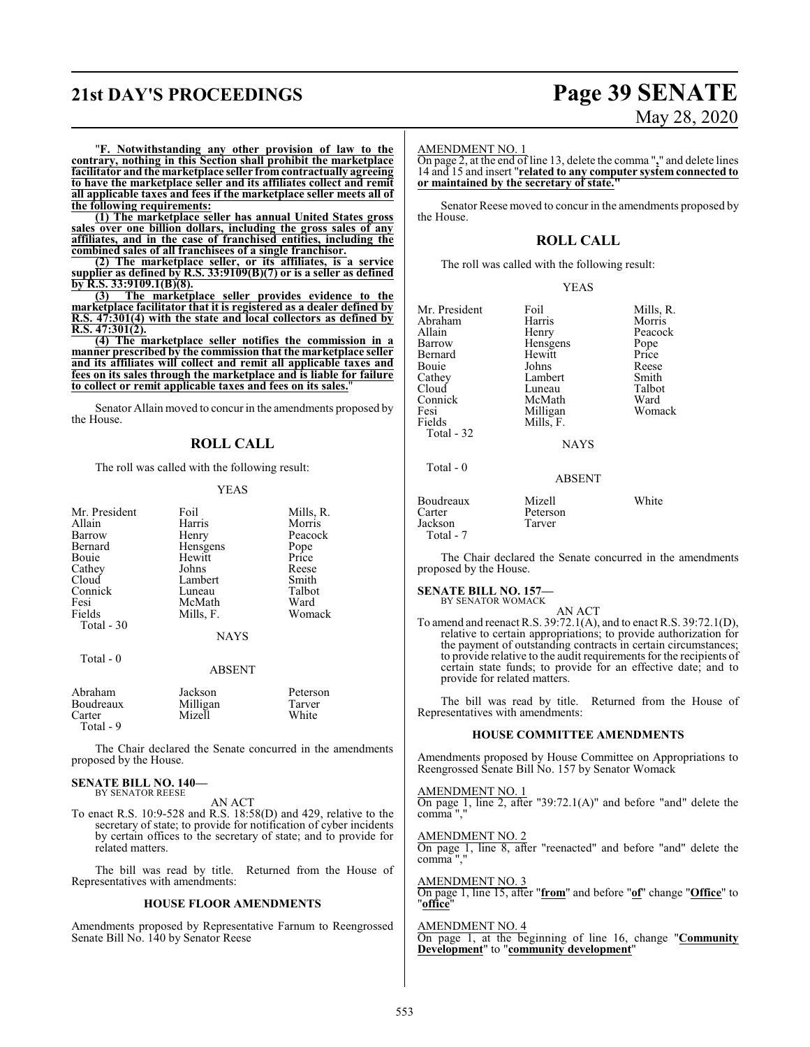"**F. Notwithstanding any other provision of law to the contrary, nothing in this Section shall prohibit the marketplace facilitator and the marketplace seller from contractually agreeing to have the marketplace seller and its affiliates collect and remit all applicable taxes and fees if the marketplace seller meets all of the following requirements:**

**(1) The marketplace seller has annual United States gross sales over one billion dollars, including the gross sales of any affiliates, and in the case of franchised entities, including the combined sales of all franchisees of a single franchisor.**

**(2) The marketplace seller, or its affiliates, is a service supplier as defined by R.S. 33:9109(B)(7) or is a seller as defined by R.S. 33:9109.1(B)(8).**

**(3) The marketplace seller provides evidence to the marketplace facilitator that it is registered as a dealer defined by R.S. 47:301(4) with the state and local collectors as defined by R.S. 47:301(2).**

**(4) The marketplace seller notifies the commission in a manner prescribed by the commission that the marketplace seller and its affiliates will collect and remit all applicable taxes and fees on its sales through the marketplace and is liable for failure to collect or remit applicable taxes and fees on its sales.**"

Senator Allain moved to concur in the amendments proposed by the House.

## ROLL CALL

The roll was called with the following result:

YEAS

| | | |
|---|---|---|
| Mr. President | Foil | Mills, R. |
| Allain | Harris | Morris |
| Barrow | Henry | Peacock |
| Bernard | Hensgens | Pope |
| Bouie | Hewitt | Price |
| Cathey | Johns | Reese |
| Cloud | Lambert | Smith |
| Connick | Luneau | Talbot |
| Fesi | McMath | Ward |
| Fields | Mills, F. | Womack |
| Total - 30 | | |

NAYS

Total - 0

ABSENT

| | | |
|---|---|---|
| Abraham | Jackson | Peterson |
| Boudreaux | Milligan | Tarver |
| Carter | Mizell | White |
| Total - 9 | | |

The Chair declared the Senate concurred in the amendments proposed by the House.

**SENATE BILL NO. 140—**
BY SENATOR REESE

AN ACT

To enact R.S. 10:9-528 and R.S. 18:58(D) and 429, relative to the secretary of state; to provide for notification of cyber incidents by certain offices to the secretary of state; and to provide for related matters.

The bill was read by title. Returned from the House of Representatives with amendments:

### HOUSE FLOOR AMENDMENTS

Amendments proposed by Representative Farnum to Reengrossed Senate Bill No. 140 by Senator Reese

AMENDMENT NO. 1

On page 2, at the end of line 13, delete the comma "**,**" and delete lines 14 and 15 and insert "**related to any computer system connected to or maintained by the secretary of state.**"

Senator Reese moved to concur in the amendments proposed by the House.

## ROLL CALL

The roll was called with the following result:

YEAS

| | | |
|---|---|---|
| Mr. President | Foil | Mills, R. |
| Abraham | Harris | Morris |
| Allain | Henry | Peacock |
| Barrow | Hensgens | Pope |
| Bernard | Hewitt | Price |
| Bouie | Johns | Reese |
| Cathey | Lambert | Smith |
| Cloud | Luneau | Talbot |
| Connick | McMath | Ward |
| Fesi | Milligan | Womack |
| Fields | Mills, F. | |
| Total - 32 | | |

NAYS

Total - 0

ABSENT

| | | |
|---|---|---|
| Boudreaux | Mizell | White |
| Carter | Peterson | |
| Jackson | Tarver | |
| Total - 7 | | |

The Chair declared the Senate concurred in the amendments proposed by the House.

**SENATE BILL NO. 157—**
BY SENATOR WOMACK

AN ACT

To amend and reenact R.S. 39:72.1(A), and to enact R.S. 39:72.1(D), relative to certain appropriations; to provide authorization for the payment of outstanding contracts in certain circumstances; to provide relative to the audit requirements for the recipients of certain state funds; to provide for an effective date; and to provide for related matters.

The bill was read by title. Returned from the House of Representatives with amendments:

### HOUSE COMMITTEE AMENDMENTS

Amendments proposed by House Committee on Appropriations to Reengrossed Senate Bill No. 157 by Senator Womack

AMENDMENT NO. 1

On page 1, line 2, after "39:72.1(A)" and before "and" delete the comma ","

AMENDMENT NO. 2

On page 1, line 8, after "reenacted" and before "and" delete the comma ","

AMENDMENT NO. 3

On page 1, line 15, after "**from**" and before "**of**" change "**Office**" to "**office**"

AMENDMENT NO. 4

On page 1, at the beginning of line 16, change "**Community Development**" to "**community development**"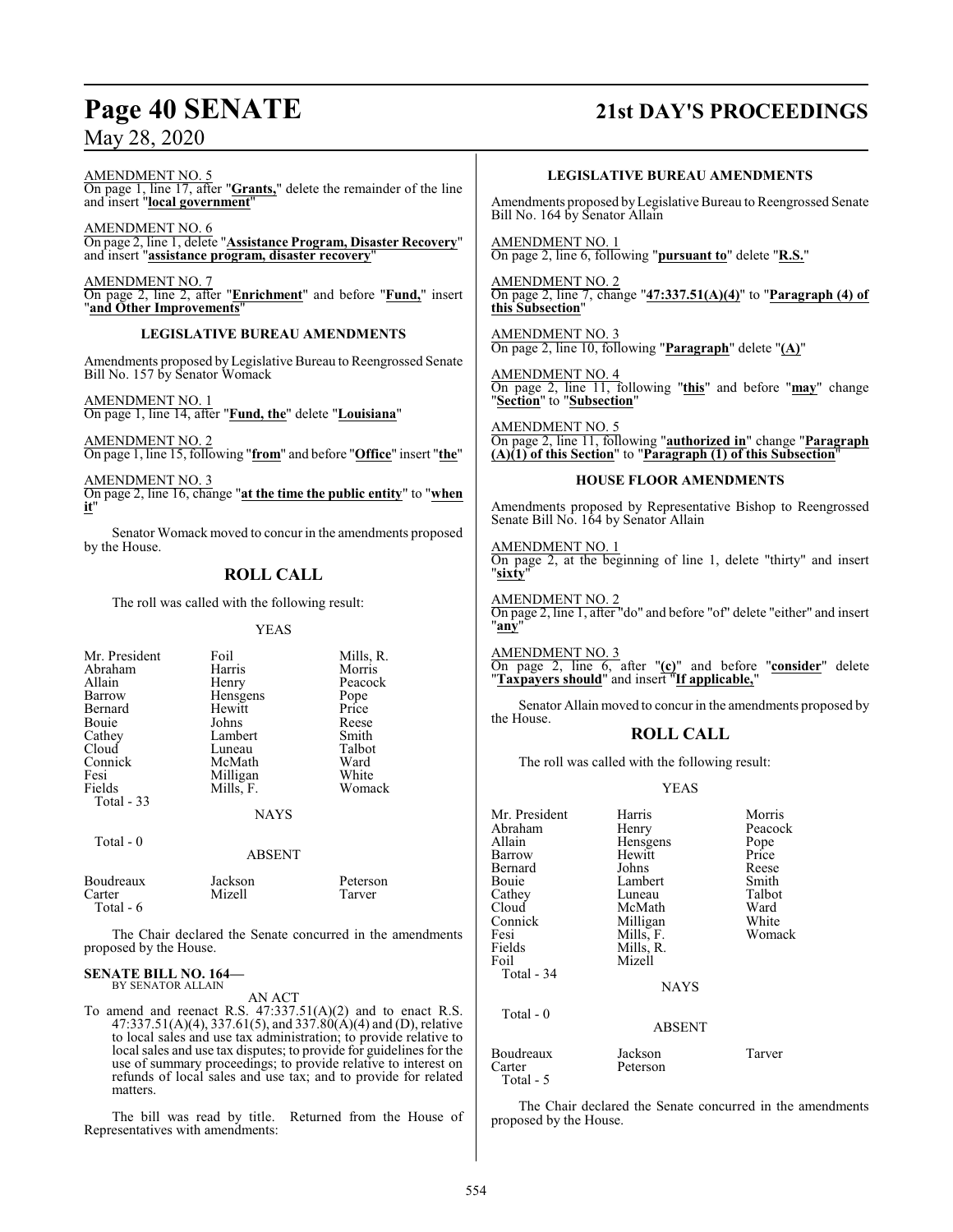AMENDMENT NO. 5
On page 1, line 17, after "**Grants,**" delete the remainder of the line and insert "**local government**"

AMENDMENT NO. 6
On page 2, line 1, delete "**Assistance Program, Disaster Recovery**" and insert "**assistance program, disaster recovery**"

AMENDMENT NO. 7
On page 2, line 2, after "**Enrichment**" and before "**Fund,**" insert "**and Other Improvements**"

**LEGISLATIVE BUREAU AMENDMENTS**

Amendments proposed by Legislative Bureau to Reengrossed Senate Bill No. 157 by Senator Womack

AMENDMENT NO. 1
On page 1, line 14, after "**Fund, the**" delete "**Louisiana**"

AMENDMENT NO. 2
On page 1, line 15, following "**from**" and before "**Office**" insert "**the**"

AMENDMENT NO. 3
On page 2, line 16, change "**at the time the public entity**" to "**when it**"

Senator Womack moved to concur in the amendments proposed by the House.

## ROLL CALL

The roll was called with the following result:

YEAS

| | | |
|---|---|---|
| Mr. President | Foil | Mills, R. |
| Abraham | Harris | Morris |
| Allain | Henry | Peacock |
| Barrow | Hensgens | Pope |
| Bernard | Hewitt | Price |
| Bouie | Johns | Reese |
| Cathey | Lambert | Smith |
| Cloud | Luneau | Talbot |
| Connick | McMath | Ward |
| Fesi | Milligan | White |
| Fields | Mills, F. | Womack |
| Total - 33 | | |

NAYS

Total - 0

ABSENT

| | | |
|---|---|---|
| Boudreaux | Jackson | Peterson |
| Carter | Mizell | Tarver |
| Total - 6 | | |

The Chair declared the Senate concurred in the amendments proposed by the House.

**SENATE BILL NO. 164—**
BY SENATOR ALLAIN

AN ACT

To amend and reenact R.S. 47:337.51(A)(2) and to enact R.S. 47:337.51(A)(4), 337.61(5), and 337.80(A)(4) and (D), relative to local sales and use tax administration; to provide relative to local sales and use tax disputes; to provide for guidelines for the use of summary proceedings; to provide relative to interest on refunds of local sales and use tax; and to provide for related matters.

The bill was read by title. Returned from the House of Representatives with amendments:

**LEGISLATIVE BUREAU AMENDMENTS**

Amendments proposed by Legislative Bureau to Reengrossed Senate Bill No. 164 by Senator Allain

AMENDMENT NO. 1
On page 2, line 6, following "**pursuant to**" delete "**R.S.**"

AMENDMENT NO. 2
On page 2, line 7, change "**47:337.51(A)(4)**" to "**Paragraph (4) of this Subsection**"

AMENDMENT NO. 3
On page 2, line 10, following "**Paragraph**" delete "**(A)**"

AMENDMENT NO. 4
On page 2, line 11, following "**this**" and before "**may**" change "**Section**" to "**Subsection**"

AMENDMENT NO. 5
On page 2, line 11, following "**authorized in**" change "**Paragraph (A)(1) of this Section**" to "**Paragraph (1) of this Subsection**"

**HOUSE FLOOR AMENDMENTS**

Amendments proposed by Representative Bishop to Reengrossed Senate Bill No. 164 by Senator Allain

AMENDMENT NO. 1
On page 2, at the beginning of line 1, delete "thirty" and insert "**sixty**"

AMENDMENT NO. 2
On page 2, line 1, after "do" and before "of" delete "either" and insert "**any**"

AMENDMENT NO. 3
On page 2, line 6, after "**(c)**" and before "**consider**" delete "**Taxpayers should**" and insert "**If applicable,**"

Senator Allain moved to concur in the amendments proposed by the House.

## ROLL CALL

The roll was called with the following result:

YEAS

| | | |
|---|---|---|
| Mr. President | Harris | Morris |
| Abraham | Henry | Peacock |
| Allain | Hensgens | Pope |
| Barrow | Hewitt | Price |
| Bernard | Johns | Reese |
| Bouie | Lambert | Smith |
| Cathey | Luneau | Talbot |
| Cloud | McMath | Ward |
| Connick | Milligan | White |
| Fesi | Mills, F. | Womack |
| Fields | Mills, R. | |
| Foil | Mizell | |
| Total - 34 | | |

NAYS

Total - 0

ABSENT

| | | |
|---|---|---|
| Boudreaux | Jackson | Tarver |
| Carter | Peterson | |
| Total - 5 | | |

The Chair declared the Senate concurred in the amendments proposed by the House.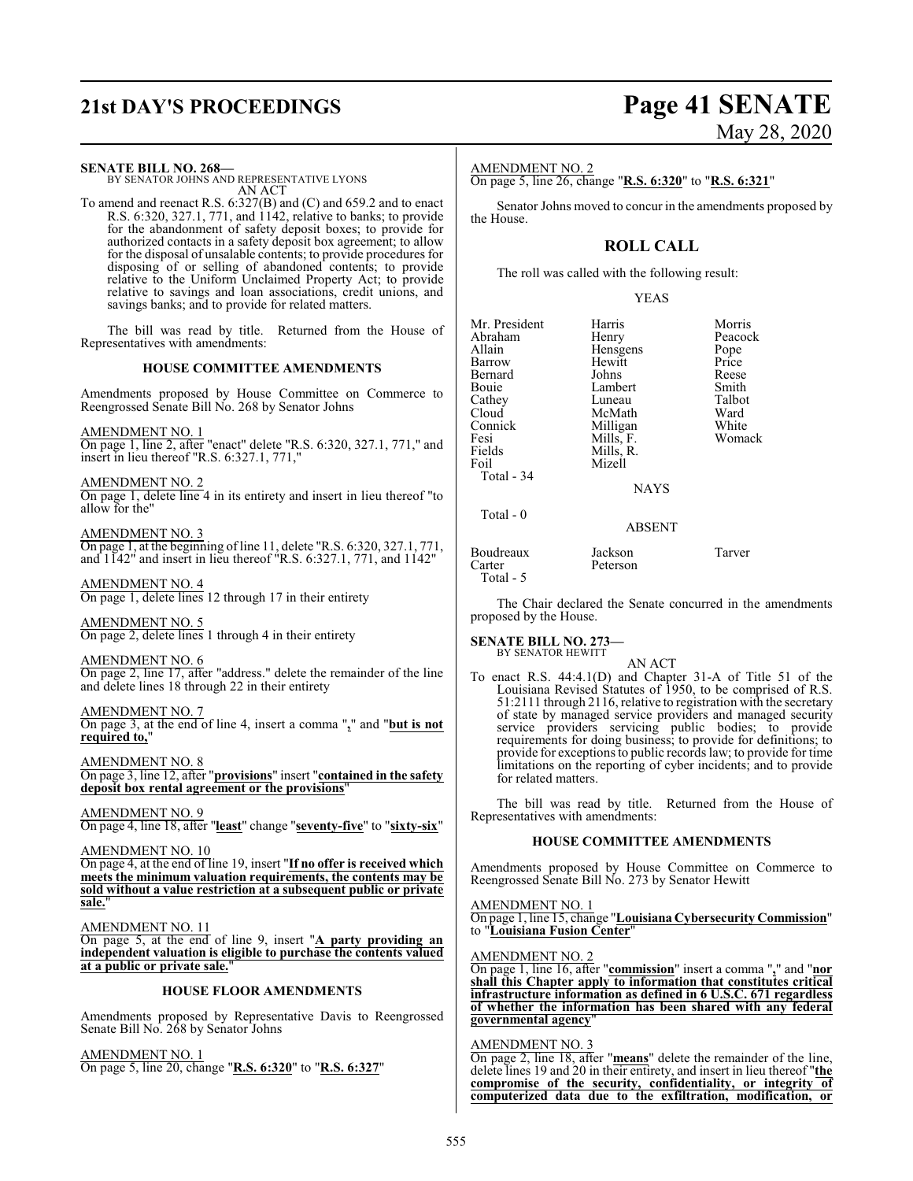**SENATE BILL NO. 268—**
BY SENATOR JOHNS AND REPRESENTATIVE LYONS

AN ACT

To amend and reenact R.S. 6:327(B) and (C) and 659.2 and to enact R.S. 6:320, 327.1, 771, and 1142, relative to banks; to provide for the abandonment of safety deposit boxes; to provide for authorized contacts in a safety deposit box agreement; to allow for the disposal of unsalable contents; to provide procedures for disposing of or selling of abandoned contents; to provide relative to the Uniform Unclaimed Property Act; to provide relative to savings and loan associations, credit unions, and savings banks; and to provide for related matters.

The bill was read by title. Returned from the House of Representatives with amendments:

**HOUSE COMMITTEE AMENDMENTS**

Amendments proposed by House Committee on Commerce to Reengrossed Senate Bill No. 268 by Senator Johns

AMENDMENT NO. 1
On page 1, line 2, after "enact" delete "R.S. 6:320, 327.1, 771," and insert in lieu thereof "R.S. 6:327.1, 771,"

AMENDMENT NO. 2
On page 1, delete line 4 in its entirety and insert in lieu thereof "to allow for the"

AMENDMENT NO. 3
On page 1, at the beginning of line 11, delete "R.S. 6:320, 327.1, 771, and 1142" and insert in lieu thereof "R.S. 6:327.1, 771, and 1142"

AMENDMENT NO. 4
On page 1, delete lines 12 through 17 in their entirety

AMENDMENT NO. 5
On page 2, delete lines 1 through 4 in their entirety

AMENDMENT NO. 6
On page 2, line 17, after "address." delete the remainder of the line and delete lines 18 through 22 in their entirety

AMENDMENT NO. 7
On page 3, at the end of line 4, insert a comma "**,**" and "**but is not required to,**"

AMENDMENT NO. 8
On page 3, line 12, after "**provisions**" insert "**contained in the safety deposit box rental agreement or the provisions**"

AMENDMENT NO. 9
On page 4, line 18, after "**least**" change "**seventy-five**" to "**sixty-six**"

AMENDMENT NO. 10
On page 4, at the end of line 19, insert "**If no offer is received which meets the minimum valuation requirements, the contents may be sold without a value restriction at a subsequent public or private sale.**"

AMENDMENT NO. 11
On page 5, at the end of line 9, insert "**A party providing an independent valuation is eligible to purchase the contents valued at a public or private sale.**"

**HOUSE FLOOR AMENDMENTS**

Amendments proposed by Representative Davis to Reengrossed Senate Bill No. 268 by Senator Johns

AMENDMENT NO. 1
On page 5, line 20, change "**R.S. 6:320**" to "**R.S. 6:327**"

AMENDMENT NO. 2
On page 5, line 26, change "**R.S. 6:320**" to "**R.S. 6:321**"

Senator Johns moved to concur in the amendments proposed by the House.

## ROLL CALL

The roll was called with the following result:

YEAS

| | | |
|---|---|---|
| Mr. President | Harris | Morris |
| Abraham | Henry | Peacock |
| Allain | Hensgens | Pope |
| Barrow | Hewitt | Price |
| Bernard | Johns | Reese |
| Bouie | Lambert | Smith |
| Cathey | Luneau | Talbot |
| Cloud | McMath | Ward |
| Connick | Milligan | White |
| Fesi | Mills, F. | Womack |
| Fields | Mills, R. | |
| Foil | Mizell | |

Total - 34

NAYS

Total - 0

ABSENT

| | | |
|---|---|---|
| Boudreaux | Jackson | Tarver |
| Carter | Peterson | |

Total - 5

The Chair declared the Senate concurred in the amendments proposed by the House.

**SENATE BILL NO. 273—**
BY SENATOR HEWITT

AN ACT

To enact R.S. 44:4.1(D) and Chapter 31-A of Title 51 of the Louisiana Revised Statutes of 1950, to be comprised of R.S. 51:2111 through 2116, relative to registration with the secretary of state by managed service providers and managed security service providers servicing public bodies; to provide requirements for doing business; to provide for definitions; to provide for exceptions to public records law; to provide for time limitations on the reporting of cyber incidents; and to provide for related matters.

The bill was read by title. Returned from the House of Representatives with amendments:

**HOUSE COMMITTEE AMENDMENTS**

Amendments proposed by House Committee on Commerce to Reengrossed Senate Bill No. 273 by Senator Hewitt

AMENDMENT NO. 1
On page 1, line 15, change "**Louisiana Cybersecurity Commission**" to "**Louisiana Fusion Center**"

AMENDMENT NO. 2
On page 1, line 16, after "**commission**" insert a comma "**,**" and "**nor shall this Chapter apply to information that constitutes critical infrastructure information as defined in 6 U.S.C. 671 regardless of whether the information has been shared with any federal governmental agency**"

AMENDMENT NO. 3
On page 2, line 18, after "**means**" delete the remainder of the line, delete lines 19 and 20 in their entirety, and insert in lieu thereof "**the compromise of the security, confidentiality, or integrity of computerized data due to the exfiltration, modification, or**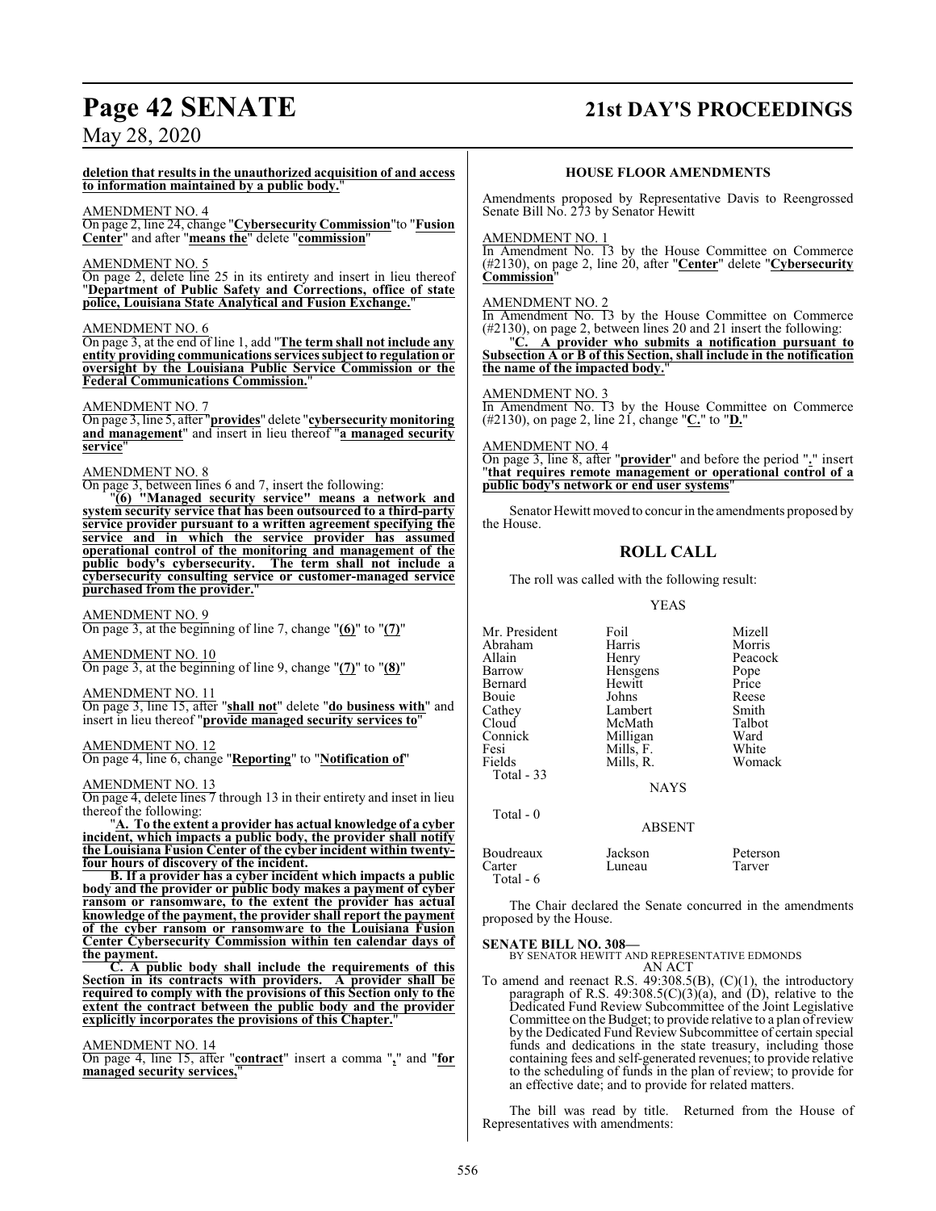**deletion that results in the unauthorized acquisition of and access to information maintained by a public body.**"

AMENDMENT NO. 4
On page 2, line 24, change "**Cybersecurity Commission**"to "**Fusion Center**" and after "**means the**" delete "**commission**"

AMENDMENT NO. 5
On page 2, delete line 25 in its entirety and insert in lieu thereof "**Department of Public Safety and Corrections, office of state police, Louisiana State Analytical and Fusion Exchange.**"

AMENDMENT NO. 6
On page 3, at the end of line 1, add "**The term shall not include any entity providing communications services subject to regulation or oversight by the Louisiana Public Service Commission or the Federal Communications Commission.**"

AMENDMENT NO. 7
On page 3, line 5, after "**provides**" delete "**cybersecurity monitoring and management**" and insert in lieu thereof "**a managed security service**"

AMENDMENT NO. 8
On page 3, between lines 6 and 7, insert the following:

"**(6) "Managed security service" means a network and system security service that has been outsourced to a third-party service provider pursuant to a written agreement specifying the service and in which the service provider has assumed operational control of the monitoring and management of the public body's cybersecurity. The term shall not include a cybersecurity consulting service or customer-managed service purchased from the provider.**"

AMENDMENT NO. 9
On page 3, at the beginning of line 7, change "**(6)**" to "**(7)**"

AMENDMENT NO. 10
On page 3, at the beginning of line 9, change "**(7)**" to "**(8)**"

AMENDMENT NO. 11
On page 3, line 15, after "**shall not**" delete "**do business with**" and insert in lieu thereof "**provide managed security services to**"

AMENDMENT NO. 12
On page 4, line 6, change "**Reporting**" to "**Notification of**"

AMENDMENT NO. 13
On page 4, delete lines 7 through 13 in their entirety and inset in lieu thereof the following:

"**A. To the extent a provider has actual knowledge of a cyber incident, which impacts a public body, the provider shall notify the Louisiana Fusion Center of the cyber incident within twenty-four hours of discovery of the incident.**

**B. If a provider has a cyber incident which impacts a public body and the provider or public body makes a payment of cyber ransom or ransomware, to the extent the provider has actual knowledge of the payment, the provider shall report the payment of the cyber ransom or ransomware to the Louisiana Fusion Center Cybersecurity Commission within ten calendar days of the payment.**

**C. A public body shall include the requirements of this Section in its contracts with providers. A provider shall be required to comply with the provisions of this Section only to the extent the contract between the public body and the provider explicitly incorporates the provisions of this Chapter.**"

AMENDMENT NO. 14
On page 4, line 15, after "**contract**" insert a comma "**,**" and "**for managed security services,**"

**HOUSE FLOOR AMENDMENTS**

Amendments proposed by Representative Davis to Reengrossed Senate Bill No. 273 by Senator Hewitt

AMENDMENT NO. 1
In Amendment No. 13 by the House Committee on Commerce (#2130), on page 2, line 20, after "**Center**" delete "**Cybersecurity Commission**"

AMENDMENT NO. 2
In Amendment No. 13 by the House Committee on Commerce (#2130), on page 2, between lines 20 and 21 insert the following:

"**C. A provider who submits a notification pursuant to Subsection A or B of this Section, shall include in the notification the name of the impacted body.**"

AMENDMENT NO. 3
In Amendment No. 13 by the House Committee on Commerce (#2130), on page 2, line 21, change "**C.**" to "**D.**"

AMENDMENT NO. 4
On page 3, line 8, after "**provider**" and before the period "**.**" insert "**that requires remote management or operational control of a public body's network or end user systems**"

Senator Hewitt moved to concur in the amendments proposed by the House.

## ROLL CALL

The roll was called with the following result:

YEAS

| | | |
|---|---|---|
| Mr. President | Foil | Mizell |
| Abraham | Harris | Morris |
| Allain | Henry | Peacock |
| Barrow | Hensgens | Pope |
| Bernard | Hewitt | Price |
| Bouie | Johns | Reese |
| Cathey | Lambert | Smith |
| Cloud | McMath | Talbot |
| Connick | Milligan | Ward |
| Fesi | Mills, F. | White |
| Fields | Mills, R. | Womack |

Total - 33

NAYS

Total - 0

ABSENT

| | | |
|---|---|---|
| Boudreaux | Jackson | Peterson |
| Carter | Luneau | Tarver |

Total - 6

The Chair declared the Senate concurred in the amendments proposed by the House.

**SENATE BILL NO. 308—**
BY SENATOR HEWITT AND REPRESENTATIVE EDMONDS
AN ACT

To amend and reenact R.S. 49:308.5(B), (C)(1), the introductory paragraph of R.S. 49:308.5(C)(3)(a), and (D), relative to the Dedicated Fund Review Subcommittee of the Joint Legislative Committee on the Budget; to provide relative to a plan of review by the Dedicated Fund Review Subcommittee of certain special funds and dedications in the state treasury, including those containing fees and self-generated revenues; to provide relative to the scheduling of funds in the plan of review; to provide for an effective date; and to provide for related matters.

The bill was read by title. Returned from the House of Representatives with amendments: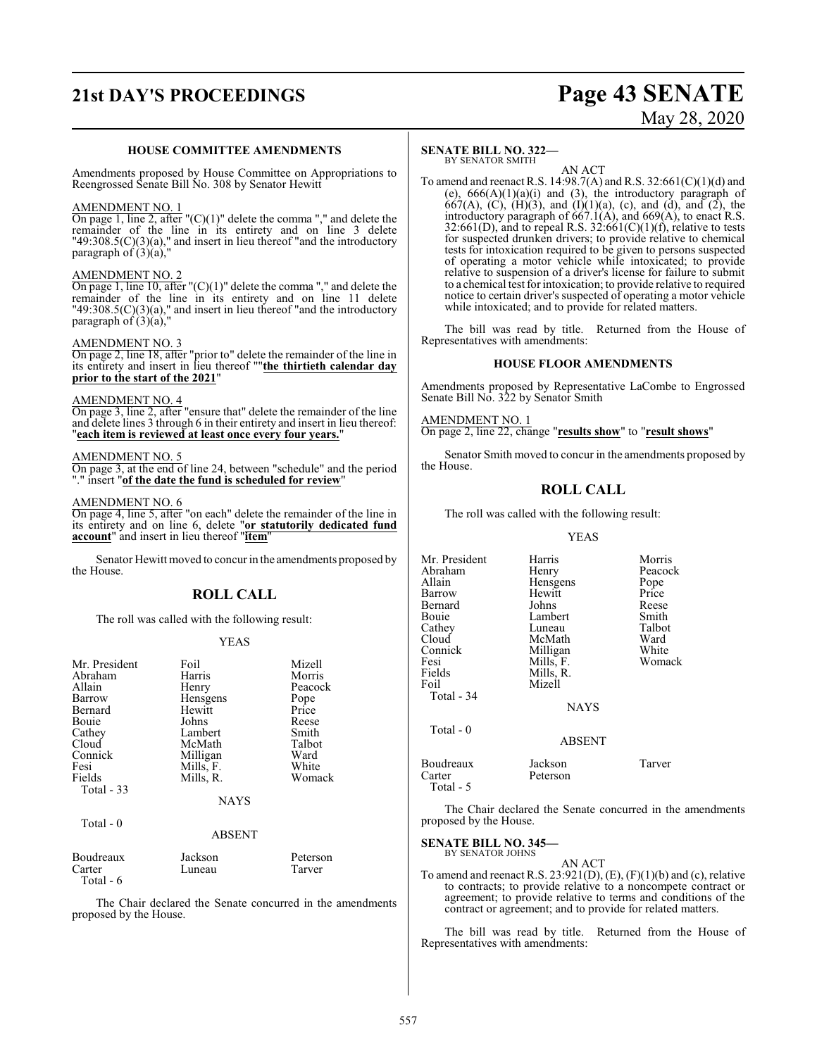### HOUSE COMMITTEE AMENDMENTS

Amendments proposed by House Committee on Appropriations to Reengrossed Senate Bill No. 308 by Senator Hewitt

AMENDMENT NO. 1

On page 1, line 2, after "(C)(1)" delete the comma "," and delete the remainder of the line in its entirety and on line 3 delete "49:308.5(C)(3)(a)," and insert in lieu thereof "and the introductory paragraph of (3)(a),"

AMENDMENT NO. 2

On page 1, line 10, after "(C)(1)" delete the comma "," and delete the remainder of the line in its entirety and on line 11 delete "49:308.5(C)(3)(a)," and insert in lieu thereof "and the introductory paragraph of (3)(a),"

AMENDMENT NO. 3

On page 2, line 18, after "prior to" delete the remainder of the line in its entirety and insert in lieu thereof ""**the thirtieth calendar day prior to the start of the 2021**"

AMENDMENT NO. 4

On page 3, line 2, after "ensure that" delete the remainder of the line and delete lines 3 through 6 in their entirety and insert in lieu thereof: "**each item is reviewed at least once every four years.**"

AMENDMENT NO. 5

On page 3, at the end of line 24, between "schedule" and the period "." insert "**of the date the fund is scheduled for review**"

AMENDMENT NO. 6

On page 4, line 5, after "on each" delete the remainder of the line in its entirety and on line 6, delete "**or statutorily dedicated fund account**" and insert in lieu thereof "**item**"

Senator Hewitt moved to concur in the amendments proposed by the House.

## ROLL CALL

The roll was called with the following result:

YEAS

| | | |
|---|---|---|
| Mr. President | Foil | Mizell |
| Abraham | Harris | Morris |
| Allain | Henry | Peacock |
| Barrow | Hensgens | Pope |
| Bernard | Hewitt | Price |
| Bouie | Johns | Reese |
| Cathey | Lambert | Smith |
| Cloud | McMath | Talbot |
| Connick | Milligan | Ward |
| Fesi | Mills, F. | White |
| Fields | Mills, R. | Womack |
| Total - 33 | | |

NAYS

Total - 0

ABSENT

| | | |
|---|---|---|
| Boudreaux | Jackson | Peterson |
| Carter | Luneau | Tarver |
| Total - 6 | | |

The Chair declared the Senate concurred in the amendments proposed by the House.

**SENATE BILL NO. 322—**
BY SENATOR SMITH

AN ACT

To amend and reenact R.S. 14:98.7(A) and R.S. 32:661(C)(1)(d) and (e), 666(A)(1)(a)(i) and (3), the introductory paragraph of 667(A), (C), (H)(3), and (I)(1)(a), (c), and (d), and (2), the introductory paragraph of 667.1(A), and 669(A), to enact R.S. 32:661(D), and to repeal R.S. 32:661(C)(1)(f), relative to tests for suspected drunken drivers; to provide relative to chemical tests for intoxication required to be given to persons suspected of operating a motor vehicle while intoxicated; to provide relative to suspension of a driver's license for failure to submit to a chemical test for intoxication; to provide relative to required notice to certain driver's suspected of operating a motor vehicle while intoxicated; and to provide for related matters.

The bill was read by title. Returned from the House of Representatives with amendments:

### HOUSE FLOOR AMENDMENTS

Amendments proposed by Representative LaCombe to Engrossed Senate Bill No. 322 by Senator Smith

AMENDMENT NO. 1

On page 2, line 22, change "**results show**" to "**result shows**"

Senator Smith moved to concur in the amendments proposed by the House.

## ROLL CALL

The roll was called with the following result:

YEAS

| | | |
|---|---|---|
| Mr. President | Harris | Morris |
| Abraham | Henry | Peacock |
| Allain | Hensgens | Pope |
| Barrow | Hewitt | Price |
| Bernard | Johns | Reese |
| Bouie | Lambert | Smith |
| Cathey | Luneau | Talbot |
| Cloud | McMath | Ward |
| Connick | Milligan | White |
| Fesi | Mills, F. | Womack |
| Fields | Mills, R. | |
| Foil | Mizell | |
| Total - 34 | | |

NAYS

Total - 0

ABSENT

| | | |
|---|---|---|
| Boudreaux | Jackson | Tarver |
| Carter | Peterson | |
| Total - 5 | | |

The Chair declared the Senate concurred in the amendments proposed by the House.

**SENATE BILL NO. 345—**
BY SENATOR JOHNS

AN ACT

To amend and reenact R.S. 23:921(D), (E), (F)(1)(b) and (c), relative to contracts; to provide relative to a noncompete contract or agreement; to provide relative to terms and conditions of the contract or agreement; and to provide for related matters.

The bill was read by title. Returned from the House of Representatives with amendments: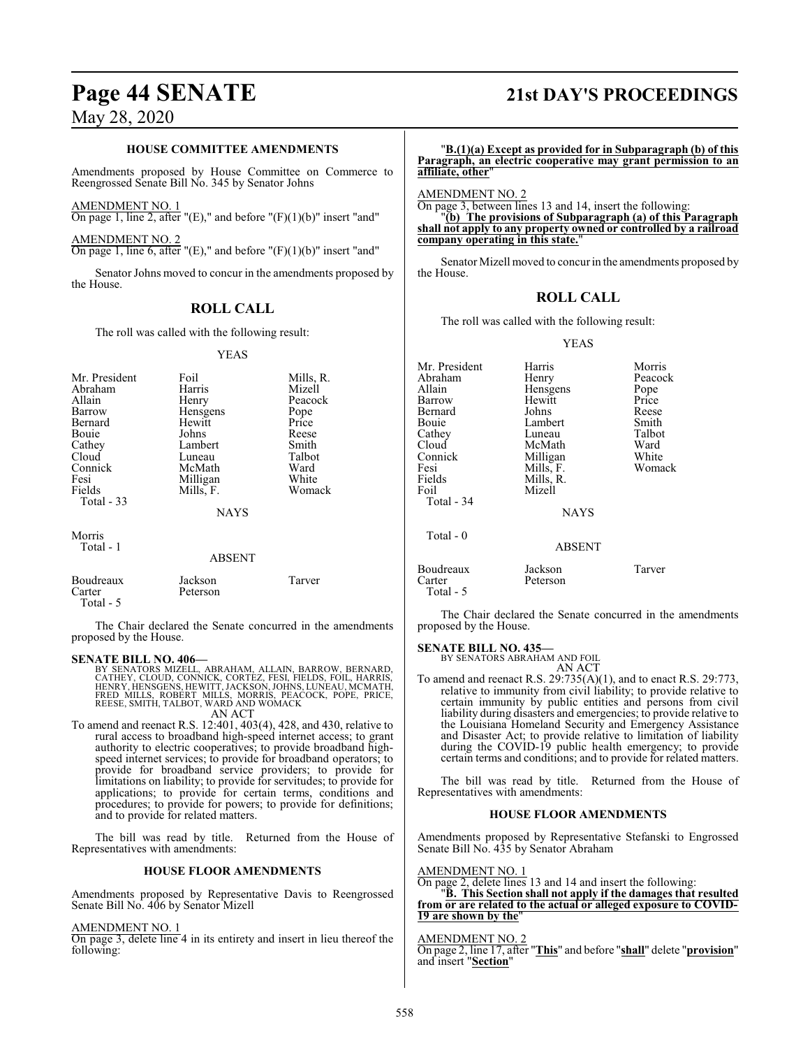### HOUSE COMMITTEE AMENDMENTS

Amendments proposed by House Committee on Commerce to Reengrossed Senate Bill No. 345 by Senator Johns

AMENDMENT NO. 1
On page 1, line 2, after "(E)," and before "(F)(1)(b)" insert "and"

AMENDMENT NO. 2
On page 1, line 6, after "(E)," and before "(F)(1)(b)" insert "and"

Senator Johns moved to concur in the amendments proposed by the House.

## ROLL CALL

The roll was called with the following result:

YEAS

| | | |
|---|---|---|
| Mr. President | Foil | Mills, R. |
| Abraham | Harris | Mizell |
| Allain | Henry | Peacock |
| Barrow | Hensgens | Pope |
| Bernard | Hewitt | Price |
| Bouie | Johns | Reese |
| Cathey | Lambert | Smith |
| Cloud | Luneau | Talbot |
| Connick | McMath | Ward |
| Fesi | Milligan | White |
| Fields | Mills, F. | Womack |
| Total - 33 | | |

NAYS

Morris
Total - 1

ABSENT

| | | |
|---|---|---|
| Boudreaux | Jackson | Tarver |
| Carter | Peterson | |
| Total - 5 | | |

The Chair declared the Senate concurred in the amendments proposed by the House.

**SENATE BILL NO. 406—**
BY SENATORS MIZELL, ABRAHAM, ALLAIN, BARROW, BERNARD, CATHEY, CLOUD, CONNICK, CORTEZ, FESI, FIELDS, FOIL, HARRIS, HENRY, HENSGENS, HEWITT, JACKSON, JOHNS, LUNEAU, MCMATH, FRED MILLS, ROBERT MILLS, MORRIS, PEACOCK, POPE, PRICE, REESE, SMITH, TALBOT, WARD AND WOMACK
AN ACT
To amend and reenact R.S. 12:401, 403(4), 428, and 430, relative to rural access to broadband high-speed internet access; to grant authority to electric cooperatives; to provide broadband high-speed internet services; to provide for broadband operators; to provide for broadband service providers; to provide for limitations on liability; to provide for servitudes; to provide for applications; to provide for certain terms, conditions and procedures; to provide for powers; to provide for definitions; and to provide for related matters.

The bill was read by title. Returned from the House of Representatives with amendments:

### HOUSE FLOOR AMENDMENTS

Amendments proposed by Representative Davis to Reengrossed Senate Bill No. 406 by Senator Mizell

AMENDMENT NO. 1
On page 3, delete line 4 in its entirety and insert in lieu thereof the following:

"**B.(1)(a) Except as provided for in Subparagraph (b) of this Paragraph, an electric cooperative may grant permission to an affiliate, other**"

AMENDMENT NO. 2
On page 3, between lines 13 and 14, insert the following:
"**(b) The provisions of Subparagraph (a) of this Paragraph shall not apply to any property owned or controlled by a railroad company operating in this state.**"

Senator Mizell moved to concur in the amendments proposed by the House.

## ROLL CALL

The roll was called with the following result:

YEAS

| | | |
|---|---|---|
| Mr. President | Harris | Morris |
| Abraham | Henry | Peacock |
| Allain | Hensgens | Pope |
| Barrow | Hewitt | Price |
| Bernard | Johns | Reese |
| Bouie | Lambert | Smith |
| Cathey | Luneau | Talbot |
| Cloud | McMath | Ward |
| Connick | Milligan | White |
| Fesi | Mills, F. | Womack |
| Fields | Mills, R. | |
| Foil | Mizell | |
| Total - 34 | | |

NAYS

Total - 0

ABSENT

| | | |
|---|---|---|
| Boudreaux | Jackson | Tarver |
| Carter | Peterson | |
| Total - 5 | | |

The Chair declared the Senate concurred in the amendments proposed by the House.

**SENATE BILL NO. 435—**
BY SENATORS ABRAHAM AND FOIL
AN ACT
To amend and reenact R.S. 29:735(A)(1), and to enact R.S. 29:773, relative to immunity from civil liability; to provide relative to certain immunity by public entities and persons from civil liability during disasters and emergencies; to provide relative to the Louisiana Homeland Security and Emergency Assistance and Disaster Act; to provide relative to limitation of liability during the COVID-19 public health emergency; to provide certain terms and conditions; and to provide for related matters.

The bill was read by title. Returned from the House of Representatives with amendments:

### HOUSE FLOOR AMENDMENTS

Amendments proposed by Representative Stefanski to Engrossed Senate Bill No. 435 by Senator Abraham

AMENDMENT NO. 1
On page 2, delete lines 13 and 14 and insert the following:
"**B. This Section shall not apply if the damages that resulted from or are related to the actual or alleged exposure to COVID-19 are shown by the**"

AMENDMENT NO. 2
On page 2, line 17, after "**This**" and before "**shall**" delete "**provision**" and insert "**Section**"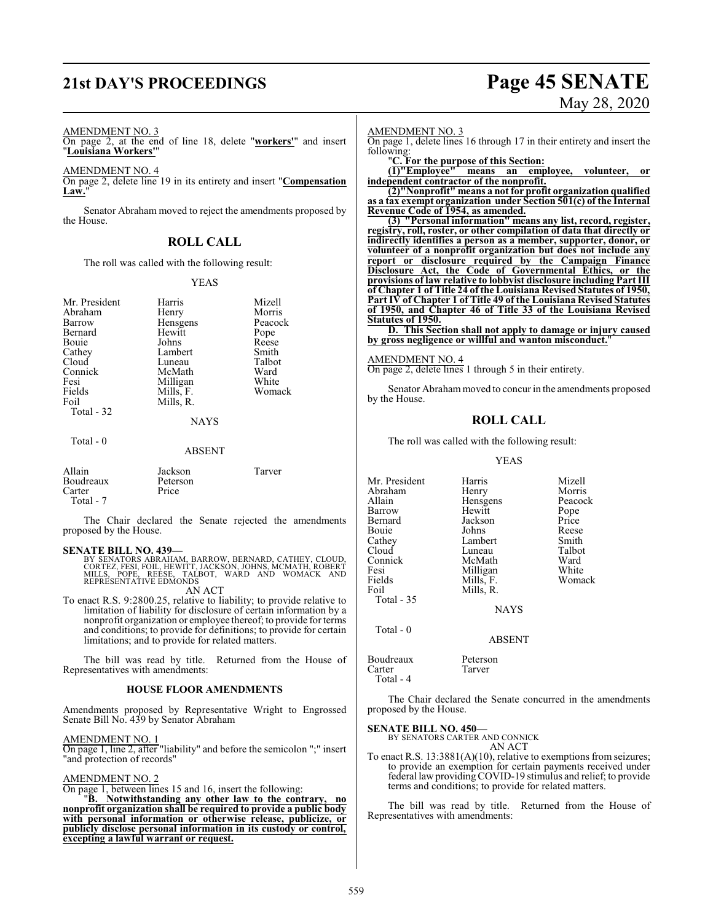AMENDMENT NO. 3

On page 2, at the end of line 18, delete "**workers'**" and insert "**Louisiana Workers'**"

AMENDMENT NO. 4

On page 2, delete line 19 in its entirety and insert "**Compensation Law.**"

Senator Abraham moved to reject the amendments proposed by the House.

## ROLL CALL

The roll was called with the following result:

YEAS

| | | |
|---|---|---|
| Mr. President | Harris | Mizell |
| Abraham | Henry | Morris |
| Barrow | Hensgens | Peacock |
| Bernard | Hewitt | Pope |
| Bouie | Johns | Reese |
| Cathey | Lambert | Smith |
| Cloud | Luneau | Talbot |
| Connick | McMath | Ward |
| Fesi | Milligan | White |
| Fields | Mills, F. | Womack |
| Foil | Mills, R. | |
| Total - 32 | | |

NAYS

Total - 0

ABSENT

| | | |
|---|---|---|
| Allain | Jackson | Tarver |
| Boudreaux | Peterson | |
| Carter | Price | |
| Total - 7 | | |

The Chair declared the Senate rejected the amendments proposed by the House.

**SENATE BILL NO. 439—**
BY SENATORS ABRAHAM, BARROW, BERNARD, CATHEY, CLOUD, CORTEZ, FESI, FOIL, HEWITT, JACKSON, JOHNS, MCMATH, ROBERT MILLS, POPE, REESE, TALBOT, WARD AND WOMACK AND REPRESENTATIVE EDMONDS

AN ACT

To enact R.S. 9:2800.25, relative to liability; to provide relative to limitation of liability for disclosure of certain information by a nonprofit organization or employee thereof; to provide for terms and conditions; to provide for definitions; to provide for certain limitations; and to provide for related matters.

The bill was read by title. Returned from the House of Representatives with amendments:

### HOUSE FLOOR AMENDMENTS

Amendments proposed by Representative Wright to Engrossed Senate Bill No. 439 by Senator Abraham

AMENDMENT NO. 1

On page 1, line 2, after "liability" and before the semicolon ";" insert "and protection of records"

AMENDMENT NO. 2

On page 1, between lines 15 and 16, insert the following:

"**B. Notwithstanding any other law to the contrary, no nonprofit organization shall be required to provide a public body with personal information or otherwise release, publicize, or publicly disclose personal information in its custody or control, excepting a lawful warrant or request.**

AMENDMENT NO. 3

On page 1, delete lines 16 through 17 in their entirety and insert the following:

"**C. For the purpose of this Section:**

**(1)"Employee" means an employee, volunteer, or independent contractor of the nonprofit.**

**(2)"Nonprofit" means a not for profit organization qualified as a tax exempt organization under Section 501(c) of the Internal Revenue Code of 1954, as amended.**

**(3) "Personal information" means any list, record, register, registry, roll, roster, or other compilation of data that directly or indirectly identifies a person as a member, supporter, donor, or volunteer of a nonprofit organization but does not include any report or disclosure required by the Campaign Finance Disclosure Act, the Code of Governmental Ethics, or the provisions of law relative to lobbyist disclosure including Part III of Chapter 1 of Title 24 of the Louisiana Revised Statutes of 1950, Part IV of Chapter 1 of Title 49 of the Louisiana Revised Statutes of 1950, and Chapter 46 of Title 33 of the Louisiana Revised Statutes of 1950.**

**D. This Section shall not apply to damage or injury caused by gross negligence or willful and wanton misconduct.**"

AMENDMENT NO. 4

On page 2, delete lines 1 through 5 in their entirety.

Senator Abraham moved to concur in the amendments proposed by the House.

## ROLL CALL

The roll was called with the following result:

YEAS

| | | |
|---|---|---|
| Mr. President | Harris | Mizell |
| Abraham | Henry | Morris |
| Allain | Hensgens | Peacock |
| Barrow | Hewitt | Pope |
| Bernard | Jackson | Price |
| Bouie | Johns | Reese |
| Cathey | Lambert | Smith |
| Cloud | Luneau | Talbot |
| Connick | McMath | Ward |
| Fesi | Milligan | White |
| Fields | Mills, F. | Womack |
| Foil | Mills, R. | |
| Total - 35 | | |

NAYS

Total - 0

ABSENT

| | |
|---|---|
| Boudreaux | Peterson |
| Carter | Tarver |
| Total - 4 | |

The Chair declared the Senate concurred in the amendments proposed by the House.

**SENATE BILL NO. 450—**
BY SENATORS CARTER AND CONNICK

AN ACT

To enact R.S. 13:3881(A)(10), relative to exemptions from seizures; to provide an exemption for certain payments received under federal law providing COVID-19 stimulus and relief; to provide terms and conditions; to provide for related matters.

The bill was read by title. Returned from the House of Representatives with amendments: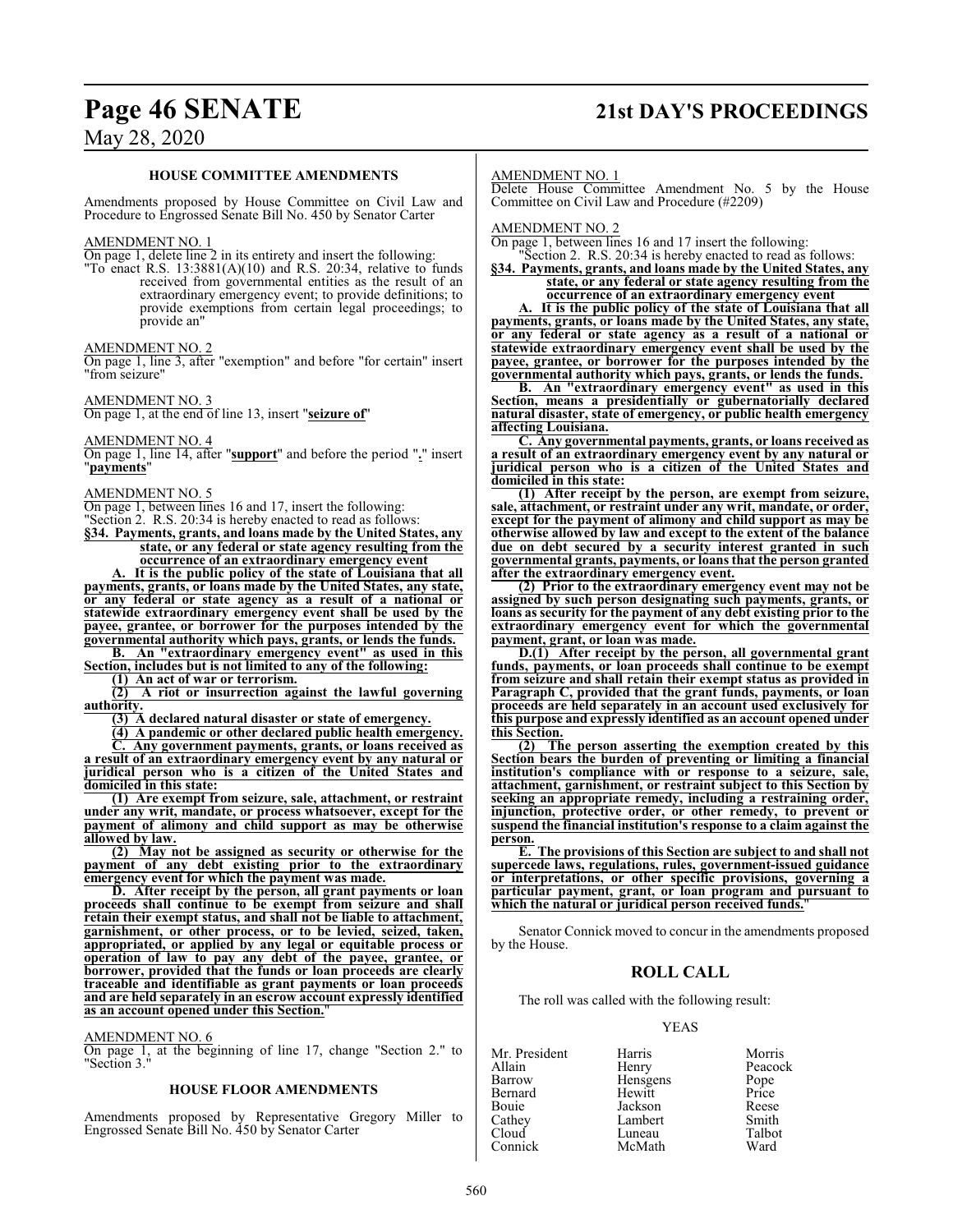**HOUSE COMMITTEE AMENDMENTS**

Amendments proposed by House Committee on Civil Law and Procedure to Engrossed Senate Bill No. 450 by Senator Carter

AMENDMENT NO. 1

On page 1, delete line 2 in its entirety and insert the following:

"To enact R.S. 13:3881(A)(10) and R.S. 20:34, relative to funds received from governmental entities as the result of an extraordinary emergency event; to provide definitions; to provide exemptions from certain legal proceedings; to provide an"

AMENDMENT NO. 2

On page 1, line 3, after "exemption" and before "for certain" insert "from seizure"

AMENDMENT NO. 3

On page 1, at the end of line 13, insert "**seizure of**"

AMENDMENT NO. 4

On page 1, line 14, after "**support**" and before the period "**.**" insert "**payments**"

AMENDMENT NO. 5

On page 1, between lines 16 and 17, insert the following:

"Section 2. R.S. 20:34 is hereby enacted to read as follows:

**§34. Payments, grants, and loans made by the United States, any state, or any federal or state agency resulting from the occurrence of an extraordinary emergency event**

**A. It is the public policy of the state of Louisiana that all payments, grants, or loans made by the United States, any state, or any federal or state agency as a result of a national or statewide extraordinary emergency event shall be used by the payee, grantee, or borrower for the purposes intended by the governmental authority which pays, grants, or lends the funds.**

**B. An "extraordinary emergency event" as used in this Section, includes but is not limited to any of the following:**

**(1) An act of war or terrorism.**

**(2) A riot or insurrection against the lawful governing authority.**

**(3) A declared natural disaster or state of emergency.**

**(4) A pandemic or other declared public health emergency.**

**C. Any government payments, grants, or loans received as a result of an extraordinary emergency event by any natural or juridical person who is a citizen of the United States and domiciled in this state:**

**(1) Are exempt from seizure, sale, attachment, or restraint under any writ, mandate, or process whatsoever, except for the payment of alimony and child support as may be otherwise allowed by law.**

**(2) May not be assigned as security or otherwise for the payment of any debt existing prior to the extraordinary emergency event for which the payment was made.**

**D. After receipt by the person, all grant payments or loan proceeds shall continue to be exempt from seizure and shall retain their exempt status, and shall not be liable to attachment, garnishment, or other process, or to be levied, seized, taken, appropriated, or applied by any legal or equitable process or operation of law to pay any debt of the payee, grantee, or borrower, provided that the funds or loan proceeds are clearly traceable and identifiable as grant payments or loan proceeds and are held separately in an escrow account expressly identified as an account opened under this Section.**"

AMENDMENT NO. 6

On page 1, at the beginning of line 17, change "Section 2." to "Section 3."

**HOUSE FLOOR AMENDMENTS**

Amendments proposed by Representative Gregory Miller to Engrossed Senate Bill No. 450 by Senator Carter

AMENDMENT NO. 1

Delete House Committee Amendment No. 5 by the House Committee on Civil Law and Procedure (#2209)

AMENDMENT NO. 2

On page 1, between lines 16 and 17 insert the following:

"Section 2. R.S. 20:34 is hereby enacted to read as follows:

**§34. Payments, grants, and loans made by the United States, any state, or any federal or state agency resulting from the occurrence of an extraordinary emergency event**

**A. It is the public policy of the state of Louisiana that all payments, grants, or loans made by the United States, any state, or any federal or state agency as a result of a national or statewide extraordinary emergency event shall be used by the payee, grantee, or borrower for the purposes intended by the governmental authority which pays, grants, or lends the funds.**

**B. An "extraordinary emergency event" as used in this Section, means a presidentially or gubernatorially declared natural disaster, state of emergency, or public health emergency affecting Louisiana.**

**C. Any governmental payments, grants, or loans received as a result of an extraordinary emergency event by any natural or juridical person who is a citizen of the United States and domiciled in this state:**

**(1) After receipt by the person, are exempt from seizure, sale, attachment, or restraint under any writ, mandate, or order, except for the payment of alimony and child support as may be otherwise allowed by law and except to the extent of the balance due on debt secured by a security interest granted in such governmental grants, payments, or loans that the person granted after the extraordinary emergency event.**

**(2) Prior to the extraordinary emergency event may not be assigned by such person designating such payments, grants, or loans as security for the payment of any debt existing prior to the extraordinary emergency event for which the governmental payment, grant, or loan was made.**

**D.(1) After receipt by the person, all governmental grant funds, payments, or loan proceeds shall continue to be exempt from seizure and shall retain their exempt status as provided in Paragraph C, provided that the grant funds, payments, or loan proceeds are held separately in an account used exclusively for this purpose and expressly identified as an account opened under this Section.**

**(2) The person asserting the exemption created by this Section bears the burden of preventing or limiting a financial institution's compliance with or response to a seizure, sale, attachment, garnishment, or restraint subject to this Section by seeking an appropriate remedy, including a restraining order, injunction, protective order, or other remedy, to prevent or suspend the financial institution's response to a claim against the person.**

**E. The provisions of this Section are subject to and shall not supercede laws, regulations, rules, government-issued guidance or interpretations, or other specific provisions, governing a particular payment, grant, or loan program and pursuant to which the natural or juridical person received funds.**"

Senator Connick moved to concur in the amendments proposed by the House.

## ROLL CALL

The roll was called with the following result:

YEAS

| | | |
|---|---|---|
| Mr. President | Harris | Morris |
| Allain | Henry | Peacock |
| Barrow | Hensgens | Pope |
| Bernard | Hewitt | Price |
| Bouie | Jackson | Reese |
| Cathey | Lambert | Smith |
| Cloud | Luneau | Talbot |
| Connick | McMath | Ward |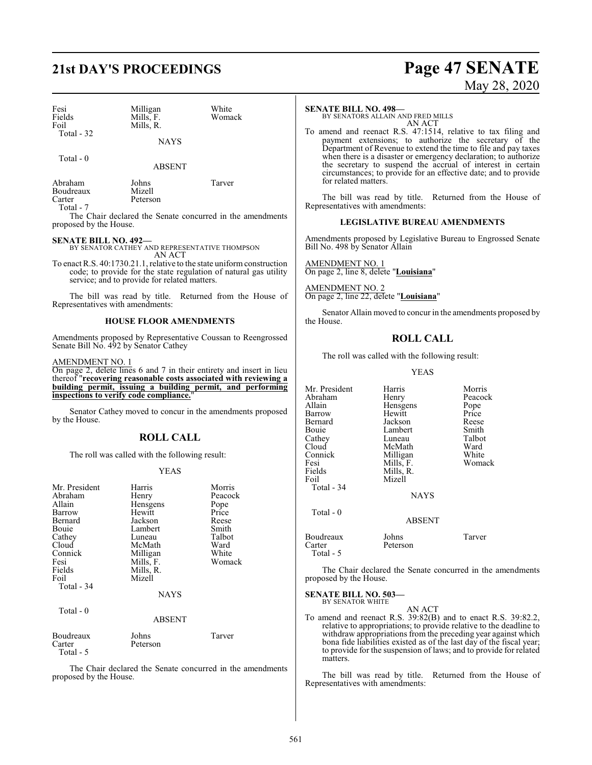| Fesi | Milligan | White |
|---|---|---|
| Fields | Mills, F. | Womack |
| Foil | Mills, R. | |
| Total - 32 | | |

NAYS

Total - 0

ABSENT

| Abraham | Johns | Tarver |
|---|---|---|
| Boudreaux | Mizell | |
| Carter | Peterson | |
| Total - 7 | | |

The Chair declared the Senate concurred in the amendments proposed by the House.

**SENATE BILL NO. 492—**
BY SENATOR CATHEY AND REPRESENTATIVE THOMPSON
AN ACT

To enact R.S. 40:1730.21.1, relative to the state uniform construction code; to provide for the state regulation of natural gas utility service; and to provide for related matters.

The bill was read by title. Returned from the House of Representatives with amendments:

## HOUSE FLOOR AMENDMENTS

Amendments proposed by Representative Coussan to Reengrossed Senate Bill No. 492 by Senator Cathey

AMENDMENT NO. 1
On page 2, delete lines 6 and 7 in their entirety and insert in lieu thereof "**recovering reasonable costs associated with reviewing a building permit, issuing a building permit, and performing inspections to verify code compliance.**"

Senator Cathey moved to concur in the amendments proposed by the House.

## ROLL CALL

The roll was called with the following result:

YEAS

| Mr. President | Harris | Morris |
|---|---|---|
| Abraham | Henry | Peacock |
| Allain | Hensgens | Pope |
| Barrow | Hewitt | Price |
| Bernard | Jackson | Reese |
| Bouie | Lambert | Smith |
| Cathey | Luneau | Talbot |
| Cloud | McMath | Ward |
| Connick | Milligan | White |
| Fesi | Mills, F. | Womack |
| Fields | Mills, R. | |
| Foil | Mizell | |
| Total - 34 | | |

NAYS

Total - 0

ABSENT

| Boudreaux | Johns | Tarver |
|---|---|---|
| Carter | Peterson | |
| Total - 5 | | |

The Chair declared the Senate concurred in the amendments proposed by the House.

**SENATE BILL NO. 498—**
BY SENATORS ALLAIN AND FRED MILLS
AN ACT

To amend and reenact R.S. 47:1514, relative to tax filing and payment extensions; to authorize the secretary of the Department of Revenue to extend the time to file and pay taxes when there is a disaster or emergency declaration; to authorize the secretary to suspend the accrual of interest in certain circumstances; to provide for an effective date; and to provide for related matters.

The bill was read by title. Returned from the House of Representatives with amendments:

## LEGISLATIVE BUREAU AMENDMENTS

Amendments proposed by Legislative Bureau to Engrossed Senate Bill No. 498 by Senator Allain

AMENDMENT NO. 1
On page 2, line 8, delete "**Louisiana**"

AMENDMENT NO. 2
On page 2, line 22, delete "**Louisiana**"

Senator Allain moved to concur in the amendments proposed by the House.

## ROLL CALL

The roll was called with the following result:

YEAS

| Mr. President | Harris | Morris |
|---|---|---|
| Abraham | Henry | Peacock |
| Allain | Hensgens | Pope |
| Barrow | Hewitt | Price |
| Bernard | Jackson | Reese |
| Bouie | Lambert | Smith |
| Cathey | Luneau | Talbot |
| Cloud | McMath | Ward |
| Connick | Milligan | White |
| Fesi | Mills, F. | Womack |
| Fields | Mills, R. | |
| Foil | Mizell | |
| Total - 34 | | |

NAYS

Total - 0

ABSENT

| Boudreaux | Johns | Tarver |
|---|---|---|
| Carter | Peterson | |
| Total - 5 | | |

The Chair declared the Senate concurred in the amendments proposed by the House.

**SENATE BILL NO. 503—**
BY SENATOR WHITE
AN ACT

To amend and reenact R.S. 39:82(B) and to enact R.S. 39:82.2, relative to appropriations; to provide relative to the deadline to withdraw appropriations from the preceding year against which bona fide liabilities existed as of the last day of the fiscal year; to provide for the suspension of laws; and to provide for related matters.

The bill was read by title. Returned from the House of Representatives with amendments: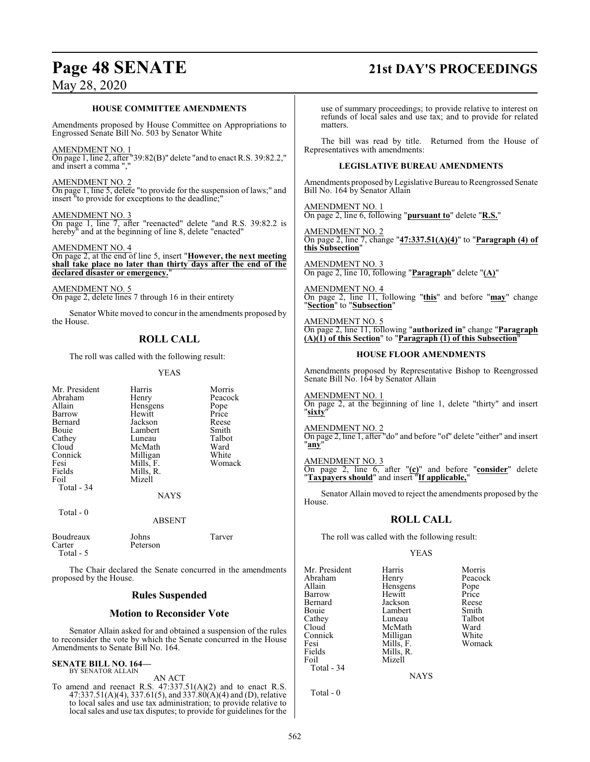### HOUSE COMMITTEE AMENDMENTS

Amendments proposed by House Committee on Appropriations to Engrossed Senate Bill No. 503 by Senator White

AMENDMENT NO. 1
On page 1, line 2, after "39:82(B)" delete "and to enact R.S. 39:82.2," and insert a comma ","

AMENDMENT NO. 2
On page 1, line 5, delete "to provide for the suspension of laws;" and insert "to provide for exceptions to the deadline;"

AMENDMENT NO. 3
On page 1, line 7, after "reenacted" delete "and R.S. 39:82.2 is hereby" and at the beginning of line 8, delete "enacted"

AMENDMENT NO. 4
On page 2, at the end of line 5, insert "**However, the next meeting shall take place no later than thirty days after the end of the declared disaster or emergency.**"

AMENDMENT NO. 5
On page 2, delete lines 7 through 16 in their entirety

Senator White moved to concur in the amendments proposed by the House.

## ROLL CALL

The roll was called with the following result:

YEAS

| | | |
|---|---|---|
| Mr. President | Harris | Morris |
| Abraham | Henry | Peacock |
| Allain | Hensgens | Pope |
| Barrow | Hewitt | Price |
| Bernard | Jackson | Reese |
| Bouie | Lambert | Smith |
| Cathey | Luneau | Talbot |
| Cloud | McMath | Ward |
| Connick | Milligan | White |
| Fesi | Mills, F. | Womack |
| Fields | Mills, R. | |
| Foil | Mizell | |

Total - 34

NAYS

Total - 0

ABSENT

| | | |
|---|---|---|
| Boudreaux | Johns | Tarver |
| Carter | Peterson | |

Total - 5

The Chair declared the Senate concurred in the amendments proposed by the House.

## Rules Suspended

## Motion to Reconsider Vote

Senator Allain asked for and obtained a suspension of the rules to reconsider the vote by which the Senate concurred in the House Amendments to Senate Bill No. 164.

**SENATE BILL NO. 164—**
BY SENATOR ALLAIN

AN ACT

To amend and reenact R.S. 47:337.51(A)(2) and to enact R.S. 47:337.51(A)(4), 337.61(5), and 337.80(A)(4) and (D), relative to local sales and use tax administration; to provide relative to local sales and use tax disputes; to provide for guidelines for the use of summary proceedings; to provide relative to interest on refunds of local sales and use tax; and to provide for related matters.

The bill was read by title. Returned from the House of Representatives with amendments:

### LEGISLATIVE BUREAU AMENDMENTS

Amendments proposed by Legislative Bureau to Reengrossed Senate Bill No. 164 by Senator Allain

AMENDMENT NO. 1
On page 2, line 6, following "**pursuant to**" delete "**R.S.**"

AMENDMENT NO. 2
On page 2, line 7, change "**47:337.51(A)(4)**" to "**Paragraph (4) of this Subsection**"

AMENDMENT NO. 3
On page 2, line 10, following "**Paragraph**" delete "**(A)**"

AMENDMENT NO. 4
On page 2, line 11, following "**this**" and before "**may**" change "**Section**" to "**Subsection**"

AMENDMENT NO. 5
On page 2, line 11, following "**authorized in**" change "**Paragraph (A)(1) of this Section**" to "**Paragraph (1) of this Subsection**"

### HOUSE FLOOR AMENDMENTS

Amendments proposed by Representative Bishop to Reengrossed Senate Bill No. 164 by Senator Allain

AMENDMENT NO. 1
On page 2, at the beginning of line 1, delete "thirty" and insert "**sixty**"

AMENDMENT NO. 2
On page 2, line 1, after "do" and before "of" delete "either" and insert "**any**"

AMENDMENT NO. 3
On page 2, line 6, after "**(c)**" and before "**consider**" delete "**Taxpayers should**" and insert "**If applicable,**"

Senator Allain moved to reject the amendments proposed by the House.

## ROLL CALL

The roll was called with the following result:

YEAS

| | | |
|---|---|---|
| Mr. President | Harris | Morris |
| Abraham | Henry | Peacock |
| Allain | Hensgens | Pope |
| Barrow | Hewitt | Price |
| Bernard | Jackson | Reese |
| Bouie | Lambert | Smith |
| Cathey | Luneau | Talbot |
| Cloud | McMath | Ward |
| Connick | Milligan | White |
| Fesi | Mills, F. | Womack |
| Fields | Mills, R. | |
| Foil | Mizell | |

Total - 34

NAYS

Total - 0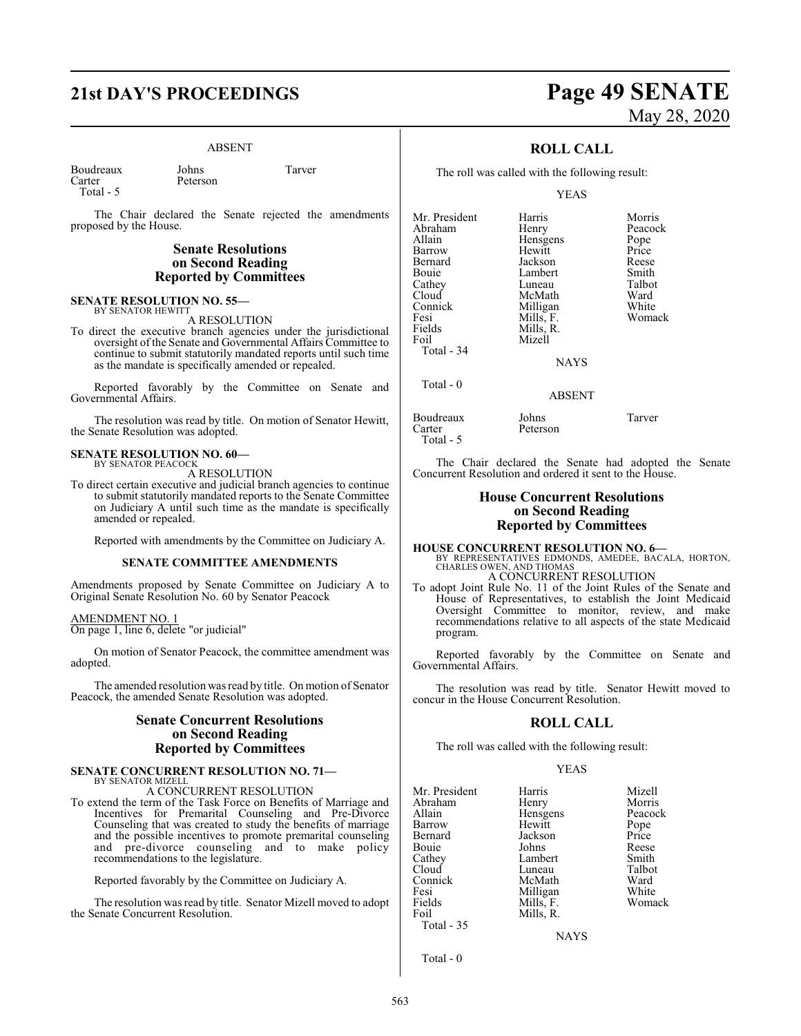ABSENT

| | | |
|---|---|---|
| Boudreaux | Johns | Tarver |
| Carter | Peterson | |
| Total - 5 | | |

The Chair declared the Senate rejected the amendments proposed by the House.

## Senate Resolutions on Second Reading Reported by Committees

**SENATE RESOLUTION NO. 55—**
BY SENATOR HEWITT

A RESOLUTION

To direct the executive branch agencies under the jurisdictional oversight of the Senate and Governmental Affairs Committee to continue to submit statutorily mandated reports until such time as the mandate is specifically amended or repealed.

Reported favorably by the Committee on Senate and Governmental Affairs.

The resolution was read by title. On motion of Senator Hewitt, the Senate Resolution was adopted.

**SENATE RESOLUTION NO. 60—**
BY SENATOR PEACOCK

A RESOLUTION

To direct certain executive and judicial branch agencies to continue to submit statutorily mandated reports to the Senate Committee on Judiciary A until such time as the mandate is specifically amended or repealed.

Reported with amendments by the Committee on Judiciary A.

**SENATE COMMITTEE AMENDMENTS**

Amendments proposed by Senate Committee on Judiciary A to Original Senate Resolution No. 60 by Senator Peacock

AMENDMENT NO. 1
On page 1, line 6, delete "or judicial"

On motion of Senator Peacock, the committee amendment was adopted.

The amended resolution was read by title. On motion of Senator Peacock, the amended Senate Resolution was adopted.

## Senate Concurrent Resolutions on Second Reading Reported by Committees

**SENATE CONCURRENT RESOLUTION NO. 71—**
BY SENATOR MIZELL

A CONCURRENT RESOLUTION

To extend the term of the Task Force on Benefits of Marriage and Incentives for Premarital Counseling and Pre-Divorce Counseling that was created to study the benefits of marriage and the possible incentives to promote premarital counseling and pre-divorce counseling and to make policy recommendations to the legislature.

Reported favorably by the Committee on Judiciary A.

The resolution was read by title. Senator Mizell moved to adopt the Senate Concurrent Resolution.

## ROLL CALL

The roll was called with the following result:

YEAS

| | | |
|---|---|---|
| Mr. President | Harris | Morris |
| Abraham | Henry | Peacock |
| Allain | Hensgens | Pope |
| Barrow | Hewitt | Price |
| Bernard | Jackson | Reese |
| Bouie | Lambert | Smith |
| Cathey | Luneau | Talbot |
| Cloud | McMath | Ward |
| Connick | Milligan | White |
| Fesi | Mills, F. | Womack |
| Fields | Mills, R. | |
| Foil | Mizell | |
| Total - 34 | | |

NAYS

Total - 0

ABSENT

| | | |
|---|---|---|
| Boudreaux | Johns | Tarver |
| Carter | Peterson | |
| Total - 5 | | |

The Chair declared the Senate had adopted the Senate Concurrent Resolution and ordered it sent to the House.

## House Concurrent Resolutions on Second Reading Reported by Committees

**HOUSE CONCURRENT RESOLUTION NO. 6—**
BY REPRESENTATIVES EDMONDS, AMEDEE, BACALA, HORTON, CHARLES OWEN, AND THOMAS

A CONCURRENT RESOLUTION

To adopt Joint Rule No. 11 of the Joint Rules of the Senate and House of Representatives, to establish the Joint Medicaid Oversight Committee to monitor, review, and make recommendations relative to all aspects of the state Medicaid program.

Reported favorably by the Committee on Senate and Governmental Affairs.

The resolution was read by title. Senator Hewitt moved to concur in the House Concurrent Resolution.

## ROLL CALL

The roll was called with the following result:

YEAS

| | | |
|---|---|---|
| Mr. President | Harris | Mizell |
| Abraham | Henry | Morris |
| Allain | Hensgens | Peacock |
| Barrow | Hewitt | Pope |
| Bernard | Jackson | Price |
| Bouie | Johns | Reese |
| Cathey | Lambert | Smith |
| Cloud | Luneau | Talbot |
| Connick | McMath | Ward |
| Fesi | Milligan | White |
| Fields | Mills, F. | Womack |
| Foil | Mills, R. | |
| Total - 35 | | |

NAYS

Total - 0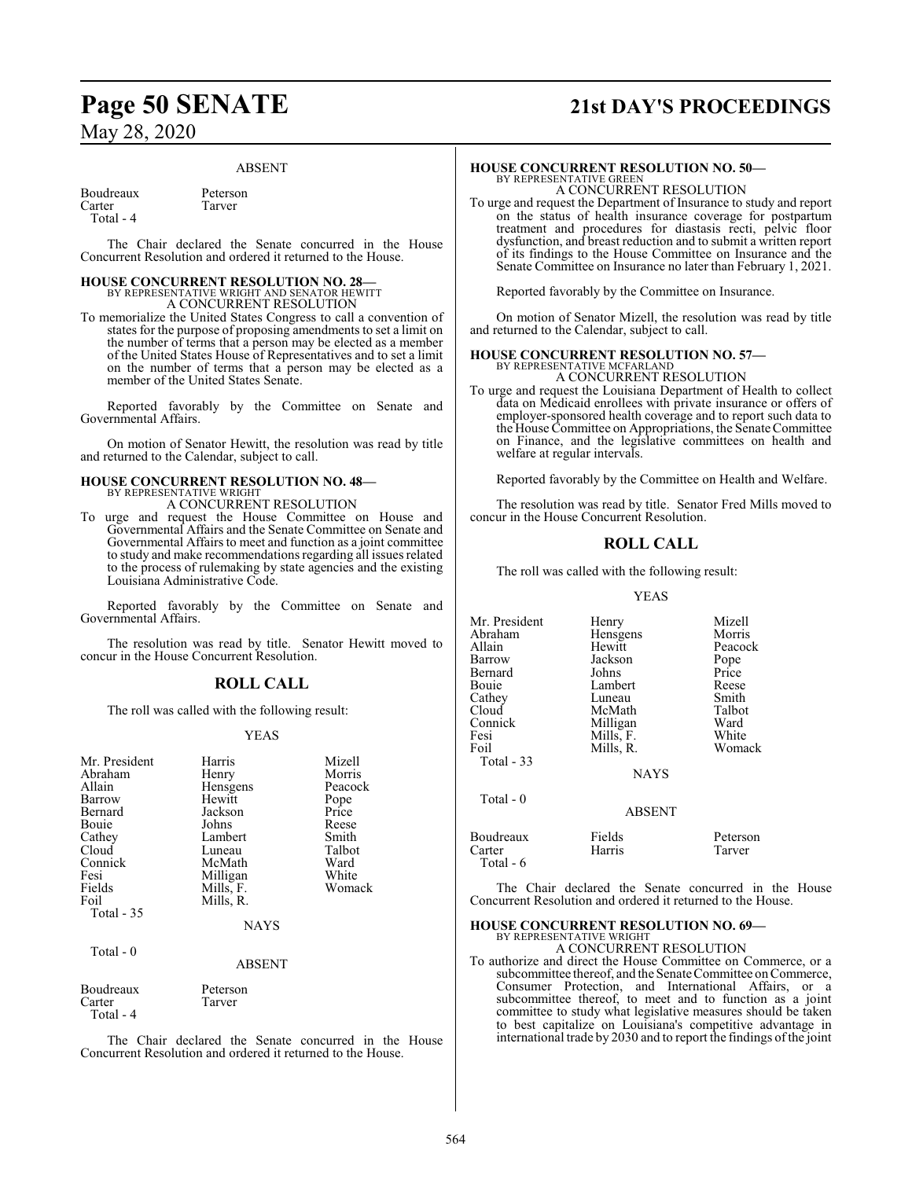ABSENT

| | |
|---|---|
| Boudreaux | Peterson |
| Carter | Tarver |
| Total - 4 | |

The Chair declared the Senate concurred in the House Concurrent Resolution and ordered it returned to the House.

**HOUSE CONCURRENT RESOLUTION NO. 28—**
BY REPRESENTATIVE WRIGHT AND SENATOR HEWITT
A CONCURRENT RESOLUTION

To memorialize the United States Congress to call a convention of states for the purpose of proposing amendments to set a limit on the number of terms that a person may be elected as a member of the United States House of Representatives and to set a limit on the number of terms that a person may be elected as a member of the United States Senate.

Reported favorably by the Committee on Senate and Governmental Affairs.

On motion of Senator Hewitt, the resolution was read by title and returned to the Calendar, subject to call.

**HOUSE CONCURRENT RESOLUTION NO. 48—**
BY REPRESENTATIVE WRIGHT
A CONCURRENT RESOLUTION

To urge and request the House Committee on House and Governmental Affairs and the Senate Committee on Senate and Governmental Affairs to meet and function as a joint committee to study and make recommendations regarding all issues related to the process of rulemaking by state agencies and the existing Louisiana Administrative Code.

Reported favorably by the Committee on Senate and Governmental Affairs.

The resolution was read by title. Senator Hewitt moved to concur in the House Concurrent Resolution.

## ROLL CALL

The roll was called with the following result:

YEAS

| | | |
|---|---|---|
| Mr. President | Harris | Mizell |
| Abraham | Henry | Morris |
| Allain | Hensgens | Peacock |
| Barrow | Hewitt | Pope |
| Bernard | Jackson | Price |
| Bouie | Johns | Reese |
| Cathey | Lambert | Smith |
| Cloud | Luneau | Talbot |
| Connick | McMath | Ward |
| Fesi | Milligan | White |
| Fields | Mills, F. | Womack |
| Foil | Mills, R. | |
| Total - 35 | | |

NAYS

Total - 0

ABSENT

| | |
|---|---|
| Boudreaux | Peterson |
| Carter | Tarver |
| Total - 4 | |

The Chair declared the Senate concurred in the House Concurrent Resolution and ordered it returned to the House.

**HOUSE CONCURRENT RESOLUTION NO. 50—**
BY REPRESENTATIVE GREEN
A CONCURRENT RESOLUTION

To urge and request the Department of Insurance to study and report on the status of health insurance coverage for postpartum treatment and procedures for diastasis recti, pelvic floor dysfunction, and breast reduction and to submit a written report of its findings to the House Committee on Insurance and the Senate Committee on Insurance no later than February 1, 2021.

Reported favorably by the Committee on Insurance.

On motion of Senator Mizell, the resolution was read by title and returned to the Calendar, subject to call.

**HOUSE CONCURRENT RESOLUTION NO. 57—**
BY REPRESENTATIVE MCFARLAND
A CONCURRENT RESOLUTION

To urge and request the Louisiana Department of Health to collect data on Medicaid enrollees with private insurance or offers of employer-sponsored health coverage and to report such data to the House Committee on Appropriations, the Senate Committee on Finance, and the legislative committees on health and welfare at regular intervals.

Reported favorably by the Committee on Health and Welfare.

The resolution was read by title. Senator Fred Mills moved to concur in the House Concurrent Resolution.

## ROLL CALL

The roll was called with the following result:

YEAS

| | | |
|---|---|---|
| Mr. President | Henry | Mizell |
| Abraham | Hensgens | Morris |
| Allain | Hewitt | Peacock |
| Barrow | Jackson | Pope |
| Bernard | Johns | Price |
| Bouie | Lambert | Reese |
| Cathey | Luneau | Smith |
| Cloud | McMath | Talbot |
| Connick | Milligan | Ward |
| Fesi | Mills, F. | White |
| Foil | Mills, R. | Womack |
| Total - 33 | | |

NAYS

Total - 0

ABSENT

| | | |
|---|---|---|
| Boudreaux | Fields | Peterson |
| Carter | Harris | Tarver |
| Total - 6 | | |

The Chair declared the Senate concurred in the House Concurrent Resolution and ordered it returned to the House.

**HOUSE CONCURRENT RESOLUTION NO. 69—**
BY REPRESENTATIVE WRIGHT
A CONCURRENT RESOLUTION

To authorize and direct the House Committee on Commerce, or a subcommittee thereof, and the Senate Committee on Commerce, Consumer Protection, and International Affairs, or a subcommittee thereof, to meet and to function as a joint committee to study what legislative measures should be taken to best capitalize on Louisiana's competitive advantage in international trade by 2030 and to report the findings of the joint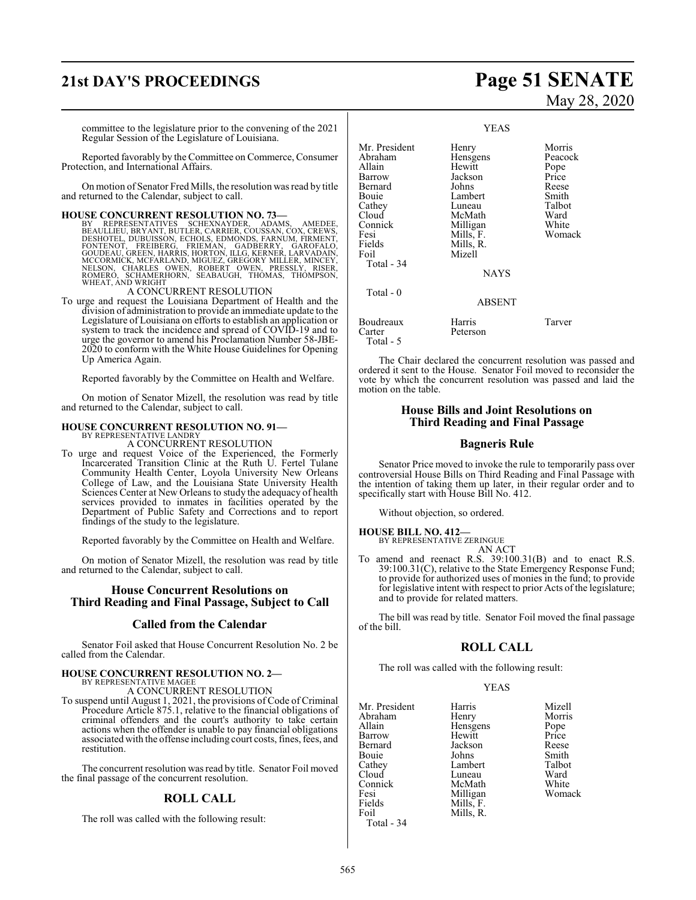committee to the legislature prior to the convening of the 2021 Regular Session of the Legislature of Louisiana.

Reported favorably by the Committee on Commerce, Consumer Protection, and International Affairs.

On motion of Senator Fred Mills, the resolution was read by title and returned to the Calendar, subject to call.

**HOUSE CONCURRENT RESOLUTION NO. 73—**
BY REPRESENTATIVES SCHEXNAYDER, ADAMS, AMEDEE, BEAULLIEU, BRYANT, BUTLER, CARRIER, COUSSAN, COX, CREWS, DESHOTEL, DUBUISSON, ECHOLS, EDMONDS, FARNUM, FIRMENT, FONTENOT, FREIBERG, FRIEMAN, GADBERRY, GAROFALO, GOUDEAU, GREEN, HARRIS, HORTON, ILLG, KERNER, LARVADAIN, MCCORMICK, MCFARLAND, MIGUEZ, GREGORY MILLER, MINCEY, NELSON, CHARLES OWEN, ROBERT OWEN, PRESSLY, RISER, ROMERO, SCHAMERHORN, SEABAUGH, THOMAS, THOMPSON, WHEAT, AND WRIGHT

A CONCURRENT RESOLUTION

To urge and request the Louisiana Department of Health and the division of administration to provide an immediate update to the Legislature of Louisiana on efforts to establish an application or system to track the incidence and spread of COVID-19 and to urge the governor to amend his Proclamation Number 58-JBE-2020 to conform with the White House Guidelines for Opening Up America Again.

Reported favorably by the Committee on Health and Welfare.

On motion of Senator Mizell, the resolution was read by title and returned to the Calendar, subject to call.

**HOUSE CONCURRENT RESOLUTION NO. 91—**
BY REPRESENTATIVE LANDRY

A CONCURRENT RESOLUTION

To urge and request Voice of the Experienced, the Formerly Incarcerated Transition Clinic at the Ruth U. Fertel Tulane Community Health Center, Loyola University New Orleans College of Law, and the Louisiana State University Health Sciences Center at New Orleans to study the adequacy of health services provided to inmates in facilities operated by the Department of Public Safety and Corrections and to report findings of the study to the legislature.

Reported favorably by the Committee on Health and Welfare.

On motion of Senator Mizell, the resolution was read by title and returned to the Calendar, subject to call.

## House Concurrent Resolutions on Third Reading and Final Passage, Subject to Call

## Called from the Calendar

Senator Foil asked that House Concurrent Resolution No. 2 be called from the Calendar.

**HOUSE CONCURRENT RESOLUTION NO. 2—**
BY REPRESENTATIVE MAGEE

A CONCURRENT RESOLUTION

To suspend until August 1, 2021, the provisions of Code of Criminal Procedure Article 875.1, relative to the financial obligations of criminal offenders and the court's authority to take certain actions when the offender is unable to pay financial obligations associated with the offense including court costs, fines, fees, and restitution.

The concurrent resolution was read by title. Senator Foil moved the final passage of the concurrent resolution.

## ROLL CALL

The roll was called with the following result:

YEAS

| | | |
|---|---|---|
| Mr. President | Henry | Morris |
| Abraham | Hensgens | Peacock |
| Allain | Hewitt | Pope |
| Barrow | Jackson | Price |
| Bernard | Johns | Reese |
| Bouie | Lambert | Smith |
| Cathey | Luneau | Talbot |
| Cloud | McMath | Ward |
| Connick | Milligan | White |
| Fesi | Mills, F. | Womack |
| Fields | Mills, R. | |
| Foil | Mizell | |
| Total - 34 | | |

NAYS

Total - 0

ABSENT

| | | |
|---|---|---|
| Boudreaux | Harris | Tarver |
| Carter | Peterson | |
| Total - 5 | | |

The Chair declared the concurrent resolution was passed and ordered it sent to the House. Senator Foil moved to reconsider the vote by which the concurrent resolution was passed and laid the motion on the table.

## House Bills and Joint Resolutions on Third Reading and Final Passage

## Bagneris Rule

Senator Price moved to invoke the rule to temporarily pass over controversial House Bills on Third Reading and Final Passage with the intention of taking them up later, in their regular order and to specifically start with House Bill No. 412.

Without objection, so ordered.

**HOUSE BILL NO. 412—**
BY REPRESENTATIVE ZERINGUE

AN ACT

To amend and reenact R.S. 39:100.31(B) and to enact R.S. 39:100.31(C), relative to the State Emergency Response Fund; to provide for authorized uses of monies in the fund; to provide for legislative intent with respect to prior Acts of the legislature; and to provide for related matters.

The bill was read by title. Senator Foil moved the final passage of the bill.

## ROLL CALL

The roll was called with the following result:

YEAS

| | | |
|---|---|---|
| Mr. President | Harris | Mizell |
| Abraham | Henry | Morris |
| Allain | Hensgens | Pope |
| Barrow | Hewitt | Price |
| Bernard | Jackson | Reese |
| Bouie | Johns | Smith |
| Cathey | Lambert | Talbot |
| Cloud | Luneau | Ward |
| Connick | McMath | White |
| Fesi | Milligan | Womack |
| Fields | Mills, F. | |
| Foil | Mills, R. | |
| Total - 34 | | |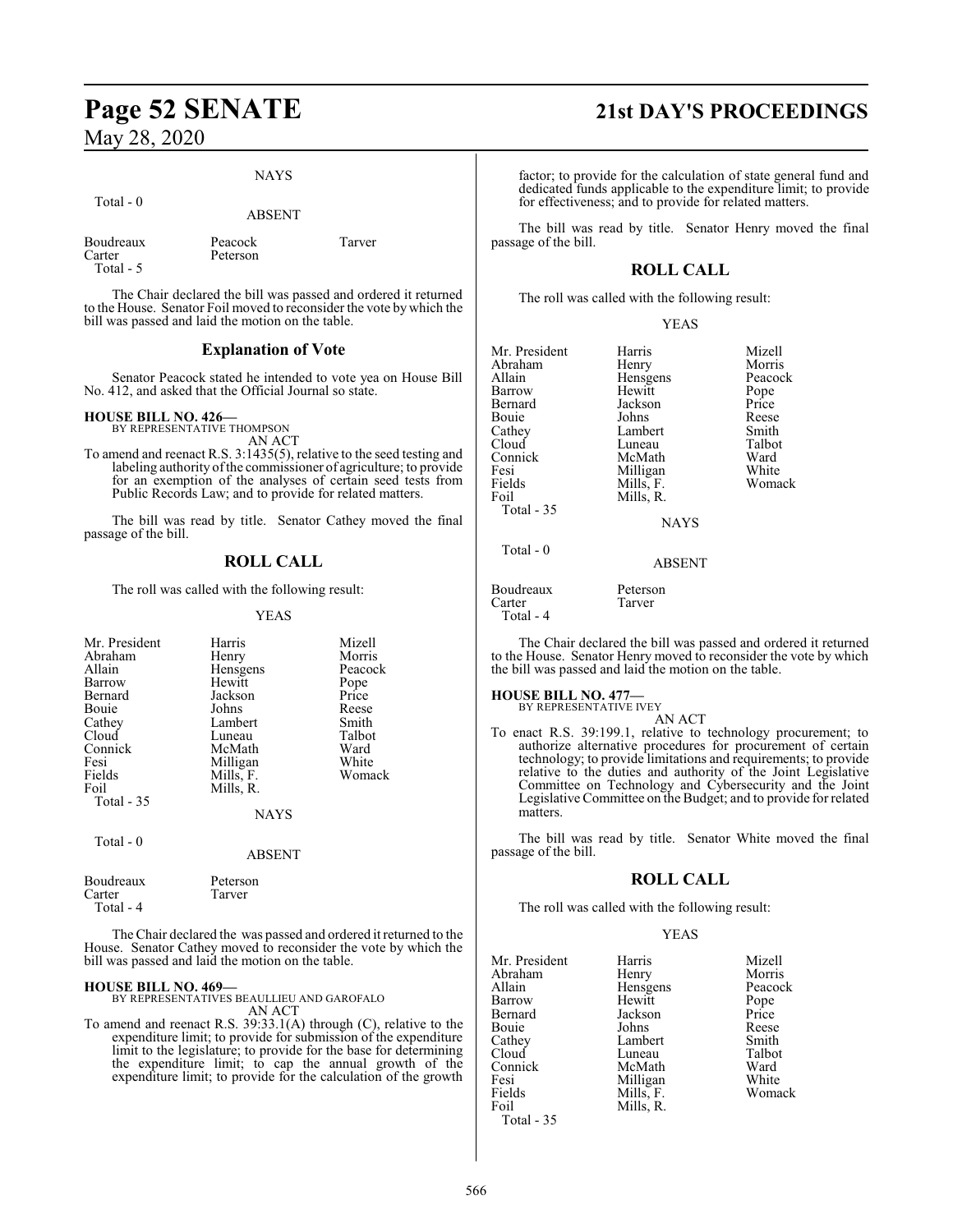NAYS

Total - 0

ABSENT

| | | |
|---|---|---|
| Boudreaux | Peacock | Tarver |
| Carter | Peterson | |
| Total - 5 | | |

The Chair declared the bill was passed and ordered it returned to the House. Senator Foil moved to reconsider the vote by which the bill was passed and laid the motion on the table.

## Explanation of Vote

Senator Peacock stated he intended to vote yea on House Bill No. 412, and asked that the Official Journal so state.

**HOUSE BILL NO. 426—**
BY REPRESENTATIVE THOMPSON
AN ACT

To amend and reenact R.S. 3:1435(5), relative to the seed testing and labeling authority of the commissioner of agriculture; to provide for an exemption of the analyses of certain seed tests from Public Records Law; and to provide for related matters.

The bill was read by title. Senator Cathey moved the final passage of the bill.

## ROLL CALL

The roll was called with the following result:

YEAS

| | | |
|---|---|---|
| Mr. President | Harris | Mizell |
| Abraham | Henry | Morris |
| Allain | Hensgens | Peacock |
| Barrow | Hewitt | Pope |
| Bernard | Jackson | Price |
| Bouie | Johns | Reese |
| Cathey | Lambert | Smith |
| Cloud | Luneau | Talbot |
| Connick | McMath | Ward |
| Fesi | Milligan | White |
| Fields | Mills, F. | Womack |
| Foil | Mills, R. | |
| Total - 35 | | |

NAYS

Total - 0

ABSENT

| | |
|---|---|
| Boudreaux | Peterson |
| Carter | Tarver |
| Total - 4 | |

The Chair declared the was passed and ordered it returned to the House. Senator Cathey moved to reconsider the vote by which the bill was passed and laid the motion on the table.

**HOUSE BILL NO. 469—**
BY REPRESENTATIVES BEAULLIEU AND GAROFALO
AN ACT

To amend and reenact R.S. 39:33.1(A) through (C), relative to the expenditure limit; to provide for submission of the expenditure limit to the legislature; to provide for the base for determining the expenditure limit; to cap the annual growth of the expenditure limit; to provide for the calculation of the growth factor; to provide for the calculation of state general fund and dedicated funds applicable to the expenditure limit; to provide for effectiveness; and to provide for related matters.

The bill was read by title. Senator Henry moved the final passage of the bill.

## ROLL CALL

The roll was called with the following result:

YEAS

| | | |
|---|---|---|
| Mr. President | Harris | Mizell |
| Abraham | Henry | Morris |
| Allain | Hensgens | Peacock |
| Barrow | Hewitt | Pope |
| Bernard | Jackson | Price |
| Bouie | Johns | Reese |
| Cathey | Lambert | Smith |
| Cloud | Luneau | Talbot |
| Connick | McMath | Ward |
| Fesi | Milligan | White |
| Fields | Mills, F. | Womack |
| Foil | Mills, R. | |
| Total - 35 | | |

NAYS

Total - 0

ABSENT

| | |
|---|---|
| Boudreaux | Peterson |
| Carter | Tarver |
| Total - 4 | |

The Chair declared the bill was passed and ordered it returned to the House. Senator Henry moved to reconsider the vote by which the bill was passed and laid the motion on the table.

**HOUSE BILL NO. 477—**
BY REPRESENTATIVE IVEY
AN ACT

To enact R.S. 39:199.1, relative to technology procurement; to authorize alternative procedures for procurement of certain technology; to provide limitations and requirements; to provide relative to the duties and authority of the Joint Legislative Committee on Technology and Cybersecurity and the Joint Legislative Committee on the Budget; and to provide for related matters.

The bill was read by title. Senator White moved the final passage of the bill.

## ROLL CALL

The roll was called with the following result:

YEAS

| | | |
|---|---|---|
| Mr. President | Harris | Mizell |
| Abraham | Henry | Morris |
| Allain | Hensgens | Peacock |
| Barrow | Hewitt | Pope |
| Bernard | Jackson | Price |
| Bouie | Johns | Reese |
| Cathey | Lambert | Smith |
| Cloud | Luneau | Talbot |
| Connick | McMath | Ward |
| Fesi | Milligan | White |
| Fields | Mills, F. | Womack |
| Foil | Mills, R. | |
| Total - 35 | | |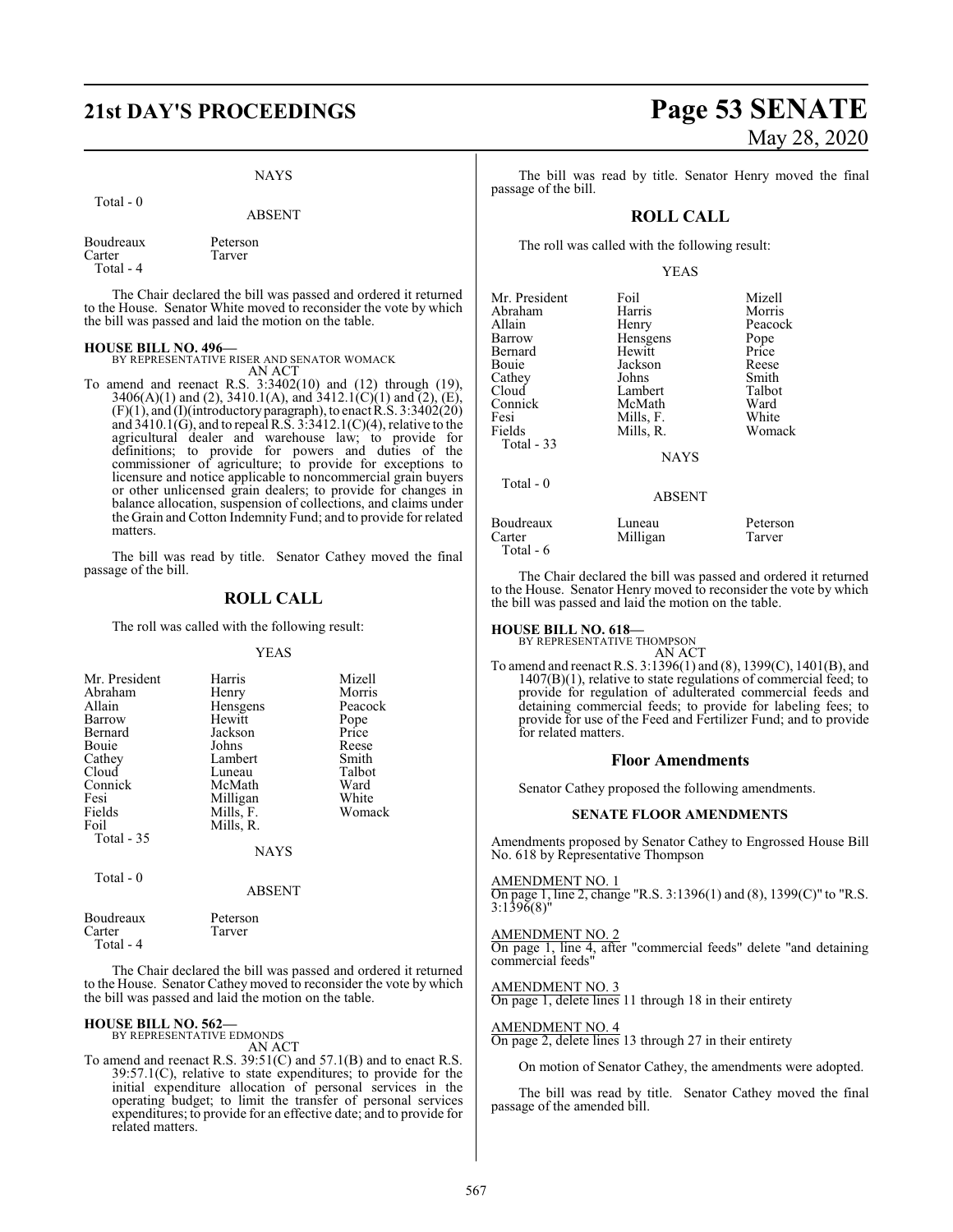NAYS

Total - 0

ABSENT

| | |
|---|---|
| Boudreaux | Peterson |
| Carter | Tarver |
| Total - 4 | |

The Chair declared the bill was passed and ordered it returned to the House. Senator White moved to reconsider the vote by which the bill was passed and laid the motion on the table.

**HOUSE BILL NO. 496—**
BY REPRESENTATIVE RISER AND SENATOR WOMACK
AN ACT

To amend and reenact R.S. 3:3402(10) and (12) through (19), 3406(A)(1) and (2), 3410.1(A), and 3412.1(C)(1) and (2), (E), (F)(1), and (I)(introductory paragraph), to enact R.S. 3:3402(20) and 3410.1(G), and to repeal R.S. 3:3412.1(C)(4), relative to the agricultural dealer and warehouse law; to provide for definitions; to provide for powers and duties of the commissioner of agriculture; to provide for exceptions to licensure and notice applicable to noncommercial grain buyers or other unlicensed grain dealers; to provide for changes in balance allocation, suspension of collections, and claims under the Grain and Cotton Indemnity Fund; and to provide for related matters.

The bill was read by title. Senator Cathey moved the final passage of the bill.

## ROLL CALL

The roll was called with the following result:

YEAS

| | | |
|---|---|---|
| Mr. President | Harris | Mizell |
| Abraham | Henry | Morris |
| Allain | Hensgens | Peacock |
| Barrow | Hewitt | Pope |
| Bernard | Jackson | Price |
| Bouie | Johns | Reese |
| Cathey | Lambert | Smith |
| Cloud | Luneau | Talbot |
| Connick | McMath | Ward |
| Fesi | Milligan | White |
| Fields | Mills, F. | Womack |
| Foil | Mills, R. | |
| Total - 35 | | |

NAYS

Total - 0

ABSENT

| | |
|---|---|
| Boudreaux | Peterson |
| Carter | Tarver |
| Total - 4 | |

The Chair declared the bill was passed and ordered it returned to the House. Senator Cathey moved to reconsider the vote by which the bill was passed and laid the motion on the table.

**HOUSE BILL NO. 562—**
BY REPRESENTATIVE EDMONDS
AN ACT

To amend and reenact R.S. 39:51(C) and 57.1(B) and to enact R.S. 39:57.1(C), relative to state expenditures; to provide for the initial expenditure allocation of personal services in the operating budget; to limit the transfer of personal services expenditures; to provide for an effective date; and to provide for related matters.

The bill was read by title. Senator Henry moved the final passage of the bill.

## ROLL CALL

The roll was called with the following result:

YEAS

| | | |
|---|---|---|
| Mr. President | Foil | Mizell |
| Abraham | Harris | Morris |
| Allain | Henry | Peacock |
| Barrow | Hensgens | Pope |
| Bernard | Hewitt | Price |
| Bouie | Jackson | Reese |
| Cathey | Johns | Smith |
| Cloud | Lambert | Talbot |
| Connick | McMath | Ward |
| Fesi | Mills, F. | White |
| Fields | Mills, R. | Womack |
| Total - 33 | | |

NAYS

Total - 0

ABSENT

| | | |
|---|---|---|
| Boudreaux | Luneau | Peterson |
| Carter | Milligan | Tarver |
| Total - 6 | | |

The Chair declared the bill was passed and ordered it returned to the House. Senator Henry moved to reconsider the vote by which the bill was passed and laid the motion on the table.

**HOUSE BILL NO. 618—**
BY REPRESENTATIVE THOMPSON
AN ACT

To amend and reenact R.S. 3:1396(1) and (8), 1399(C), 1401(B), and 1407(B)(1), relative to state regulations of commercial feed; to provide for regulation of adulterated commercial feeds and detaining commercial feeds; to provide for labeling fees; to provide for use of the Feed and Fertilizer Fund; and to provide for related matters.

## Floor Amendments

Senator Cathey proposed the following amendments.

### SENATE FLOOR AMENDMENTS

Amendments proposed by Senator Cathey to Engrossed House Bill No. 618 by Representative Thompson

AMENDMENT NO. 1
On page 1, line 2, change "R.S. 3:1396(1) and (8), 1399(C)" to "R.S. 3:1396(8)"

AMENDMENT NO. 2
On page 1, line 4, after "commercial feeds" delete "and detaining commercial feeds"

AMENDMENT NO. 3
On page 1, delete lines 11 through 18 in their entirety

AMENDMENT NO. 4
On page 2, delete lines 13 through 27 in their entirety

On motion of Senator Cathey, the amendments were adopted.

The bill was read by title. Senator Cathey moved the final passage of the amended bill.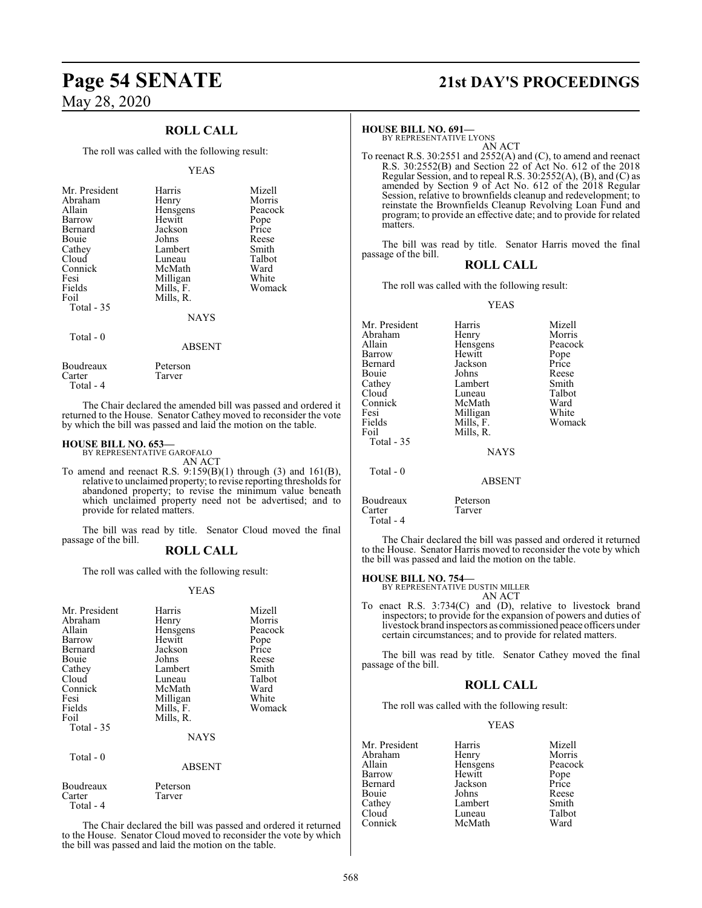## ROLL CALL

The roll was called with the following result:

YEAS

| | | |
|---|---|---|
| Mr. President | Harris | Mizell |
| Abraham | Henry | Morris |
| Allain | Hensgens | Peacock |
| Barrow | Hewitt | Pope |
| Bernard | Jackson | Price |
| Bouie | Johns | Reese |
| Cathey | Lambert | Smith |
| Cloud | Luneau | Talbot |
| Connick | McMath | Ward |
| Fesi | Milligan | White |
| Fields | Mills, F. | Womack |
| Foil | Mills, R. | |

Total - 35

NAYS

Total - 0

ABSENT

| | |
|---|---|
| Boudreaux | Peterson |
| Carter | Tarver |

Total - 4

The Chair declared the amended bill was passed and ordered it returned to the House. Senator Cathey moved to reconsider the vote by which the bill was passed and laid the motion on the table.

**HOUSE BILL NO. 653—**
BY REPRESENTATIVE GAROFALO
AN ACT

To amend and reenact R.S. 9:159(B)(1) through (3) and 161(B), relative to unclaimed property; to revise reporting thresholds for abandoned property; to revise the minimum value beneath which unclaimed property need not be advertised; and to provide for related matters.

The bill was read by title. Senator Cloud moved the final passage of the bill.

## ROLL CALL

The roll was called with the following result:

YEAS

| | | |
|---|---|---|
| Mr. President | Harris | Mizell |
| Abraham | Henry | Morris |
| Allain | Hensgens | Peacock |
| Barrow | Hewitt | Pope |
| Bernard | Jackson | Price |
| Bouie | Johns | Reese |
| Cathey | Lambert | Smith |
| Cloud | Luneau | Talbot |
| Connick | McMath | Ward |
| Fesi | Milligan | White |
| Fields | Mills, F. | Womack |
| Foil | Mills, R. | |

Total - 35

NAYS

Total - 0

ABSENT

| | |
|---|---|
| Boudreaux | Peterson |
| Carter | Tarver |

Total - 4

The Chair declared the bill was passed and ordered it returned to the House. Senator Cloud moved to reconsider the vote by which the bill was passed and laid the motion on the table.

**HOUSE BILL NO. 691—**
BY REPRESENTATIVE LYONS
AN ACT

To reenact R.S. 30:2551 and 2552(A) and (C), to amend and reenact R.S. 30:2552(B) and Section 22 of Act No. 612 of the 2018 Regular Session, and to repeal R.S. 30:2552(A), (B), and (C) as amended by Section 9 of Act No. 612 of the 2018 Regular Session, relative to brownfields cleanup and redevelopment; to reinstate the Brownfields Cleanup Revolving Loan Fund and program; to provide an effective date; and to provide for related matters.

The bill was read by title. Senator Harris moved the final passage of the bill.

## ROLL CALL

The roll was called with the following result:

YEAS

| | | |
|---|---|---|
| Mr. President | Harris | Mizell |
| Abraham | Henry | Morris |
| Allain | Hensgens | Peacock |
| Barrow | Hewitt | Pope |
| Bernard | Jackson | Price |
| Bouie | Johns | Reese |
| Cathey | Lambert | Smith |
| Cloud | Luneau | Talbot |
| Connick | McMath | Ward |
| Fesi | Milligan | White |
| Fields | Mills, F. | Womack |
| Foil | Mills, R. | |

Total - 35

NAYS

Total - 0

ABSENT

| | |
|---|---|
| Boudreaux | Peterson |
| Carter | Tarver |

Total - 4

The Chair declared the bill was passed and ordered it returned to the House. Senator Harris moved to reconsider the vote by which the bill was passed and laid the motion on the table.

**HOUSE BILL NO. 754—**
BY REPRESENTATIVE DUSTIN MILLER
AN ACT

To enact R.S. 3:734(C) and (D), relative to livestock brand inspectors; to provide for the expansion of powers and duties of livestock brand inspectors as commissioned peace officers under certain circumstances; and to provide for related matters.

The bill was read by title. Senator Cathey moved the final passage of the bill.

## ROLL CALL

The roll was called with the following result:

YEAS

| | | |
|---|---|---|
| Mr. President | Harris | Mizell |
| Abraham | Henry | Morris |
| Allain | Hensgens | Peacock |
| Barrow | Hewitt | Pope |
| Bernard | Jackson | Price |
| Bouie | Johns | Reese |
| Cathey | Lambert | Smith |
| Cloud | Luneau | Talbot |
| Connick | McMath | Ward |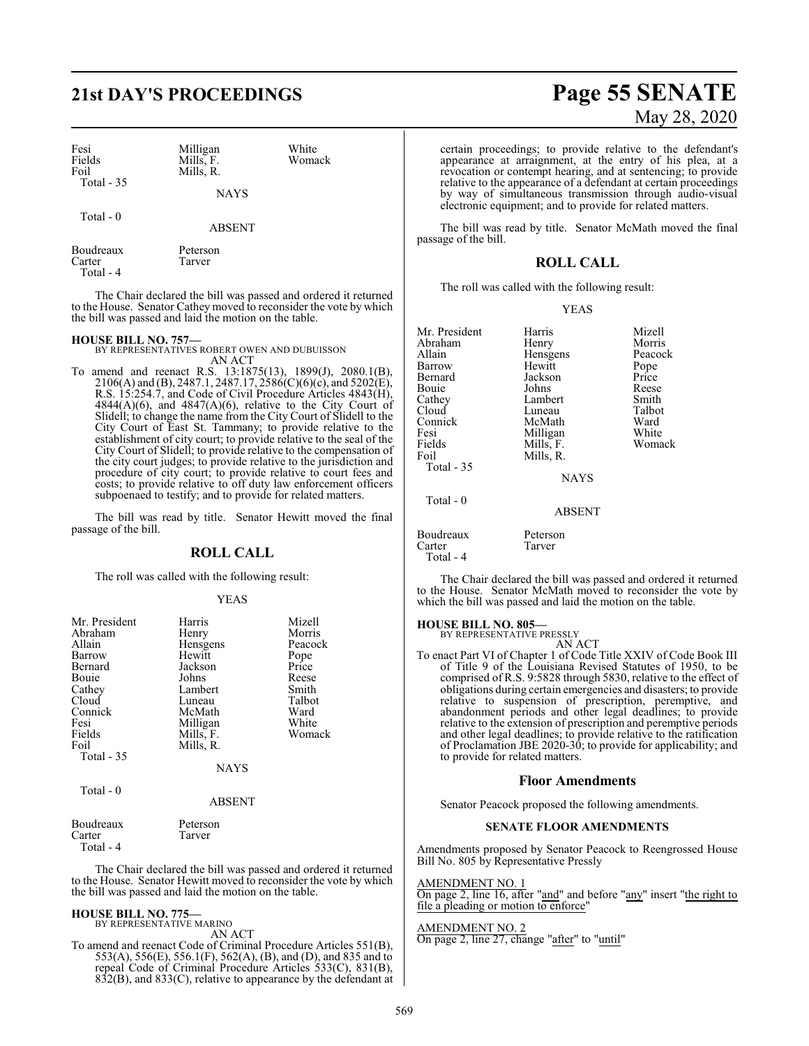| | | |
|---|---|---|
| Fesi | Milligan | White |
| Fields | Mills, F. | Womack |
| Foil | Mills, R. | |
| Total - 35 | | |

NAYS

Total - 0

ABSENT

| | |
|---|---|
| Boudreaux | Peterson |
| Carter | Tarver |
| Total - 4 | |

The Chair declared the bill was passed and ordered it returned to the House. Senator Cathey moved to reconsider the vote by which the bill was passed and laid the motion on the table.

**HOUSE BILL NO. 757—**
BY REPRESENTATIVES ROBERT OWEN AND DUBUISSON
AN ACT

To amend and reenact R.S. 13:1875(13), 1899(J), 2080.1(B), 2106(A) and (B), 2487.1, 2487.17, 2586(C)(6)(c), and 5202(E), R.S. 15:254.7, and Code of Civil Procedure Articles 4843(H), 4844(A)(6), and 4847(A)(6), relative to the City Court of Slidell; to change the name from the City Court of Slidell to the City Court of East St. Tammany; to provide relative to the establishment of city court; to provide relative to the seal of the City Court of Slidell; to provide relative to the compensation of the city court judges; to provide relative to the jurisdiction and procedure of city court; to provide relative to court fees and costs; to provide relative to off duty law enforcement officers subpoenaed to testify; and to provide for related matters.

The bill was read by title. Senator Hewitt moved the final passage of the bill.

## ROLL CALL

The roll was called with the following result:

YEAS

| | | |
|---|---|---|
| Mr. President | Harris | Mizell |
| Abraham | Henry | Morris |
| Allain | Hensgens | Peacock |
| Barrow | Hewitt | Pope |
| Bernard | Jackson | Price |
| Bouie | Johns | Reese |
| Cathey | Lambert | Smith |
| Cloud | Luneau | Talbot |
| Connick | McMath | Ward |
| Fesi | Milligan | White |
| Fields | Mills, F. | Womack |
| Foil | Mills, R. | |
| Total - 35 | | |

NAYS

Total - 0

ABSENT

| | |
|---|---|
| Boudreaux | Peterson |
| Carter | Tarver |
| Total - 4 | |

The Chair declared the bill was passed and ordered it returned to the House. Senator Hewitt moved to reconsider the vote by which the bill was passed and laid the motion on the table.

**HOUSE BILL NO. 775—**
BY REPRESENTATIVE MARINO
AN ACT

To amend and reenact Code of Criminal Procedure Articles 551(B), 553(A), 556(E), 556.1(F), 562(A), (B), and (D), and 835 and to repeal Code of Criminal Procedure Articles 533(C), 831(B), 832(B), and 833(C), relative to appearance by the defendant at certain proceedings; to provide relative to the defendant's appearance at arraignment, at the entry of his plea, at a revocation or contempt hearing, and at sentencing; to provide relative to the appearance of a defendant at certain proceedings by way of simultaneous transmission through audio-visual electronic equipment; and to provide for related matters.

The bill was read by title. Senator McMath moved the final passage of the bill.

## ROLL CALL

The roll was called with the following result:

YEAS

| | | |
|---|---|---|
| Mr. President | Harris | Mizell |
| Abraham | Henry | Morris |
| Allain | Hensgens | Peacock |
| Barrow | Hewitt | Pope |
| Bernard | Jackson | Price |
| Bouie | Johns | Reese |
| Cathey | Lambert | Smith |
| Cloud | Luneau | Talbot |
| Connick | McMath | Ward |
| Fesi | Milligan | White |
| Fields | Mills, F. | Womack |
| Foil | Mills, R. | |
| Total - 35 | | |

NAYS

Total - 0

ABSENT

| | |
|---|---|
| Boudreaux | Peterson |
| Carter | Tarver |
| Total - 4 | |

The Chair declared the bill was passed and ordered it returned to the House. Senator McMath moved to reconsider the vote by which the bill was passed and laid the motion on the table.

**HOUSE BILL NO. 805—**
BY REPRESENTATIVE PRESSLY
AN ACT

To enact Part VI of Chapter 1 of Code Title XXIV of Code Book III of Title 9 of the Louisiana Revised Statutes of 1950, to be comprised of R.S. 9:5828 through 5830, relative to the effect of obligations during certain emergencies and disasters; to provide relative to suspension of prescription, peremptive, and abandonment periods and other legal deadlines; to provide relative to the extension of prescription and peremptive periods and other legal deadlines; to provide relative to the ratification of Proclamation JBE 2020-30; to provide for applicability; and to provide for related matters.

## Floor Amendments

Senator Peacock proposed the following amendments.

### SENATE FLOOR AMENDMENTS

Amendments proposed by Senator Peacock to Reengrossed House Bill No. 805 by Representative Pressly

AMENDMENT NO. 1
On page 2, line 16, after "and" and before "any" insert "the right to file a pleading or motion to enforce"

AMENDMENT NO. 2
On page 2, line 27, change "after" to "until"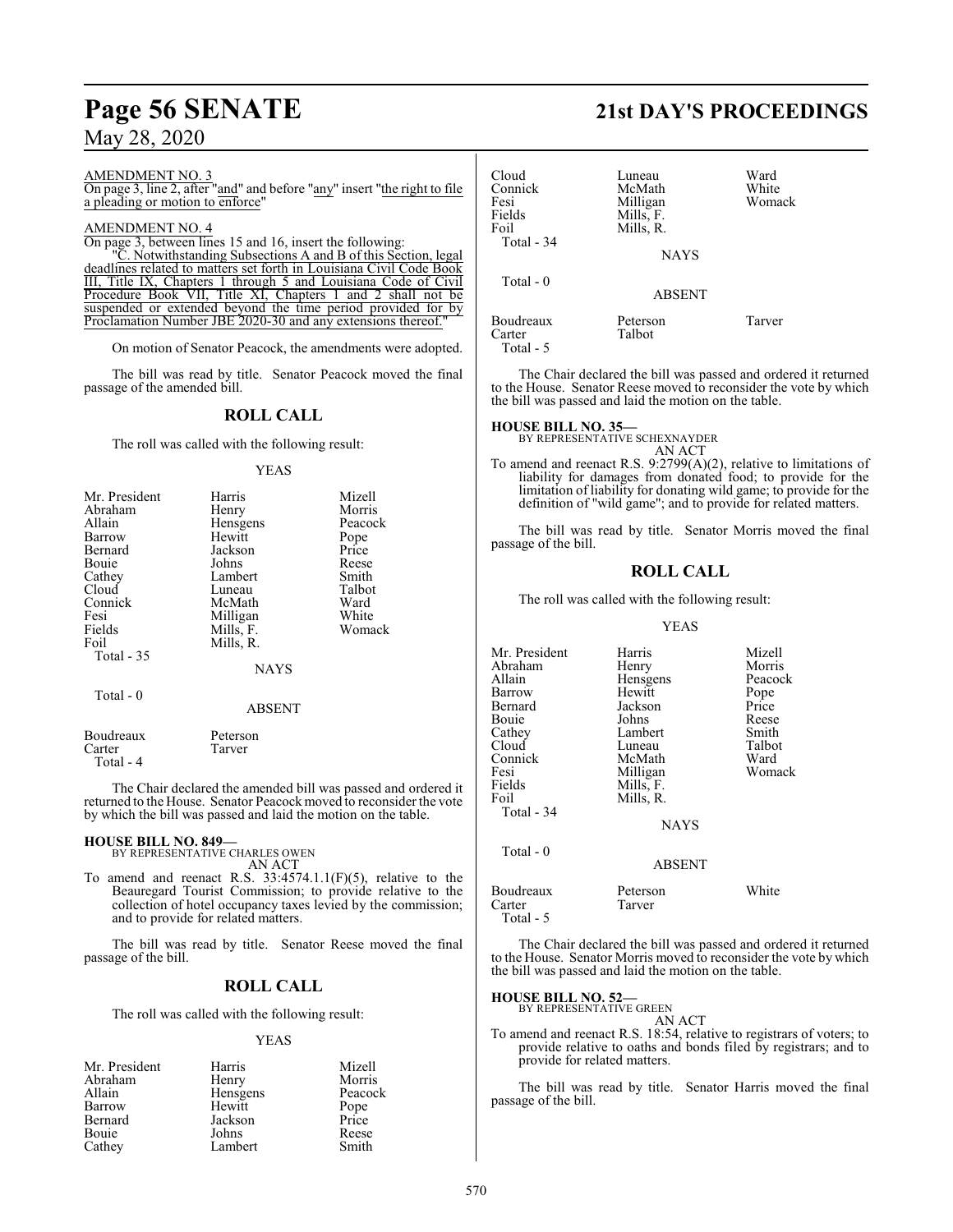AMENDMENT NO. 3

On page 3, line 2, after "and" and before "any" insert "the right to file a pleading or motion to enforce"

AMENDMENT NO. 4

On page 3, between lines 15 and 16, insert the following:

"C. Notwithstanding Subsections A and B of this Section, legal deadlines related to matters set forth in Louisiana Civil Code Book III, Title IX, Chapters 1 through 5 and Louisiana Code of Civil Procedure Book VII, Title XI, Chapters 1 and 2 shall not be suspended or extended beyond the time period provided for by Proclamation Number JBE 2020-30 and any extensions thereof."

On motion of Senator Peacock, the amendments were adopted.

The bill was read by title. Senator Peacock moved the final passage of the amended bill.

## ROLL CALL

The roll was called with the following result:

YEAS

| | | |
|---|---|---|
| Mr. President | Harris | Mizell |
| Abraham | Henry | Morris |
| Allain | Hensgens | Peacock |
| Barrow | Hewitt | Pope |
| Bernard | Jackson | Price |
| Bouie | Johns | Reese |
| Cathey | Lambert | Smith |
| Cloud | Luneau | Talbot |
| Connick | McMath | Ward |
| Fesi | Milligan | White |
| Fields | Mills, F. | Womack |
| Foil | Mills, R. | |

Total - 35

NAYS

Total - 0

ABSENT

| | |
|---|---|
| Boudreaux | Peterson |
| Carter | Tarver |

Total - 4

The Chair declared the amended bill was passed and ordered it returned to the House. Senator Peacock moved to reconsider the vote by which the bill was passed and laid the motion on the table.

**HOUSE BILL NO. 849—**
BY REPRESENTATIVE CHARLES OWEN
AN ACT

To amend and reenact R.S. 33:4574.1.1(F)(5), relative to the Beauregard Tourist Commission; to provide relative to the collection of hotel occupancy taxes levied by the commission; and to provide for related matters.

The bill was read by title. Senator Reese moved the final passage of the bill.

## ROLL CALL

The roll was called with the following result:

YEAS

| | | |
|---|---|---|
| Mr. President | Harris | Mizell |
| Abraham | Henry | Morris |
| Allain | Hensgens | Peacock |
| Barrow | Hewitt | Pope |
| Bernard | Jackson | Price |
| Bouie | Johns | Reese |
| Cathey | Lambert | Smith |
| Cloud | Luneau | Ward |
| Connick | McMath | White |
| Fesi | Milligan | Womack |
| Fields | Mills, F. | |
| Foil | Mills, R. | |

Total - 34

NAYS

Total - 0

ABSENT

| | | |
|---|---|---|
| Boudreaux | Peterson | Tarver |
| Carter | Talbot | |

Total - 5

The Chair declared the bill was passed and ordered it returned to the House. Senator Reese moved to reconsider the vote by which the bill was passed and laid the motion on the table.

**HOUSE BILL NO. 35—**
BY REPRESENTATIVE SCHEXNAYDER
AN ACT

To amend and reenact R.S. 9:2799(A)(2), relative to limitations of liability for damages from donated food; to provide for the limitation of liability for donating wild game; to provide for the definition of "wild game"; and to provide for related matters.

The bill was read by title. Senator Morris moved the final passage of the bill.

## ROLL CALL

The roll was called with the following result:

YEAS

| | | |
|---|---|---|
| Mr. President | Harris | Mizell |
| Abraham | Henry | Morris |
| Allain | Hensgens | Peacock |
| Barrow | Hewitt | Pope |
| Bernard | Jackson | Price |
| Bouie | Johns | Reese |
| Cathey | Lambert | Smith |
| Cloud | Luneau | Talbot |
| Connick | McMath | Ward |
| Fesi | Milligan | Womack |
| Fields | Mills, F. | |
| Foil | Mills, R. | |

Total - 34

NAYS

Total - 0

ABSENT

| | | |
|---|---|---|
| Boudreaux | Peterson | White |
| Carter | Tarver | |

Total - 5

The Chair declared the bill was passed and ordered it returned to the House. Senator Morris moved to reconsider the vote by which the bill was passed and laid the motion on the table.

**HOUSE BILL NO. 52—**
BY REPRESENTATIVE GREEN
AN ACT

To amend and reenact R.S. 18:54, relative to registrars of voters; to provide relative to oaths and bonds filed by registrars; and to provide for related matters.

The bill was read by title. Senator Harris moved the final passage of the bill.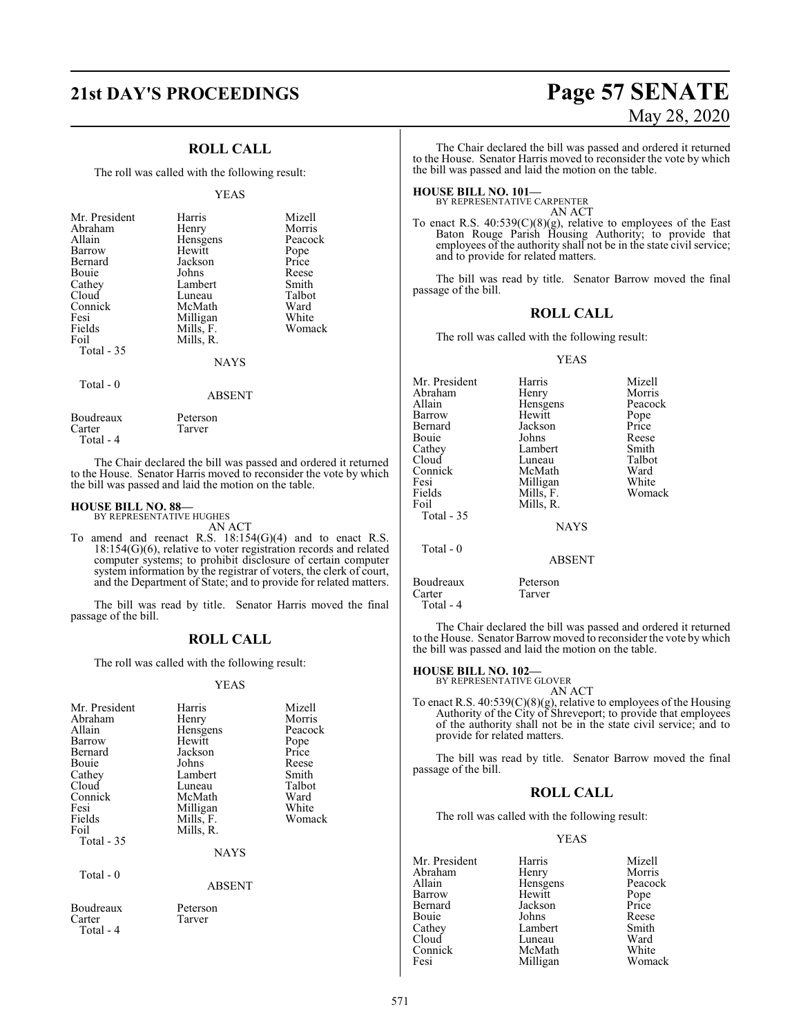## ROLL CALL

The roll was called with the following result:

YEAS

| | | |
|---|---|---|
| Mr. President | Harris | Mizell |
| Abraham | Henry | Morris |
| Allain | Hensgens | Peacock |
| Barrow | Hewitt | Pope |
| Bernard | Jackson | Price |
| Bouie | Johns | Reese |
| Cathey | Lambert | Smith |
| Cloud | Luneau | Talbot |
| Connick | McMath | Ward |
| Fesi | Milligan | White |
| Fields | Mills, F. | Womack |
| Foil | Mills, R. | |

Total - 35

NAYS

Total - 0

ABSENT

| | |
|---|---|
| Boudreaux | Peterson |
| Carter | Tarver |

Total - 4

The Chair declared the bill was passed and ordered it returned to the House. Senator Harris moved to reconsider the vote by which the bill was passed and laid the motion on the table.

**HOUSE BILL NO. 88—**
BY REPRESENTATIVE HUGHES
AN ACT

To amend and reenact R.S. 18:154(G)(4) and to enact R.S. 18:154(G)(6), relative to voter registration records and related computer systems; to prohibit disclosure of certain computer system information by the registrar of voters, the clerk of court, and the Department of State; and to provide for related matters.

The bill was read by title. Senator Harris moved the final passage of the bill.

## ROLL CALL

The roll was called with the following result:

YEAS

| | | |
|---|---|---|
| Mr. President | Harris | Mizell |
| Abraham | Henry | Morris |
| Allain | Hensgens | Peacock |
| Barrow | Hewitt | Pope |
| Bernard | Jackson | Price |
| Bouie | Johns | Reese |
| Cathey | Lambert | Smith |
| Cloud | Luneau | Talbot |
| Connick | McMath | Ward |
| Fesi | Milligan | White |
| Fields | Mills, F. | Womack |
| Foil | Mills, R. | |

Total - 35

NAYS

Total - 0

ABSENT

| | |
|---|---|
| Boudreaux | Peterson |
| Carter | Tarver |

Total - 4

The Chair declared the bill was passed and ordered it returned to the House. Senator Harris moved to reconsider the vote by which the bill was passed and laid the motion on the table.

**HOUSE BILL NO. 101—**
BY REPRESENTATIVE CARPENTER
AN ACT

To enact R.S. 40:539(C)(8)(g), relative to employees of the East Baton Rouge Parish Housing Authority; to provide that employees of the authority shall not be in the state civil service; and to provide for related matters.

The bill was read by title. Senator Barrow moved the final passage of the bill.

## ROLL CALL

The roll was called with the following result:

YEAS

| | | |
|---|---|---|
| Mr. President | Harris | Mizell |
| Abraham | Henry | Morris |
| Allain | Hensgens | Peacock |
| Barrow | Hewitt | Pope |
| Bernard | Jackson | Price |
| Bouie | Johns | Reese |
| Cathey | Lambert | Smith |
| Cloud | Luneau | Talbot |
| Connick | McMath | Ward |
| Fesi | Milligan | White |
| Fields | Mills, F. | Womack |
| Foil | Mills, R. | |

Total - 35

NAYS

Total - 0

ABSENT

| | |
|---|---|
| Boudreaux | Peterson |
| Carter | Tarver |

Total - 4

The Chair declared the bill was passed and ordered it returned to the House. Senator Barrow moved to reconsider the vote by which the bill was passed and laid the motion on the table.

**HOUSE BILL NO. 102—**
BY REPRESENTATIVE GLOVER
AN ACT

To enact R.S. 40:539(C)(8)(g), relative to employees of the Housing Authority of the City of Shreveport; to provide that employees of the authority shall not be in the state civil service; and to provide for related matters.

The bill was read by title. Senator Barrow moved the final passage of the bill.

## ROLL CALL

The roll was called with the following result:

YEAS

| | | |
|---|---|---|
| Mr. President | Harris | Mizell |
| Abraham | Henry | Morris |
| Allain | Hensgens | Peacock |
| Barrow | Hewitt | Pope |
| Bernard | Jackson | Price |
| Bouie | Johns | Reese |
| Cathey | Lambert | Smith |
| Cloud | Luneau | Ward |
| Connick | McMath | White |
| Fesi | Milligan | Womack |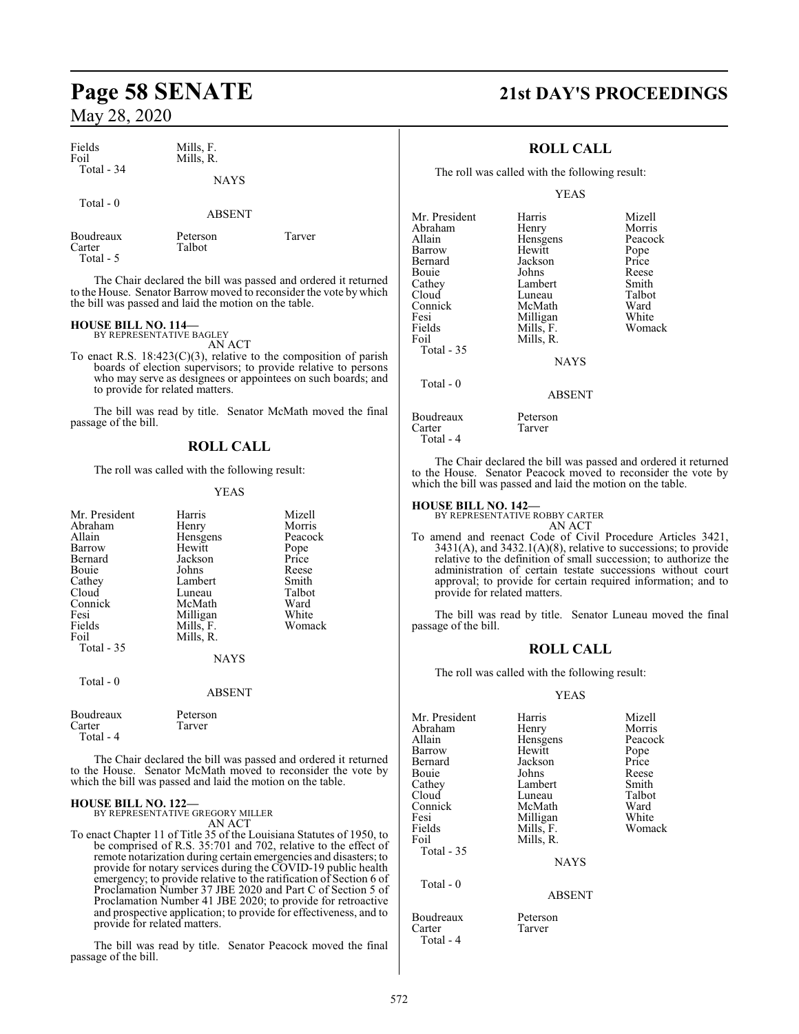| | |
|---|---|
| Fields | Mills, F. |
| Foil | Mills, R. |
| Total - 34 | |

NAYS

Total - 0

ABSENT

| | | |
|---|---|---|
| Boudreaux | Peterson | Tarver |
| Carter | Talbot | |
| Total - 5 | | |

The Chair declared the bill was passed and ordered it returned to the House. Senator Barrow moved to reconsider the vote by which the bill was passed and laid the motion on the table.

**HOUSE BILL NO. 114—**
BY REPRESENTATIVE BAGLEY
AN ACT

To enact R.S. 18:423(C)(3), relative to the composition of parish boards of election supervisors; to provide relative to persons who may serve as designees or appointees on such boards; and to provide for related matters.

The bill was read by title. Senator McMath moved the final passage of the bill.

## ROLL CALL

The roll was called with the following result:

YEAS

| | | |
|---|---|---|
| Mr. President | Harris | Mizell |
| Abraham | Henry | Morris |
| Allain | Hensgens | Peacock |
| Barrow | Hewitt | Pope |
| Bernard | Jackson | Price |
| Bouie | Johns | Reese |
| Cathey | Lambert | Smith |
| Cloud | Luneau | Talbot |
| Connick | McMath | Ward |
| Fesi | Milligan | White |
| Fields | Mills, F. | Womack |
| Foil | Mills, R. | |
| Total - 35 | | |

NAYS

Total - 0

ABSENT

| | |
|---|---|
| Boudreaux | Peterson |
| Carter | Tarver |
| Total - 4 | |

The Chair declared the bill was passed and ordered it returned to the House. Senator McMath moved to reconsider the vote by which the bill was passed and laid the motion on the table.

**HOUSE BILL NO. 122—**
BY REPRESENTATIVE GREGORY MILLER
AN ACT

To enact Chapter 11 of Title 35 of the Louisiana Statutes of 1950, to be comprised of R.S. 35:701 and 702, relative to the effect of remote notarization during certain emergencies and disasters; to provide for notary services during the COVID-19 public health emergency; to provide relative to the ratification of Section 6 of Proclamation Number 37 JBE 2020 and Part C of Section 5 of Proclamation Number 41 JBE 2020; to provide for retroactive and prospective application; to provide for effectiveness, and to provide for related matters.

The bill was read by title. Senator Peacock moved the final passage of the bill.

## ROLL CALL

The roll was called with the following result:

YEAS

| | | |
|---|---|---|
| Mr. President | Harris | Mizell |
| Abraham | Henry | Morris |
| Allain | Hensgens | Peacock |
| Barrow | Hewitt | Pope |
| Bernard | Jackson | Price |
| Bouie | Johns | Reese |
| Cathey | Lambert | Smith |
| Cloud | Luneau | Talbot |
| Connick | McMath | Ward |
| Fesi | Milligan | White |
| Fields | Mills, F. | Womack |
| Foil | Mills, R. | |
| Total - 35 | | |

NAYS

Total - 0

ABSENT

| | |
|---|---|
| Boudreaux | Peterson |
| Carter | Tarver |
| Total - 4 | |

The Chair declared the bill was passed and ordered it returned to the House. Senator Peacock moved to reconsider the vote by which the bill was passed and laid the motion on the table.

**HOUSE BILL NO. 142—**
BY REPRESENTATIVE ROBBY CARTER
AN ACT

To amend and reenact Code of Civil Procedure Articles 3421, 3431(A), and 3432.1(A)(8), relative to successions; to provide relative to the definition of small succession; to authorize the administration of certain testate successions without court approval; to provide for certain required information; and to provide for related matters.

The bill was read by title. Senator Luneau moved the final passage of the bill.

## ROLL CALL

The roll was called with the following result:

YEAS

| | | |
|---|---|---|
| Mr. President | Harris | Mizell |
| Abraham | Henry | Morris |
| Allain | Hensgens | Peacock |
| Barrow | Hewitt | Pope |
| Bernard | Jackson | Price |
| Bouie | Johns | Reese |
| Cathey | Lambert | Smith |
| Cloud | Luneau | Talbot |
| Connick | McMath | Ward |
| Fesi | Milligan | White |
| Fields | Mills, F. | Womack |
| Foil | Mills, R. | |
| Total - 35 | | |

NAYS

Total - 0

ABSENT

| | |
|---|---|
| Boudreaux | Peterson |
| Carter | Tarver |
| Total - 4 | |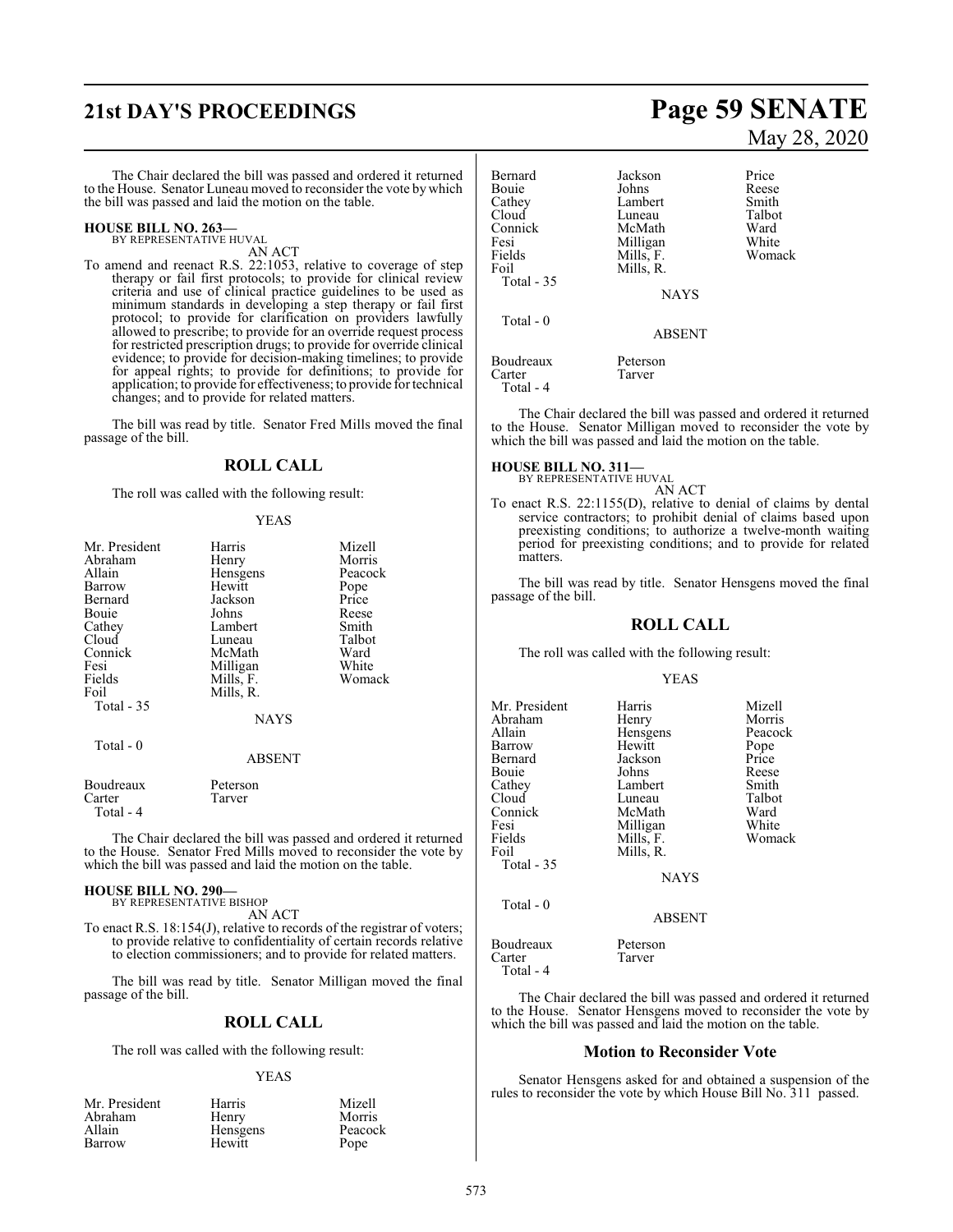The Chair declared the bill was passed and ordered it returned to the House. Senator Luneau moved to reconsider the vote by which the bill was passed and laid the motion on the table.

**HOUSE BILL NO. 263—**
BY REPRESENTATIVE HUVAL
AN ACT

To amend and reenact R.S. 22:1053, relative to coverage of step therapy or fail first protocols; to provide for clinical review criteria and use of clinical practice guidelines to be used as minimum standards in developing a step therapy or fail first protocol; to provide for clarification on providers lawfully allowed to prescribe; to provide for an override request process for restricted prescription drugs; to provide for override clinical evidence; to provide for decision-making timelines; to provide for appeal rights; to provide for definitions; to provide for application; to provide for effectiveness; to provide for technical changes; and to provide for related matters.

The bill was read by title. Senator Fred Mills moved the final passage of the bill.

## ROLL CALL

The roll was called with the following result:

YEAS

| | | |
|---|---|---|
| Mr. President | Harris | Mizell |
| Abraham | Henry | Morris |
| Allain | Hensgens | Peacock |
| Barrow | Hewitt | Pope |
| Bernard | Jackson | Price |
| Bouie | Johns | Reese |
| Cathey | Lambert | Smith |
| Cloud | Luneau | Talbot |
| Connick | McMath | Ward |
| Fesi | Milligan | White |
| Fields | Mills, F. | Womack |
| Foil | Mills, R. | |
| Total - 35 | | |

NAYS

Total - 0

ABSENT

| | |
|---|---|
| Boudreaux | Peterson |
| Carter | Tarver |
| Total - 4 | |

The Chair declared the bill was passed and ordered it returned to the House. Senator Fred Mills moved to reconsider the vote by which the bill was passed and laid the motion on the table.

**HOUSE BILL NO. 290—**
BY REPRESENTATIVE BISHOP
AN ACT

To enact R.S. 18:154(J), relative to records of the registrar of voters; to provide relative to confidentiality of certain records relative to election commissioners; and to provide for related matters.

The bill was read by title. Senator Milligan moved the final passage of the bill.

## ROLL CALL

The roll was called with the following result:

YEAS

| | | |
|---|---|---|
| Mr. President | Harris | Mizell |
| Abraham | Henry | Morris |
| Allain | Hensgens | Peacock |
| Barrow | Hewitt | Pope |
| Bernard | Jackson | Price |
| Bouie | Johns | Reese |
| Cathey | Lambert | Smith |
| Cloud | Luneau | Talbot |
| Connick | McMath | Ward |
| Fesi | Milligan | White |
| Fields | Mills, F. | Womack |
| Foil | Mills, R. | |
| Total - 35 | | |

NAYS

Total - 0

ABSENT

| | |
|---|---|
| Boudreaux | Peterson |
| Carter | Tarver |
| Total - 4 | |

The Chair declared the bill was passed and ordered it returned to the House. Senator Milligan moved to reconsider the vote by which the bill was passed and laid the motion on the table.

**HOUSE BILL NO. 311—**
BY REPRESENTATIVE HUVAL
AN ACT

To enact R.S. 22:1155(D), relative to denial of claims by dental service contractors; to prohibit denial of claims based upon preexisting conditions; to authorize a twelve-month waiting period for preexisting conditions; and to provide for related matters.

The bill was read by title. Senator Hensgens moved the final passage of the bill.

## ROLL CALL

The roll was called with the following result:

YEAS

| | | |
|---|---|---|
| Mr. President | Harris | Mizell |
| Abraham | Henry | Morris |
| Allain | Hensgens | Peacock |
| Barrow | Hewitt | Pope |
| Bernard | Jackson | Price |
| Bouie | Johns | Reese |
| Cathey | Lambert | Smith |
| Cloud | Luneau | Talbot |
| Connick | McMath | Ward |
| Fesi | Milligan | White |
| Fields | Mills, F. | Womack |
| Foil | Mills, R. | |
| Total - 35 | | |

NAYS

Total - 0

ABSENT

| | |
|---|---|
| Boudreaux | Peterson |
| Carter | Tarver |
| Total - 4 | |

The Chair declared the bill was passed and ordered it returned to the House. Senator Hensgens moved to reconsider the vote by which the bill was passed and laid the motion on the table.

### Motion to Reconsider Vote

Senator Hensgens asked for and obtained a suspension of the rules to reconsider the vote by which House Bill No. 311 passed.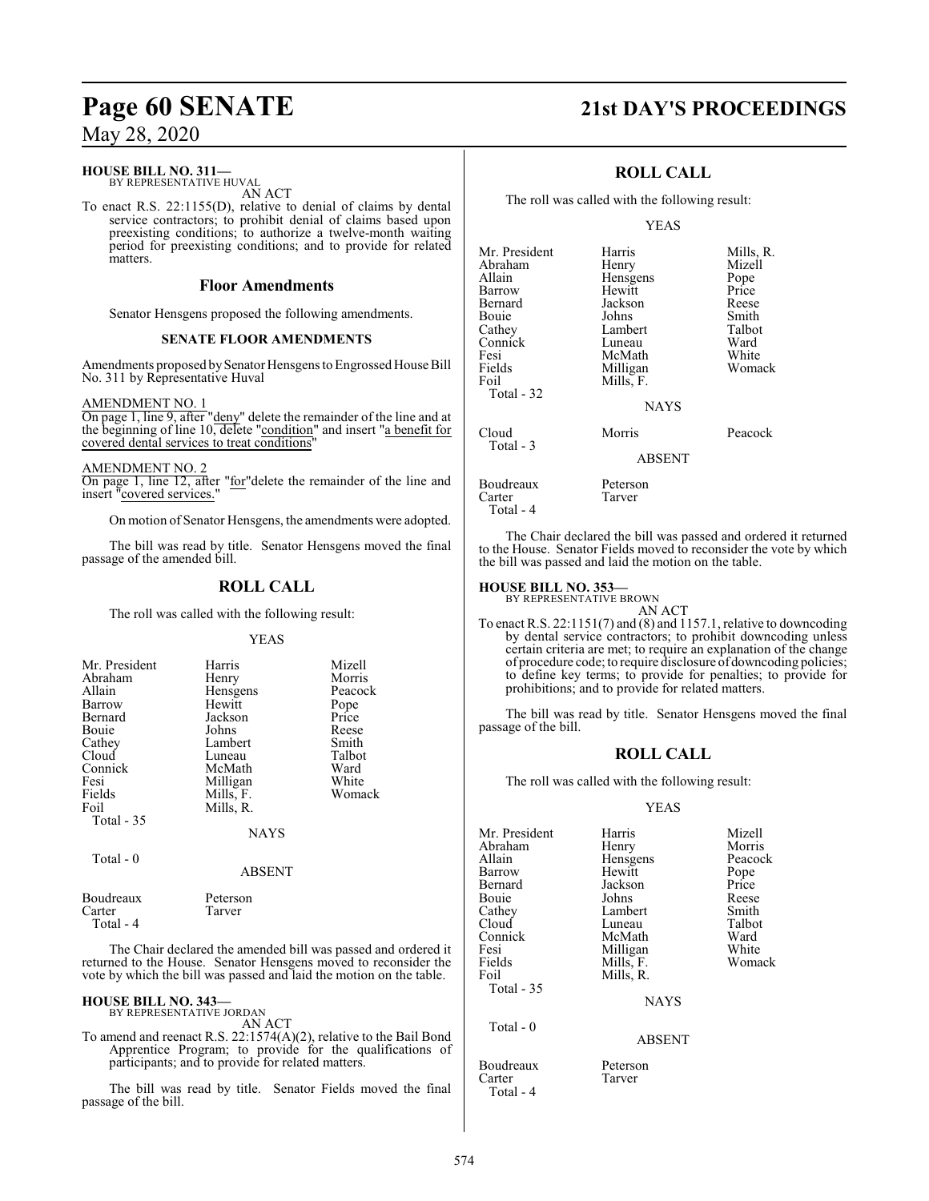**HOUSE BILL NO. 311—**
BY REPRESENTATIVE HUVAL

AN ACT

To enact R.S. 22:1155(D), relative to denial of claims by dental service contractors; to prohibit denial of claims based upon preexisting conditions; to authorize a twelve-month waiting period for preexisting conditions; and to provide for related matters.

## Floor Amendments

Senator Hensgens proposed the following amendments.

### SENATE FLOOR AMENDMENTS

Amendments proposed by Senator Hensgens to Engrossed House Bill No. 311 by Representative Huval

AMENDMENT NO. 1

On page 1, line 9, after "deny" delete the remainder of the line and at the beginning of line 10, delete "condition" and insert "a benefit for covered dental services to treat conditions"

AMENDMENT NO. 2

On page 1, line 12, after "for"delete the remainder of the line and insert "covered services."

On motion of Senator Hensgens, the amendments were adopted.

The bill was read by title. Senator Hensgens moved the final passage of the amended bill.

## ROLL CALL

The roll was called with the following result:

YEAS

| | | |
|---|---|---|
| Mr. President | Harris | Mizell |
| Abraham | Henry | Morris |
| Allain | Hensgens | Peacock |
| Barrow | Hewitt | Pope |
| Bernard | Jackson | Price |
| Bouie | Johns | Reese |
| Cathey | Lambert | Smith |
| Cloud | Luneau | Talbot |
| Connick | McMath | Ward |
| Fesi | Milligan | White |
| Fields | Mills, F. | Womack |
| Foil | Mills, R. | |
| Total - 35 | | |

NAYS

Total - 0

ABSENT

| | |
|---|---|
| Boudreaux | Peterson |
| Carter | Tarver |
| Total - 4 | |

The Chair declared the amended bill was passed and ordered it returned to the House. Senator Hensgens moved to reconsider the vote by which the bill was passed and laid the motion on the table.

**HOUSE BILL NO. 343—**
BY REPRESENTATIVE JORDAN

AN ACT

To amend and reenact R.S. 22:1574(A)(2), relative to the Bail Bond Apprentice Program; to provide for the qualifications of participants; and to provide for related matters.

The bill was read by title. Senator Fields moved the final passage of the bill.

## ROLL CALL

The roll was called with the following result:

YEAS

| | | |
|---|---|---|
| Mr. President | Harris | Mills, R. |
| Abraham | Henry | Mizell |
| Allain | Hensgens | Pope |
| Barrow | Hewitt | Price |
| Bernard | Jackson | Reese |
| Bouie | Johns | Smith |
| Cathey | Lambert | Talbot |
| Connick | Luneau | Ward |
| Fesi | McMath | White |
| Fields | Milligan | Womack |
| Foil | Mills, F. | |
| Total - 32 | | |

NAYS

| | | |
|---|---|---|
| Cloud | Morris | Peacock |
| Total - 3 | | |

ABSENT

| | |
|---|---|
| Boudreaux | Peterson |
| Carter | Tarver |
| Total - 4 | |

The Chair declared the bill was passed and ordered it returned to the House. Senator Fields moved to reconsider the vote by which the bill was passed and laid the motion on the table.

**HOUSE BILL NO. 353—**
BY REPRESENTATIVE BROWN

AN ACT

To enact R.S. 22:1151(7) and (8) and 1157.1, relative to downcoding by dental service contractors; to prohibit downcoding unless certain criteria are met; to require an explanation of the change of procedure code; to require disclosure of downcoding policies; to define key terms; to provide for penalties; to provide for prohibitions; and to provide for related matters.

The bill was read by title. Senator Hensgens moved the final passage of the bill.

## ROLL CALL

The roll was called with the following result:

YEAS

| | | |
|---|---|---|
| Mr. President | Harris | Mizell |
| Abraham | Henry | Morris |
| Allain | Hensgens | Peacock |
| Barrow | Hewitt | Pope |
| Bernard | Jackson | Price |
| Bouie | Johns | Reese |
| Cathey | Lambert | Smith |
| Cloud | Luneau | Talbot |
| Connick | McMath | Ward |
| Fesi | Milligan | White |
| Fields | Mills, F. | Womack |
| Foil | Mills, R. | |
| Total - 35 | | |

NAYS

Total - 0

ABSENT

| | |
|---|---|
| Boudreaux | Peterson |
| Carter | Tarver |
| Total - 4 | |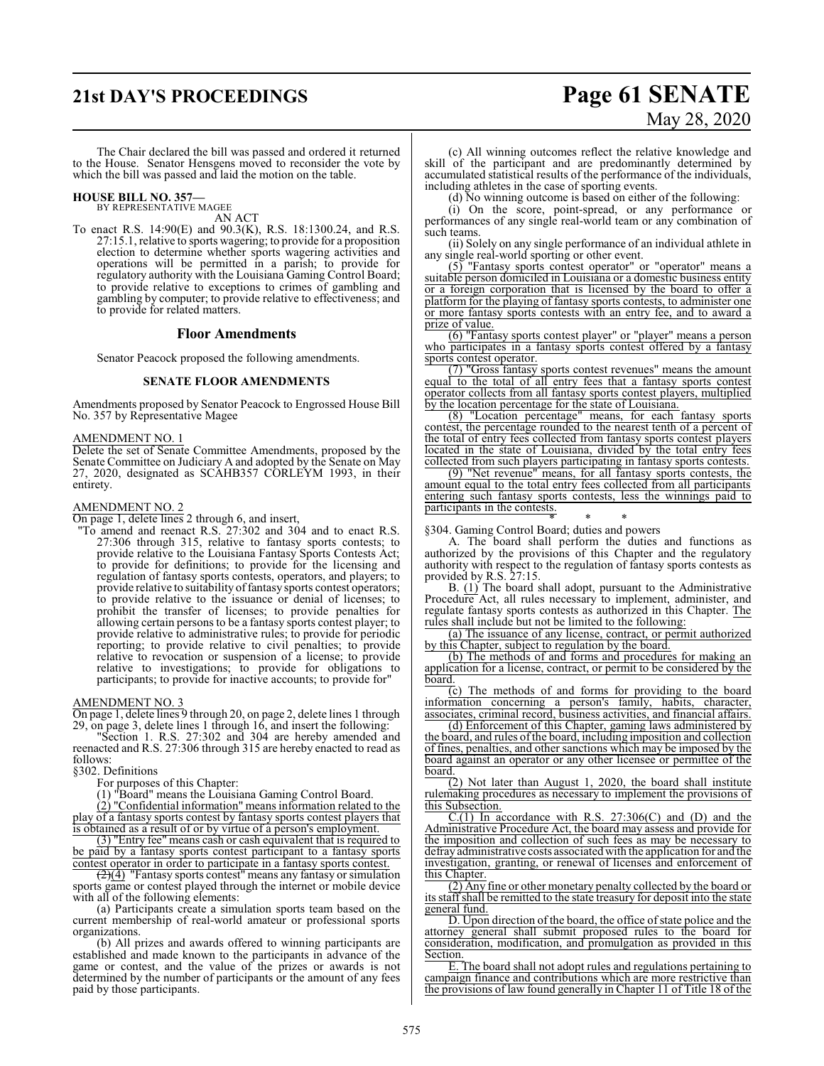The Chair declared the bill was passed and ordered it returned to the House. Senator Hensgens moved to reconsider the vote by which the bill was passed and laid the motion on the table.

**HOUSE BILL NO. 357—**
BY REPRESENTATIVE MAGEE

AN ACT

To enact R.S. 14:90(E) and 90.3(K), R.S. 18:1300.24, and R.S. 27:15.1, relative to sports wagering; to provide for a proposition election to determine whether sports wagering activities and operations will be permitted in a parish; to provide for regulatory authority with the Louisiana Gaming Control Board; to provide relative to exceptions to crimes of gambling and gambling by computer; to provide relative to effectiveness; and to provide for related matters.

## Floor Amendments

Senator Peacock proposed the following amendments.

### SENATE FLOOR AMENDMENTS

Amendments proposed by Senator Peacock to Engrossed House Bill No. 357 by Representative Magee

AMENDMENT NO. 1

Delete the set of Senate Committee Amendments, proposed by the Senate Committee on Judiciary A and adopted by the Senate on May 27, 2020, designated as SCAHB357 CORLEYM 1993, in their entirety.

AMENDMENT NO. 2

On page 1, delete lines 2 through 6, and insert,

"To amend and reenact R.S. 27:302 and 304 and to enact R.S. 27:306 through 315, relative to fantasy sports contests; to provide relative to the Louisiana Fantasy Sports Contests Act; to provide for definitions; to provide for the licensing and regulation of fantasy sports contests, operators, and players; to provide relative to suitability of fantasy sports contest operators; to provide relative to the issuance or denial of licenses; to prohibit the transfer of licenses; to provide penalties for allowing certain persons to be a fantasy sports contest player; to provide relative to administrative rules; to provide for periodic reporting; to provide relative to civil penalties; to provide relative to revocation or suspension of a license; to provide relative to investigations; to provide for obligations to participants; to provide for inactive accounts; to provide for"

AMENDMENT NO. 3

On page 1, delete lines 9 through 20, on page 2, delete lines 1 through 29, on page 3, delete lines 1 through 16, and insert the following:

"Section 1. R.S. 27:302 and 304 are hereby amended and reenacted and R.S. 27:306 through 315 are hereby enacted to read as follows:

§302. Definitions

For purposes of this Chapter:

(1) "Board" means the Louisiana Gaming Control Board.

(2) "Confidential information" means information related to the play of a fantasy sports contest by fantasy sports contest players that is obtained as a result of or by virtue of a person's employment.

(3) "Entry fee" means cash or cash equivalent that is required to be paid by a fantasy sports contest participant to a fantasy sports contest operator in order to participate in a fantasy sports contest.

~~(2)~~(4) "Fantasy sports contest" means any fantasy or simulation sports game or contest played through the internet or mobile device with all of the following elements:

(a) Participants create a simulation sports team based on the current membership of real-world amateur or professional sports organizations.

(b) All prizes and awards offered to winning participants are established and made known to the participants in advance of the game or contest, and the value of the prizes or awards is not determined by the number of participants or the amount of any fees paid by those participants.

(c) All winning outcomes reflect the relative knowledge and skill of the participant and are predominantly determined by accumulated statistical results of the performance of the individuals, including athletes in the case of sporting events.

(d) No winning outcome is based on either of the following:

(i) On the score, point-spread, or any performance or performances of any single real-world team or any combination of such teams.

(ii) Solely on any single performance of an individual athlete in any single real-world sporting or other event.

(5) "Fantasy sports contest operator" or "operator" means a suitable person domiciled in Louisiana or a domestic business entity or a foreign corporation that is licensed by the board to offer a platform for the playing of fantasy sports contests, to administer one or more fantasy sports contests with an entry fee, and to award a prize of value.

(6) "Fantasy sports contest player" or "player" means a person who participates in a fantasy sports contest offered by a fantasy sports contest operator.

(7) "Gross fantasy sports contest revenues" means the amount equal to the total of all entry fees that a fantasy sports contest operator collects from all fantasy sports contest players, multiplied by the location percentage for the state of Louisiana.

(8) "Location percentage" means, for each fantasy sports contest, the percentage rounded to the nearest tenth of a percent of the total of entry fees collected from fantasy sports contest players located in the state of Louisiana, divided by the total entry fees collected from such players participating in fantasy sports contests.

(9) "Net revenue" means, for all fantasy sports contests, the amount equal to the total entry fees collected from all participants entering such fantasy sports contests, less the winnings paid to participants in the contests.

\* \* \*

§304. Gaming Control Board; duties and powers

A. The board shall perform the duties and functions as authorized by the provisions of this Chapter and the regulatory authority with respect to the regulation of fantasy sports contests as provided by R.S. 27:15.

B. (1) The board shall adopt, pursuant to the Administrative Procedure Act, all rules necessary to implement, administer, and regulate fantasy sports contests as authorized in this Chapter. The rules shall include but not be limited to the following:

(a) The issuance of any license, contract, or permit authorized by this Chapter, subject to regulation by the board.

(b) The methods of and forms and procedures for making an application for a license, contract, or permit to be considered by the board.

(c) The methods of and forms for providing to the board information concerning a person's family, habits, character, associates, criminal record, business activities, and financial affairs.

(d) Enforcement of this Chapter, gaming laws administered by the board, and rules of the board, including imposition and collection of fines, penalties, and other sanctions which may be imposed by the board against an operator or any other licensee or permittee of the board.

(2) Not later than August 1, 2020, the board shall institute rulemaking procedures as necessary to implement the provisions of this Subsection.

C.(1) In accordance with R.S. 27:306(C) and (D) and the Administrative Procedure Act, the board may assess and provide for the imposition and collection of such fees as may be necessary to defray administrative costs associated with the application for and the investigation, granting, or renewal of licenses and enforcement of this Chapter.

(2) Any fine or other monetary penalty collected by the board or its staff shall be remitted to the state treasury for deposit into the state general fund.

D. Upon direction of the board, the office of state police and the attorney general shall submit proposed rules to the board for consideration, modification, and promulgation as provided in this Section.

E. The board shall not adopt rules and regulations pertaining to campaign finance and contributions which are more restrictive than the provisions of law found generally in Chapter 11 of Title 18 of the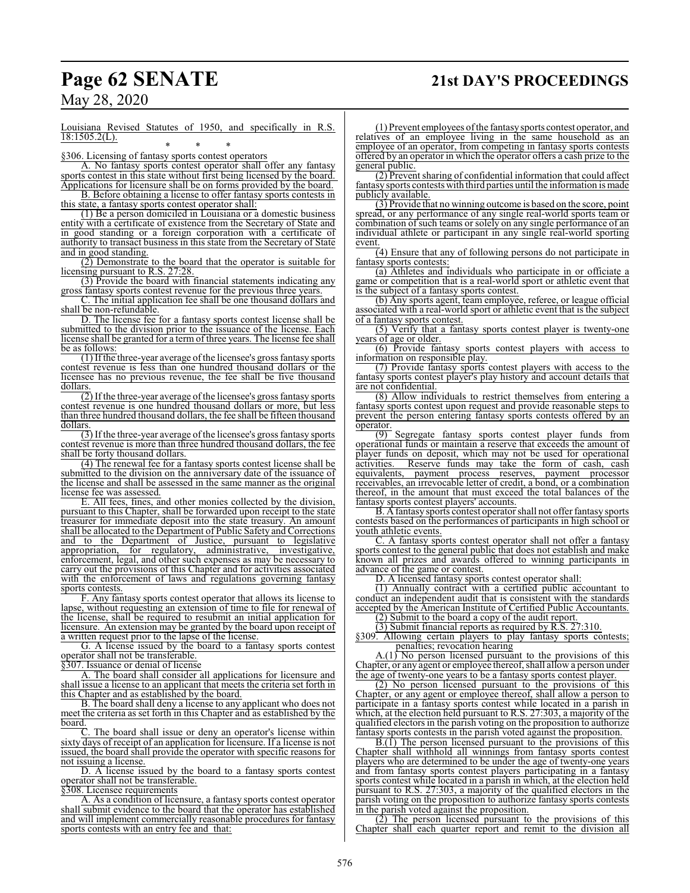Louisiana Revised Statutes of 1950, and specifically in R.S. 18:1505.2(L).

\* \* \*

§306. Licensing of fantasy sports contest operators

A. No fantasy sports contest operator shall offer any fantasy sports contest in this state without first being licensed by the board. Applications for licensure shall be on forms provided by the board.

B. Before obtaining a license to offer fantasy sports contests in this state, a fantasy sports contest operator shall:

(1) Be a person domiciled in Louisiana or a domestic business entity with a certificate of existence from the Secretary of State and in good standing or a foreign corporation with a certificate of authority to transact business in this state from the Secretary of State and in good standing.

(2) Demonstrate to the board that the operator is suitable for licensing pursuant to R.S. 27:28.

(3) Provide the board with financial statements indicating any gross fantasy sports contest revenue for the previous three years.

C. The initial application fee shall be one thousand dollars and shall be non-refundable.

D. The license fee for a fantasy sports contest license shall be submitted to the division prior to the issuance of the license. Each license shall be granted for a term of three years. The license fee shall be as follows:

(1) If the three-year average of the licensee's gross fantasy sports contest revenue is less than one hundred thousand dollars or the licensee has no previous revenue, the fee shall be five thousand dollars.

(2) If the three-year average of the licensee's gross fantasy sports contest revenue is one hundred thousand dollars or more, but less than three hundred thousand dollars, the fee shall be fifteen thousand dollars.

(3) If the three-year average of the licensee's gross fantasy sports contest revenue is more than three hundred thousand dollars, the fee shall be forty thousand dollars.

(4) The renewal fee for a fantasy sports contest license shall be submitted to the division on the anniversary date of the issuance of the license and shall be assessed in the same manner as the original license fee was assessed.

E. All fees, fines, and other monies collected by the division, pursuant to this Chapter, shall be forwarded upon receipt to the state treasurer for immediate deposit into the state treasury. An amount shall be allocated to the Department of Public Safety and Corrections and to the Department of Justice, pursuant to legislative appropriation, for regulatory, administrative, investigative, enforcement, legal, and other such expenses as may be necessary to carry out the provisions of this Chapter and for activities associated with the enforcement of laws and regulations governing fantasy sports contests.

F. Any fantasy sports contest operator that allows its license to lapse, without requesting an extension of time to file for renewal of the license, shall be required to resubmit an initial application for licensure. An extension may be granted by the board upon receipt of a written request prior to the lapse of the license.

G. A license issued by the board to a fantasy sports contest operator shall not be transferable.

§307. Issuance or denial of license

A. The board shall consider all applications for licensure and shall issue a license to an applicant that meets the criteria set forth in this Chapter and as established by the board.

B. The board shall deny a license to any applicant who does not meet the criteria as set forth in this Chapter and as established by the board.

C. The board shall issue or deny an operator's license within sixty days of receipt of an application for licensure. If a license is not issued, the board shall provide the operator with specific reasons for not issuing a license.

D. A license issued by the board to a fantasy sports contest operator shall not be transferable.

§308. Licensee requirements

A. As a condition of licensure, a fantasy sports contest operator shall submit evidence to the board that the operator has established and will implement commercially reasonable procedures for fantasy sports contests with an entry fee and that:

(1) Prevent employees of the fantasy sports contest operator, and relatives of an employee living in the same household as an employee of an operator, from competing in fantasy sports contests offered by an operator in which the operator offers a cash prize to the general public.

(2) Prevent sharing of confidential information that could affect fantasy sports contests with third parties until the information is made publicly available.

(3) Provide that no winning outcome is based on the score, point spread, or any performance of any single real-world sports team or combination of such teams or solely on any single performance of an individual athlete or participant in any single real-world sporting event.

(4) Ensure that any of following persons do not participate in fantasy sports contests:

(a) Athletes and individuals who participate in or officiate a game or competition that is a real-world sport or athletic event that is the subject of a fantasy sports contest.

(b) Any sports agent, team employee, referee, or league official associated with a real-world sport or athletic event that is the subject of a fantasy sports contest.

(5) Verify that a fantasy sports contest player is twenty-one years of age or older.

(6) Provide fantasy sports contest players with access to information on responsible play.

(7) Provide fantasy sports contest players with access to the fantasy sports contest player's play history and account details that are not confidential.

(8) Allow individuals to restrict themselves from entering a fantasy sports contest upon request and provide reasonable steps to prevent the person entering fantasy sports contests offered by an operator.

(9) Segregate fantasy sports contest player funds from operational funds or maintain a reserve that exceeds the amount of player funds on deposit, which may not be used for operational activities. Reserve funds may take the form of cash, cash equivalents, payment process reserves, payment processor receivables, an irrevocable letter of credit, a bond, or a combination thereof, in the amount that must exceed the total balances of the fantasy sports contest players' accounts.

B. A fantasy sports contest operator shall not offer fantasy sports contests based on the performances of participants in high school or youth athletic events.

C. A fantasy sports contest operator shall not offer a fantasy sports contest to the general public that does not establish and make known all prizes and awards offered to winning participants in advance of the game or contest.

D. A licensed fantasy sports contest operator shall:

(1) Annually contract with a certified public accountant to conduct an independent audit that is consistent with the standards accepted by the American Institute of Certified Public Accountants.

(2) Submit to the board a copy of the audit report.

(3) Submit financial reports as required by R.S. 27:310.

§309. Allowing certain players to play fantasy sports contests; penalties; revocation hearing

A.(1) No person licensed pursuant to the provisions of this Chapter, or any agent or employee thereof, shall allow a person under the age of twenty-one years to be a fantasy sports contest player.

(2) No person licensed pursuant to the provisions of this Chapter, or any agent or employee thereof, shall allow a person to participate in a fantasy sports contest while located in a parish in which, at the election held pursuant to R.S. 27:303, a majority of the qualified electors in the parish voting on the proposition to authorize fantasy sports contests in the parish voted against the proposition.

B.(1) The person licensed pursuant to the provisions of this Chapter shall withhold all winnings from fantasy sports contest players who are determined to be under the age of twenty-one years and from fantasy sports contest players participating in a fantasy sports contest while located in a parish in which, at the election held pursuant to R.S. 27:303, a majority of the qualified electors in the parish voting on the proposition to authorize fantasy sports contests in the parish voted against the proposition.

(2) The person licensed pursuant to the provisions of this Chapter shall each quarter report and remit to the division all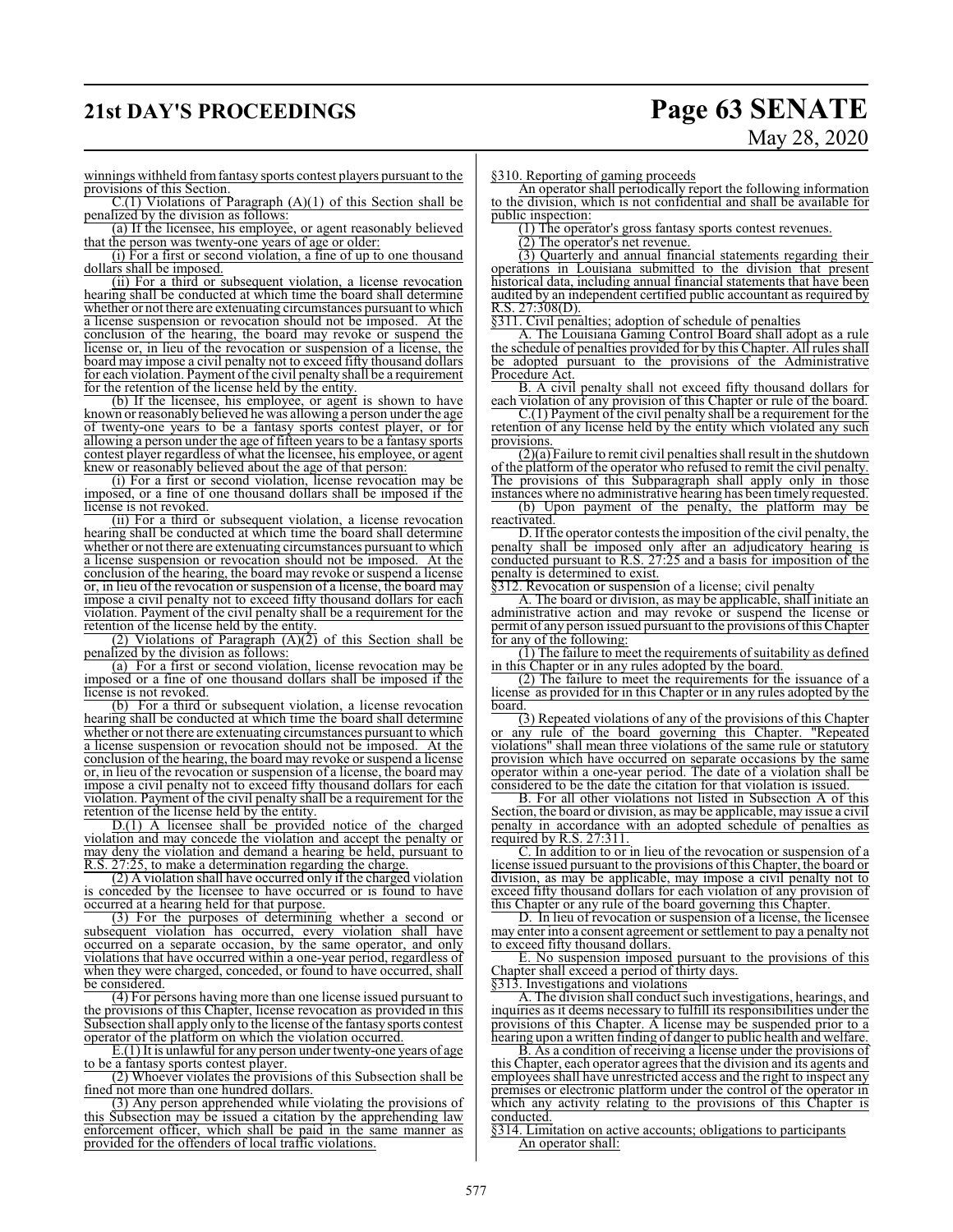winnings withheld from fantasy sports contest players pursuant to the provisions of this Section.

C.(1) Violations of Paragraph (A)(1) of this Section shall be penalized by the division as follows:

(a) If the licensee, his employee, or agent reasonably believed that the person was twenty-one years of age or older:

(i) For a first or second violation, a fine of up to one thousand dollars shall be imposed.

(ii) For a third or subsequent violation, a license revocation hearing shall be conducted at which time the board shall determine whether or not there are extenuating circumstances pursuant to which a license suspension or revocation should not be imposed. At the conclusion of the hearing, the board may revoke or suspend the license or, in lieu of the revocation or suspension of a license, the board may impose a civil penalty not to exceed fifty thousand dollars for each violation. Payment of the civil penalty shall be a requirement for the retention of the license held by the entity.

(b) If the licensee, his employee, or agent is shown to have known or reasonably believed he was allowing a person under the age of twenty-one years to be a fantasy sports contest player, or for allowing a person under the age of fifteen years to be a fantasy sports contest player regardless of what the licensee, his employee, or agent knew or reasonably believed about the age of that person:

(i) For a first or second violation, license revocation may be imposed, or a fine of one thousand dollars shall be imposed if the license is not revoked.

(ii) For a third or subsequent violation, a license revocation hearing shall be conducted at which time the board shall determine whether or not there are extenuating circumstances pursuant to which a license suspension or revocation should not be imposed. At the conclusion of the hearing, the board may revoke or suspend a license or, in lieu of the revocation or suspension of a license, the board may impose a civil penalty not to exceed fifty thousand dollars for each violation. Payment of the civil penalty shall be a requirement for the retention of the license held by the entity.

(2) Violations of Paragraph (A)(2) of this Section shall be penalized by the division as follows:

(a) For a first or second violation, license revocation may be imposed or a fine of one thousand dollars shall be imposed if the license is not revoked.

(b) For a third or subsequent violation, a license revocation hearing shall be conducted at which time the board shall determine whether or not there are extenuating circumstances pursuant to which a license suspension or revocation should not be imposed. At the conclusion of the hearing, the board may revoke or suspend a license or, in lieu of the revocation or suspension of a license, the board may impose a civil penalty not to exceed fifty thousand dollars for each violation. Payment of the civil penalty shall be a requirement for the retention of the license held by the entity.

D.(1) A licensee shall be provided notice of the charged violation and may concede the violation and accept the penalty or may deny the violation and demand a hearing be held, pursuant to R.S. 27:25, to make a determination regarding the charge.

(2) A violation shall have occurred only if the charged violation is conceded by the licensee to have occurred or is found to have occurred at a hearing held for that purpose.

(3) For the purposes of determining whether a second or subsequent violation has occurred, every violation shall have occurred on a separate occasion, by the same operator, and only violations that have occurred within a one-year period, regardless of when they were charged, conceded, or found to have occurred, shall be considered.

(4) For persons having more than one license issued pursuant to the provisions of this Chapter, license revocation as provided in this Subsection shall apply only to the license of the fantasy sports contest operator of the platform on which the violation occurred.

E.(1) It is unlawful for any person under twenty-one years of age to be a fantasy sports contest player.

(2) Whoever violates the provisions of this Subsection shall be fined not more than one hundred dollars.

(3) Any person apprehended while violating the provisions of this Subsection may be issued a citation by the apprehending law enforcement officer, which shall be paid in the same manner as provided for the offenders of local traffic violations.

§310. Reporting of gaming proceeds

An operator shall periodically report the following information to the division, which is not confidential and shall be available for public inspection:

(1) The operator's gross fantasy sports contest revenues.

(2) The operator's net revenue.

(3) Quarterly and annual financial statements regarding their operations in Louisiana submitted to the division that present historical data, including annual financial statements that have been audited by an independent certified public accountant as required by R.S. 27:308(D).

§311. Civil penalties; adoption of schedule of penalties

A. The Louisiana Gaming Control Board shall adopt as a rule the schedule of penalties provided for by this Chapter. All rules shall be adopted pursuant to the provisions of the Administrative Procedure Act.

B. A civil penalty shall not exceed fifty thousand dollars for each violation of any provision of this Chapter or rule of the board.

C.(1) Payment of the civil penalty shall be a requirement for the retention of any license held by the entity which violated any such provisions.

(2)(a) Failure to remit civil penalties shall result in the shutdown of the platform of the operator who refused to remit the civil penalty. The provisions of this Subparagraph shall apply only in those instances where no administrative hearing has been timely requested.

(b) Upon payment of the penalty, the platform may be reactivated.

D. If the operator contests the imposition of the civil penalty, the penalty shall be imposed only after an adjudicatory hearing is conducted pursuant to R.S. 27:25 and a basis for imposition of the penalty is determined to exist.

§312. Revocation or suspension of a license; civil penalty

A. The board or division, as may be applicable, shall initiate an administrative action and may revoke or suspend the license or permit of any person issued pursuant to the provisions of this Chapter for any of the following:

(1) The failure to meet the requirements of suitability as defined in this Chapter or in any rules adopted by the board.

(2) The failure to meet the requirements for the issuance of a license as provided for in this Chapter or in any rules adopted by the board.

(3) Repeated violations of any of the provisions of this Chapter or any rule of the board governing this Chapter. "Repeated violations" shall mean three violations of the same rule or statutory provision which have occurred on separate occasions by the same operator within a one-year period. The date of a violation shall be considered to be the date the citation for that violation is issued.

B. For all other violations not listed in Subsection A of this Section, the board or division, as may be applicable, may issue a civil penalty in accordance with an adopted schedule of penalties as required by R.S. 27:311.

C. In addition to or in lieu of the revocation or suspension of a license issued pursuant to the provisions of this Chapter, the board or division, as may be applicable, may impose a civil penalty not to exceed fifty thousand dollars for each violation of any provision of this Chapter or any rule of the board governing this Chapter.

D. In lieu of revocation or suspension of a license, the licensee may enter into a consent agreement or settlement to pay a penalty not to exceed fifty thousand dollars.

E. No suspension imposed pursuant to the provisions of this Chapter shall exceed a period of thirty days.

§313. Investigations and violations

A. The division shall conduct such investigations, hearings, and inquiries as it deems necessary to fulfill its responsibilities under the provisions of this Chapter. A license may be suspended prior to a hearing upon a written finding of danger to public health and welfare.

B. As a condition of receiving a license under the provisions of this Chapter, each operator agrees that the division and its agents and employees shall have unrestricted access and the right to inspect any premises or electronic platform under the control of the operator in which any activity relating to the provisions of this Chapter is conducted.

§314. Limitation on active accounts; obligations to participants

An operator shall: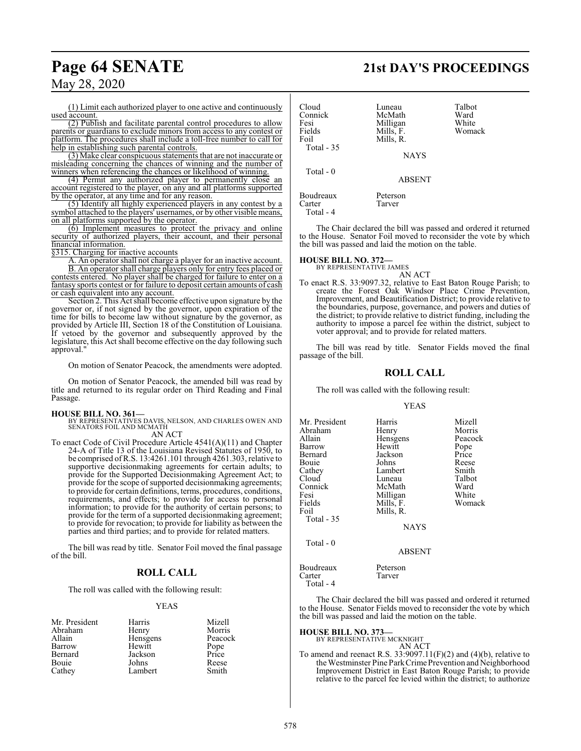(1) Limit each authorized player to one active and continuously used account.

(2) Publish and facilitate parental control procedures to allow parents or guardians to exclude minors from access to any contest or platform. The procedures shall include a toll-free number to call for help in establishing such parental controls.

(3) Make clear conspicuous statements that are not inaccurate or misleading concerning the chances of winning and the number of winners when referencing the chances or likelihood of winning.

(4) Permit any authorized player to permanently close an account registered to the player, on any and all platforms supported by the operator, at any time and for any reason.

(5) Identify all highly experienced players in any contest by a symbol attached to the players' usernames, or by other visible means, on all platforms supported by the operator.

(6) Implement measures to protect the privacy and online security of authorized players, their account, and their personal financial information.

§315. Charging for inactive accounts

A. An operator shall not charge a player for an inactive account.

B. An operator shall charge players only for entry fees placed or contests entered. No player shall be charged for failure to enter on a fantasy sports contest or for failure to deposit certain amounts of cash or cash equivalent into any account.

Section 2. This Act shall become effective upon signature by the governor or, if not signed by the governor, upon expiration of the time for bills to become law without signature by the governor, as provided by Article III, Section 18 of the Constitution of Louisiana. If vetoed by the governor and subsequently approved by the legislature, this Act shall become effective on the day following such approval."

On motion of Senator Peacock, the amendments were adopted.

On motion of Senator Peacock, the amended bill was read by title and returned to its regular order on Third Reading and Final Passage.

**HOUSE BILL NO. 361—**
BY REPRESENTATIVES DAVIS, NELSON, AND CHARLES OWEN AND SENATORS FOIL AND MCMATH
AN ACT

To enact Code of Civil Procedure Article 4541(A)(11) and Chapter 24-A of Title 13 of the Louisiana Revised Statutes of 1950, to be comprised of R.S. 13:4261.101 through 4261.303, relative to supportive decisionmaking agreements for certain adults; to provide for the Supported Decisionmaking Agreement Act; to provide for the scope of supported decisionmaking agreements; to provide for certain definitions, terms, procedures, conditions, requirements, and effects; to provide for access to personal information; to provide for the authority of certain persons; to provide for the term of a supported decisionmaking agreement; to provide for revocation; to provide for liability as between the parties and third parties; and to provide for related matters.

The bill was read by title. Senator Foil moved the final passage of the bill.

## ROLL CALL

The roll was called with the following result:

YEAS

| | | |
|---|---|---|
| Mr. President | Harris | Mizell |
| Abraham | Henry | Morris |
| Allain | Hensgens | Peacock |
| Barrow | Hewitt | Pope |
| Bernard | Jackson | Price |
| Bouie | Johns | Reese |
| Cathey | Lambert | Smith |
| Cloud | Luneau | Talbot |
| Connick | McMath | Ward |
| Fesi | Milligan | White |
| Fields | Mills, F. | Womack |
| Foil | Mills, R. | |

Total - 35

NAYS

Total - 0

ABSENT

| | |
|---|---|
| Boudreaux | Peterson |
| Carter | Tarver |

Total - 4

The Chair declared the bill was passed and ordered it returned to the House. Senator Foil moved to reconsider the vote by which the bill was passed and laid the motion on the table.

**HOUSE BILL NO. 372—**
BY REPRESENTATIVE JAMES
AN ACT

To enact R.S. 33:9097.32, relative to East Baton Rouge Parish; to create the Forest Oak Windsor Place Crime Prevention, Improvement, and Beautification District; to provide relative to the boundaries, purpose, governance, and powers and duties of the district; to provide relative to district funding, including the authority to impose a parcel fee within the district, subject to voter approval; and to provide for related matters.

The bill was read by title. Senator Fields moved the final passage of the bill.

## ROLL CALL

The roll was called with the following result:

YEAS

| | | |
|---|---|---|
| Mr. President | Harris | Mizell |
| Abraham | Henry | Morris |
| Allain | Hensgens | Peacock |
| Barrow | Hewitt | Pope |
| Bernard | Jackson | Price |
| Bouie | Johns | Reese |
| Cathey | Lambert | Smith |
| Cloud | Luneau | Talbot |
| Connick | McMath | Ward |
| Fesi | Milligan | White |
| Fields | Mills, F. | Womack |
| Foil | Mills, R. | |

Total - 35

NAYS

Total - 0

ABSENT

| | |
|---|---|
| Boudreaux | Peterson |
| Carter | Tarver |

Total - 4

The Chair declared the bill was passed and ordered it returned to the House. Senator Fields moved to reconsider the vote by which the bill was passed and laid the motion on the table.

**HOUSE BILL NO. 373—**
BY REPRESENTATIVE MCKNIGHT
AN ACT

To amend and reenact R.S. 33:9097.11(F)(2) and (4)(b), relative to the Westminster Pine Park Crime Prevention and Neighborhood Improvement District in East Baton Rouge Parish; to provide relative to the parcel fee levied within the district; to authorize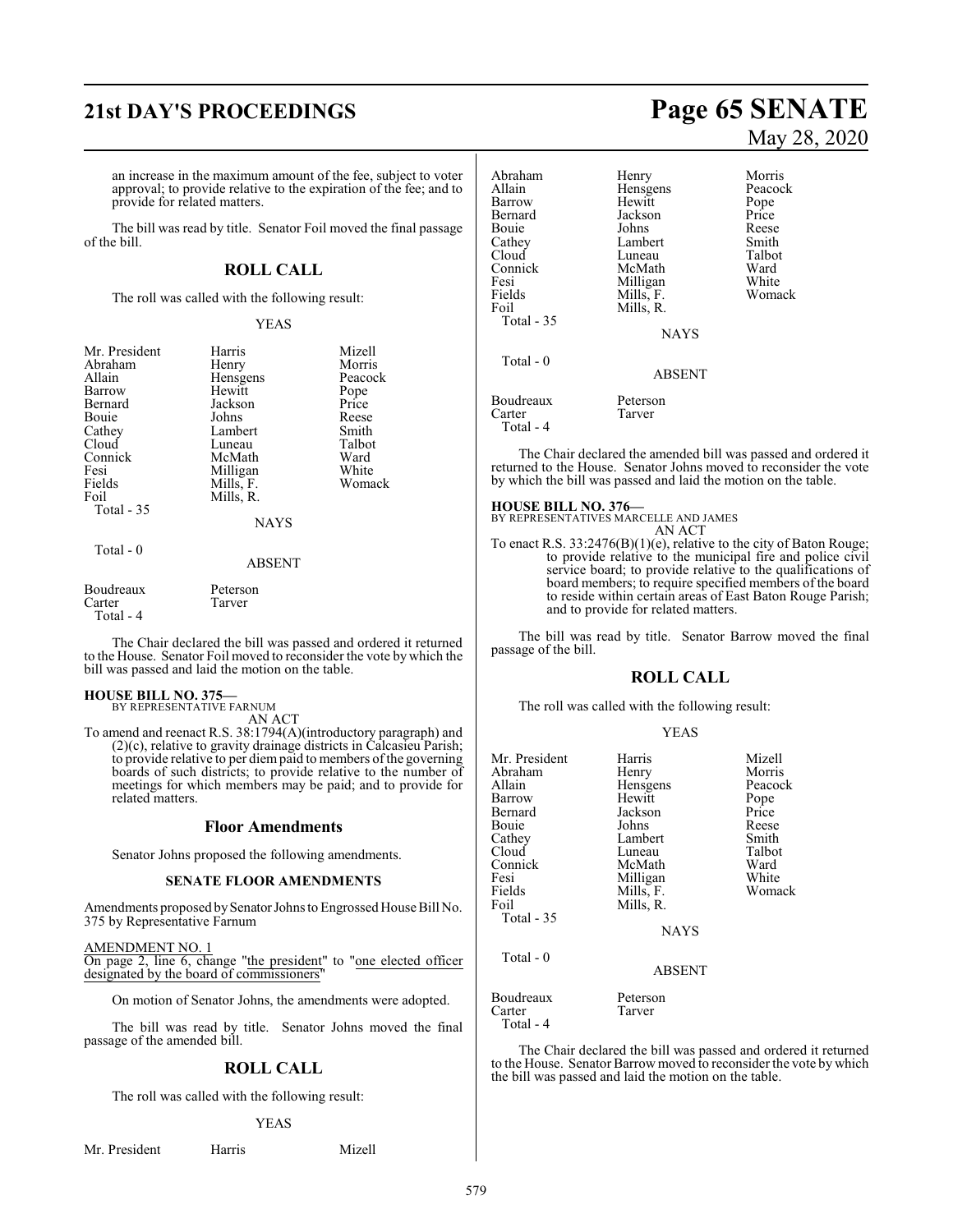an increase in the maximum amount of the fee, subject to voter approval; to provide relative to the expiration of the fee; and to provide for related matters.

The bill was read by title. Senator Foil moved the final passage of the bill.

## ROLL CALL

The roll was called with the following result:

YEAS

| | | |
|---|---|---|
| Mr. President | Harris | Mizell |
| Abraham | Henry | Morris |
| Allain | Hensgens | Peacock |
| Barrow | Hewitt | Pope |
| Bernard | Jackson | Price |
| Bouie | Johns | Reese |
| Cathey | Lambert | Smith |
| Cloud | Luneau | Talbot |
| Connick | McMath | Ward |
| Fesi | Milligan | White |
| Fields | Mills, F. | Womack |
| Foil | Mills, R. | |
| Total - 35 | | |

NAYS

Total - 0

ABSENT

| | |
|---|---|
| Boudreaux | Peterson |
| Carter | Tarver |
| Total - 4 | |

The Chair declared the bill was passed and ordered it returned to the House. Senator Foil moved to reconsider the vote by which the bill was passed and laid the motion on the table.

**HOUSE BILL NO. 375—**
BY REPRESENTATIVE FARNUM
AN ACT

To amend and reenact R.S. 38:1794(A)(introductory paragraph) and (2)(c), relative to gravity drainage districts in Calcasieu Parish; to provide relative to per diem paid to members of the governing boards of such districts; to provide relative to the number of meetings for which members may be paid; and to provide for related matters.

## Floor Amendments

Senator Johns proposed the following amendments.

### SENATE FLOOR AMENDMENTS

Amendments proposed by Senator Johns to Engrossed House Bill No. 375 by Representative Farnum

AMENDMENT NO. 1
On page 2, line 6, change "the president" to "one elected officer designated by the board of commissioners"

On motion of Senator Johns, the amendments were adopted.

The bill was read by title. Senator Johns moved the final passage of the amended bill.

## ROLL CALL

The roll was called with the following result:

YEAS

| | | |
|---|---|---|
| Mr. President | Harris | Mizell |
| Abraham | Henry | Morris |
| Allain | Hensgens | Peacock |
| Barrow | Hewitt | Pope |
| Bernard | Jackson | Price |
| Bouie | Johns | Reese |
| Cathey | Lambert | Smith |
| Cloud | Luneau | Talbot |
| Connick | McMath | Ward |
| Fesi | Milligan | White |
| Fields | Mills, F. | Womack |
| Foil | Mills, R. | |
| Total - 35 | | |

NAYS

Total - 0

ABSENT

| | |
|---|---|
| Boudreaux | Peterson |
| Carter | Tarver |
| Total - 4 | |

The Chair declared the amended bill was passed and ordered it returned to the House. Senator Johns moved to reconsider the vote by which the bill was passed and laid the motion on the table.

**HOUSE BILL NO. 376—**
BY REPRESENTATIVES MARCELLE AND JAMES
AN ACT

To enact R.S. 33:2476(B)(1)(e), relative to the city of Baton Rouge; to provide relative to the municipal fire and police civil service board; to provide relative to the qualifications of board members; to require specified members of the board to reside within certain areas of East Baton Rouge Parish; and to provide for related matters.

The bill was read by title. Senator Barrow moved the final passage of the bill.

## ROLL CALL

The roll was called with the following result:

YEAS

| | | |
|---|---|---|
| Mr. President | Harris | Mizell |
| Abraham | Henry | Morris |
| Allain | Hensgens | Peacock |
| Barrow | Hewitt | Pope |
| Bernard | Jackson | Price |
| Bouie | Johns | Reese |
| Cathey | Lambert | Smith |
| Cloud | Luneau | Talbot |
| Connick | McMath | Ward |
| Fesi | Milligan | White |
| Fields | Mills, F. | Womack |
| Foil | Mills, R. | |
| Total - 35 | | |

NAYS

Total - 0

ABSENT

| | |
|---|---|
| Boudreaux | Peterson |
| Carter | Tarver |
| Total - 4 | |

The Chair declared the bill was passed and ordered it returned to the House. Senator Barrow moved to reconsider the vote by which the bill was passed and laid the motion on the table.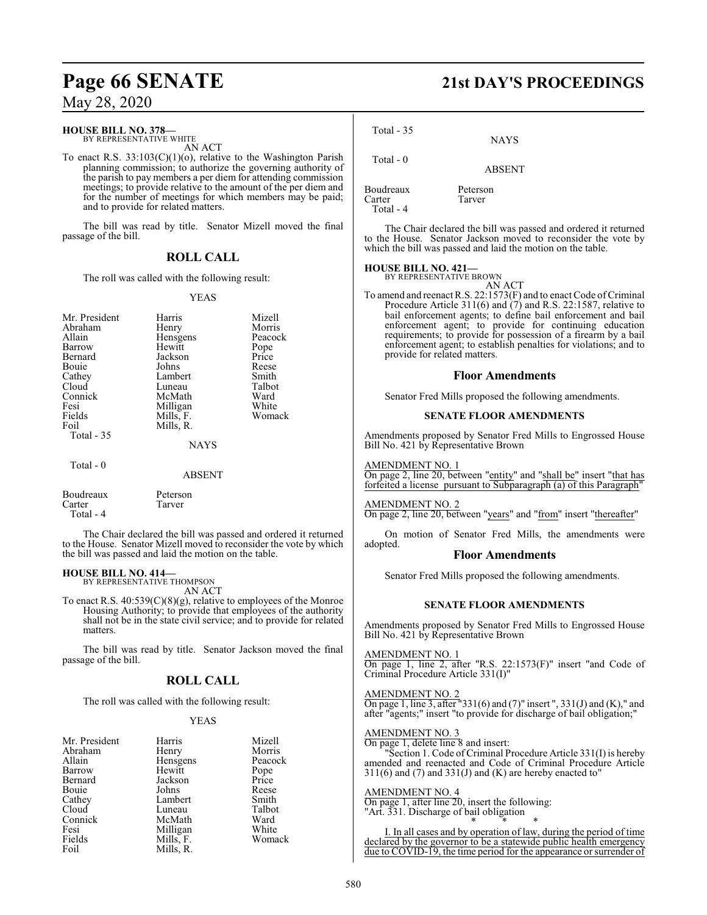May 28, 2020

**HOUSE BILL NO. 378—**
BY REPRESENTATIVE WHITE

AN ACT

To enact R.S. 33:103(C)(1)(o), relative to the Washington Parish planning commission; to authorize the governing authority of the parish to pay members a per diem for attending commission meetings; to provide relative to the amount of the per diem and for the number of meetings for which members may be paid; and to provide for related matters.

The bill was read by title. Senator Mizell moved the final passage of the bill.

## ROLL CALL

The roll was called with the following result:

YEAS

| | | |
|---|---|---|
| Mr. President | Harris | Mizell |
| Abraham | Henry | Morris |
| Allain | Hensgens | Peacock |
| Barrow | Hewitt | Pope |
| Bernard | Jackson | Price |
| Bouie | Johns | Reese |
| Cathey | Lambert | Smith |
| Cloud | Luneau | Talbot |
| Connick | McMath | Ward |
| Fesi | Milligan | White |
| Fields | Mills, F. | Womack |
| Foil | Mills, R. | |
| Total - 35 | | |

NAYS

Total - 0

ABSENT

| | |
|---|---|
| Boudreaux | Peterson |
| Carter | Tarver |
| Total - 4 | |

The Chair declared the bill was passed and ordered it returned to the House. Senator Mizell moved to reconsider the vote by which the bill was passed and laid the motion on the table.

**HOUSE BILL NO. 414—**
BY REPRESENTATIVE THOMPSON

AN ACT

To enact R.S. 40:539(C)(8)(g), relative to employees of the Monroe Housing Authority; to provide that employees of the authority shall not be in the state civil service; and to provide for related matters.

The bill was read by title. Senator Jackson moved the final passage of the bill.

## ROLL CALL

The roll was called with the following result:

YEAS

| | | |
|---|---|---|
| Mr. President | Harris | Mizell |
| Abraham | Henry | Morris |
| Allain | Hensgens | Peacock |
| Barrow | Hewitt | Pope |
| Bernard | Jackson | Price |
| Bouie | Johns | Reese |
| Cathey | Lambert | Smith |
| Cloud | Luneau | Talbot |
| Connick | McMath | Ward |
| Fesi | Milligan | White |
| Fields | Mills, F. | Womack |
| Foil | Mills, R. | |
| Total - 35 | | |

NAYS

Total - 0

ABSENT

| | |
|---|---|
| Boudreaux | Peterson |
| Carter | Tarver |
| Total - 4 | |

The Chair declared the bill was passed and ordered it returned to the House. Senator Jackson moved to reconsider the vote by which the bill was passed and laid the motion on the table.

**HOUSE BILL NO. 421—**
BY REPRESENTATIVE BROWN

AN ACT

To amend and reenact R.S. 22:1573(F) and to enact Code of Criminal Procedure Article 311(6) and (7) and R.S. 22:1587, relative to bail enforcement agents; to define bail enforcement and bail enforcement agent; to provide for continuing education requirements; to provide for possession of a firearm by a bail enforcement agent; to establish penalties for violations; and to provide for related matters.

## Floor Amendments

Senator Fred Mills proposed the following amendments.

### SENATE FLOOR AMENDMENTS

Amendments proposed by Senator Fred Mills to Engrossed House Bill No. 421 by Representative Brown

AMENDMENT NO. 1
On page 2, line 20, between "entity" and "shall be" insert "that has forfeited a license pursuant to Subparagraph (a) of this Paragraph"

AMENDMENT NO. 2
On page 2, line 20, between "years" and "from" insert "thereafter"

On motion of Senator Fred Mills, the amendments were adopted.

## Floor Amendments

Senator Fred Mills proposed the following amendments.

### SENATE FLOOR AMENDMENTS

Amendments proposed by Senator Fred Mills to Engrossed House Bill No. 421 by Representative Brown

AMENDMENT NO. 1
On page 1, line 2, after "R.S. 22:1573(F)" insert "and Code of Criminal Procedure Article 331(I)"

AMENDMENT NO. 2
On page 1, line 3, after "331(6) and (7)" insert ", 331(J) and (K)," and after "agents;" insert "to provide for discharge of bail obligation;"

AMENDMENT NO. 3
On page 1, delete line 8 and insert:
"Section 1. Code of Criminal Procedure Article 331(I) is hereby amended and reenacted and Code of Criminal Procedure Article 311(6) and (7) and 331(J) and (K) are hereby enacted to"

AMENDMENT NO. 4
On page 1, after line 20, insert the following:
"Art. 331. Discharge of bail obligation

\* \* \*

I. In all cases and by operation of law, during the period of time declared by the governor to be a statewide public health emergency due to COVID-19, the time period for the appearance or surrender of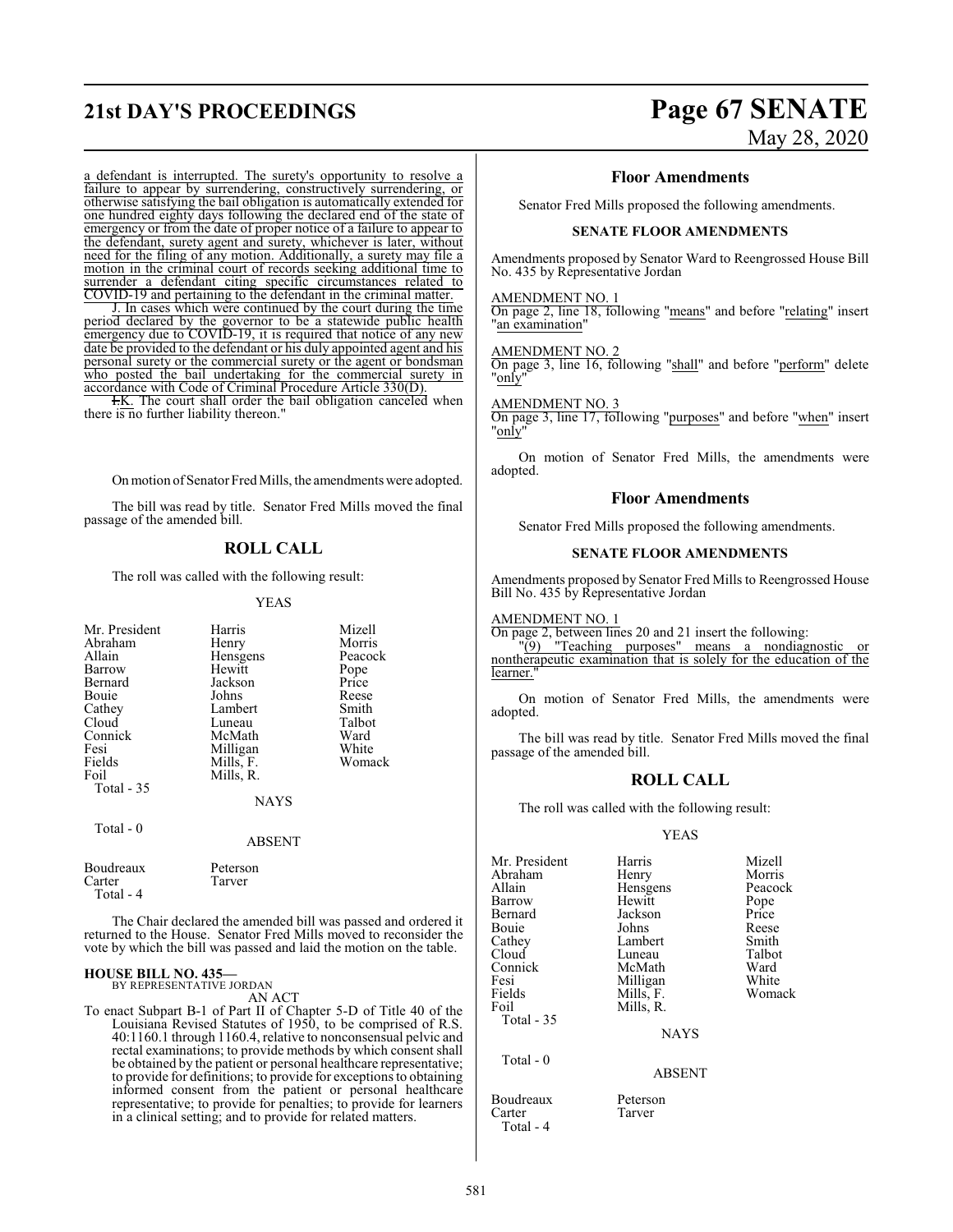a defendant is interrupted. The surety's opportunity to resolve a failure to appear by surrendering, constructively surrendering, or otherwise satisfying the bail obligation is automatically extended for one hundred eighty days following the declared end of the state of emergency or from the date of proper notice of a failure to appear to the defendant, surety agent and surety, whichever is later, without need for the filing of any motion. Additionally, a surety may file a motion in the criminal court of records seeking additional time to surrender a defendant citing specific circumstances related to COVID-19 and pertaining to the defendant in the criminal matter.

J. In cases which were continued by the court during the time period declared by the governor to be a statewide public health emergency due to COVID-19, it is required that notice of any new date be provided to the defendant or his duly appointed agent and his personal surety or the commercial surety or the agent or bondsman who posted the bail undertaking for the commercial surety in accordance with Code of Criminal Procedure Article 330(D).

~~I.~~K. The court shall order the bail obligation canceled when there is no further liability thereon."

On motion of Senator Fred Mills, the amendments were adopted.

The bill was read by title. Senator Fred Mills moved the final passage of the amended bill.

## ROLL CALL

The roll was called with the following result:

YEAS

| | | |
|---|---|---|
| Mr. President | Harris | Mizell |
| Abraham | Henry | Morris |
| Allain | Hensgens | Peacock |
| Barrow | Hewitt | Pope |
| Bernard | Jackson | Price |
| Bouie | Johns | Reese |
| Cathey | Lambert | Smith |
| Cloud | Luneau | Talbot |
| Connick | McMath | Ward |
| Fesi | Milligan | White |
| Fields | Mills, F. | Womack |
| Foil | Mills, R. | |

Total - 35

NAYS

Total - 0

ABSENT

| | |
|---|---|
| Boudreaux | Peterson |
| Carter | Tarver |

Total - 4

The Chair declared the amended bill was passed and ordered it returned to the House. Senator Fred Mills moved to reconsider the vote by which the bill was passed and laid the motion on the table.

**HOUSE BILL NO. 435—**
BY REPRESENTATIVE JORDAN

AN ACT

To enact Subpart B-1 of Part II of Chapter 5-D of Title 40 of the Louisiana Revised Statutes of 1950, to be comprised of R.S. 40:1160.1 through 1160.4, relative to nonconsensual pelvic and rectal examinations; to provide methods by which consent shall be obtained by the patient or personal healthcare representative; to provide for definitions; to provide for exceptions to obtaining informed consent from the patient or personal healthcare representative; to provide for penalties; to provide for learners in a clinical setting; and to provide for related matters.

## Floor Amendments

Senator Fred Mills proposed the following amendments.

### SENATE FLOOR AMENDMENTS

Amendments proposed by Senator Ward to Reengrossed House Bill No. 435 by Representative Jordan

AMENDMENT NO. 1
On page 2, line 18, following "means" and before "relating" insert "an examination"

AMENDMENT NO. 2
On page 3, line 16, following "shall" and before "perform" delete "only"

AMENDMENT NO. 3
On page 3, line 17, following "purposes" and before "when" insert "only"

On motion of Senator Fred Mills, the amendments were adopted.

## Floor Amendments

Senator Fred Mills proposed the following amendments.

### SENATE FLOOR AMENDMENTS

Amendments proposed by Senator Fred Mills to Reengrossed House Bill No. 435 by Representative Jordan

AMENDMENT NO. 1
On page 2, between lines 20 and 21 insert the following:

"(9) "Teaching purposes" means a nondiagnostic or nontherapeutic examination that is solely for the education of the learner."

On motion of Senator Fred Mills, the amendments were adopted.

The bill was read by title. Senator Fred Mills moved the final passage of the amended bill.

## ROLL CALL

The roll was called with the following result:

YEAS

| | | |
|---|---|---|
| Mr. President | Harris | Mizell |
| Abraham | Henry | Morris |
| Allain | Hensgens | Peacock |
| Barrow | Hewitt | Pope |
| Bernard | Jackson | Price |
| Bouie | Johns | Reese |
| Cathey | Lambert | Smith |
| Cloud | Luneau | Talbot |
| Connick | McMath | Ward |
| Fesi | Milligan | White |
| Fields | Mills, F. | Womack |
| Foil | Mills, R. | |

Total - 35

NAYS

Total - 0

ABSENT

| | |
|---|---|
| Boudreaux | Peterson |
| Carter | Tarver |

Total - 4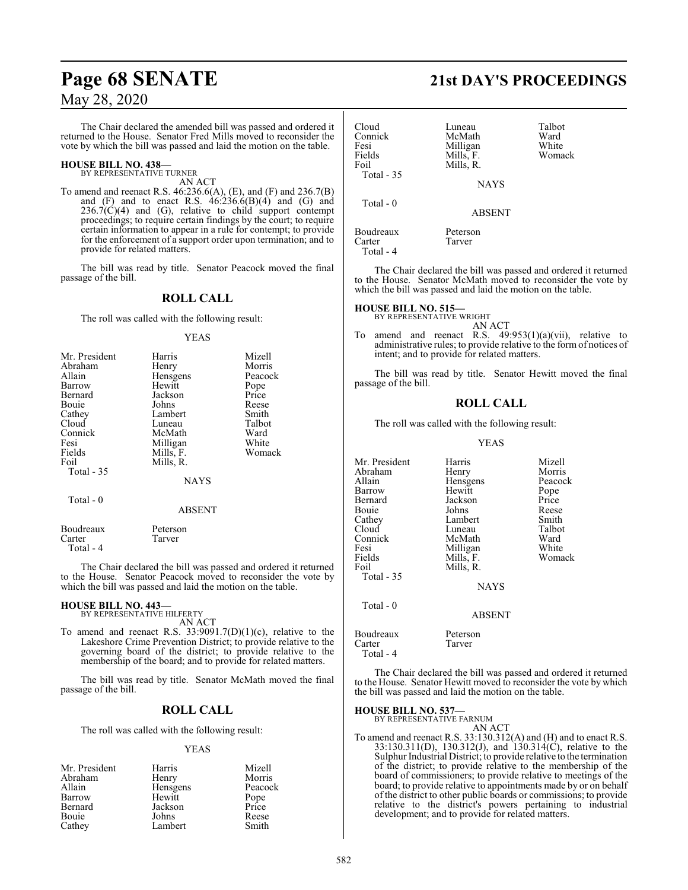The Chair declared the amended bill was passed and ordered it returned to the House. Senator Fred Mills moved to reconsider the vote by which the bill was passed and laid the motion on the table.

**HOUSE BILL NO. 438—**
BY REPRESENTATIVE TURNER
AN ACT

To amend and reenact R.S. 46:236.6(A), (E), and (F) and 236.7(B) and (F) and to enact R.S. 46:236.6(B)(4) and (G) and 236.7(C)(4) and (G), relative to child support contempt proceedings; to require certain findings by the court; to require certain information to appear in a rule for contempt; to provide for the enforcement of a support order upon termination; and to provide for related matters.

The bill was read by title. Senator Peacock moved the final passage of the bill.

## ROLL CALL

The roll was called with the following result:

YEAS

| | | |
|---|---|---|
| Mr. President | Harris | Mizell |
| Abraham | Henry | Morris |
| Allain | Hensgens | Peacock |
| Barrow | Hewitt | Pope |
| Bernard | Jackson | Price |
| Bouie | Johns | Reese |
| Cathey | Lambert | Smith |
| Cloud | Luneau | Talbot |
| Connick | McMath | Ward |
| Fesi | Milligan | White |
| Fields | Mills, F. | Womack |
| Foil | Mills, R. | |

Total - 35

NAYS

Total - 0

ABSENT

| | |
|---|---|
| Boudreaux | Peterson |
| Carter | Tarver |

Total - 4

The Chair declared the bill was passed and ordered it returned to the House. Senator Peacock moved to reconsider the vote by which the bill was passed and laid the motion on the table.

**HOUSE BILL NO. 443—**
BY REPRESENTATIVE HILFERTY
AN ACT

To amend and reenact R.S. 33:9091.7(D)(1)(c), relative to the Lakeshore Crime Prevention District; to provide relative to the governing board of the district; to provide relative to the membership of the board; and to provide for related matters.

The bill was read by title. Senator McMath moved the final passage of the bill.

## ROLL CALL

The roll was called with the following result:

YEAS

| | | |
|---|---|---|
| Mr. President | Harris | Mizell |
| Abraham | Henry | Morris |
| Allain | Hensgens | Peacock |
| Barrow | Hewitt | Pope |
| Bernard | Jackson | Price |
| Bouie | Johns | Reese |
| Cathey | Lambert | Smith |
| Cloud | Luneau | Talbot |
| Connick | McMath | Ward |
| Fesi | Milligan | White |
| Fields | Mills, F. | Womack |
| Foil | Mills, R. | |

Total - 35

NAYS

Total - 0

ABSENT

| | |
|---|---|
| Boudreaux | Peterson |
| Carter | Tarver |

Total - 4

The Chair declared the bill was passed and ordered it returned to the House. Senator McMath moved to reconsider the vote by which the bill was passed and laid the motion on the table.

**HOUSE BILL NO. 515—**
BY REPRESENTATIVE WRIGHT
AN ACT

To amend and reenact R.S. 49:953(1)(a)(vii), relative to administrative rules; to provide relative to the form of notices of intent; and to provide for related matters.

The bill was read by title. Senator Hewitt moved the final passage of the bill.

## ROLL CALL

The roll was called with the following result:

YEAS

| | | |
|---|---|---|
| Mr. President | Harris | Mizell |
| Abraham | Henry | Morris |
| Allain | Hensgens | Peacock |
| Barrow | Hewitt | Pope |
| Bernard | Jackson | Price |
| Bouie | Johns | Reese |
| Cathey | Lambert | Smith |
| Cloud | Luneau | Talbot |
| Connick | McMath | Ward |
| Fesi | Milligan | White |
| Fields | Mills, F. | Womack |
| Foil | Mills, R. | |

Total - 35

NAYS

Total - 0

ABSENT

| | |
|---|---|
| Boudreaux | Peterson |
| Carter | Tarver |

Total - 4

The Chair declared the bill was passed and ordered it returned to the House. Senator Hewitt moved to reconsider the vote by which the bill was passed and laid the motion on the table.

**HOUSE BILL NO. 537—**
BY REPRESENTATIVE FARNUM
AN ACT

To amend and reenact R.S. 33:130.312(A) and (H) and to enact R.S. 33:130.311(D), 130.312(J), and 130.314(C), relative to the Sulphur Industrial District; to provide relative to the termination of the district; to provide relative to the membership of the board of commissioners; to provide relative to meetings of the board; to provide relative to appointments made by or on behalf of the district to other public boards or commissions; to provide relative to the district's powers pertaining to industrial development; and to provide for related matters.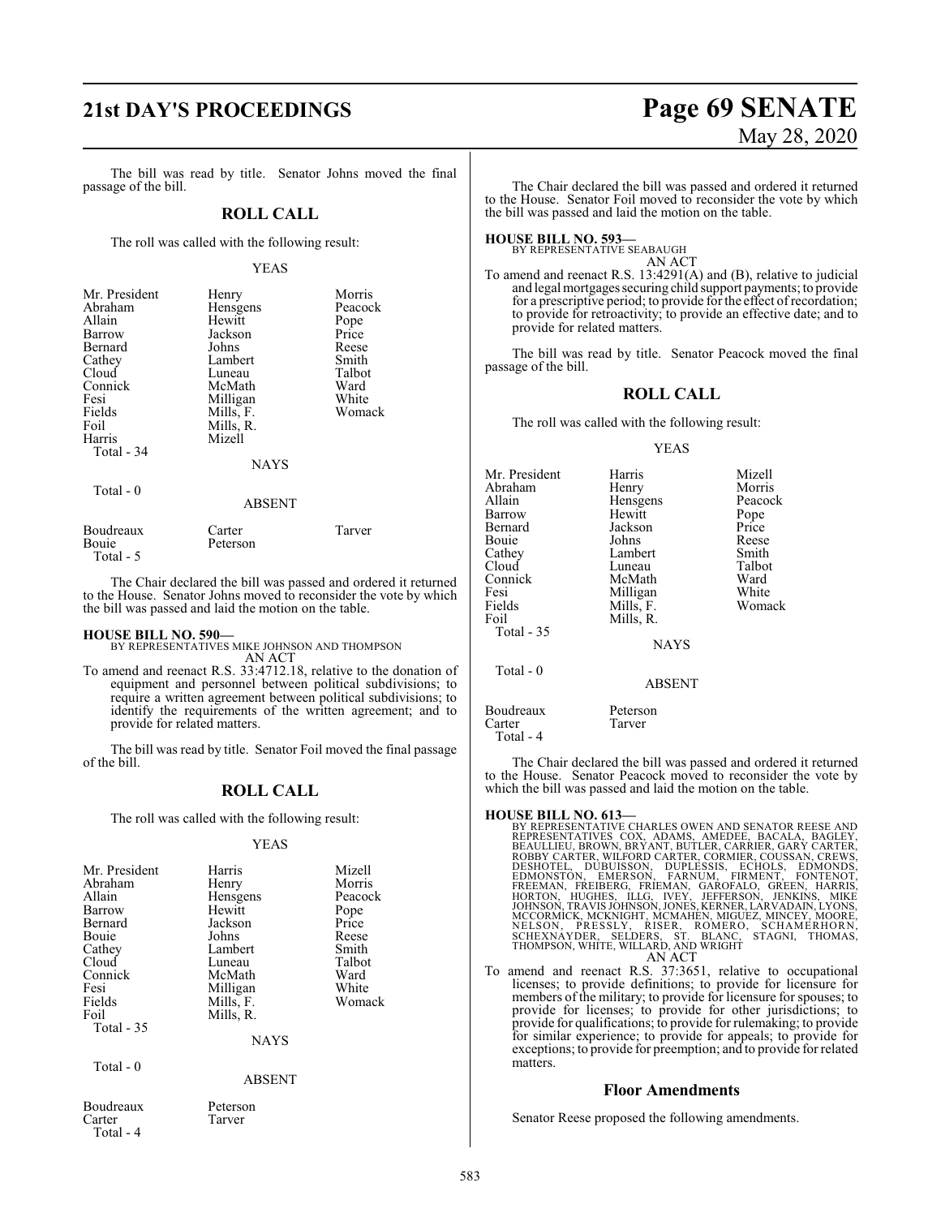The bill was read by title. Senator Johns moved the final passage of the bill.

## ROLL CALL

The roll was called with the following result:

YEAS

| | | |
|---|---|---|
| Mr. President | Henry | Morris |
| Abraham | Hensgens | Peacock |
| Allain | Hewitt | Pope |
| Barrow | Jackson | Price |
| Bernard | Johns | Reese |
| Cathey | Lambert | Smith |
| Cloud | Luneau | Talbot |
| Connick | McMath | Ward |
| Fesi | Milligan | White |
| Fields | Mills, F. | Womack |
| Foil | Mills, R. | |
| Harris | Mizell | |
| Total - 34 | | |

NAYS

Total - 0

ABSENT

| | | |
|---|---|---|
| Boudreaux | Carter | Tarver |
| Bouie | Peterson | |
| Total - 5 | | |

The Chair declared the bill was passed and ordered it returned to the House. Senator Johns moved to reconsider the vote by which the bill was passed and laid the motion on the table.

**HOUSE BILL NO. 590—**
BY REPRESENTATIVES MIKE JOHNSON AND THOMPSON
AN ACT

To amend and reenact R.S. 33:4712.18, relative to the donation of equipment and personnel between political subdivisions; to require a written agreement between political subdivisions; to identify the requirements of the written agreement; and to provide for related matters.

The bill was read by title. Senator Foil moved the final passage of the bill.

## ROLL CALL

The roll was called with the following result:

YEAS

| | | |
|---|---|---|
| Mr. President | Harris | Mizell |
| Abraham | Henry | Morris |
| Allain | Hensgens | Peacock |
| Barrow | Hewitt | Pope |
| Bernard | Jackson | Price |
| Bouie | Johns | Reese |
| Cathey | Lambert | Smith |
| Cloud | Luneau | Talbot |
| Connick | McMath | Ward |
| Fesi | Milligan | White |
| Fields | Mills, F. | Womack |
| Foil | Mills, R. | |
| Total - 35 | | |

NAYS

Total - 0

ABSENT

| | |
|---|---|
| Boudreaux | Peterson |
| Carter | Tarver |
| Total - 4 | |

The Chair declared the bill was passed and ordered it returned to the House. Senator Foil moved to reconsider the vote by which the bill was passed and laid the motion on the table.

**HOUSE BILL NO. 593—**
BY REPRESENTATIVE SEABAUGH
AN ACT

To amend and reenact R.S. 13:4291(A) and (B), relative to judicial and legal mortgages securing child support payments; to provide for a prescriptive period; to provide for the effect of recordation; to provide for retroactivity; to provide an effective date; and to provide for related matters.

The bill was read by title. Senator Peacock moved the final passage of the bill.

## ROLL CALL

The roll was called with the following result:

YEAS

| | | |
|---|---|---|
| Mr. President | Harris | Mizell |
| Abraham | Henry | Morris |
| Allain | Hensgens | Peacock |
| Barrow | Hewitt | Pope |
| Bernard | Jackson | Price |
| Bouie | Johns | Reese |
| Cathey | Lambert | Smith |
| Cloud | Luneau | Talbot |
| Connick | McMath | Ward |
| Fesi | Milligan | White |
| Fields | Mills, F. | Womack |
| Foil | Mills, R. | |
| Total - 35 | | |

NAYS

Total - 0

ABSENT

| | |
|---|---|
| Boudreaux | Peterson |
| Carter | Tarver |
| Total - 4 | |

The Chair declared the bill was passed and ordered it returned to the House. Senator Peacock moved to reconsider the vote by which the bill was passed and laid the motion on the table.

**HOUSE BILL NO. 613—**
BY REPRESENTATIVE CHARLES OWEN AND SENATOR REESE AND REPRESENTATIVES COX, ADAMS, AMEDEE, BACALA, BAGLEY, BEAULLIEU, BROWN, BRYANT, BUTLER, CARRIER, GARY CARTER, ROBBY CARTER, WILFORD CARTER, CORMIER, COUSSAN, CREWS, DESHOTEL, DUBUISSON, DUPLESSIS, ECHOLS, EDMONDS, EDMONSTON, EMERSON, FARNUM, FIRMENT, FONTENOT, FREEMAN, FREIBERG, FRIEMAN, GAROFALO, GREEN, HARRIS, HORTON, HUGHES, ILLG, IVEY, JEFFERSON, JENKINS, MIKE JOHNSON, TRAVIS JOHNSON, JONES, KERNER, LARVADAIN, LYONS, MCCORMICK, MCKNIGHT, MCMAHEN, MIGUEZ, MINCEY, MOORE, NELSON, PRESSLY, RISER, ROMERO, SCHAMERHORN, SCHEXNAYDER, SELDERS, ST. BLANC, STAGNI, THOMAS, THOMPSON, WHITE, WILLARD, AND WRIGHT
AN ACT

To amend and reenact R.S. 37:3651, relative to occupational licenses; to provide definitions; to provide for licensure for members of the military; to provide for licensure for spouses; to provide for licenses; to provide for other jurisdictions; to provide for qualifications; to provide for rulemaking; to provide for similar experience; to provide for appeals; to provide for exceptions; to provide for preemption; and to provide for related matters.

### Floor Amendments

Senator Reese proposed the following amendments.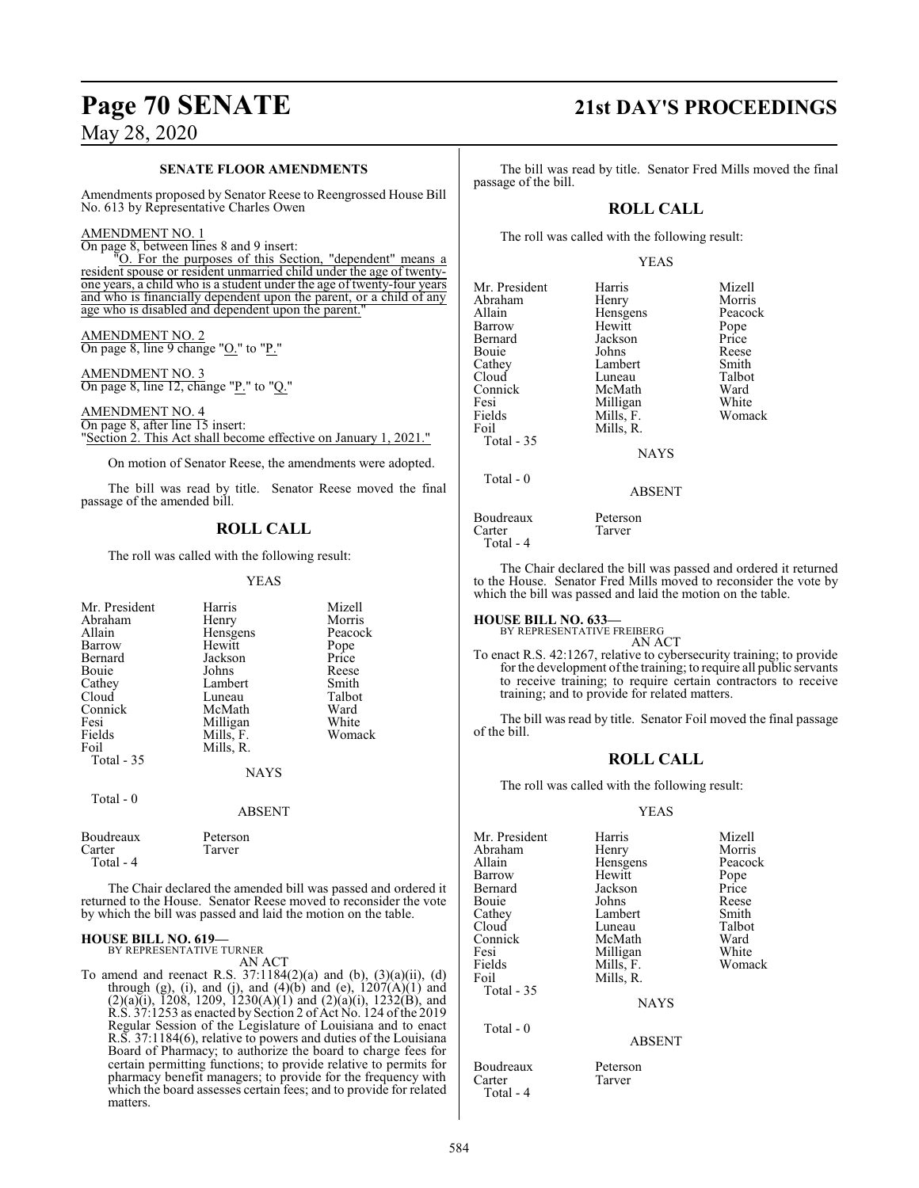## SENATE FLOOR AMENDMENTS

Amendments proposed by Senator Reese to Reengrossed House Bill No. 613 by Representative Charles Owen

AMENDMENT NO. 1

On page 8, between lines 8 and 9 insert:

"O. For the purposes of this Section, "dependent" means a resident spouse or resident unmarried child under the age of twenty-one years, a child who is a student under the age of twenty-four years and who is financially dependent upon the parent, or a child of any age who is disabled and dependent upon the parent."

AMENDMENT NO. 2

On page 8, line 9 change "O." to "P."

AMENDMENT NO. 3

On page 8, line 12, change "P." to "Q."

AMENDMENT NO. 4

On page 8, after line 15 insert:

"Section 2. This Act shall become effective on January 1, 2021."

On motion of Senator Reese, the amendments were adopted.

The bill was read by title. Senator Reese moved the final passage of the amended bill.

## ROLL CALL

The roll was called with the following result:

YEAS

| | | |
|---|---|---|
| Mr. President | Harris | Mizell |
| Abraham | Henry | Morris |
| Allain | Hensgens | Peacock |
| Barrow | Hewitt | Pope |
| Bernard | Jackson | Price |
| Bouie | Johns | Reese |
| Cathey | Lambert | Smith |
| Cloud | Luneau | Talbot |
| Connick | McMath | Ward |
| Fesi | Milligan | White |
| Fields | Mills, F. | Womack |
| Foil | Mills, R. | |
| Total - 35 | | |

NAYS

Total - 0

ABSENT

| | |
|---|---|
| Boudreaux | Peterson |
| Carter | Tarver |
| Total - 4 | |

The Chair declared the amended bill was passed and ordered it returned to the House. Senator Reese moved to reconsider the vote by which the bill was passed and laid the motion on the table.

**HOUSE BILL NO. 619—**
BY REPRESENTATIVE TURNER
AN ACT

To amend and reenact R.S. 37:1184(2)(a) and (b), (3)(a)(ii), (d) through (g), (i), and (j), and (4)(b) and (e), 1207(A)(1) and (2)(a)(i), 1208, 1209, 1230(A)(1) and (2)(a)(i), 1232(B), and R.S. 37:1253 as enacted by Section 2 of Act No. 124 of the 2019 Regular Session of the Legislature of Louisiana and to enact R.S. 37:1184(6), relative to powers and duties of the Louisiana Board of Pharmacy; to authorize the board to charge fees for certain permitting functions; to provide relative to permits for pharmacy benefit managers; to provide for the frequency with which the board assesses certain fees; and to provide for related matters.

The bill was read by title. Senator Fred Mills moved the final passage of the bill.

## ROLL CALL

The roll was called with the following result:

YEAS

| | | |
|---|---|---|
| Mr. President | Harris | Mizell |
| Abraham | Henry | Morris |
| Allain | Hensgens | Peacock |
| Barrow | Hewitt | Pope |
| Bernard | Jackson | Price |
| Bouie | Johns | Reese |
| Cathey | Lambert | Smith |
| Cloud | Luneau | Talbot |
| Connick | McMath | Ward |
| Fesi | Milligan | White |
| Fields | Mills, F. | Womack |
| Foil | Mills, R. | |
| Total - 35 | | |

NAYS

Total - 0

ABSENT

| | |
|---|---|
| Boudreaux | Peterson |
| Carter | Tarver |
| Total - 4 | |

The Chair declared the bill was passed and ordered it returned to the House. Senator Fred Mills moved to reconsider the vote by which the bill was passed and laid the motion on the table.

**HOUSE BILL NO. 633—**
BY REPRESENTATIVE FREIBERG
AN ACT

To enact R.S. 42:1267, relative to cybersecurity training; to provide for the development of the training; to require all public servants to receive training; to require certain contractors to receive training; and to provide for related matters.

The bill was read by title. Senator Foil moved the final passage of the bill.

## ROLL CALL

The roll was called with the following result:

YEAS

| | | |
|---|---|---|
| Mr. President | Harris | Mizell |
| Abraham | Henry | Morris |
| Allain | Hensgens | Peacock |
| Barrow | Hewitt | Pope |
| Bernard | Jackson | Price |
| Bouie | Johns | Reese |
| Cathey | Lambert | Smith |
| Cloud | Luneau | Talbot |
| Connick | McMath | Ward |
| Fesi | Milligan | White |
| Fields | Mills, F. | Womack |
| Foil | Mills, R. | |
| Total - 35 | | |

NAYS

Total - 0

ABSENT

| | |
|---|---|
| Boudreaux | Peterson |
| Carter | Tarver |
| Total - 4 | |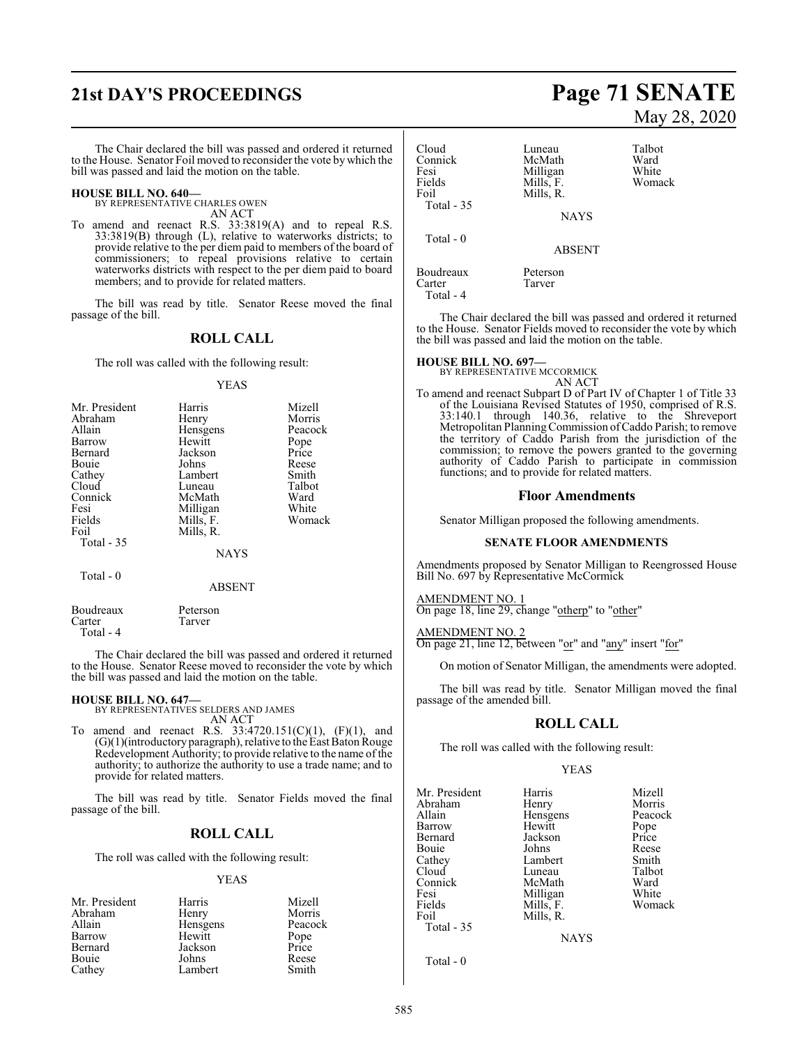The Chair declared the bill was passed and ordered it returned to the House. Senator Foil moved to reconsider the vote by which the bill was passed and laid the motion on the table.

**HOUSE BILL NO. 640—**
BY REPRESENTATIVE CHARLES OWEN
AN ACT

To amend and reenact R.S. 33:3819(A) and to repeal R.S. 33:3819(B) through (L), relative to waterworks districts; to provide relative to the per diem paid to members of the board of commissioners; to repeal provisions relative to certain waterworks districts with respect to the per diem paid to board members; and to provide for related matters.

The bill was read by title. Senator Reese moved the final passage of the bill.

## ROLL CALL

The roll was called with the following result:

YEAS

| | | |
|---|---|---|
| Mr. President | Harris | Mizell |
| Abraham | Henry | Morris |
| Allain | Hensgens | Peacock |
| Barrow | Hewitt | Pope |
| Bernard | Jackson | Price |
| Bouie | Johns | Reese |
| Cathey | Lambert | Smith |
| Cloud | Luneau | Talbot |
| Connick | McMath | Ward |
| Fesi | Milligan | White |
| Fields | Mills, F. | Womack |
| Foil | Mills, R. | |
| Total - 35 | | |

NAYS

Total - 0

ABSENT

| | |
|---|---|
| Boudreaux | Peterson |
| Carter | Tarver |
| Total - 4 | |

The Chair declared the bill was passed and ordered it returned to the House. Senator Reese moved to reconsider the vote by which the bill was passed and laid the motion on the table.

**HOUSE BILL NO. 647—**
BY REPRESENTATIVES SELDERS AND JAMES
AN ACT

To amend and reenact R.S. 33:4720.151(C)(1), (F)(1), and (G)(1)(introductory paragraph), relative to the East Baton Rouge Redevelopment Authority; to provide relative to the name of the authority; to authorize the authority to use a trade name; and to provide for related matters.

The bill was read by title. Senator Fields moved the final passage of the bill.

## ROLL CALL

The roll was called with the following result:

YEAS

| | | |
|---|---|---|
| Mr. President | Harris | Mizell |
| Abraham | Henry | Morris |
| Allain | Hensgens | Peacock |
| Barrow | Hewitt | Pope |
| Bernard | Jackson | Price |
| Bouie | Johns | Reese |
| Cathey | Lambert | Smith |
| Cloud | Luneau | Talbot |
| Connick | McMath | Ward |
| Fesi | Milligan | White |
| Fields | Mills, F. | Womack |
| Foil | Mills, R. | |
| Total - 35 | | |

NAYS

Total - 0

ABSENT

| | |
|---|---|
| Boudreaux | Peterson |
| Carter | Tarver |
| Total - 4 | |

The Chair declared the bill was passed and ordered it returned to the House. Senator Fields moved to reconsider the vote by which the bill was passed and laid the motion on the table.

**HOUSE BILL NO. 697—**
BY REPRESENTATIVE MCCORMICK
AN ACT

To amend and reenact Subpart D of Part IV of Chapter 1 of Title 33 of the Louisiana Revised Statutes of 1950, comprised of R.S. 33:140.1 through 140.36, relative to the Shreveport Metropolitan Planning Commission of Caddo Parish; to remove the territory of Caddo Parish from the jurisdiction of the commission; to remove the powers granted to the governing authority of Caddo Parish to participate in commission functions; and to provide for related matters.

## Floor Amendments

Senator Milligan proposed the following amendments.

### SENATE FLOOR AMENDMENTS

Amendments proposed by Senator Milligan to Reengrossed House Bill No. 697 by Representative McCormick

AMENDMENT NO. 1
On page 18, line 29, change "otherp" to "other"

AMENDMENT NO. 2
On page 21, line 12, between "or" and "any" insert "for"

On motion of Senator Milligan, the amendments were adopted.

The bill was read by title. Senator Milligan moved the final passage of the amended bill.

## ROLL CALL

The roll was called with the following result:

YEAS

| | | |
|---|---|---|
| Mr. President | Harris | Mizell |
| Abraham | Henry | Morris |
| Allain | Hensgens | Peacock |
| Barrow | Hewitt | Pope |
| Bernard | Jackson | Price |
| Bouie | Johns | Reese |
| Cathey | Lambert | Smith |
| Cloud | Luneau | Talbot |
| Connick | McMath | Ward |
| Fesi | Milligan | White |
| Fields | Mills, F. | Womack |
| Foil | Mills, R. | |
| Total - 35 | | |

NAYS

Total - 0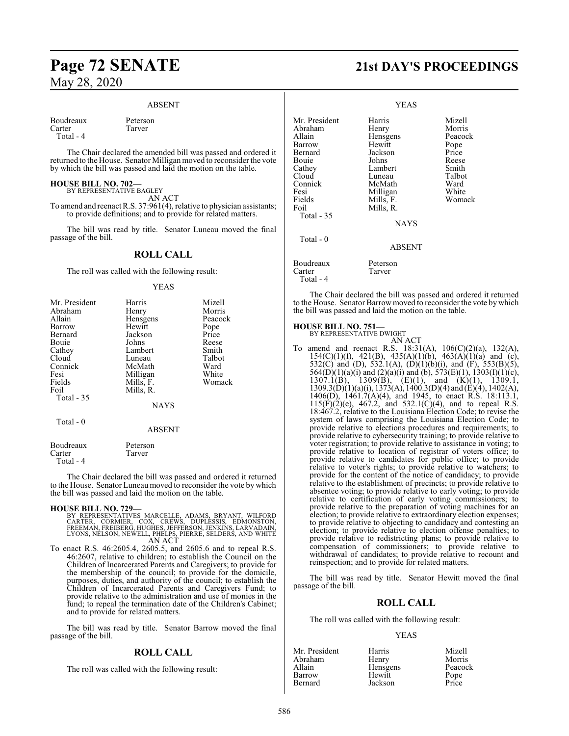ABSENT

| | |
|---|---|
| Boudreaux | Peterson |
| Carter | Tarver |
| Total - 4 | |

The Chair declared the amended bill was passed and ordered it returned to the House. Senator Milligan moved to reconsider the vote by which the bill was passed and laid the motion on the table.

**HOUSE BILL NO. 702—**
BY REPRESENTATIVE BAGLEY
AN ACT
To amend and reenact R.S. 37:961(4), relative to physician assistants; to provide definitions; and to provide for related matters.

The bill was read by title. Senator Luneau moved the final passage of the bill.

## ROLL CALL

The roll was called with the following result:

YEAS

| | | |
|---|---|---|
| Mr. President | Harris | Mizell |
| Abraham | Henry | Morris |
| Allain | Hensgens | Peacock |
| Barrow | Hewitt | Pope |
| Bernard | Jackson | Price |
| Bouie | Johns | Reese |
| Cathey | Lambert | Smith |
| Cloud | Luneau | Talbot |
| Connick | McMath | Ward |
| Fesi | Milligan | White |
| Fields | Mills, F. | Womack |
| Foil | Mills, R. | |
| Total - 35 | | |

NAYS

Total - 0

ABSENT

| | |
|---|---|
| Boudreaux | Peterson |
| Carter | Tarver |
| Total - 4 | |

The Chair declared the bill was passed and ordered it returned to the House. Senator Luneau moved to reconsider the vote by which the bill was passed and laid the motion on the table.

**HOUSE BILL NO. 729—**
BY REPRESENTATIVES MARCELLE, ADAMS, BRYANT, WILFORD CARTER, CORMIER, COX, CREWS, DUPLESSIS, EDMONSTON, FREEMAN, FREIBERG, HUGHES, JEFFERSON, JENKINS, LARVADAIN, LYONS, NELSON, NEWELL, PHELPS, PIERRE, SELDERS, AND WHITE
AN ACT
To enact R.S. 46:2605.4, 2605.5, and 2605.6 and to repeal R.S. 46:2607, relative to children; to establish the Council on the Children of Incarcerated Parents and Caregivers; to provide for the membership of the council; to provide for the domicile, purposes, duties, and authority of the council; to establish the Children of Incarcerated Parents and Caregivers Fund; to provide relative to the administration and use of monies in the fund; to repeal the termination date of the Children's Cabinet; and to provide for related matters.

The bill was read by title. Senator Barrow moved the final passage of the bill.

## ROLL CALL

The roll was called with the following result:

YEAS

| | | |
|---|---|---|
| Mr. President | Harris | Mizell |
| Abraham | Henry | Morris |
| Allain | Hensgens | Peacock |
| Barrow | Hewitt | Pope |
| Bernard | Jackson | Price |
| Bouie | Johns | Reese |
| Cathey | Lambert | Smith |
| Cloud | Luneau | Talbot |
| Connick | McMath | Ward |
| Fesi | Milligan | White |
| Fields | Mills, F. | Womack |
| Foil | Mills, R. | |
| Total - 35 | | |

NAYS

Total - 0

ABSENT

| | |
|---|---|
| Boudreaux | Peterson |
| Carter | Tarver |
| Total - 4 | |

The Chair declared the bill was passed and ordered it returned to the House. Senator Barrow moved to reconsider the vote by which the bill was passed and laid the motion on the table.

**HOUSE BILL NO. 751—**
BY REPRESENTATIVE DWIGHT
AN ACT
To amend and reenact R.S. 18:31(A), 106(C)(2)(a), 132(A), 154(C)(1)(f), 421(B), 435(A)(1)(b), 463(A)(1)(a) and (c), 532(C) and (D), 532.1(A), (D)(1)(b)(i), and (F), 553(B)(5), 564(D)(1)(a)(i) and (2)(a)(i) and (b), 573(E)(1), 1303(I)(1)(c), 1307.1(B), 1309(B), (E)(1), and (K)(1), 1309.1, 1309.3(D)(1)(a)(i), 1373(A), 1400.3(D)(4) and (E)(4), 1402(A), 1406(D), 1461.7(A)(4), and 1945, to enact R.S. 18:113.1, 115(F)(2)(e), 467.2, and 532.1(C)(4), and to repeal R.S. 18:467.2, relative to the Louisiana Election Code; to revise the system of laws comprising the Louisiana Election Code; to provide relative to elections procedures and requirements; to provide relative to cybersecurity training; to provide relative to voter registration; to provide relative to assistance in voting; to provide relative to location of registrar of voters office; to provide relative to candidates for public office; to provide relative to voter's rights; to provide relative to watchers; to provide for the content of the notice of candidacy; to provide relative to the establishment of precincts; to provide relative to absentee voting; to provide relative to early voting; to provide relative to certification of early voting commissioners; to provide relative to the preparation of voting machines for an election; to provide relative to extraordinary election expenses; to provide relative to objecting to candidacy and contesting an election; to provide relative to election offense penalties; to provide relative to redistricting plans; to provide relative to compensation of commissioners; to provide relative to withdrawal of candidates; to provide relative to recount and reinspection; and to provide for related matters.

The bill was read by title. Senator Hewitt moved the final passage of the bill.

## ROLL CALL

The roll was called with the following result:

YEAS

| | | |
|---|---|---|
| Mr. President | Harris | Mizell |
| Abraham | Henry | Morris |
| Allain | Hensgens | Peacock |
| Barrow | Hewitt | Pope |
| Bernard | Jackson | Price |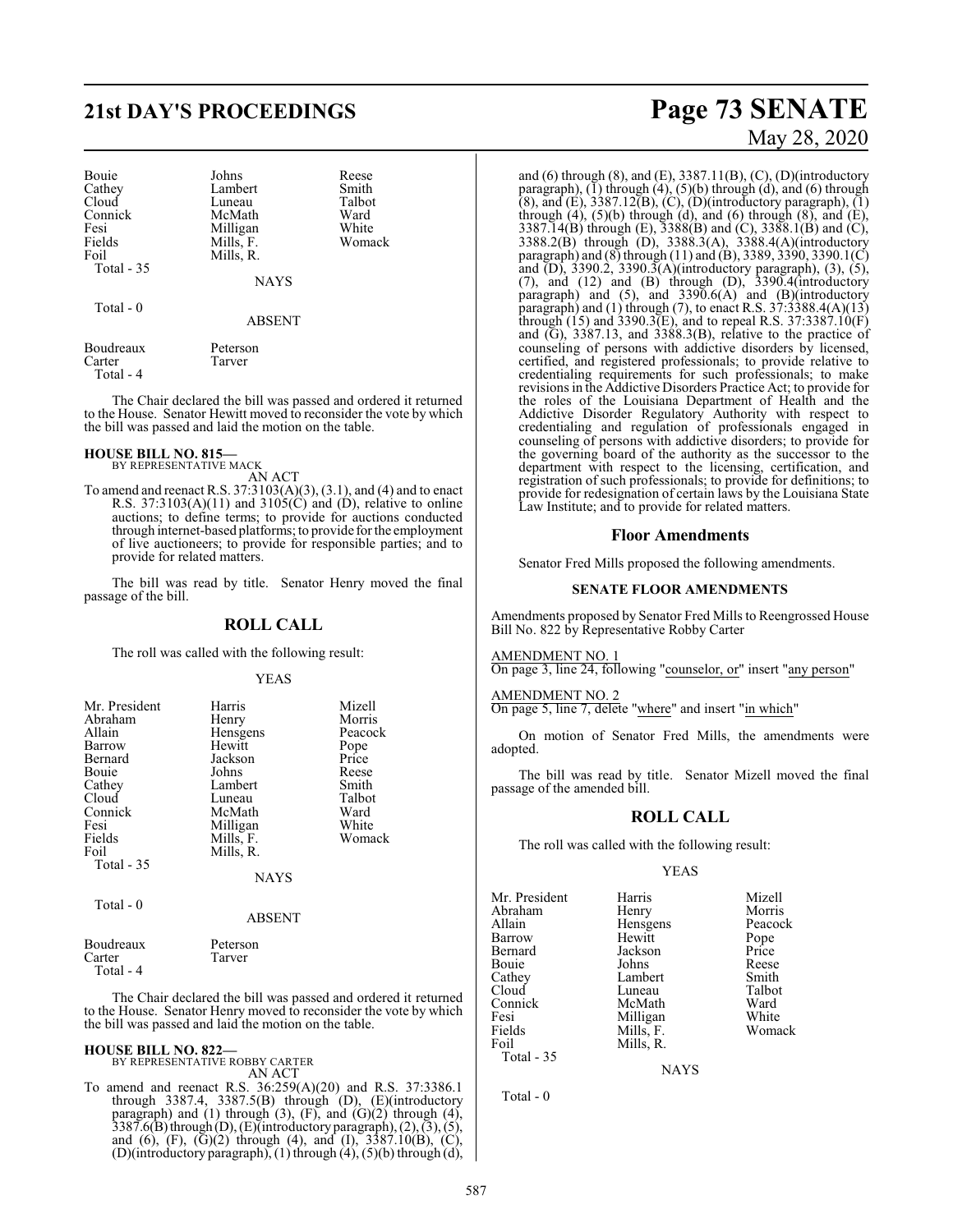| Bouie | Johns | Reese |
|---|---|---|
| Cathey | Lambert | Smith |
| Cloud | Luneau | Talbot |
| Connick | McMath | Ward |
| Fesi | Milligan | White |
| Fields | Mills, F. | Womack |
| Foil | Mills, R. | |
| Total - 35 | | |

NAYS

Total - 0

ABSENT

| Boudreaux | Peterson |
|---|---|
| Carter | Tarver |
| Total - 4 | |

The Chair declared the bill was passed and ordered it returned to the House. Senator Hewitt moved to reconsider the vote by which the bill was passed and laid the motion on the table.

**HOUSE BILL NO. 815—**
BY REPRESENTATIVE MACK
AN ACT

To amend and reenact R.S. 37:3103(A)(3), (3.1), and (4) and to enact R.S. 37:3103(A)(11) and 3105(C) and (D), relative to online auctions; to define terms; to provide for auctions conducted through internet-based platforms; to provide for the employment of live auctioneers; to provide for responsible parties; and to provide for related matters.

The bill was read by title. Senator Henry moved the final passage of the bill.

## ROLL CALL

The roll was called with the following result:

YEAS

| Mr. President | Harris | Mizell |
|---|---|---|
| Abraham | Henry | Morris |
| Allain | Hensgens | Peacock |
| Barrow | Hewitt | Pope |
| Bernard | Jackson | Price |
| Bouie | Johns | Reese |
| Cathey | Lambert | Smith |
| Cloud | Luneau | Talbot |
| Connick | McMath | Ward |
| Fesi | Milligan | White |
| Fields | Mills, F. | Womack |
| Foil | Mills, R. | |
| Total - 35 | | |

NAYS

Total - 0

ABSENT

| Boudreaux | Peterson |
|---|---|
| Carter | Tarver |
| Total - 4 | |

The Chair declared the bill was passed and ordered it returned to the House. Senator Henry moved to reconsider the vote by which the bill was passed and laid the motion on the table.

**HOUSE BILL NO. 822—**
BY REPRESENTATIVE ROBBY CARTER
AN ACT

To amend and reenact R.S. 36:259(A)(20) and R.S. 37:3386.1 through 3387.4, 3387.5(B) through (D), (E)(introductory paragraph) and (1) through (3), (F), and (G)(2) through (4), 3387.6(B) through (D), (E)(introductory paragraph), (2), (3), (5), and (6), (F), (G)(2) through (4), and (I), 3387.10(B), (C), (D)(introductory paragraph), (1) through (4), (5)(b) through (d), and (6) through (8), and (E), 3387.11(B), (C), (D)(introductory paragraph), (1) through (4), (5)(b) through (d), and (6) through (8), and (E), 3387.12(B), (C), (D)(introductory paragraph), (1) through (4), (5)(b) through (d), and (6) through (8), and (E), 3387.14(B) through (E), 3388(B) and (C), 3388.1(B) and (C), 3388.2(B) through (D), 3388.3(A), 3388.4(A)(introductory paragraph) and (8) through (11) and (B), 3389, 3390, 3390.1(C) and (D), 3390.2, 3390.3(A)(introductory paragraph), (3), (5), (7), and (12) and (B) through (D), 3390.4(introductory paragraph) and (5), and 3390.6(A) and (B)(introductory paragraph) and (1) through (7), to enact R.S. 37:3388.4(A)(13) through (15) and 3390.3(E), and to repeal R.S. 37:3387.10(F) and (G), 3387.13, and 3388.3(B), relative to the practice of counseling of persons with addictive disorders by licensed, certified, and registered professionals; to provide relative to credentialing requirements for such professionals; to make revisions in the Addictive Disorders Practice Act; to provide for the roles of the Louisiana Department of Health and the Addictive Disorder Regulatory Authority with respect to credentialing and regulation of professionals engaged in counseling of persons with addictive disorders; to provide for the governing board of the authority as the successor to the department with respect to the licensing, certification, and registration of such professionals; to provide for definitions; to provide for redesignation of certain laws by the Louisiana State Law Institute; and to provide for related matters.

## Floor Amendments

Senator Fred Mills proposed the following amendments.

**SENATE FLOOR AMENDMENTS**

Amendments proposed by Senator Fred Mills to Reengrossed House Bill No. 822 by Representative Robby Carter

AMENDMENT NO. 1
On page 3, line 24, following "counselor, or" insert "any person"

AMENDMENT NO. 2
On page 5, line 7, delete "where" and insert "in which"

On motion of Senator Fred Mills, the amendments were adopted.

The bill was read by title. Senator Mizell moved the final passage of the amended bill.

## ROLL CALL

The roll was called with the following result:

YEAS

| Mr. President | Harris | Mizell |
|---|---|---|
| Abraham | Henry | Morris |
| Allain | Hensgens | Peacock |
| Barrow | Hewitt | Pope |
| Bernard | Jackson | Price |
| Bouie | Johns | Reese |
| Cathey | Lambert | Smith |
| Cloud | Luneau | Talbot |
| Connick | McMath | Ward |
| Fesi | Milligan | White |
| Fields | Mills, F. | Womack |
| Foil | Mills, R. | |
| Total - 35 | | |

NAYS

Total - 0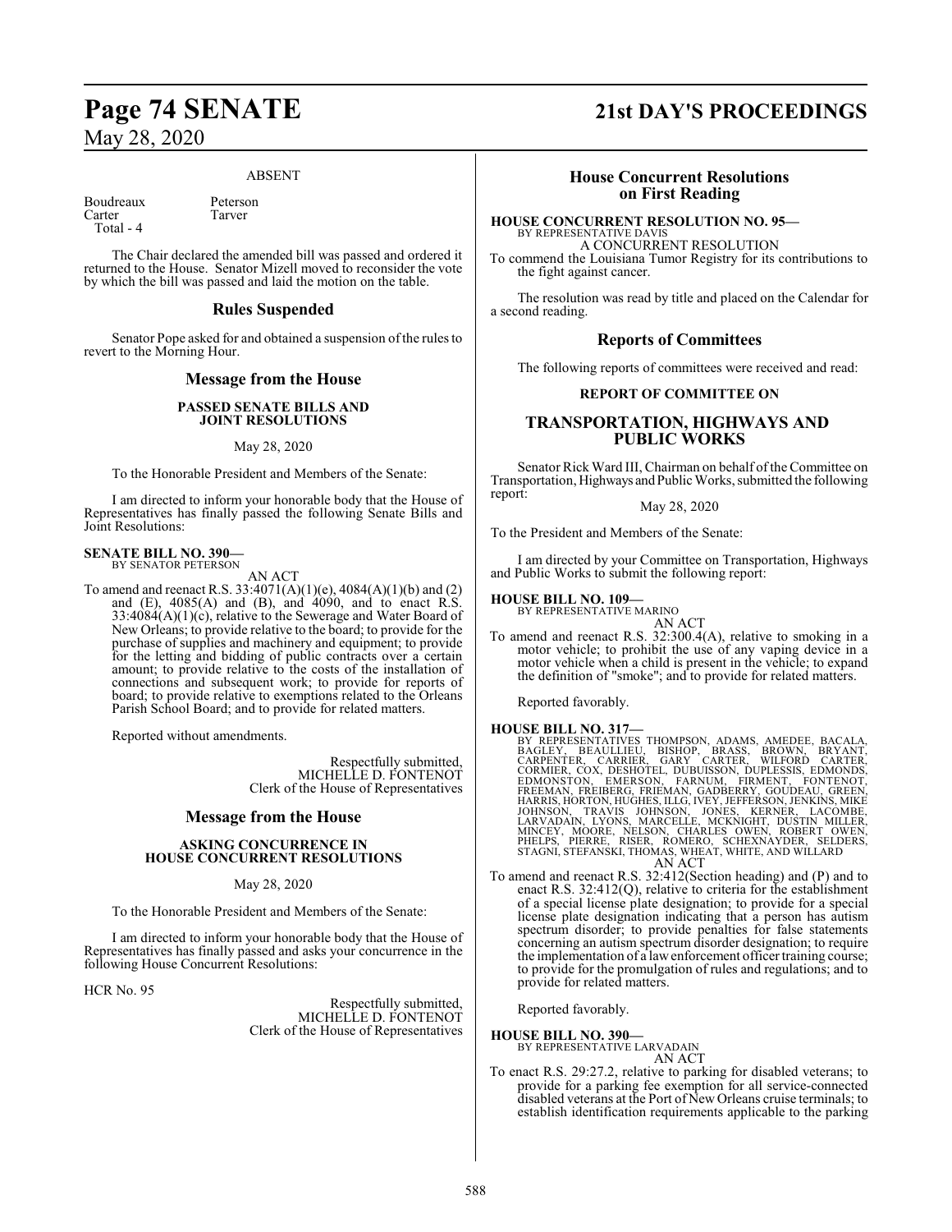## ABSENT

| | |
|---|---|
| Boudreaux | Peterson |
| Carter | Tarver |
| Total - 4 | |

The Chair declared the amended bill was passed and ordered it returned to the House. Senator Mizell moved to reconsider the vote by which the bill was passed and laid the motion on the table.

## Rules Suspended

Senator Pope asked for and obtained a suspension of the rules to revert to the Morning Hour.

## Message from the House

### PASSED SENATE BILLS AND JOINT RESOLUTIONS

May 28, 2020

To the Honorable President and Members of the Senate:

I am directed to inform your honorable body that the House of Representatives has finally passed the following Senate Bills and Joint Resolutions:

**SENATE BILL NO. 390—**
BY SENATOR PETERSON

AN ACT

To amend and reenact R.S. 33:4071(A)(1)(e), 4084(A)(1)(b) and (2) and (E), 4085(A) and (B), and 4090, and to enact R.S. 33:4084(A)(1)(c), relative to the Sewerage and Water Board of New Orleans; to provide relative to the board; to provide for the purchase of supplies and machinery and equipment; to provide for the letting and bidding of public contracts over a certain amount; to provide relative to the costs of the installation of connections and subsequent work; to provide for reports of board; to provide relative to exemptions related to the Orleans Parish School Board; and to provide for related matters.

Reported without amendments.

Respectfully submitted,
MICHELLE D. FONTENOT
Clerk of the House of Representatives

## Message from the House

### ASKING CONCURRENCE IN HOUSE CONCURRENT RESOLUTIONS

May 28, 2020

To the Honorable President and Members of the Senate:

I am directed to inform your honorable body that the House of Representatives has finally passed and asks your concurrence in the following House Concurrent Resolutions:

HCR No. 95

Respectfully submitted,
MICHELLE D. FONTENOT
Clerk of the House of Representatives

## House Concurrent Resolutions on First Reading

**HOUSE CONCURRENT RESOLUTION NO. 95—**
BY REPRESENTATIVE DAVIS

A CONCURRENT RESOLUTION

To commend the Louisiana Tumor Registry for its contributions to the fight against cancer.

The resolution was read by title and placed on the Calendar for a second reading.

## Reports of Committees

The following reports of committees were received and read:

### REPORT OF COMMITTEE ON

## TRANSPORTATION, HIGHWAYS AND PUBLIC WORKS

Senator Rick Ward III, Chairman on behalf of the Committee on Transportation, Highways and Public Works, submitted the following report:

May 28, 2020

To the President and Members of the Senate:

I am directed by your Committee on Transportation, Highways and Public Works to submit the following report:

**HOUSE BILL NO. 109—**
BY REPRESENTATIVE MARINO

AN ACT

To amend and reenact R.S. 32:300.4(A), relative to smoking in a motor vehicle; to prohibit the use of any vaping device in a motor vehicle when a child is present in the vehicle; to expand the definition of "smoke"; and to provide for related matters.

Reported favorably.

**HOUSE BILL NO. 317—**
BY REPRESENTATIVES THOMPSON, ADAMS, AMEDEE, BACALA, BAGLEY, BEAULLIEU, BISHOP, BRASS, BROWN, BRYANT, CARPENTER, CARRIER, GARY CARTER, WILFORD CARTER, CORMIER, COX, DESHOTEL, DUBUISSON, DUPLESSIS, EDMONDS, EDMONSTON, EMERSON, FARNUM, FIRMENT, FONTENOT, FREEMAN, FREIBERG, FRIEMAN, GADBERRY, GOUDEAU, GREEN, HARRIS, HORTON, HUGHES, ILLG, IVEY, JEFFERSON, JENKINS, MIKE JOHNSON, TRAVIS JOHNSON, JONES, KERNER, LACOMBE, LARVADAIN, LYONS, MARCELLE, MCKNIGHT, DUSTIN MILLER, MINCEY, MOORE, NELSON, CHARLES OWEN, ROBERT OWEN, PHELPS, PIERRE, RISER, ROMERO, SCHEXNAYDER, SELDERS, STAGNI, STEFANSKI, THOMAS, WHEAT, WHITE, AND WILLARD

AN ACT

To amend and reenact R.S. 32:412(Section heading) and (P) and to enact R.S. 32:412(Q), relative to criteria for the establishment of a special license plate designation; to provide for a special license plate designation indicating that a person has autism spectrum disorder; to provide penalties for false statements concerning an autism spectrum disorder designation; to require the implementation of a law enforcement officer training course; to provide for the promulgation of rules and regulations; and to provide for related matters.

Reported favorably.

**HOUSE BILL NO. 390—**
BY REPRESENTATIVE LARVADAIN

AN ACT

To enact R.S. 29:27.2, relative to parking for disabled veterans; to provide for a parking fee exemption for all service-connected disabled veterans at the Port of New Orleans cruise terminals; to establish identification requirements applicable to the parking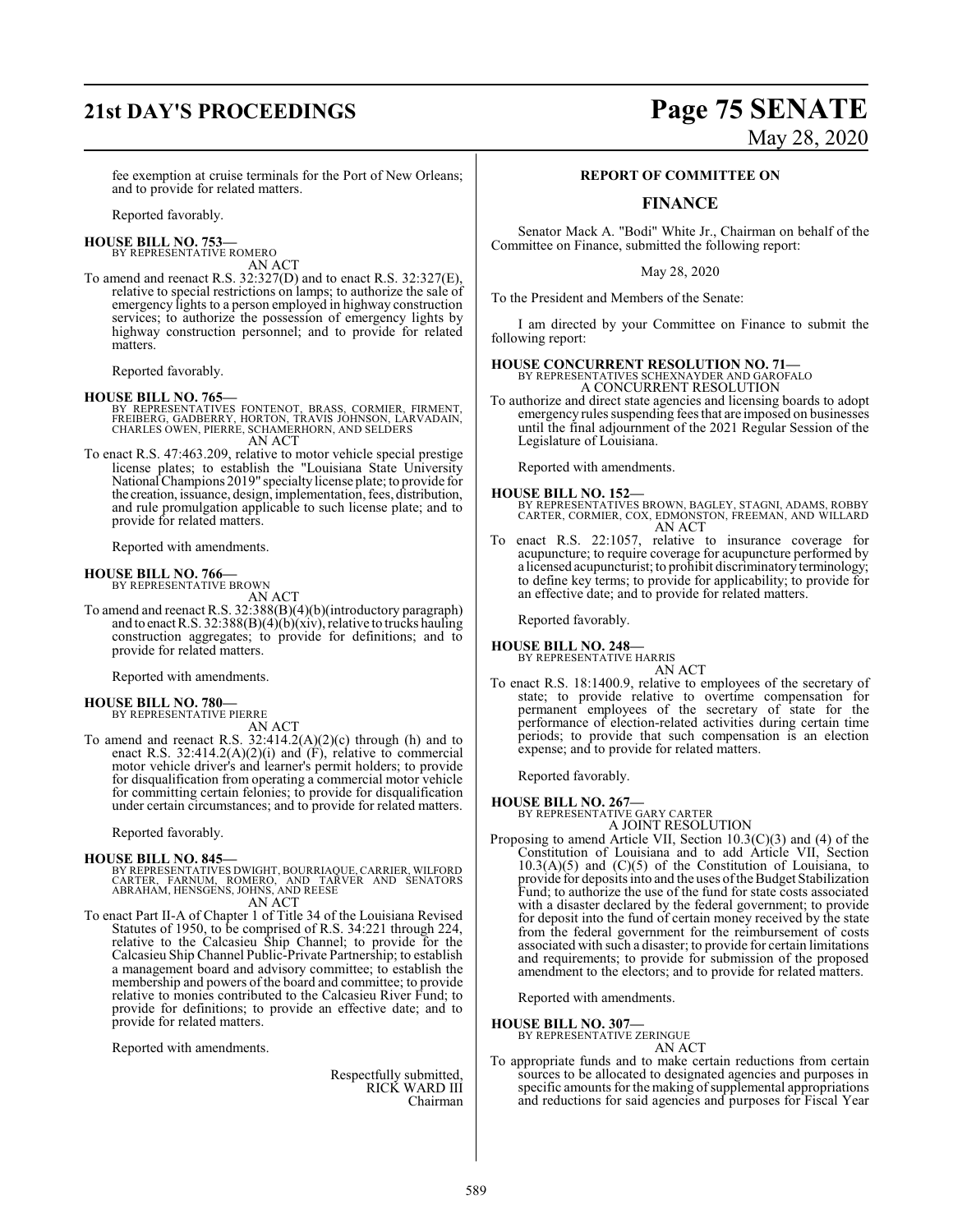fee exemption at cruise terminals for the Port of New Orleans; and to provide for related matters.

Reported favorably.

**HOUSE BILL NO. 753—**
BY REPRESENTATIVE ROMERO
AN ACT

To amend and reenact R.S. 32:327(D) and to enact R.S. 32:327(E), relative to special restrictions on lamps; to authorize the sale of emergency lights to a person employed in highway construction services; to authorize the possession of emergency lights by highway construction personnel; and to provide for related matters.

Reported favorably.

**HOUSE BILL NO. 765—**
BY REPRESENTATIVES FONTENOT, BRASS, CORMIER, FIRMENT, FREIBERG, GADBERRY, HORTON, TRAVIS JOHNSON, LARVADAIN, CHARLES OWEN, PIERRE, SCHAMERHORN, AND SELDERS
AN ACT

To enact R.S. 47:463.209, relative to motor vehicle special prestige license plates; to establish the "Louisiana State University National Champions 2019" specialty license plate; to provide for the creation, issuance, design, implementation, fees, distribution, and rule promulgation applicable to such license plate; and to provide for related matters.

Reported with amendments.

**HOUSE BILL NO. 766—**
BY REPRESENTATIVE BROWN
AN ACT

To amend and reenact R.S. 32:388(B)(4)(b)(introductory paragraph) and to enact R.S. 32:388(B)(4)(b)(xiv), relative to trucks hauling construction aggregates; to provide for definitions; and to provide for related matters.

Reported with amendments.

**HOUSE BILL NO. 780—**
BY REPRESENTATIVE PIERRE
AN ACT

To amend and reenact R.S. 32:414.2(A)(2)(c) through (h) and to enact R.S. 32:414.2(A)(2)(i) and (F), relative to commercial motor vehicle driver's and learner's permit holders; to provide for disqualification from operating a commercial motor vehicle for committing certain felonies; to provide for disqualification under certain circumstances; and to provide for related matters.

Reported favorably.

**HOUSE BILL NO. 845—**
BY REPRESENTATIVES DWIGHT, BOURRIAQUE, CARRIER, WILFORD CARTER, FARNUM, ROMERO, AND TARVER AND SENATORS ABRAHAM, HENSGENS, JOHNS, AND REESE
AN ACT

To enact Part II-A of Chapter 1 of Title 34 of the Louisiana Revised Statutes of 1950, to be comprised of R.S. 34:221 through 224, relative to the Calcasieu Ship Channel; to provide for the Calcasieu Ship Channel Public-Private Partnership; to establish a management board and advisory committee; to establish the membership and powers of the board and committee; to provide relative to monies contributed to the Calcasieu River Fund; to provide for definitions; to provide an effective date; and to provide for related matters.

Reported with amendments.

Respectfully submitted,
RICK WARD III
Chairman

## REPORT OF COMMITTEE ON

## FINANCE

Senator Mack A. "Bodi" White Jr., Chairman on behalf of the Committee on Finance, submitted the following report:

May 28, 2020

To the President and Members of the Senate:

I am directed by your Committee on Finance to submit the following report:

**HOUSE CONCURRENT RESOLUTION NO. 71—**
BY REPRESENTATIVES SCHEXNAYDER AND GAROFALO
A CONCURRENT RESOLUTION

To authorize and direct state agencies and licensing boards to adopt emergency rules suspending fees that are imposed on businesses until the final adjournment of the 2021 Regular Session of the Legislature of Louisiana.

Reported with amendments.

**HOUSE BILL NO. 152—**
BY REPRESENTATIVES BROWN, BAGLEY, STAGNI, ADAMS, ROBBY CARTER, CORMIER, COX, EDMONSTON, FREEMAN, AND WILLARD
AN ACT

To enact R.S. 22:1057, relative to insurance coverage for acupuncture; to require coverage for acupuncture performed by a licensed acupuncturist; to prohibit discriminatory terminology; to define key terms; to provide for applicability; to provide for an effective date; and to provide for related matters.

Reported favorably.

**HOUSE BILL NO. 248—**
BY REPRESENTATIVE HARRIS
AN ACT

To enact R.S. 18:1400.9, relative to employees of the secretary of state; to provide relative to overtime compensation for permanent employees of the secretary of state for the performance of election-related activities during certain time periods; to provide that such compensation is an election expense; and to provide for related matters.

Reported favorably.

**HOUSE BILL NO. 267—**
BY REPRESENTATIVE GARY CARTER
A JOINT RESOLUTION

Proposing to amend Article VII, Section 10.3(C)(3) and (4) of the Constitution of Louisiana and to add Article VII, Section 10.3(A)(5) and (C)(5) of the Constitution of Louisiana, to provide for deposits into and the uses of the Budget Stabilization Fund; to authorize the use of the fund for state costs associated with a disaster declared by the federal government; to provide for deposit into the fund of certain money received by the state from the federal government for the reimbursement of costs associated with such a disaster; to provide for certain limitations and requirements; to provide for submission of the proposed amendment to the electors; and to provide for related matters.

Reported with amendments.

**HOUSE BILL NO. 307—**
BY REPRESENTATIVE ZERINGUE
AN ACT

To appropriate funds and to make certain reductions from certain sources to be allocated to designated agencies and purposes in specific amounts for the making of supplemental appropriations and reductions for said agencies and purposes for Fiscal Year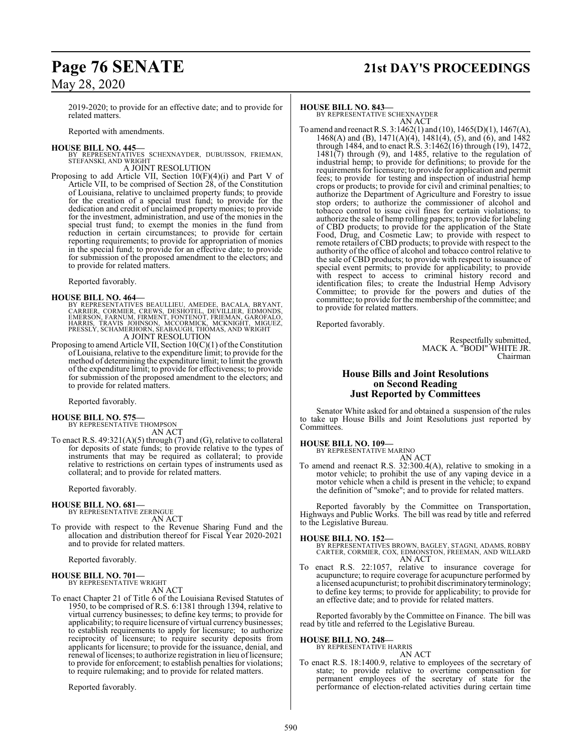2019-2020; to provide for an effective date; and to provide for related matters.

Reported with amendments.

**HOUSE BILL NO. 445—**
BY REPRESENTATIVES SCHEXNAYDER, DUBUISSON, FRIEMAN, STEFANSKI, AND WRIGHT
A JOINT RESOLUTION

Proposing to add Article VII, Section 10(F)(4)(i) and Part V of Article VII, to be comprised of Section 28, of the Constitution of Louisiana, relative to unclaimed property funds; to provide for the creation of a special trust fund; to provide for the dedication and credit of unclaimed property monies; to provide for the investment, administration, and use of the monies in the special trust fund; to exempt the monies in the fund from reduction in certain circumstances; to provide for certain reporting requirements; to provide for appropriation of monies in the special fund; to provide for an effective date; to provide for submission of the proposed amendment to the electors; and to provide for related matters.

Reported favorably.

**HOUSE BILL NO. 464—**
BY REPRESENTATIVES BEAULLIEU, AMEDEE, BACALA, BRYANT, CARRIER, CORMIER, CREWS, DESHOTEL, DEVILLIER, EDMONDS, EMERSON, FARNUM, FIRMENT, FONTENOT, FRIEMAN, GAROFALO, HARRIS, TRAVIS JOHNSON, MCCORMICK, MCKNIGHT, MIGUEZ, PRESSLY, SCHAMERHORN, SEABAUGH, THOMAS, AND WRIGHT
A JOINT RESOLUTION

Proposing to amend Article VII, Section 10(C)(1) of the Constitution of Louisiana, relative to the expenditure limit; to provide for the method of determining the expenditure limit; to limit the growth of the expenditure limit; to provide for effectiveness; to provide for submission of the proposed amendment to the electors; and to provide for related matters.

Reported favorably.

**HOUSE BILL NO. 575—**
BY REPRESENTATIVE THOMPSON
AN ACT

To enact R.S. 49:321(A)(5) through (7) and (G), relative to collateral for deposits of state funds; to provide relative to the types of instruments that may be required as collateral; to provide relative to restrictions on certain types of instruments used as collateral; and to provide for related matters.

Reported favorably.

**HOUSE BILL NO. 681—**
BY REPRESENTATIVE ZERINGUE
AN ACT

To provide with respect to the Revenue Sharing Fund and the allocation and distribution thereof for Fiscal Year 2020-2021 and to provide for related matters.

Reported favorably.

**HOUSE BILL NO. 701—**
BY REPRESENTATIVE WRIGHT
AN ACT

To enact Chapter 21 of Title 6 of the Louisiana Revised Statutes of 1950, to be comprised of R.S. 6:1381 through 1394, relative to virtual currency businesses; to define key terms; to provide for applicability; to require licensure of virtual currency businesses; to establish requirements to apply for licensure; to authorize reciprocity of licensure; to require security deposits from applicants for licensure; to provide for the issuance, denial, and renewal of licenses; to authorize registration in lieu of licensure; to provide for enforcement; to establish penalties for violations; to require rulemaking; and to provide for related matters.

Reported favorably.

**HOUSE BILL NO. 843—**
BY REPRESENTATIVE SCHEXNAYDER
AN ACT

To amend and reenact R.S. 3:1462(1) and (10), 1465(D)(1), 1467(A), 1468(A) and (B), 1471(A)(4), 1481(4), (5), and (6), and 1482 through 1484, and to enact R.S. 3:1462(16) through (19), 1472, 1481(7) through (9), and 1485, relative to the regulation of industrial hemp; to provide for definitions; to provide for the requirements for licensure; to provide for application and permit fees; to provide for testing and inspection of industrial hemp crops or products; to provide for civil and criminal penalties; to authorize the Department of Agriculture and Forestry to issue stop orders; to authorize the commissioner of alcohol and tobacco control to issue civil fines for certain violations; to authorize the sale of hemp rolling papers; to provide for labeling of CBD products; to provide for the application of the State Food, Drug, and Cosmetic Law; to provide with respect to remote retailers of CBD products; to provide with respect to the authority of the office of alcohol and tobacco control relative to the sale of CBD products; to provide with respect to issuance of special event permits; to provide for applicability; to provide with respect to access to criminal history record and identification files; to create the Industrial Hemp Advisory Committee; to provide for the powers and duties of the committee; to provide for the membership of the committee; and to provide for related matters.

Reported favorably.

Respectfully submitted,
MACK A. "BODI" WHITE JR.
Chairman

## House Bills and Joint Resolutions on Second Reading Just Reported by Committees

Senator White asked for and obtained a suspension of the rules to take up House Bills and Joint Resolutions just reported by Committees.

**HOUSE BILL NO. 109—**
BY REPRESENTATIVE MARINO
AN ACT

To amend and reenact R.S. 32:300.4(A), relative to smoking in a motor vehicle; to prohibit the use of any vaping device in a motor vehicle when a child is present in the vehicle; to expand the definition of "smoke"; and to provide for related matters.

Reported favorably by the Committee on Transportation, Highways and Public Works. The bill was read by title and referred to the Legislative Bureau.

**HOUSE BILL NO. 152—**
BY REPRESENTATIVES BROWN, BAGLEY, STAGNI, ADAMS, ROBBY CARTER, CORMIER, COX, EDMONSTON, FREEMAN, AND WILLARD
AN ACT

To enact R.S. 22:1057, relative to insurance coverage for acupuncture; to require coverage for acupuncture performed by a licensed acupuncturist; to prohibit discriminatory terminology; to define key terms; to provide for applicability; to provide for an effective date; and to provide for related matters.

Reported favorably by the Committee on Finance. The bill was read by title and referred to the Legislative Bureau.

**HOUSE BILL NO. 248—**
BY REPRESENTATIVE HARRIS
AN ACT

To enact R.S. 18:1400.9, relative to employees of the secretary of state; to provide relative to overtime compensation for permanent employees of the secretary of state for the performance of election-related activities during certain time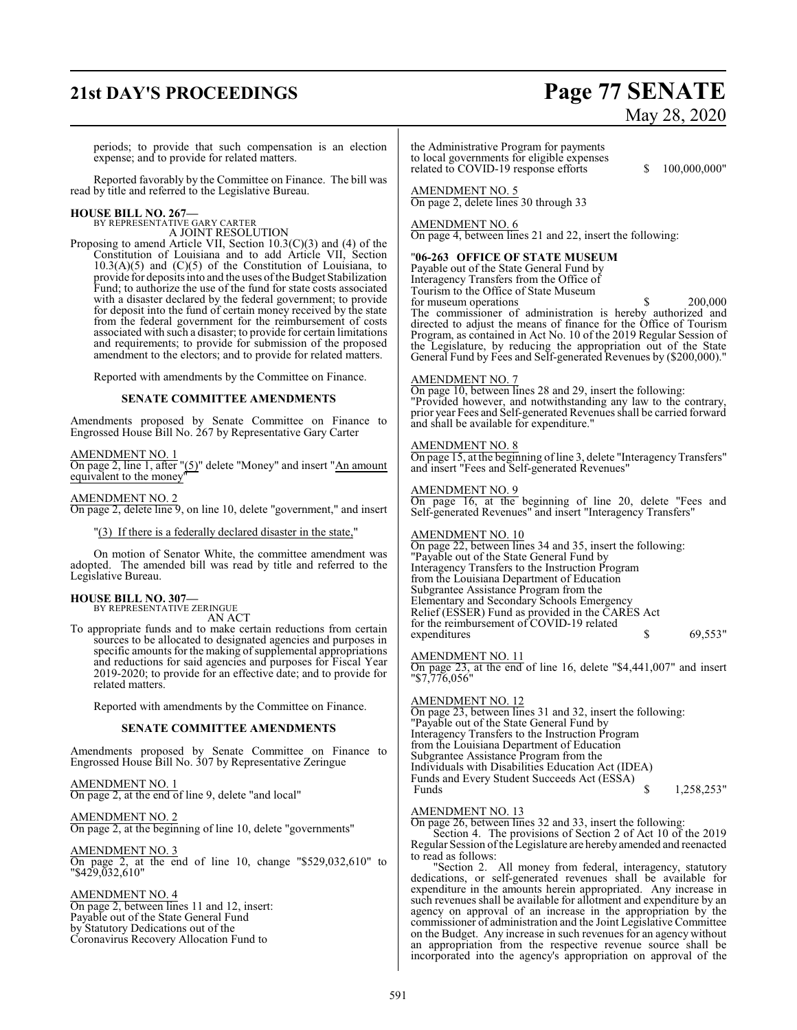periods; to provide that such compensation is an election expense; and to provide for related matters.

Reported favorably by the Committee on Finance. The bill was read by title and referred to the Legislative Bureau.

**HOUSE BILL NO. 267—**
BY REPRESENTATIVE GARY CARTER
A JOINT RESOLUTION

Proposing to amend Article VII, Section 10.3(C)(3) and (4) of the Constitution of Louisiana and to add Article VII, Section 10.3(A)(5) and (C)(5) of the Constitution of Louisiana, to provide for deposits into and the uses of the Budget Stabilization Fund; to authorize the use of the fund for state costs associated with a disaster declared by the federal government; to provide for deposit into the fund of certain money received by the state from the federal government for the reimbursement of costs associated with such a disaster; to provide for certain limitations and requirements; to provide for submission of the proposed amendment to the electors; and to provide for related matters.

Reported with amendments by the Committee on Finance.

**SENATE COMMITTEE AMENDMENTS**

Amendments proposed by Senate Committee on Finance to Engrossed House Bill No. 267 by Representative Gary Carter

AMENDMENT NO. 1
On page 2, line 1, after "(5)" delete "Money" and insert "An amount equivalent to the money"

AMENDMENT NO. 2
On page 2, delete line 9, on line 10, delete "government," and insert

"(3) If there is a federally declared disaster in the state,"

On motion of Senator White, the committee amendment was adopted. The amended bill was read by title and referred to the Legislative Bureau.

**HOUSE BILL NO. 307—**
BY REPRESENTATIVE ZERINGUE
AN ACT

To appropriate funds and to make certain reductions from certain sources to be allocated to designated agencies and purposes in specific amounts for the making of supplemental appropriations and reductions for said agencies and purposes for Fiscal Year 2019-2020; to provide for an effective date; and to provide for related matters.

Reported with amendments by the Committee on Finance.

**SENATE COMMITTEE AMENDMENTS**

Amendments proposed by Senate Committee on Finance to Engrossed House Bill No. 307 by Representative Zeringue

AMENDMENT NO. 1
On page 2, at the end of line 9, delete "and local"

AMENDMENT NO. 2
On page 2, at the beginning of line 10, delete "governments"

AMENDMENT NO. 3
On page 2, at the end of line 10, change "$529,032,610" to "$429,032,610"

AMENDMENT NO. 4
On page 2, between lines 11 and 12, insert:
Payable out of the State General Fund
by Statutory Dedications out of the
Coronavirus Recovery Allocation Fund to
the Administrative Program for payments
to local governments for eligible expenses
related to COVID-19 response efforts $ 100,000,000"

AMENDMENT NO. 5
On page 2, delete lines 30 through 33

AMENDMENT NO. 6
On page 4, between lines 21 and 22, insert the following:

"**06-263 OFFICE OF STATE MUSEUM**
Payable out of the State General Fund by
Interagency Transfers from the Office of
Tourism to the Office of State Museum
for museum operations $ 200,000
The commissioner of administration is hereby authorized and directed to adjust the means of finance for the Office of Tourism Program, as contained in Act No. 10 of the 2019 Regular Session of the Legislature, by reducing the appropriation out of the State General Fund by Fees and Self-generated Revenues by ($200,000)."

AMENDMENT NO. 7
On page 10, between lines 28 and 29, insert the following:
"Provided however, and notwithstanding any law to the contrary, prior year Fees and Self-generated Revenues shall be carried forward and shall be available for expenditure."

AMENDMENT NO. 8
On page 15, at the beginning of line 3, delete "Interagency Transfers" and insert "Fees and Self-generated Revenues"

AMENDMENT NO. 9
On page 16, at the beginning of line 20, delete "Fees and Self-generated Revenues" and insert "Interagency Transfers"

AMENDMENT NO. 10
On page 22, between lines 34 and 35, insert the following:
"Payable out of the State General Fund by
Interagency Transfers to the Instruction Program
from the Louisiana Department of Education
Subgrantee Assistance Program from the
Elementary and Secondary Schools Emergency
Relief (ESSER) Fund as provided in the CARES Act
for the reimbursement of COVID-19 related
expenditures $ 69,553"

AMENDMENT NO. 11
On page 23, at the end of line 16, delete "$4,441,007" and insert "$7,776,056"

AMENDMENT NO. 12
On page 23, between lines 31 and 32, insert the following:
"Payable out of the State General Fund by
Interagency Transfers to the Instruction Program
from the Louisiana Department of Education
Subgrantee Assistance Program from the
Individuals with Disabilities Education Act (IDEA)
Funds and Every Student Succeeds Act (ESSA)
Funds $ 1,258,253"

AMENDMENT NO. 13
On page 26, between lines 32 and 33, insert the following:

Section 4. The provisions of Section 2 of Act 10 of the 2019 Regular Session of the Legislature are hereby amended and reenacted to read as follows:

"Section 2. All money from federal, interagency, statutory dedications, or self-generated revenues shall be available for expenditure in the amounts herein appropriated. Any increase in such revenues shall be available for allotment and expenditure by an agency on approval of an increase in the appropriation by the commissioner of administration and the Joint Legislative Committee on the Budget. Any increase in such revenues for an agency without an appropriation from the respective revenue source shall be incorporated into the agency's appropriation on approval of the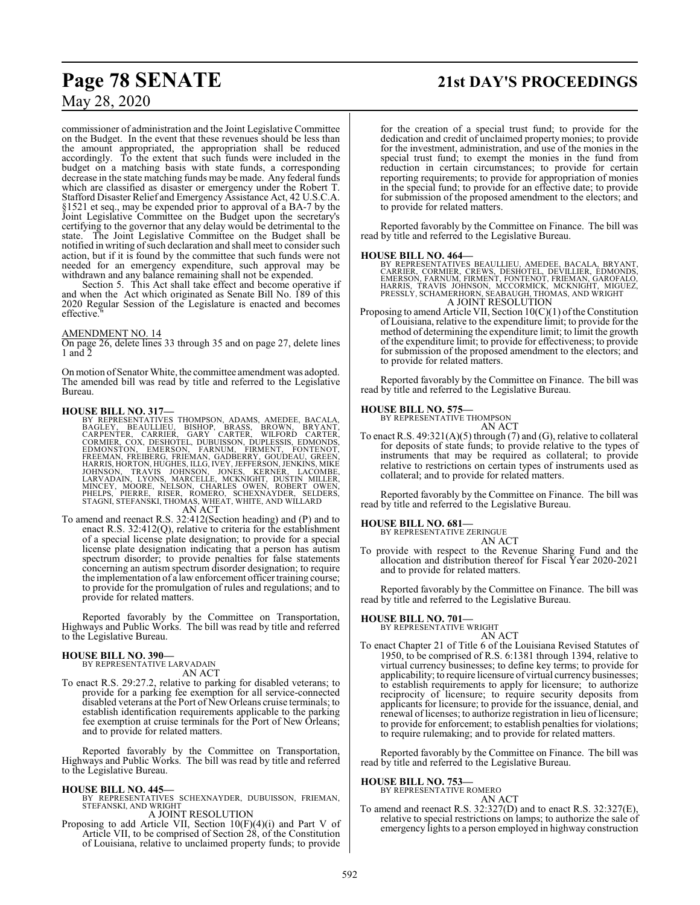commissioner of administration and the Joint Legislative Committee on the Budget. In the event that these revenues should be less than the amount appropriated, the appropriation shall be reduced accordingly. To the extent that such funds were included in the budget on a matching basis with state funds, a corresponding decrease in the state matching funds may be made. Any federal funds which are classified as disaster or emergency under the Robert T. Stafford Disaster Relief and Emergency Assistance Act, 42 U.S.C.A. §1521 et seq., may be expended prior to approval of a BA-7 by the Joint Legislative Committee on the Budget upon the secretary's certifying to the governor that any delay would be detrimental to the state. The Joint Legislative Committee on the Budget shall be notified in writing of such declaration and shall meet to consider such action, but if it is found by the committee that such funds were not needed for an emergency expenditure, such approval may be withdrawn and any balance remaining shall not be expended.

Section 5. This Act shall take effect and become operative if and when the Act which originated as Senate Bill No. 189 of this 2020 Regular Session of the Legislature is enacted and becomes effective."

AMENDMENT NO. 14
On page 26, delete lines 33 through 35 and on page 27, delete lines 1 and 2

On motion of Senator White, the committee amendment was adopted. The amended bill was read by title and referred to the Legislative Bureau.

**HOUSE BILL NO. 317—**
BY REPRESENTATIVES THOMPSON, ADAMS, AMEDEE, BACALA, BAGLEY, BEAULLIEU, BISHOP, BRASS, BROWN, BRYANT, CARPENTER, CARRIER, GARY CARTER, WILFORD CARTER, CORMIER, COX, DESHOTEL, DUBUISSON, DUPLESSIS, EDMONDS, EDMONSTON, EMERSON, FARNUM, FIRMENT, FONTENOT, FREEMAN, FREIBERG, FRIEMAN, GADBERRY, GOUDEAU, GREEN, HARRIS, HORTON, HUGHES, ILLG, IVEY, JEFFERSON, JENKINS, MIKE JOHNSON, TRAVIS JOHNSON, JONES, KERNER, LACOMBE, LARVADAIN, LYONS, MARCELLE, MCKNIGHT, DUSTIN MILLER, MINCEY, MOORE, NELSON, CHARLES OWEN, ROBERT OWEN, PHELPS, PIERRE, RISER, ROMERO, SCHEXNAYDER, SELDERS, STAGNI, STEFANSKI, THOMAS, WHEAT, WHITE, AND WILLARD

AN ACT

To amend and reenact R.S. 32:412(Section heading) and (P) and to enact R.S. 32:412(Q), relative to criteria for the establishment of a special license plate designation; to provide for a special license plate designation indicating that a person has autism spectrum disorder; to provide penalties for false statements concerning an autism spectrum disorder designation; to require the implementation of a law enforcement officer training course; to provide for the promulgation of rules and regulations; and to provide for related matters.

Reported favorably by the Committee on Transportation, Highways and Public Works. The bill was read by title and referred to the Legislative Bureau.

**HOUSE BILL NO. 390—**
BY REPRESENTATIVE LARVADAIN

AN ACT

To enact R.S. 29:27.2, relative to parking for disabled veterans; to provide for a parking fee exemption for all service-connected disabled veterans at the Port of New Orleans cruise terminals; to establish identification requirements applicable to the parking fee exemption at cruise terminals for the Port of New Orleans; and to provide for related matters.

Reported favorably by the Committee on Transportation, Highways and Public Works. The bill was read by title and referred to the Legislative Bureau.

**HOUSE BILL NO. 445—**
BY REPRESENTATIVES SCHEXNAYDER, DUBUISSON, FRIEMAN, STEFANSKI, AND WRIGHT

A JOINT RESOLUTION

Proposing to add Article VII, Section 10(F)(4)(i) and Part V of Article VII, to be comprised of Section 28, of the Constitution of Louisiana, relative to unclaimed property funds; to provide for the creation of a special trust fund; to provide for the dedication and credit of unclaimed property monies; to provide for the investment, administration, and use of the monies in the special trust fund; to exempt the monies in the fund from reduction in certain circumstances; to provide for certain reporting requirements; to provide for appropriation of monies in the special fund; to provide for an effective date; to provide for submission of the proposed amendment to the electors; and to provide for related matters.

Reported favorably by the Committee on Finance. The bill was read by title and referred to the Legislative Bureau.

**HOUSE BILL NO. 464—**
BY REPRESENTATIVES BEAULLIEU, AMEDEE, BACALA, BRYANT, CARRIER, CORMIER, CREWS, DESHOTEL, DEVILLIER, EDMONDS, EMERSON, FARNUM, FIRMENT, FONTENOT, FRIEMAN, GAROFALO, HARRIS, TRAVIS JOHNSON, MCCORMICK, MCKNIGHT, MIGUEZ, PRESSLY, SCHAMERHORN, SEABAUGH, THOMAS, AND WRIGHT

A JOINT RESOLUTION

Proposing to amend Article VII, Section 10(C)(1) of the Constitution of Louisiana, relative to the expenditure limit; to provide for the method of determining the expenditure limit; to limit the growth of the expenditure limit; to provide for effectiveness; to provide for submission of the proposed amendment to the electors; and to provide for related matters.

Reported favorably by the Committee on Finance. The bill was read by title and referred to the Legislative Bureau.

**HOUSE BILL NO. 575—**
BY REPRESENTATIVE THOMPSON

AN ACT

To enact R.S. 49:321(A)(5) through (7) and (G), relative to collateral for deposits of state funds; to provide relative to the types of instruments that may be required as collateral; to provide relative to restrictions on certain types of instruments used as collateral; and to provide for related matters.

Reported favorably by the Committee on Finance. The bill was read by title and referred to the Legislative Bureau.

**HOUSE BILL NO. 681—**
BY REPRESENTATIVE ZERINGUE

AN ACT

To provide with respect to the Revenue Sharing Fund and the allocation and distribution thereof for Fiscal Year 2020-2021 and to provide for related matters.

Reported favorably by the Committee on Finance. The bill was read by title and referred to the Legislative Bureau.

**HOUSE BILL NO. 701—**
BY REPRESENTATIVE WRIGHT

AN ACT

To enact Chapter 21 of Title 6 of the Louisiana Revised Statutes of 1950, to be comprised of R.S. 6:1381 through 1394, relative to virtual currency businesses; to define key terms; to provide for applicability; to require licensure of virtual currency businesses; to establish requirements to apply for licensure; to authorize reciprocity of licensure; to require security deposits from applicants for licensure; to provide for the issuance, denial, and renewal of licenses; to authorize registration in lieu of licensure; to provide for enforcement; to establish penalties for violations; to require rulemaking; and to provide for related matters.

Reported favorably by the Committee on Finance. The bill was read by title and referred to the Legislative Bureau.

**HOUSE BILL NO. 753—**
BY REPRESENTATIVE ROMERO

AN ACT

To amend and reenact R.S. 32:327(D) and to enact R.S. 32:327(E), relative to special restrictions on lamps; to authorize the sale of emergency lights to a person employed in highway construction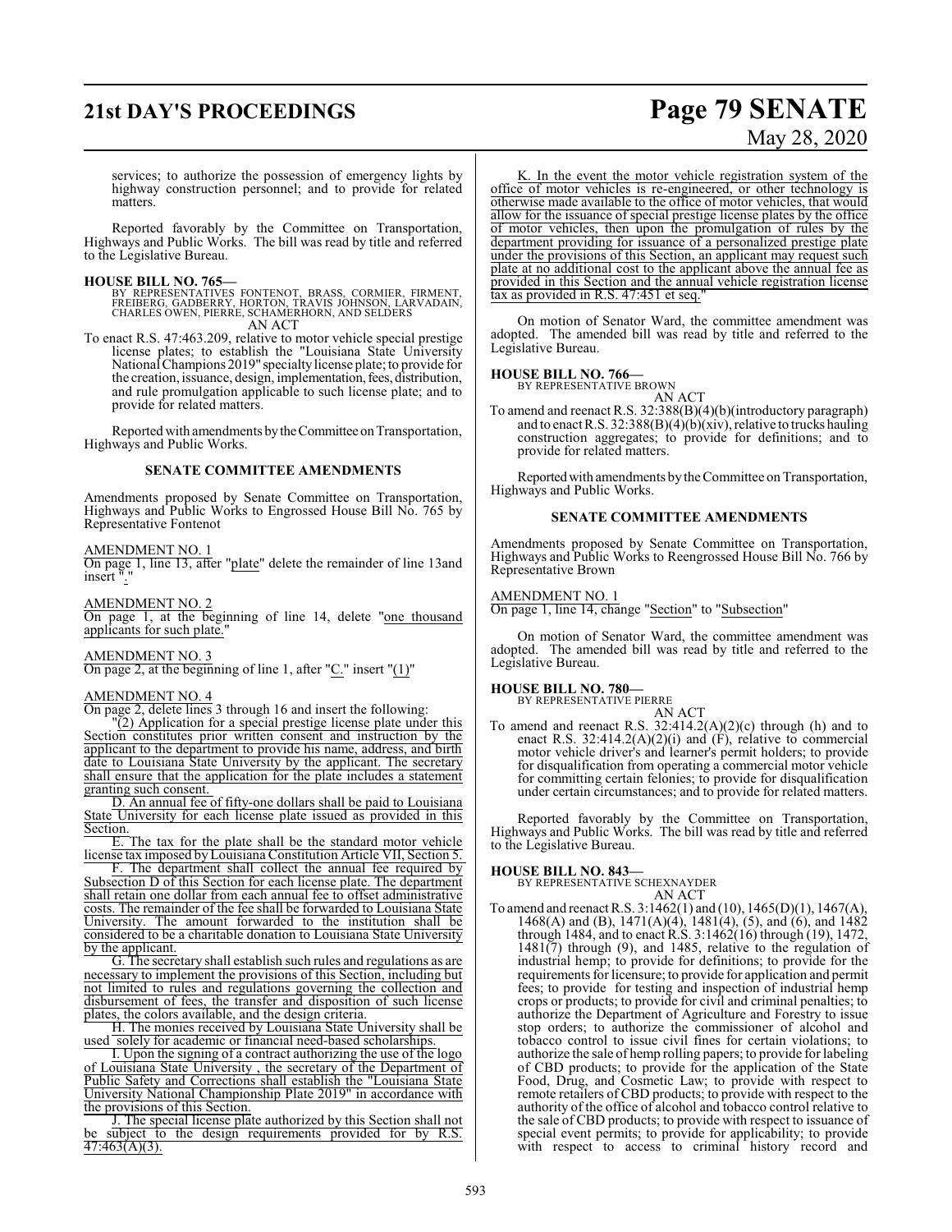services; to authorize the possession of emergency lights by highway construction personnel; and to provide for related matters.

Reported favorably by the Committee on Transportation, Highways and Public Works. The bill was read by title and referred to the Legislative Bureau.

**HOUSE BILL NO. 765—**
BY REPRESENTATIVES FONTENOT, BRASS, CORMIER, FIRMENT, FREIBERG, GADBERRY, HORTON, TRAVIS JOHNSON, LARVADAIN, CHARLES OWEN, PIERRE, SCHAMERHORN, AND SELDERS
AN ACT

To enact R.S. 47:463.209, relative to motor vehicle special prestige license plates; to establish the "Louisiana State University National Champions 2019" specialty license plate; to provide for the creation, issuance, design, implementation, fees, distribution, and rule promulgation applicable to such license plate; and to provide for related matters.

Reported with amendments by the Committee on Transportation, Highways and Public Works.

**SENATE COMMITTEE AMENDMENTS**

Amendments proposed by Senate Committee on Transportation, Highways and Public Works to Engrossed House Bill No. 765 by Representative Fontenot

AMENDMENT NO. 1
On page 1, line 13, after "plate" delete the remainder of line 13and insert "."

AMENDMENT NO. 2
On page 1, at the beginning of line 14, delete "one thousand applicants for such plate."

AMENDMENT NO. 3
On page 2, at the beginning of line 1, after "C." insert "(1)"

AMENDMENT NO. 4
On page 2, delete lines 3 through 16 and insert the following:

"(2) Application for a special prestige license plate under this Section constitutes prior written consent and instruction by the applicant to the department to provide his name, address, and birth date to Louisiana State University by the applicant. The secretary shall ensure that the application for the plate includes a statement granting such consent.

D. An annual fee of fifty-one dollars shall be paid to Louisiana State University for each license plate issued as provided in this Section.

E. The tax for the plate shall be the standard motor vehicle license tax imposed by Louisiana Constitution Article VII, Section 5.

F. The department shall collect the annual fee required by Subsection D of this Section for each license plate. The department shall retain one dollar from each annual fee to offset administrative costs. The remainder of the fee shall be forwarded to Louisiana State University. The amount forwarded to the institution shall be considered to be a charitable donation to Louisiana State University by the applicant.

G. The secretary shall establish such rules and regulations as are necessary to implement the provisions of this Section, including but not limited to rules and regulations governing the collection and disbursement of fees, the transfer and disposition of such license plates, the colors available, and the design criteria.

H. The monies received by Louisiana State University shall be used solely for academic or financial need-based scholarships.

I. Upon the signing of a contract authorizing the use of the logo of Louisiana State University , the secretary of the Department of Public Safety and Corrections shall establish the "Louisiana State University National Championship Plate 2019" in accordance with the provisions of this Section.

J. The special license plate authorized by this Section shall not be subject to the design requirements provided for by R.S. 47:463(A)(3).

K. In the event the motor vehicle registration system of the office of motor vehicles is re-engineered, or other technology is otherwise made available to the office of motor vehicles, that would allow for the issuance of special prestige license plates by the office of motor vehicles, then upon the promulgation of rules by the department providing for issuance of a personalized prestige plate under the provisions of this Section, an applicant may request such plate at no additional cost to the applicant above the annual fee as provided in this Section and the annual vehicle registration license tax as provided in R.S. 47:451 et seq."

On motion of Senator Ward, the committee amendment was adopted. The amended bill was read by title and referred to the Legislative Bureau.

**HOUSE BILL NO. 766—**
BY REPRESENTATIVE BROWN
AN ACT

To amend and reenact R.S. 32:388(B)(4)(b)(introductory paragraph) and to enact R.S. 32:388(B)(4)(b)(xiv), relative to trucks hauling construction aggregates; to provide for definitions; and to provide for related matters.

Reported with amendments by the Committee on Transportation, Highways and Public Works.

**SENATE COMMITTEE AMENDMENTS**

Amendments proposed by Senate Committee on Transportation, Highways and Public Works to Reengrossed House Bill No. 766 by Representative Brown

AMENDMENT NO. 1
On page 1, line 14, change "Section" to "Subsection"

On motion of Senator Ward, the committee amendment was adopted. The amended bill was read by title and referred to the Legislative Bureau.

**HOUSE BILL NO. 780—**
BY REPRESENTATIVE PIERRE
AN ACT

To amend and reenact R.S. 32:414.2(A)(2)(c) through (h) and to enact R.S. 32:414.2(A)(2)(i) and (F), relative to commercial motor vehicle driver's and learner's permit holders; to provide for disqualification from operating a commercial motor vehicle for committing certain felonies; to provide for disqualification under certain circumstances; and to provide for related matters.

Reported favorably by the Committee on Transportation, Highways and Public Works. The bill was read by title and referred to the Legislative Bureau.

**HOUSE BILL NO. 843—**
BY REPRESENTATIVE SCHEXNAYDER
AN ACT

To amend and reenact R.S. 3:1462(1) and (10), 1465(D)(1), 1467(A), 1468(A) and (B), 1471(A)(4), 1481(4), (5), and (6), and 1482 through 1484, and to enact R.S. 3:1462(16) through (19), 1472, 1481(7) through (9), and 1485, relative to the regulation of industrial hemp; to provide for definitions; to provide for the requirements for licensure; to provide for application and permit fees; to provide for testing and inspection of industrial hemp crops or products; to provide for civil and criminal penalties; to authorize the Department of Agriculture and Forestry to issue stop orders; to authorize the commissioner of alcohol and tobacco control to issue civil fines for certain violations; to authorize the sale of hemp rolling papers; to provide for labeling of CBD products; to provide for the application of the State Food, Drug, and Cosmetic Law; to provide with respect to remote retailers of CBD products; to provide with respect to the authority of the office of alcohol and tobacco control relative to the sale of CBD products; to provide with respect to issuance of special event permits; to provide for applicability; to provide with respect to access to criminal history record and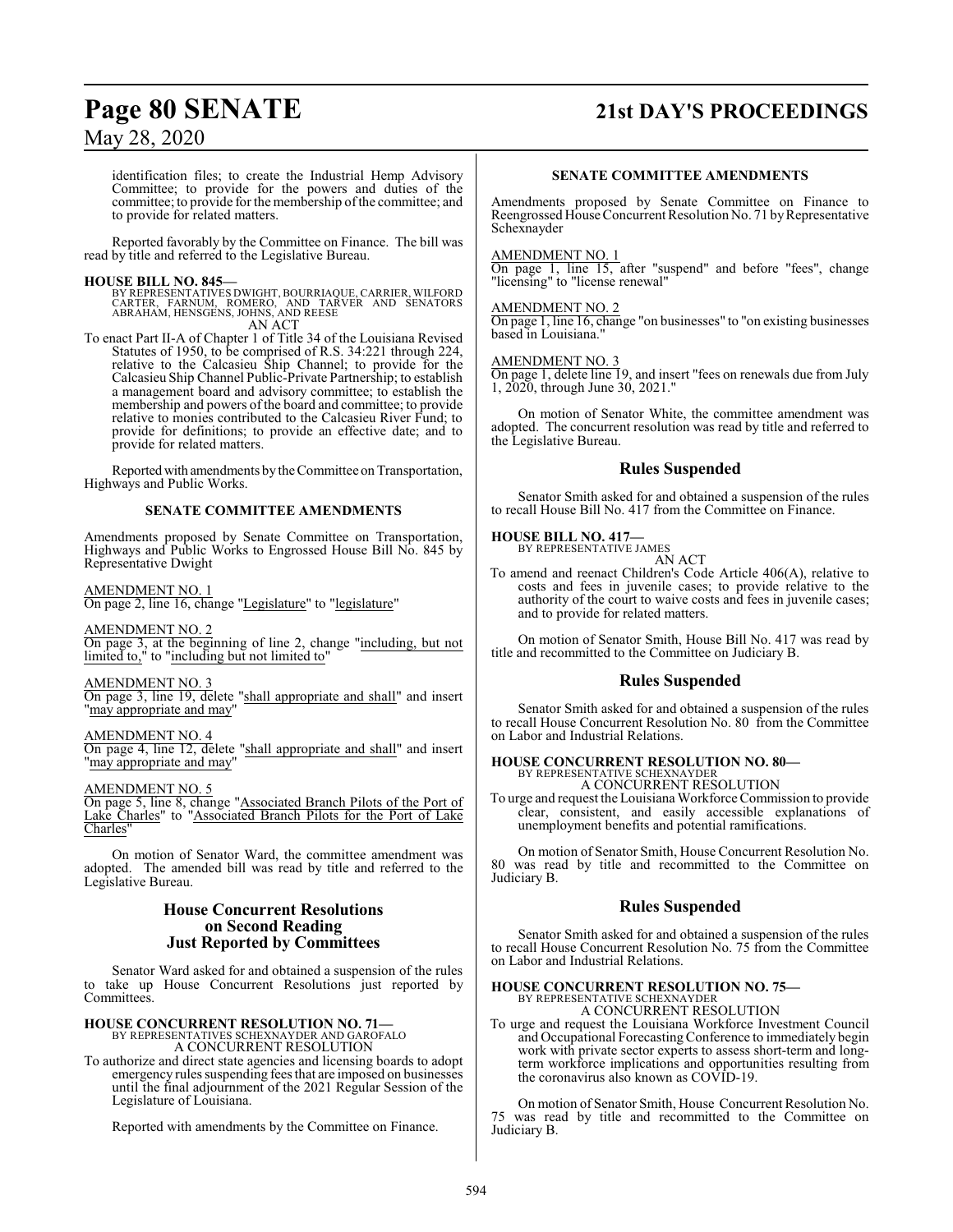identification files; to create the Industrial Hemp Advisory Committee; to provide for the powers and duties of the committee; to provide for the membership of the committee; and to provide for related matters.

Reported favorably by the Committee on Finance. The bill was read by title and referred to the Legislative Bureau.

**HOUSE BILL NO. 845—**
BY REPRESENTATIVES DWIGHT, BOURRIAQUE, CARRIER, WILFORD CARTER, FARNUM, ROMERO, AND TARVER AND SENATORS ABRAHAM, HENSGENS, JOHNS, AND REESE
AN ACT

To enact Part II-A of Chapter 1 of Title 34 of the Louisiana Revised Statutes of 1950, to be comprised of R.S. 34:221 through 224, relative to the Calcasieu Ship Channel; to provide for the Calcasieu Ship Channel Public-Private Partnership; to establish a management board and advisory committee; to establish the membership and powers of the board and committee; to provide relative to monies contributed to the Calcasieu River Fund; to provide for definitions; to provide an effective date; and to provide for related matters.

Reported with amendments by the Committee on Transportation, Highways and Public Works.

**SENATE COMMITTEE AMENDMENTS**

Amendments proposed by Senate Committee on Transportation, Highways and Public Works to Engrossed House Bill No. 845 by Representative Dwight

AMENDMENT NO. 1
On page 2, line 16, change "Legislature" to "legislature"

AMENDMENT NO. 2
On page 3, at the beginning of line 2, change "including, but not limited to," to "including but not limited to"

AMENDMENT NO. 3
On page 3, line 19, delete "shall appropriate and shall" and insert "may appropriate and may"

AMENDMENT NO. 4
On page 4, line 12, delete "shall appropriate and shall" and insert "may appropriate and may"

AMENDMENT NO. 5
On page 5, line 8, change "Associated Branch Pilots of the Port of Lake Charles" to "Associated Branch Pilots for the Port of Lake Charles"

On motion of Senator Ward, the committee amendment was adopted. The amended bill was read by title and referred to the Legislative Bureau.

## House Concurrent Resolutions on Second Reading Just Reported by Committees

Senator Ward asked for and obtained a suspension of the rules to take up House Concurrent Resolutions just reported by Committees.

**HOUSE CONCURRENT RESOLUTION NO. 71—**
BY REPRESENTATIVES SCHEXNAYDER AND GAROFALO
A CONCURRENT RESOLUTION

To authorize and direct state agencies and licensing boards to adopt emergency rules suspending fees that are imposed on businesses until the final adjournment of the 2021 Regular Session of the Legislature of Louisiana.

Reported with amendments by the Committee on Finance.

**SENATE COMMITTEE AMENDMENTS**

Amendments proposed by Senate Committee on Finance to Reengrossed House Concurrent Resolution No. 71 by Representative Schexnayder

AMENDMENT NO. 1
On page 1, line 15, after "suspend" and before "fees", change "licensing" to "license renewal"

AMENDMENT NO. 2
On page 1, line 16, change "on businesses" to "on existing businesses based in Louisiana."

AMENDMENT NO. 3
On page 1, delete line 19, and insert "fees on renewals due from July 1, 2020, through June 30, 2021."

On motion of Senator White, the committee amendment was adopted. The concurrent resolution was read by title and referred to the Legislative Bureau.

## Rules Suspended

Senator Smith asked for and obtained a suspension of the rules to recall House Bill No. 417 from the Committee on Finance.

**HOUSE BILL NO. 417—**
BY REPRESENTATIVE JAMES
AN ACT

To amend and reenact Children's Code Article 406(A), relative to costs and fees in juvenile cases; to provide relative to the authority of the court to waive costs and fees in juvenile cases; and to provide for related matters.

On motion of Senator Smith, House Bill No. 417 was read by title and recommitted to the Committee on Judiciary B.

## Rules Suspended

Senator Smith asked for and obtained a suspension of the rules to recall House Concurrent Resolution No. 80 from the Committee on Labor and Industrial Relations.

**HOUSE CONCURRENT RESOLUTION NO. 80—**
BY REPRESENTATIVE SCHEXNAYDER
A CONCURRENT RESOLUTION

To urge and request the Louisiana Workforce Commission to provide clear, consistent, and easily accessible explanations of unemployment benefits and potential ramifications.

On motion of Senator Smith, House Concurrent Resolution No. 80 was read by title and recommitted to the Committee on Judiciary B.

## Rules Suspended

Senator Smith asked for and obtained a suspension of the rules to recall House Concurrent Resolution No. 75 from the Committee on Labor and Industrial Relations.

**HOUSE CONCURRENT RESOLUTION NO. 75—**
BY REPRESENTATIVE SCHEXNAYDER
A CONCURRENT RESOLUTION

To urge and request the Louisiana Workforce Investment Council and Occupational Forecasting Conference to immediately begin work with private sector experts to assess short-term and long-term workforce implications and opportunities resulting from the coronavirus also known as COVID-19.

On motion of Senator Smith, House Concurrent Resolution No. 75 was read by title and recommitted to the Committee on Judiciary B.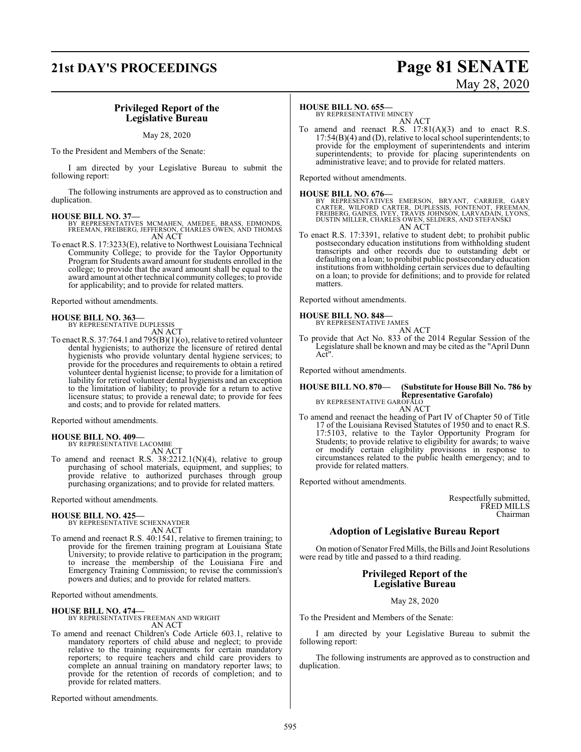## Privileged Report of the Legislative Bureau

May 28, 2020

To the President and Members of the Senate:

I am directed by your Legislative Bureau to submit the following report:

The following instruments are approved as to construction and duplication.

**HOUSE BILL NO. 37—**
BY REPRESENTATIVES MCMAHEN, AMEDEE, BRASS, EDMONDS, FREEMAN, FREIBERG, JEFFERSON, CHARLES OWEN, AND THOMAS
AN ACT

To enact R.S. 17:3233(E), relative to Northwest Louisiana Technical Community College; to provide for the Taylor Opportunity Program for Students award amount for students enrolled in the college; to provide that the award amount shall be equal to the award amount at other technical community colleges; to provide for applicability; and to provide for related matters.

Reported without amendments.

**HOUSE BILL NO. 363—**
BY REPRESENTATIVE DUPLESSIS
AN ACT

To enact R.S. 37:764.1 and 795(B)(1)(o), relative to retired volunteer dental hygienists; to authorize the licensure of retired dental hygienists who provide voluntary dental hygiene services; to provide for the procedures and requirements to obtain a retired volunteer dental hygienist license; to provide for a limitation of liability for retired volunteer dental hygienists and an exception to the limitation of liability; to provide for a return to active licensure status; to provide a renewal date; to provide for fees and costs; and to provide for related matters.

Reported without amendments.

**HOUSE BILL NO. 409—**
BY REPRESENTATIVE LACOMBE
AN ACT

To amend and reenact R.S. 38:2212.1(N)(4), relative to group purchasing of school materials, equipment, and supplies; to provide relative to authorized purchases through group purchasing organizations; and to provide for related matters.

Reported without amendments.

**HOUSE BILL NO. 425—**
BY REPRESENTATIVE SCHEXNAYDER
AN ACT

To amend and reenact R.S. 40:1541, relative to firemen training; to provide for the firemen training program at Louisiana State University; to provide relative to participation in the program; to increase the membership of the Louisiana Fire and Emergency Training Commission; to revise the commission's powers and duties; and to provide for related matters.

Reported without amendments.

**HOUSE BILL NO. 474—**
BY REPRESENTATIVES FREEMAN AND WRIGHT
AN ACT

To amend and reenact Children's Code Article 603.1, relative to mandatory reporters of child abuse and neglect; to provide relative to the training requirements for certain mandatory reporters; to require teachers and child care providers to complete an annual training on mandatory reporter laws; to provide for the retention of records of completion; and to provide for related matters.

Reported without amendments.

**HOUSE BILL NO. 655—**
BY REPRESENTATIVE MINCEY
AN ACT

To amend and reenact R.S. 17:81(A)(3) and to enact R.S. 17:54(B)(4) and (D), relative to local school superintendents; to provide for the employment of superintendents and interim superintendents; to provide for placing superintendents on administrative leave; and to provide for related matters.

Reported without amendments.

**HOUSE BILL NO. 676—**
BY REPRESENTATIVES EMERSON, BRYANT, CARRIER, GARY CARTER, WILFORD CARTER, DUPLESSIS, FONTENOT, FREEMAN, FREIBERG, GAINES, IVEY, TRAVIS JOHNSON, LARVADAIN, LYONS, DUSTIN MILLER, CHARLES OWEN, SELDERS, AND STEFANSKI
AN ACT

To enact R.S. 17:3391, relative to student debt; to prohibit public postsecondary education institutions from withholding student transcripts and other records due to outstanding debt or defaulting on a loan; to prohibit public postsecondary education institutions from withholding certain services due to defaulting on a loan; to provide for definitions; and to provide for related matters.

Reported without amendments.

**HOUSE BILL NO. 848—**
BY REPRESENTATIVE JAMES
AN ACT

To provide that Act No. 833 of the 2014 Regular Session of the Legislature shall be known and may be cited as the "April Dunn Act".

Reported without amendments.

**HOUSE BILL NO. 870— (Substitute for House Bill No. 786 by Representative Garofalo)**
BY REPRESENTATIVE GAROFALO
AN ACT

To amend and reenact the heading of Part IV of Chapter 50 of Title 17 of the Louisiana Revised Statutes of 1950 and to enact R.S. 17:5103, relative to the Taylor Opportunity Program for Students; to provide relative to eligibility for awards; to waive or modify certain eligibility provisions in response to circumstances related to the public health emergency; and to provide for related matters.

Reported without amendments.

Respectfully submitted,
FRED MILLS
Chairman

## Adoption of Legislative Bureau Report

On motion of Senator Fred Mills, the Bills and Joint Resolutions were read by title and passed to a third reading.

## Privileged Report of the Legislative Bureau

May 28, 2020

To the President and Members of the Senate:

I am directed by your Legislative Bureau to submit the following report:

The following instruments are approved as to construction and duplication.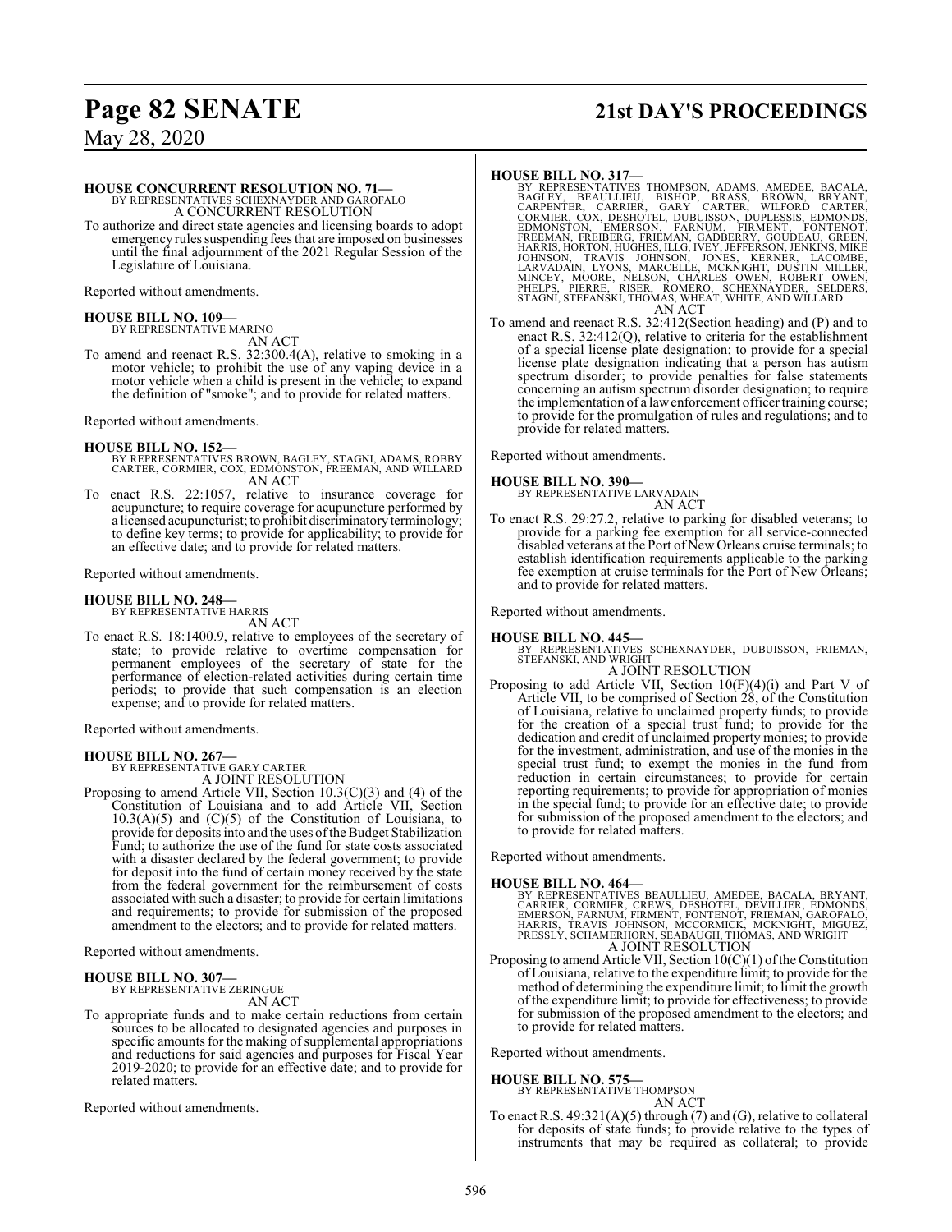**HOUSE CONCURRENT RESOLUTION NO. 71—**
BY REPRESENTATIVES SCHEXNAYDER AND GAROFALO
A CONCURRENT RESOLUTION

To authorize and direct state agencies and licensing boards to adopt emergency rules suspending fees that are imposed on businesses until the final adjournment of the 2021 Regular Session of the Legislature of Louisiana.

Reported without amendments.

**HOUSE BILL NO. 109—**
BY REPRESENTATIVE MARINO
AN ACT

To amend and reenact R.S. 32:300.4(A), relative to smoking in a motor vehicle; to prohibit the use of any vaping device in a motor vehicle when a child is present in the vehicle; to expand the definition of "smoke"; and to provide for related matters.

Reported without amendments.

**HOUSE BILL NO. 152—**
BY REPRESENTATIVES BROWN, BAGLEY, STAGNI, ADAMS, ROBBY CARTER, CORMIER, COX, EDMONSTON, FREEMAN, AND WILLARD
AN ACT

To enact R.S. 22:1057, relative to insurance coverage for acupuncture; to require coverage for acupuncture performed by a licensed acupuncturist; to prohibit discriminatory terminology; to define key terms; to provide for applicability; to provide for an effective date; and to provide for related matters.

Reported without amendments.

**HOUSE BILL NO. 248—**
BY REPRESENTATIVE HARRIS
AN ACT

To enact R.S. 18:1400.9, relative to employees of the secretary of state; to provide relative to overtime compensation for permanent employees of the secretary of state for the performance of election-related activities during certain time periods; to provide that such compensation is an election expense; and to provide for related matters.

Reported without amendments.

**HOUSE BILL NO. 267—**
BY REPRESENTATIVE GARY CARTER
A JOINT RESOLUTION

Proposing to amend Article VII, Section 10.3(C)(3) and (4) of the Constitution of Louisiana and to add Article VII, Section 10.3(A)(5) and (C)(5) of the Constitution of Louisiana, to provide for deposits into and the uses of the Budget Stabilization Fund; to authorize the use of the fund for state costs associated with a disaster declared by the federal government; to provide for deposit into the fund of certain money received by the state from the federal government for the reimbursement of costs associated with such a disaster; to provide for certain limitations and requirements; to provide for submission of the proposed amendment to the electors; and to provide for related matters.

Reported without amendments.

**HOUSE BILL NO. 307—**
BY REPRESENTATIVE ZERINGUE
AN ACT

To appropriate funds and to make certain reductions from certain sources to be allocated to designated agencies and purposes in specific amounts for the making of supplemental appropriations and reductions for said agencies and purposes for Fiscal Year 2019-2020; to provide for an effective date; and to provide for related matters.

Reported without amendments.

**HOUSE BILL NO. 317—**
BY REPRESENTATIVES THOMPSON, ADAMS, AMEDEE, BACALA, BAGLEY, BEAULLIEU, BISHOP, BRASS, BROWN, BRYANT, CARPENTER, CARRIER, GARY CARTER, WILFORD CARTER, CORMIER, COX, DESHOTEL, DUBUISSON, DUPLESSIS, EDMONDS, EDMONSTON, EMERSON, FARNUM, FIRMENT, FONTENOT, FREEMAN, FREIBERG, FRIEMAN, GADBERRY, GOUDEAU, GREEN, HARRIS, HORTON, HUGHES, ILLG, IVEY, JEFFERSON, JENKINS, MIKE JOHNSON, TRAVIS JOHNSON, JONES, KERNER, LACOMBE, LARVADAIN, LYONS, MARCELLE, MCKNIGHT, DUSTIN MILLER, MINCEY, MOORE, NELSON, CHARLES OWEN, ROBERT OWEN, PHELPS, PIERRE, RISER, ROMERO, SCHEXNAYDER, SELDERS, STAGNI, STEFANSKI, THOMAS, WHEAT, WHITE, AND WILLARD
AN ACT

To amend and reenact R.S. 32:412(Section heading) and (P) and to enact R.S. 32:412(Q), relative to criteria for the establishment of a special license plate designation; to provide for a special license plate designation indicating that a person has autism spectrum disorder; to provide penalties for false statements concerning an autism spectrum disorder designation; to require the implementation of a law enforcement officer training course; to provide for the promulgation of rules and regulations; and to provide for related matters.

Reported without amendments.

**HOUSE BILL NO. 390—**
BY REPRESENTATIVE LARVADAIN
AN ACT

To enact R.S. 29:27.2, relative to parking for disabled veterans; to provide for a parking fee exemption for all service-connected disabled veterans at the Port of New Orleans cruise terminals; to establish identification requirements applicable to the parking fee exemption at cruise terminals for the Port of New Orleans; and to provide for related matters.

Reported without amendments.

**HOUSE BILL NO. 445—**
BY REPRESENTATIVES SCHEXNAYDER, DUBUISSON, FRIEMAN, STEFANSKI, AND WRIGHT
A JOINT RESOLUTION

Proposing to add Article VII, Section 10(F)(4)(i) and Part V of Article VII, to be comprised of Section 28, of the Constitution of Louisiana, relative to unclaimed property funds; to provide for the creation of a special trust fund; to provide for the dedication and credit of unclaimed property monies; to provide for the investment, administration, and use of the monies in the special trust fund; to exempt the monies in the fund from reduction in certain circumstances; to provide for certain reporting requirements; to provide for appropriation of monies in the special fund; to provide for an effective date; to provide for submission of the proposed amendment to the electors; and to provide for related matters.

Reported without amendments.

**HOUSE BILL NO. 464—**
BY REPRESENTATIVES BEAULLIEU, AMEDEE, BACALA, BRYANT, CARRIER, CORMIER, CREWS, DESHOTEL, DEVILLIER, EDMONDS, EMERSON, FARNUM, FIRMENT, FONTENOT, FRIEMAN, GAROFALO, HARRIS, TRAVIS JOHNSON, MCCORMICK, MCKNIGHT, MIGUEZ, PRESSLY, SCHAMERHORN, SEABAUGH, THOMAS, AND WRIGHT
A JOINT RESOLUTION

Proposing to amend Article VII, Section 10(C)(1) of the Constitution of Louisiana, relative to the expenditure limit; to provide for the method of determining the expenditure limit; to limit the growth of the expenditure limit; to provide for effectiveness; to provide for submission of the proposed amendment to the electors; and to provide for related matters.

Reported without amendments.

**HOUSE BILL NO. 575—**
BY REPRESENTATIVE THOMPSON
AN ACT

To enact R.S. 49:321(A)(5) through (7) and (G), relative to collateral for deposits of state funds; to provide relative to the types of instruments that may be required as collateral; to provide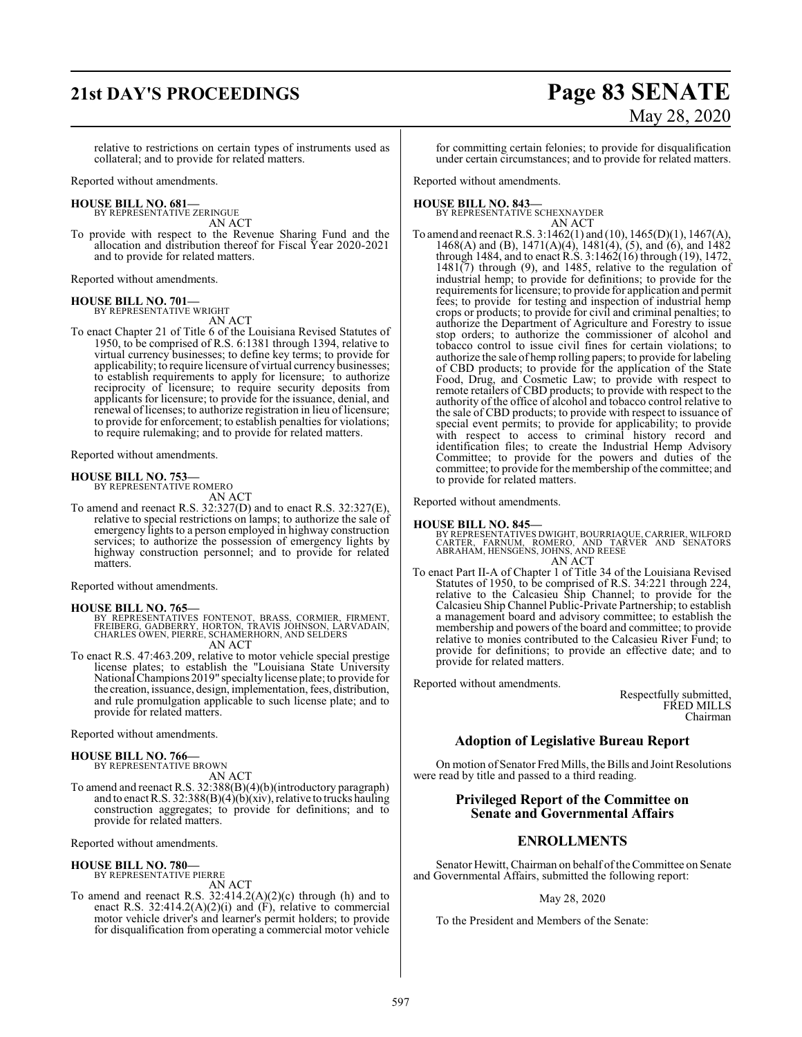relative to restrictions on certain types of instruments used as collateral; and to provide for related matters.

Reported without amendments.

**HOUSE BILL NO. 681—**
BY REPRESENTATIVE ZERINGUE
AN ACT

To provide with respect to the Revenue Sharing Fund and the allocation and distribution thereof for Fiscal Year 2020-2021 and to provide for related matters.

Reported without amendments.

**HOUSE BILL NO. 701—**
BY REPRESENTATIVE WRIGHT
AN ACT

To enact Chapter 21 of Title 6 of the Louisiana Revised Statutes of 1950, to be comprised of R.S. 6:1381 through 1394, relative to virtual currency businesses; to define key terms; to provide for applicability; to require licensure of virtual currency businesses; to establish requirements to apply for licensure; to authorize reciprocity of licensure; to require security deposits from applicants for licensure; to provide for the issuance, denial, and renewal of licenses; to authorize registration in lieu of licensure; to provide for enforcement; to establish penalties for violations; to require rulemaking; and to provide for related matters.

Reported without amendments.

**HOUSE BILL NO. 753—**
BY REPRESENTATIVE ROMERO
AN ACT

To amend and reenact R.S. 32:327(D) and to enact R.S. 32:327(E), relative to special restrictions on lamps; to authorize the sale of emergency lights to a person employed in highway construction services; to authorize the possession of emergency lights by highway construction personnel; and to provide for related matters.

Reported without amendments.

**HOUSE BILL NO. 765—**
BY REPRESENTATIVES FONTENOT, BRASS, CORMIER, FIRMENT, FREIBERG, GADBERRY, HORTON, TRAVIS JOHNSON, LARVADAIN, CHARLES OWEN, PIERRE, SCHAMERHORN, AND SELDERS
AN ACT

To enact R.S. 47:463.209, relative to motor vehicle special prestige license plates; to establish the "Louisiana State University National Champions 2019" specialty license plate; to provide for the creation, issuance, design, implementation, fees, distribution, and rule promulgation applicable to such license plate; and to provide for related matters.

Reported without amendments.

**HOUSE BILL NO. 766—**
BY REPRESENTATIVE BROWN
AN ACT

To amend and reenact R.S. 32:388(B)(4)(b)(introductory paragraph) and to enact R.S. 32:388(B)(4)(b)(xiv), relative to trucks hauling construction aggregates; to provide for definitions; and to provide for related matters.

Reported without amendments.

**HOUSE BILL NO. 780—**
BY REPRESENTATIVE PIERRE
AN ACT

To amend and reenact R.S. 32:414.2(A)(2)(c) through (h) and to enact R.S. 32:414.2(A)(2)(i) and (F), relative to commercial motor vehicle driver's and learner's permit holders; to provide for disqualification from operating a commercial motor vehicle for committing certain felonies; to provide for disqualification under certain circumstances; and to provide for related matters.

Reported without amendments.

**HOUSE BILL NO. 843—**
BY REPRESENTATIVE SCHEXNAYDER
AN ACT

To amend and reenact R.S. 3:1462(1) and (10), 1465(D)(1), 1467(A), 1468(A) and (B), 1471(A)(4), 1481(4), (5), and (6), and 1482 through 1484, and to enact R.S. 3:1462(16) through (19), 1472, 1481(7) through (9), and 1485, relative to the regulation of industrial hemp; to provide for definitions; to provide for the requirements for licensure; to provide for application and permit fees; to provide for testing and inspection of industrial hemp crops or products; to provide for civil and criminal penalties; to authorize the Department of Agriculture and Forestry to issue stop orders; to authorize the commissioner of alcohol and tobacco control to issue civil fines for certain violations; to authorize the sale of hemp rolling papers; to provide for labeling of CBD products; to provide for the application of the State Food, Drug, and Cosmetic Law; to provide with respect to remote retailers of CBD products; to provide with respect to the authority of the office of alcohol and tobacco control relative to the sale of CBD products; to provide with respect to issuance of special event permits; to provide for applicability; to provide with respect to access to criminal history record and identification files; to create the Industrial Hemp Advisory Committee; to provide for the powers and duties of the committee; to provide for the membership of the committee; and to provide for related matters.

Reported without amendments.

**HOUSE BILL NO. 845—**
BY REPRESENTATIVES DWIGHT, BOURRIAQUE, CARRIER, WILFORD CARTER, FARNUM, ROMERO, AND TARVER AND SENATORS ABRAHAM, HENSGENS, JOHNS, AND REESE
AN ACT

To enact Part II-A of Chapter 1 of Title 34 of the Louisiana Revised Statutes of 1950, to be comprised of R.S. 34:221 through 224, relative to the Calcasieu Ship Channel; to provide for the Calcasieu Ship Channel Public-Private Partnership; to establish a management board and advisory committee; to establish the membership and powers of the board and committee; to provide relative to monies contributed to the Calcasieu River Fund; to provide for definitions; to provide an effective date; and to provide for related matters.

Reported without amendments.

Respectfully submitted,
FRED MILLS
Chairman

## Adoption of Legislative Bureau Report

On motion of Senator Fred Mills, the Bills and Joint Resolutions were read by title and passed to a third reading.

## Privileged Report of the Committee on Senate and Governmental Affairs

## ENROLLMENTS

Senator Hewitt, Chairman on behalf of the Committee on Senate and Governmental Affairs, submitted the following report:

May 28, 2020

To the President and Members of the Senate: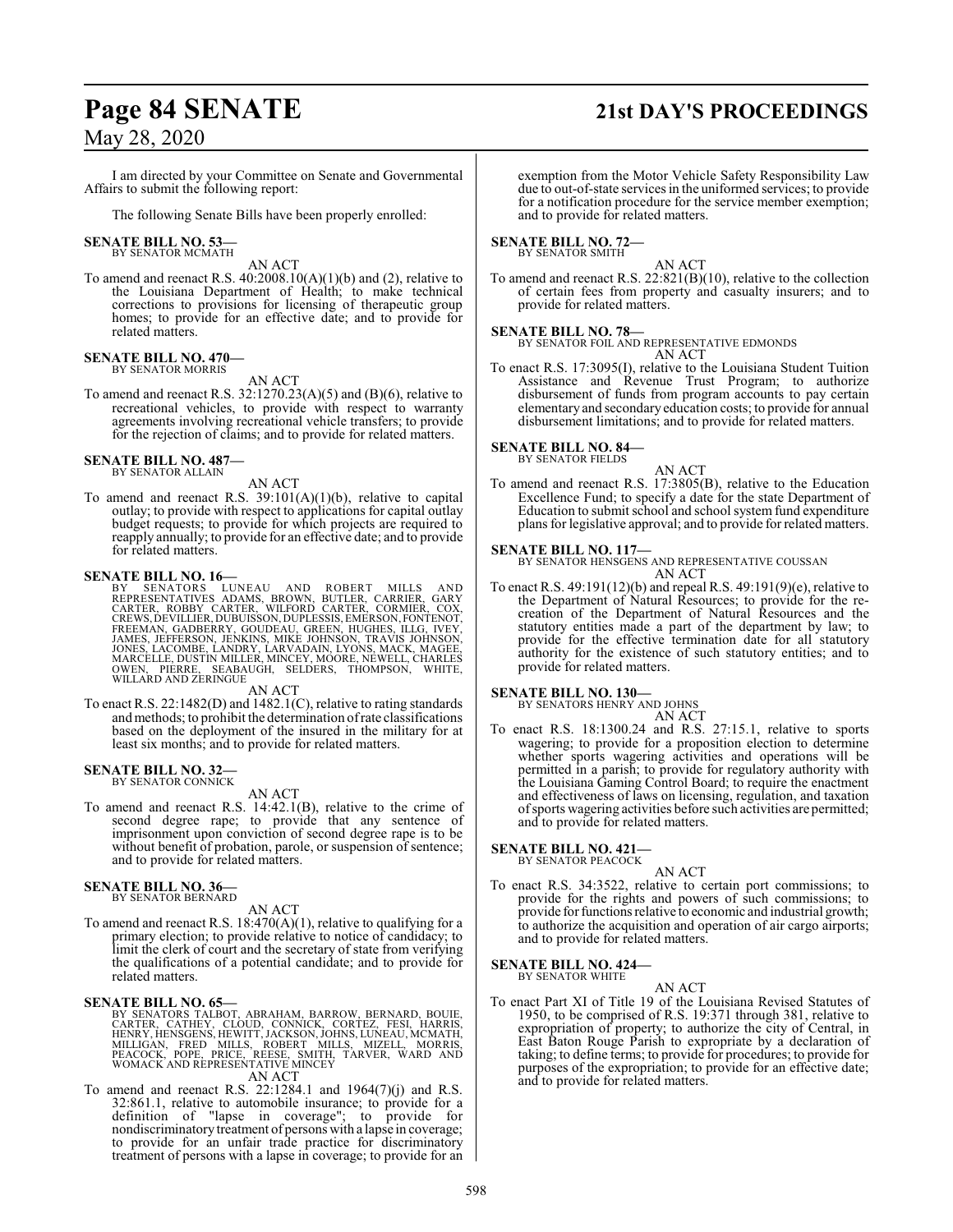I am directed by your Committee on Senate and Governmental Affairs to submit the following report:

The following Senate Bills have been properly enrolled:

**SENATE BILL NO. 53—**
BY SENATOR MCMATH

AN ACT

To amend and reenact R.S. 40:2008.10(A)(1)(b) and (2), relative to the Louisiana Department of Health; to make technical corrections to provisions for licensing of therapeutic group homes; to provide for an effective date; and to provide for related matters.

**SENATE BILL NO. 470—**
BY SENATOR MORRIS

AN ACT

To amend and reenact R.S. 32:1270.23(A)(5) and (B)(6), relative to recreational vehicles, to provide with respect to warranty agreements involving recreational vehicle transfers; to provide for the rejection of claims; and to provide for related matters.

**SENATE BILL NO. 487—**
BY SENATOR ALLAIN

AN ACT

To amend and reenact R.S. 39:101(A)(1)(b), relative to capital outlay; to provide with respect to applications for capital outlay budget requests; to provide for which projects are required to reapply annually; to provide for an effective date; and to provide for related matters.

**SENATE BILL NO. 16—**
BY SENATORS LUNEAU AND ROBERT MILLS AND REPRESENTATIVES ADAMS, BROWN, BUTLER, CARRIER, GARY CARTER, ROBBY CARTER, WILFORD CARTER, CORMIER, COX, CREWS, DEVILLIER, DUBUISSON, DUPLESSIS, EMERSON, FONTENOT, FREEMAN, GADBERRY, GOUDEAU, GREEN, HUGHES, ILLG, IVEY, JAMES, JEFFERSON, JENKINS, MIKE JOHNSON, TRAVIS JOHNSON, JONES, LACOMBE, LANDRY, LARVADAIN, LYONS, MACK, MAGEE, MARCELLE, DUSTIN MILLER, MINCEY, MOORE, NEWELL, CHARLES OWEN, PIERRE, SEABAUGH, SELDERS, THOMPSON, WHITE, WILLARD AND ZERINGUE

AN ACT

To enact R.S. 22:1482(D) and 1482.1(C), relative to rating standards and methods; to prohibit the determination of rate classifications based on the deployment of the insured in the military for at least six months; and to provide for related matters.

**SENATE BILL NO. 32—**
BY SENATOR CONNICK

AN ACT

To amend and reenact R.S. 14:42.1(B), relative to the crime of second degree rape; to provide that any sentence of imprisonment upon conviction of second degree rape is to be without benefit of probation, parole, or suspension of sentence; and to provide for related matters.

**SENATE BILL NO. 36—**
BY SENATOR BERNARD

AN ACT

To amend and reenact R.S. 18:470(A)(1), relative to qualifying for a primary election; to provide relative to notice of candidacy; to limit the clerk of court and the secretary of state from verifying the qualifications of a potential candidate; and to provide for related matters.

**SENATE BILL NO. 65—**
BY SENATORS TALBOT, ABRAHAM, BARROW, BERNARD, BOUIE, CARTER, CATHEY, CLOUD, CONNICK, CORTEZ, FESI, HARRIS, HENRY, HENSGENS, HEWITT, JACKSON, JOHNS, LUNEAU, MCMATH, MILLIGAN, FRED MILLS, ROBERT MILLS, MIZELL, MORRIS, PEACOCK, POPE, PRICE, REESE, SMITH, TARVER, WARD AND WOMACK AND REPRESENTATIVE MINCEY

AN ACT

To amend and reenact R.S. 22:1284.1 and 1964(7)(j) and R.S. 32:861.1, relative to automobile insurance; to provide for a definition of "lapse in coverage"; to provide for nondiscriminatory treatment of persons with a lapse in coverage; to provide for an unfair trade practice for discriminatory treatment of persons with a lapse in coverage; to provide for an exemption from the Motor Vehicle Safety Responsibility Law due to out-of-state services in the uniformed services; to provide for a notification procedure for the service member exemption; and to provide for related matters.

**SENATE BILL NO. 72—**
BY SENATOR SMITH

AN ACT

To amend and reenact R.S. 22:821(B)(10), relative to the collection of certain fees from property and casualty insurers; and to provide for related matters.

**SENATE BILL NO. 78—**
BY SENATOR FOIL AND REPRESENTATIVE EDMONDS

AN ACT

To enact R.S. 17:3095(I), relative to the Louisiana Student Tuition Assistance and Revenue Trust Program; to authorize disbursement of funds from program accounts to pay certain elementary and secondary education costs; to provide for annual disbursement limitations; and to provide for related matters.

**SENATE BILL NO. 84—**
BY SENATOR FIELDS

AN ACT

To amend and reenact R.S. 17:3805(B), relative to the Education Excellence Fund; to specify a date for the state Department of Education to submit school and school system fund expenditure plans for legislative approval; and to provide for related matters.

**SENATE BILL NO. 117—**
BY SENATOR HENSGENS AND REPRESENTATIVE COUSSAN

AN ACT

To enact R.S. 49:191(12)(b) and repeal R.S. 49:191(9)(e), relative to the Department of Natural Resources; to provide for the re-creation of the Department of Natural Resources and the statutory entities made a part of the department by law; to provide for the effective termination date for all statutory authority for the existence of such statutory entities; and to provide for related matters.

**SENATE BILL NO. 130—**
BY SENATORS HENRY AND JOHNS

AN ACT

To enact R.S. 18:1300.24 and R.S. 27:15.1, relative to sports wagering; to provide for a proposition election to determine whether sports wagering activities and operations will be permitted in a parish; to provide for regulatory authority with the Louisiana Gaming Control Board; to require the enactment and effectiveness of laws on licensing, regulation, and taxation of sports wagering activities before such activities are permitted; and to provide for related matters.

**SENATE BILL NO. 421—**
BY SENATOR PEACOCK

AN ACT

To enact R.S. 34:3522, relative to certain port commissions; to provide for the rights and powers of such commissions; to provide for functions relative to economic and industrial growth; to authorize the acquisition and operation of air cargo airports; and to provide for related matters.

**SENATE BILL NO. 424—**
BY SENATOR WHITE

AN ACT

To enact Part XI of Title 19 of the Louisiana Revised Statutes of 1950, to be comprised of R.S. 19:371 through 381, relative to expropriation of property; to authorize the city of Central, in East Baton Rouge Parish to expropriate by a declaration of taking; to define terms; to provide for procedures; to provide for purposes of the expropriation; to provide for an effective date; and to provide for related matters.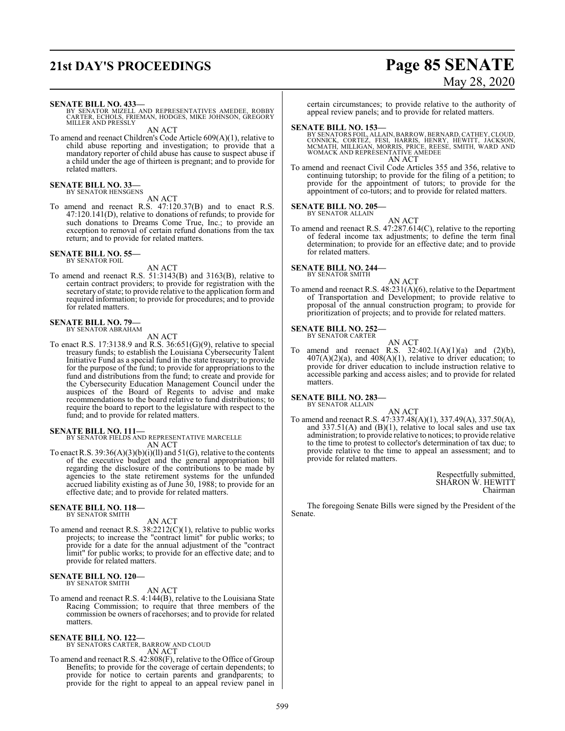**SENATE BILL NO. 433—**
BY SENATOR MIZELL AND REPRESENTATIVES AMEDEE, ROBBY CARTER, ECHOLS, FRIEMAN, HODGES, MIKE JOHNSON, GREGORY MILLER AND PRESSLY

AN ACT

To amend and reenact Children's Code Article 609(A)(1), relative to child abuse reporting and investigation; to provide that a mandatory reporter of child abuse has cause to suspect abuse if a child under the age of thirteen is pregnant; and to provide for related matters.

**SENATE BILL NO. 33—**
BY SENATOR HENSGENS

AN ACT

To amend and reenact R.S. 47:120.37(B) and to enact R.S. 47:120.141(D), relative to donations of refunds; to provide for such donations to Dreams Come True, Inc.; to provide an exception to removal of certain refund donations from the tax return; and to provide for related matters.

**SENATE BILL NO. 55—**
BY SENATOR FOIL

AN ACT

To amend and reenact R.S. 51:3143(B) and 3163(B), relative to certain contract providers; to provide for registration with the secretary of state; to provide relative to the application form and required information; to provide for procedures; and to provide for related matters.

**SENATE BILL NO. 79—**
BY SENATOR ABRAHAM

AN ACT

To enact R.S. 17:3138.9 and R.S. 36:651(G)(9), relative to special treasury funds; to establish the Louisiana Cybersecurity Talent Initiative Fund as a special fund in the state treasury; to provide for the purpose of the fund; to provide for appropriations to the fund and distributions from the fund; to create and provide for the Cybersecurity Education Management Council under the auspices of the Board of Regents to advise and make recommendations to the board relative to fund distributions; to require the board to report to the legislature with respect to the fund; and to provide for related matters.

**SENATE BILL NO. 111—**
BY SENATOR FIELDS AND REPRESENTATIVE MARCELLE

AN ACT

To enact R.S. 39:36(A)(3)(b)(i)(ll) and 51(G), relative to the contents of the executive budget and the general appropriation bill regarding the disclosure of the contributions to be made by agencies to the state retirement systems for the unfunded accrued liability existing as of June 30, 1988; to provide for an effective date; and to provide for related matters.

**SENATE BILL NO. 118—**
BY SENATOR SMITH

AN ACT

To amend and reenact R.S. 38:2212(C)(1), relative to public works projects; to increase the "contract limit" for public works; to provide for a date for the annual adjustment of the "contract limit" for public works; to provide for an effective date; and to provide for related matters.

**SENATE BILL NO. 120—**
BY SENATOR SMITH

AN ACT

To amend and reenact R.S. 4:144(B), relative to the Louisiana State Racing Commission; to require that three members of the commission be owners of racehorses; and to provide for related matters.

**SENATE BILL NO. 122—**
BY SENATORS CARTER, BARROW AND CLOUD

AN ACT

To amend and reenact R.S. 42:808(F), relative to the Office of Group Benefits; to provide for the coverage of certain dependents; to provide for notice to certain parents and grandparents; to provide for the right to appeal to an appeal review panel in certain circumstances; to provide relative to the authority of appeal review panels; and to provide for related matters.

**SENATE BILL NO. 153—**
BY SENATORS FOIL, ALLAIN, BARROW, BERNARD, CATHEY, CLOUD, CONNICK, CORTEZ, FESI, HARRIS, HENRY, HEWITT, JACKSON, MCMATH, MILLIGAN, MORRIS, PRICE, REESE, SMITH, WARD AND WOMACK AND REPRESENTATIVE AMEDEE

AN ACT

To amend and reenact Civil Code Articles 355 and 356, relative to continuing tutorship; to provide for the filing of a petition; to provide for the appointment of tutors; to provide for the appointment of co-tutors; and to provide for related matters.

**SENATE BILL NO. 205—**
BY SENATOR ALLAIN

AN ACT

To amend and reenact R.S. 47:287.614(C), relative to the reporting of federal income tax adjustments; to define the term final determination; to provide for an effective date; and to provide for related matters.

**SENATE BILL NO. 244—**
BY SENATOR SMITH

AN ACT

To amend and reenact R.S. 48:231(A)(6), relative to the Department of Transportation and Development; to provide relative to proposal of the annual construction program; to provide for prioritization of projects; and to provide for related matters.

**SENATE BILL NO. 252—**
BY SENATOR CARTER

AN ACT

To amend and reenact R.S. 32:402.1(A)(1)(a) and (2)(b), 407(A)(2)(a), and 408(A)(1), relative to driver education; to provide for driver education to include instruction relative to accessible parking and access aisles; and to provide for related matters.

**SENATE BILL NO. 283—**
BY SENATOR ALLAIN

AN ACT

To amend and reenact R.S. 47:337.48(A)(1), 337.49(A), 337.50(A), and 337.51(A) and (B)(1), relative to local sales and use tax administration; to provide relative to notices; to provide relative to the time to protest to collector's determination of tax due; to provide relative to the time to appeal an assessment; and to provide for related matters.

Respectfully submitted,
SHARON W. HEWITT
Chairman

The foregoing Senate Bills were signed by the President of the Senate.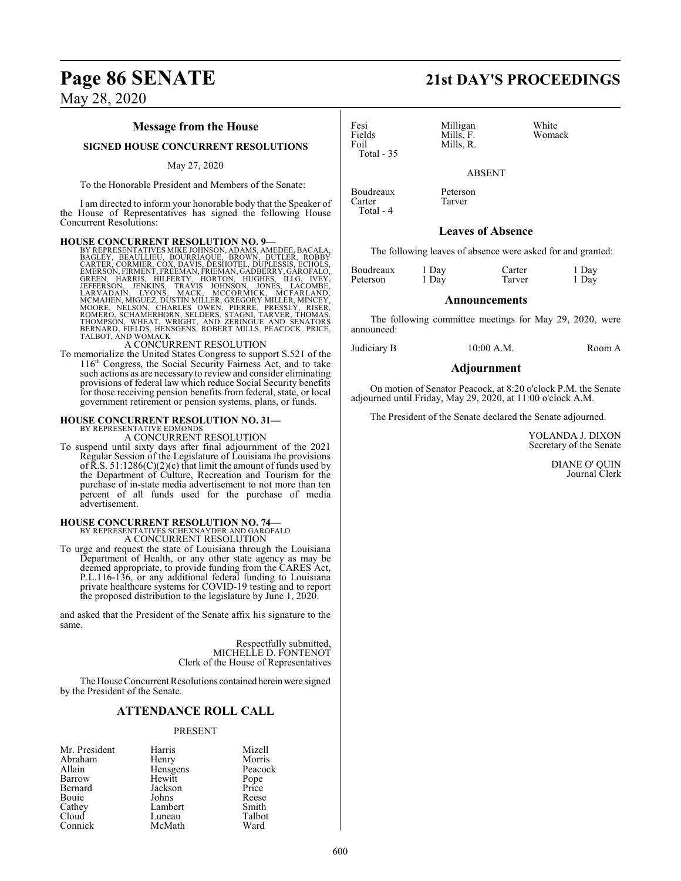## Message from the House

### SIGNED HOUSE CONCURRENT RESOLUTIONS

May 27, 2020

To the Honorable President and Members of the Senate:

I am directed to inform your honorable body that the Speaker of the House of Representatives has signed the following House Concurrent Resolutions:

**HOUSE CONCURRENT RESOLUTION NO. 9—**
BY REPRESENTATIVES MIKE JOHNSON, ADAMS, AMEDEE, BACALA, BAGLEY, BEAULLIEU, BOURRIAQUE, BROWN, BUTLER, ROBBY CARTER, CORMIER, COX, DAVIS, DESHOTEL, DUPLESSIS, ECHOLS, EMERSON, FIRMENT, FREEMAN, FRIEMAN, GADBERRY, GAROFALO, GREEN, HARRIS, HILFERTY, HORTON, HUGHES, ILLG, IVEY, JEFFERSON, JENKINS, TRAVIS JOHNSON, JONES, LACOMBE, LARVADAIN, LYONS, MACK, MCCORMICK, MCFARLAND, MCMAHEN, MIGUEZ, DUSTIN MILLER, GREGORY MILLER, MINCEY, MOORE, NELSON, CHARLES OWEN, PIERRE, PRESSLY, RISER, ROMERO, SCHAMERHORN, SELDERS, STAGNI, TARVER, THOMAS, THOMPSON, WHEAT, WRIGHT, AND ZERINGUE AND SENATORS BERNARD, FIELDS, HENSGENS, ROBERT MILLS, PEACOCK, PRICE, TALBOT, AND WOMACK

A CONCURRENT RESOLUTION

To memorialize the United States Congress to support S.521 of the 116th Congress, the Social Security Fairness Act, and to take such actions as are necessary to review and consider eliminating provisions of federal law which reduce Social Security benefits for those receiving pension benefits from federal, state, or local government retirement or pension systems, plans, or funds.

**HOUSE CONCURRENT RESOLUTION NO. 31—**
BY REPRESENTATIVE EDMONDS

A CONCURRENT RESOLUTION

To suspend until sixty days after final adjournment of the 2021 Regular Session of the Legislature of Louisiana the provisions of R.S. 51:1286(C)(2)(c) that limit the amount of funds used by the Department of Culture, Recreation and Tourism for the purchase of in-state media advertisement to not more than ten percent of all funds used for the purchase of media advertisement.

**HOUSE CONCURRENT RESOLUTION NO. 74—**
BY REPRESENTATIVES SCHEXNAYDER AND GAROFALO

A CONCURRENT RESOLUTION

To urge and request the state of Louisiana through the Louisiana Department of Health, or any other state agency as may be deemed appropriate, to provide funding from the CARES Act, P.L.116-136, or any additional federal funding to Louisiana private healthcare systems for COVID-19 testing and to report the proposed distribution to the legislature by June 1, 2020.

and asked that the President of the Senate affix his signature to the same.

Respectfully submitted,
MICHELLE D. FONTENOT
Clerk of the House of Representatives

The House Concurrent Resolutions contained herein were signed by the President of the Senate.

## ATTENDANCE ROLL CALL

PRESENT

| | | |
|---|---|---|
| Mr. President | Harris | Mizell |
| Abraham | Henry | Morris |
| Allain | Hensgens | Peacock |
| Barrow | Hewitt | Pope |
| Bernard | Jackson | Price |
| Bouie | Johns | Reese |
| Cathey | Lambert | Smith |
| Cloud | Luneau | Talbot |
| Connick | McMath | Ward |
| Fesi | Milligan | White |
| Fields | Mills, F. | Womack |
| Foil | Mills, R. | |

Total - 35

ABSENT

| | |
|---|---|
| Boudreaux | Peterson |
| Carter | Tarver |

Total - 4

## Leaves of Absence

The following leaves of absence were asked for and granted:

| | | | |
|---|---|---|---|
| Boudreaux | 1 Day | Carter | 1 Day |
| Peterson | 1 Day | Tarver | 1 Day |

## Announcements

The following committee meetings for May 29, 2020, were announced:

| | | |
|---|---|---|
| Judiciary B | 10:00 A.M. | Room A |

## Adjournment

On motion of Senator Peacock, at 8:20 o'clock P.M. the Senate adjourned until Friday, May 29, 2020, at 11:00 o'clock A.M.

The President of the Senate declared the Senate adjourned.

YOLANDA J. DIXON
Secretary of the Senate

DIANE O' QUIN
Journal Clerk